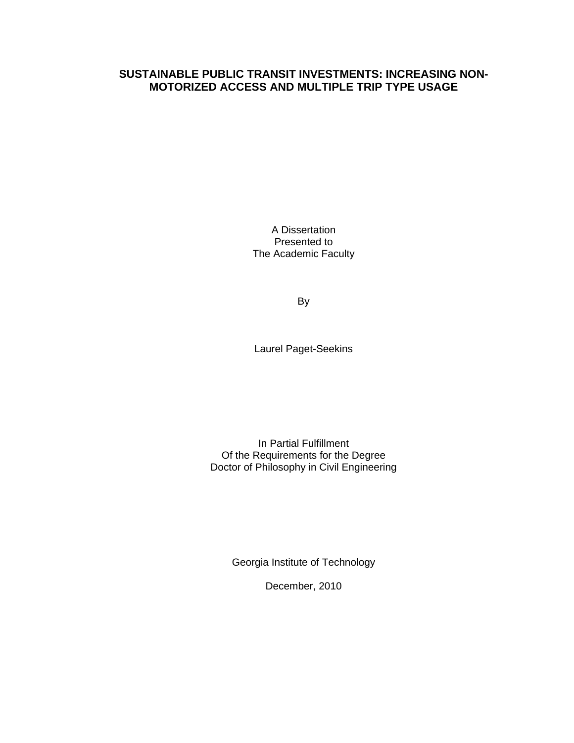# SUSTAINABLE PUBLIC TRANSIT INVESTMENTS: INCREASING NON-MOTORIZED ACCESS AND MULTIPLE TRIP TYPE USAGE

A Dissertation
Presented to
The Academic Faculty

By

Laurel Paget-Seekins

In Partial Fulfillment
Of the Requirements for the Degree
Doctor of Philosophy in Civil Engineering

Georgia Institute of Technology

December, 2010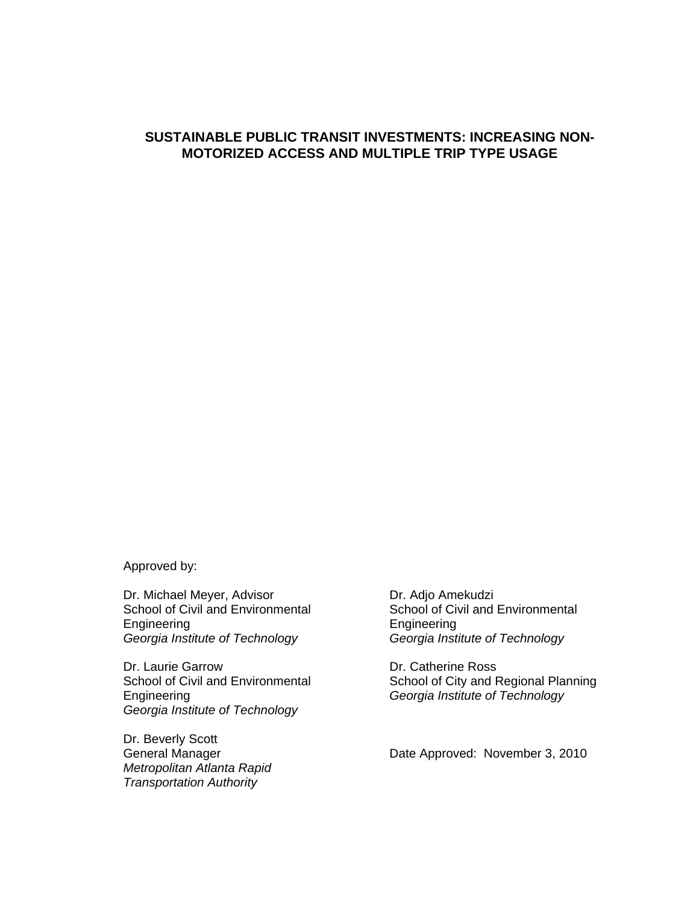**SUSTAINABLE PUBLIC TRANSIT INVESTMENTS: INCREASING NON-MOTORIZED ACCESS AND MULTIPLE TRIP TYPE USAGE**

Approved by:

Dr. Michael Meyer, Advisor
School of Civil and Environmental Engineering
*Georgia Institute of Technology*

Dr. Laurie Garrow
School of Civil and Environmental Engineering
*Georgia Institute of Technology*

Dr. Beverly Scott
General Manager
*Metropolitan Atlanta Rapid Transportation Authority*

Dr. Adjo Amekudzi
School of Civil and Environmental Engineering
*Georgia Institute of Technology*

Dr. Catherine Ross
School of City and Regional Planning
*Georgia Institute of Technology*

Date Approved: November 3, 2010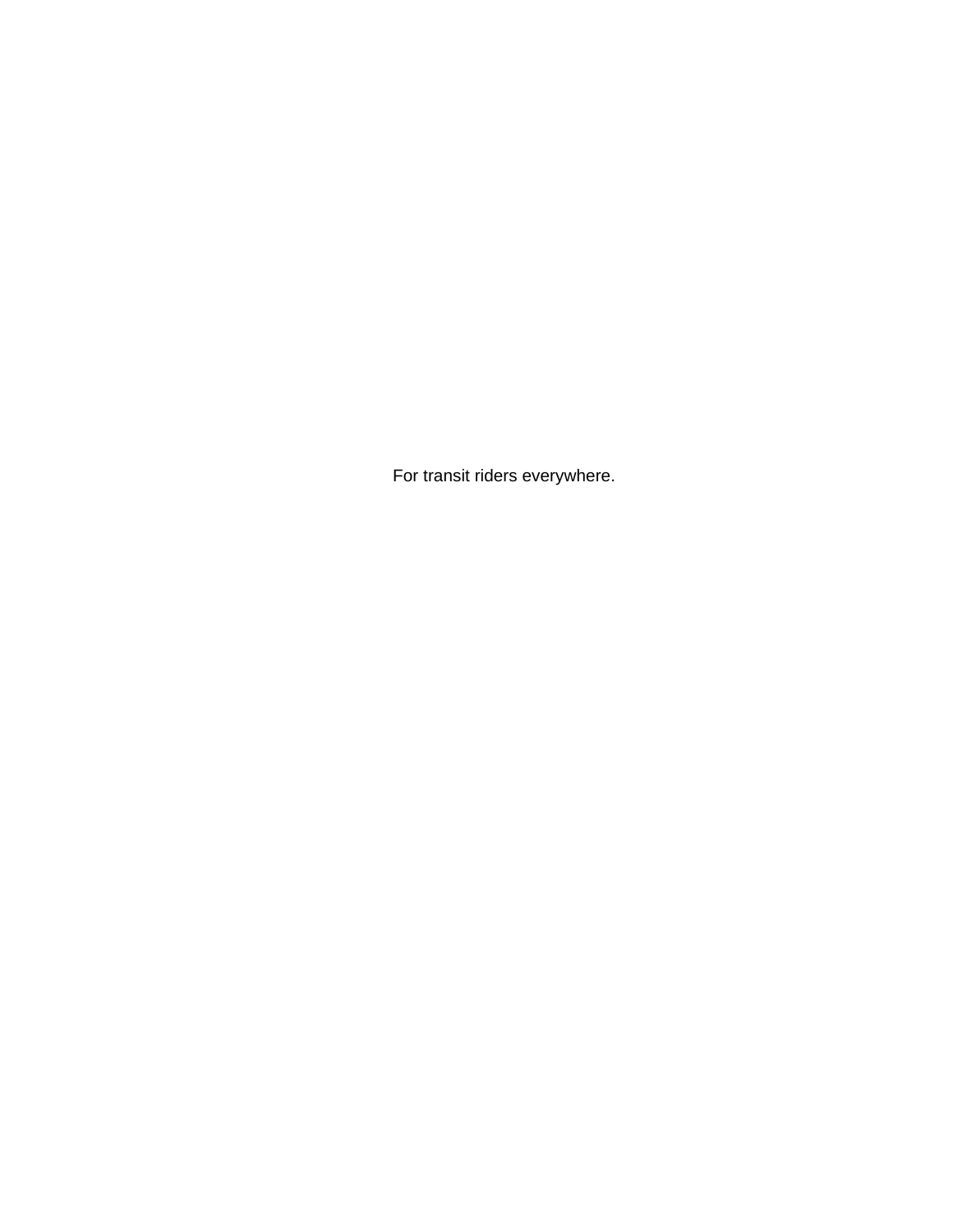For transit riders everywhere.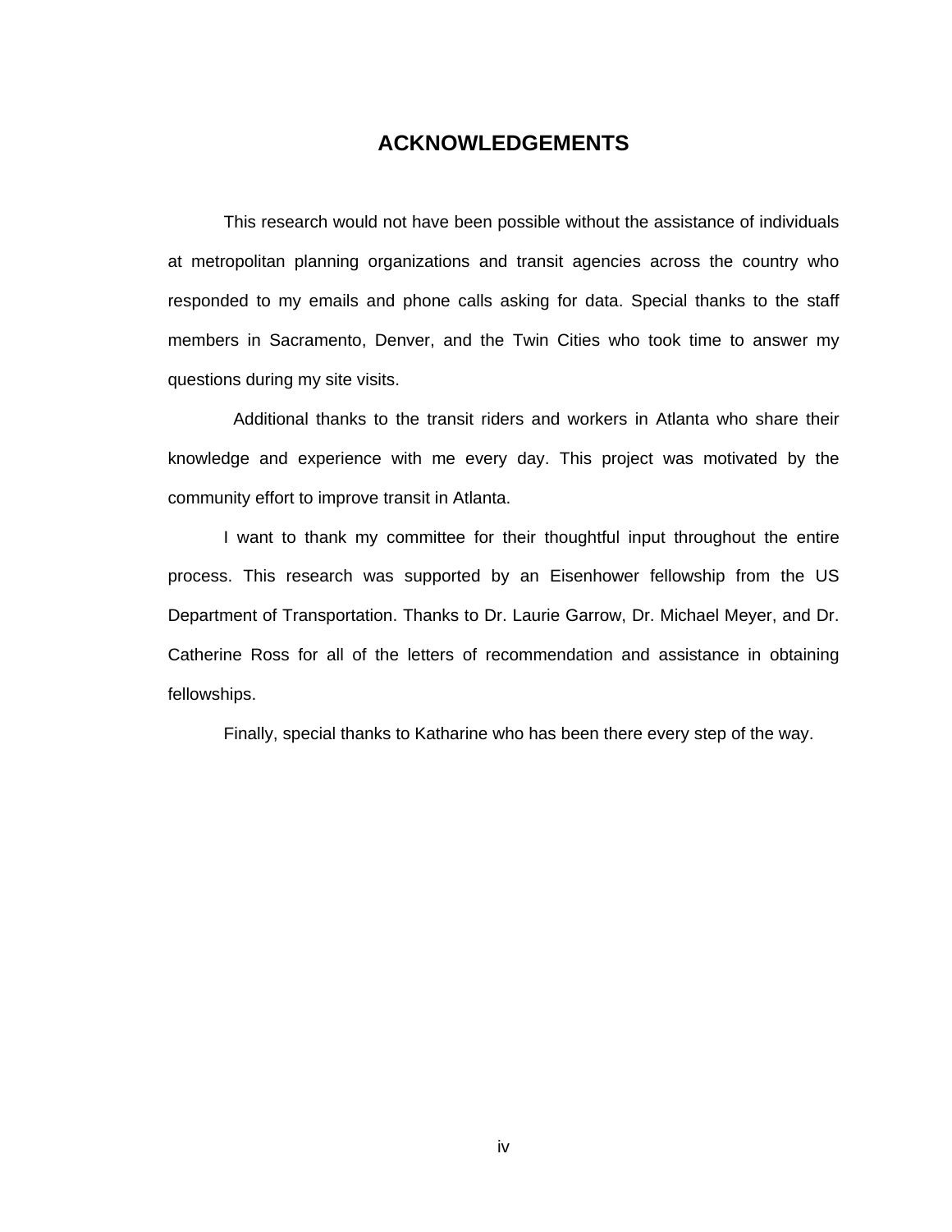# ACKNOWLEDGEMENTS

This research would not have been possible without the assistance of individuals at metropolitan planning organizations and transit agencies across the country who responded to my emails and phone calls asking for data. Special thanks to the staff members in Sacramento, Denver, and the Twin Cities who took time to answer my questions during my site visits.

Additional thanks to the transit riders and workers in Atlanta who share their knowledge and experience with me every day. This project was motivated by the community effort to improve transit in Atlanta.

I want to thank my committee for their thoughtful input throughout the entire process. This research was supported by an Eisenhower fellowship from the US Department of Transportation. Thanks to Dr. Laurie Garrow, Dr. Michael Meyer, and Dr. Catherine Ross for all of the letters of recommendation and assistance in obtaining fellowships.

Finally, special thanks to Katharine who has been there every step of the way.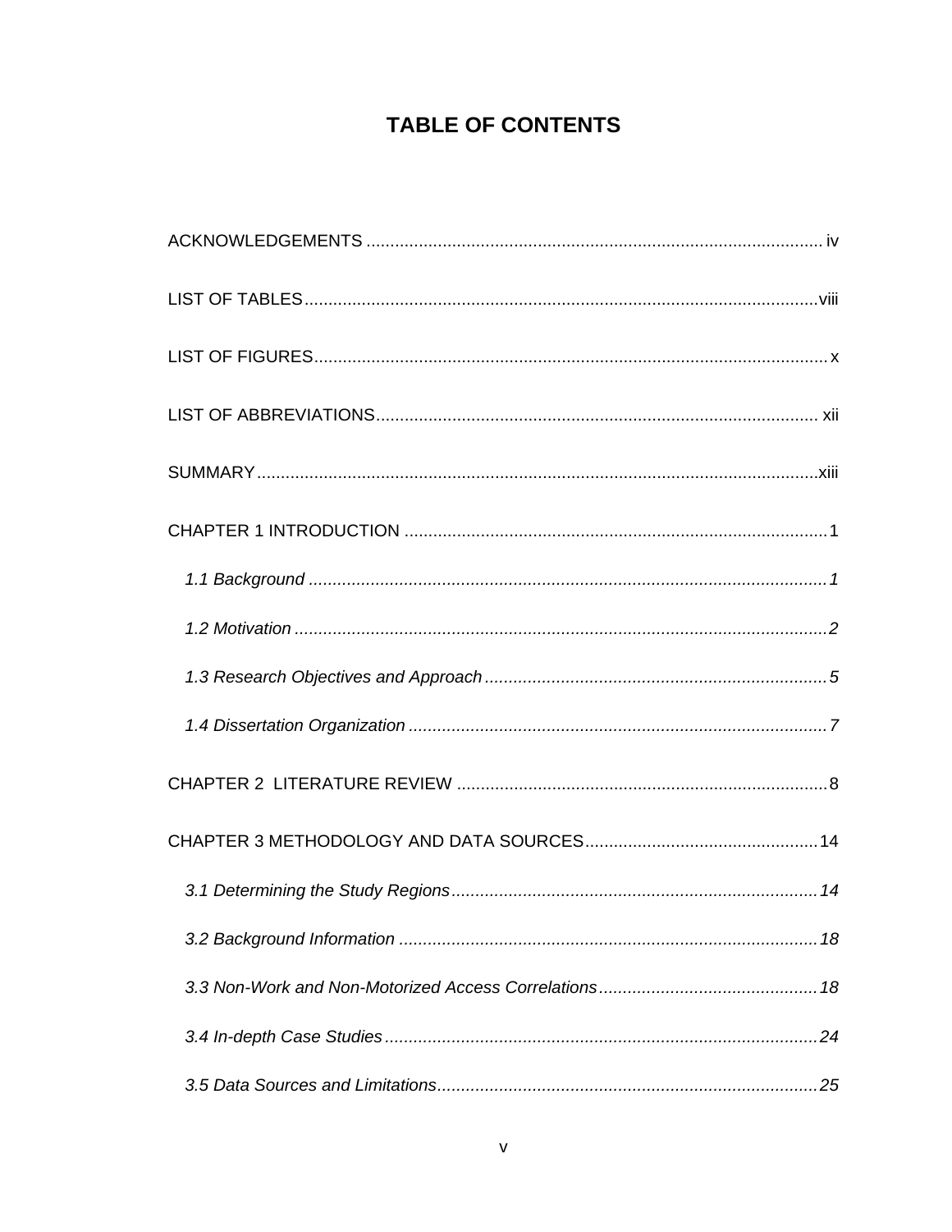# TABLE OF CONTENTS

ACKNOWLEDGEMENTS .................................................................................................... iv

LIST OF TABLES ............................................................................................................ viii

LIST OF FIGURES ............................................................................................................. x

LIST OF ABBREVIATIONS ............................................................................................. xii

SUMMARY ..................................................................................................................... xiii

CHAPTER 1 INTRODUCTION ........................................................................................ 1

*1.1 Background ............................................................................................................ 1*

*1.2 Motivation ............................................................................................................... 2*

*1.3 Research Objectives and Approach ....................................................................... 5*

*1.4 Dissertation Organization ....................................................................................... 7*

CHAPTER 2 LITERATURE REVIEW ............................................................................. 8

CHAPTER 3 METHODOLOGY AND DATA SOURCES ................................................ 14

*3.1 Determining the Study Regions ............................................................................ 14*

*3.2 Background Information ....................................................................................... 18*

*3.3 Non-Work and Non-Motorized Access Correlations ............................................. 18*

*3.4 In-depth Case Studies .......................................................................................... 24*

*3.5 Data Sources and Limitations ............................................................................... 25*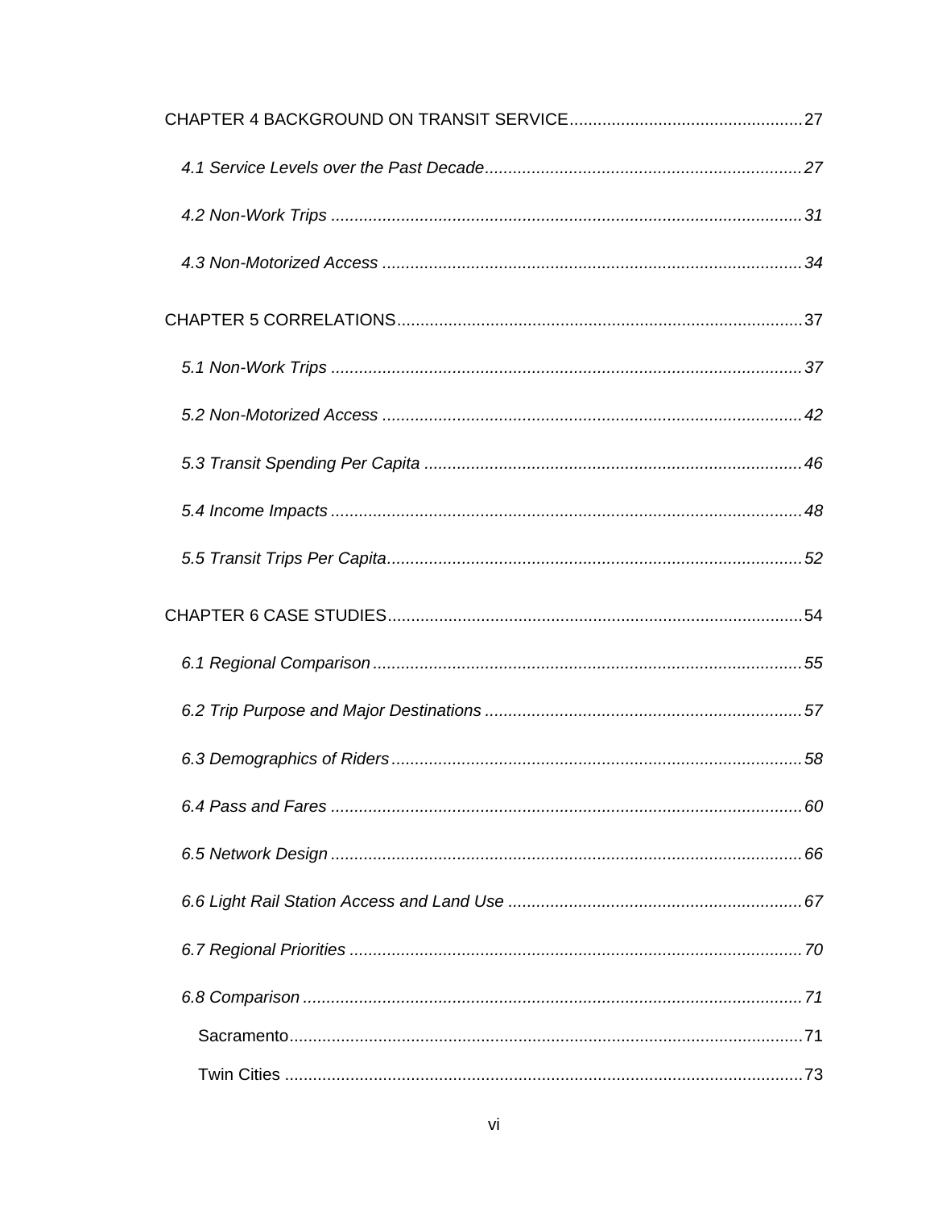CHAPTER 4 BACKGROUND ON TRANSIT SERVICE .................................................. 27

*4.1 Service Levels over the Past Decade* .................................................................... 27

*4.2 Non-Work Trips* .................................................................................................... 31

*4.3 Non-Motorized Access* .......................................................................................... 34

CHAPTER 5 CORRELATIONS ...................................................................................... 37

*5.1 Non-Work Trips* .................................................................................................... 37

*5.2 Non-Motorized Access* .......................................................................................... 42

*5.3 Transit Spending Per Capita* ................................................................................. 46

*5.4 Income Impacts* ..................................................................................................... 48

*5.5 Transit Trips Per Capita* ......................................................................................... 52

CHAPTER 6 CASE STUDIES ......................................................................................... 54

*6.1 Regional Comparison* ............................................................................................ 55

*6.2 Trip Purpose and Major Destinations* .................................................................... 57

*6.3 Demographics of Riders* ........................................................................................ 58

*6.4 Pass and Fares* ..................................................................................................... 60

*6.5 Network Design* ..................................................................................................... 66

*6.6 Light Rail Station Access and Land Use* ............................................................... 67

*6.7 Regional Priorities* ................................................................................................. 70

*6.8 Comparison* ........................................................................................................... 71

Sacramento ............................................................................................................. 71

Twin Cities .............................................................................................................. 73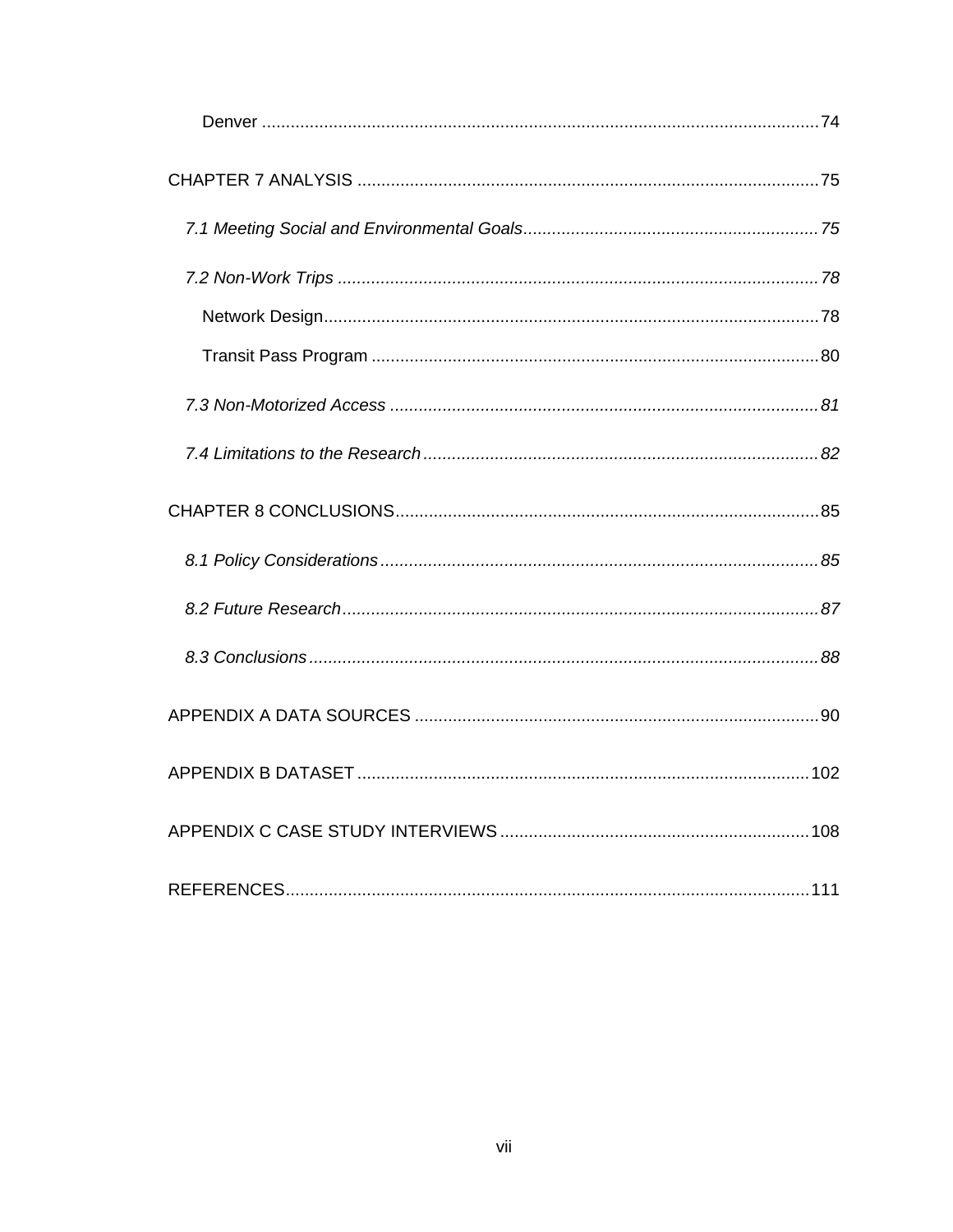Denver .......................................................................................................................74

CHAPTER 7 ANALYSIS ..................................................................................................75

*7.1 Meeting Social and Environmental Goals................................................................75*

*7.2 Non-Work Trips ......................................................................................................78*

Network Design..........................................................................................................78

Transit Pass Program ................................................................................................80

*7.3 Non-Motorized Access ............................................................................................81*

*7.4 Limitations to the Research .....................................................................................82*

CHAPTER 8 CONCLUSIONS..........................................................................................85

*8.1 Policy Considerations ..............................................................................................85*

*8.2 Future Research......................................................................................................87*

*8.3 Conclusions.............................................................................................................88*

APPENDIX A DATA SOURCES ......................................................................................90

APPENDIX B DATASET ................................................................................................102

APPENDIX C CASE STUDY INTERVIEWS ..................................................................108

REFERENCES...............................................................................................................111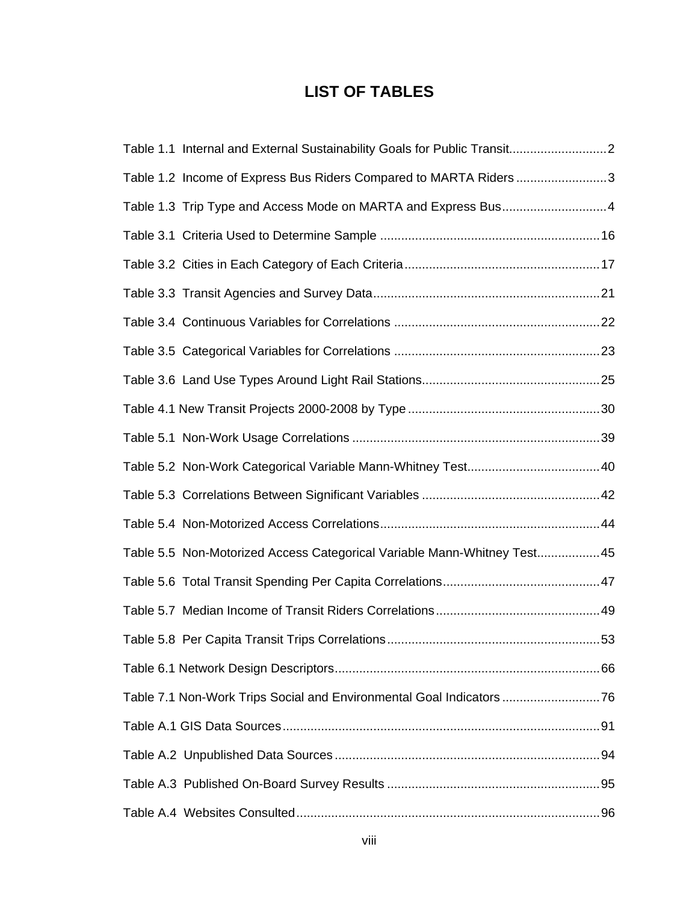# LIST OF TABLES

Table 1.1 Internal and External Sustainability Goals for Public Transit............................2

Table 1.2 Income of Express Bus Riders Compared to MARTA Riders ..........................3

Table 1.3 Trip Type and Access Mode on MARTA and Express Bus..............................4

Table 3.1 Criteria Used to Determine Sample ..............................................................16

Table 3.2 Cities in Each Category of Each Criteria........................................................17

Table 3.3 Transit Agencies and Survey Data................................................................21

Table 3.4 Continuous Variables for Correlations ...........................................................22

Table 3.5 Categorical Variables for Correlations ...........................................................23

Table 3.6 Land Use Types Around Light Rail Stations...................................................25

Table 4.1 New Transit Projects 2000-2008 by Type .......................................................30

Table 5.1 Non-Work Usage Correlations .......................................................................39

Table 5.2 Non-Work Categorical Variable Mann-Whitney Test......................................40

Table 5.3 Correlations Between Significant Variables ..................................................42

Table 5.4 Non-Motorized Access Correlations...............................................................44

Table 5.5 Non-Motorized Access Categorical Variable Mann-Whitney Test..................45

Table 5.6 Total Transit Spending Per Capita Correlations.............................................47

Table 5.7 Median Income of Transit Riders Correlations...............................................49

Table 5.8 Per Capita Transit Trips Correlations.............................................................53

Table 6.1 Network Design Descriptors............................................................................66

Table 7.1 Non-Work Trips Social and Environmental Goal Indicators ............................76

Table A.1 GIS Data Sources...........................................................................................91

Table A.2 Unpublished Data Sources ............................................................................94

Table A.3 Published On-Board Survey Results .............................................................95

Table A.4 Websites Consulted.......................................................................................96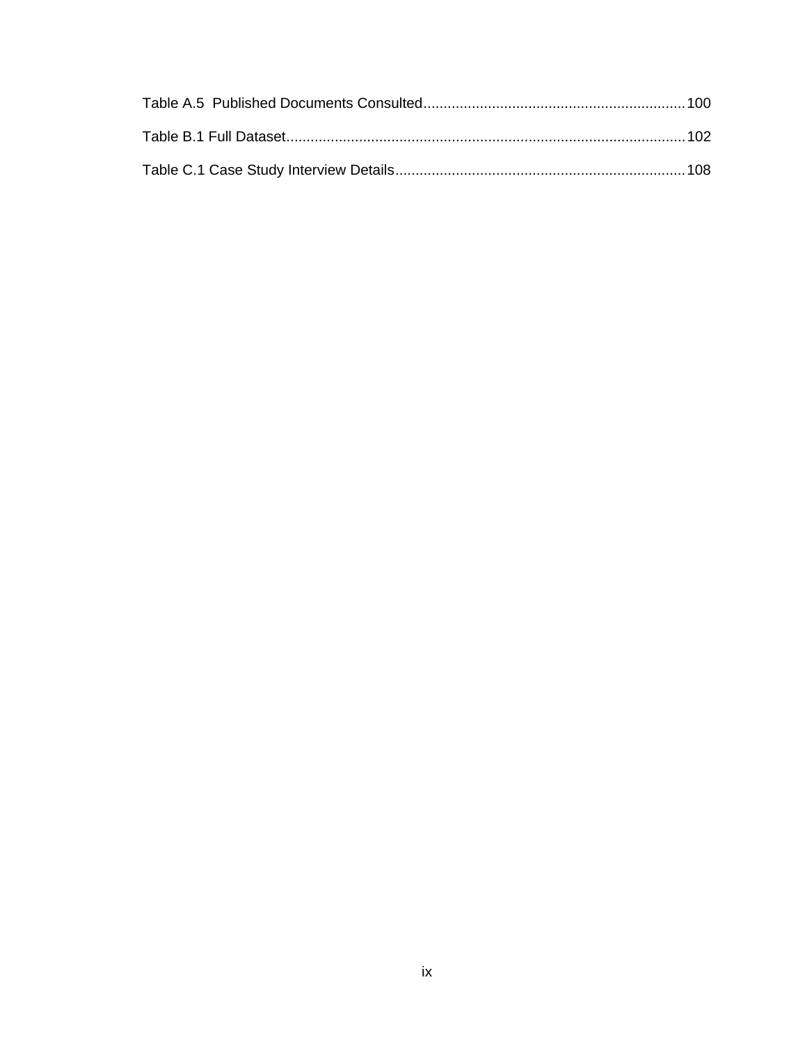Table A.5 Published Documents Consulted................................................................100

Table B.1 Full Dataset..................................................................................................102

Table C.1 Case Study Interview Details.......................................................................108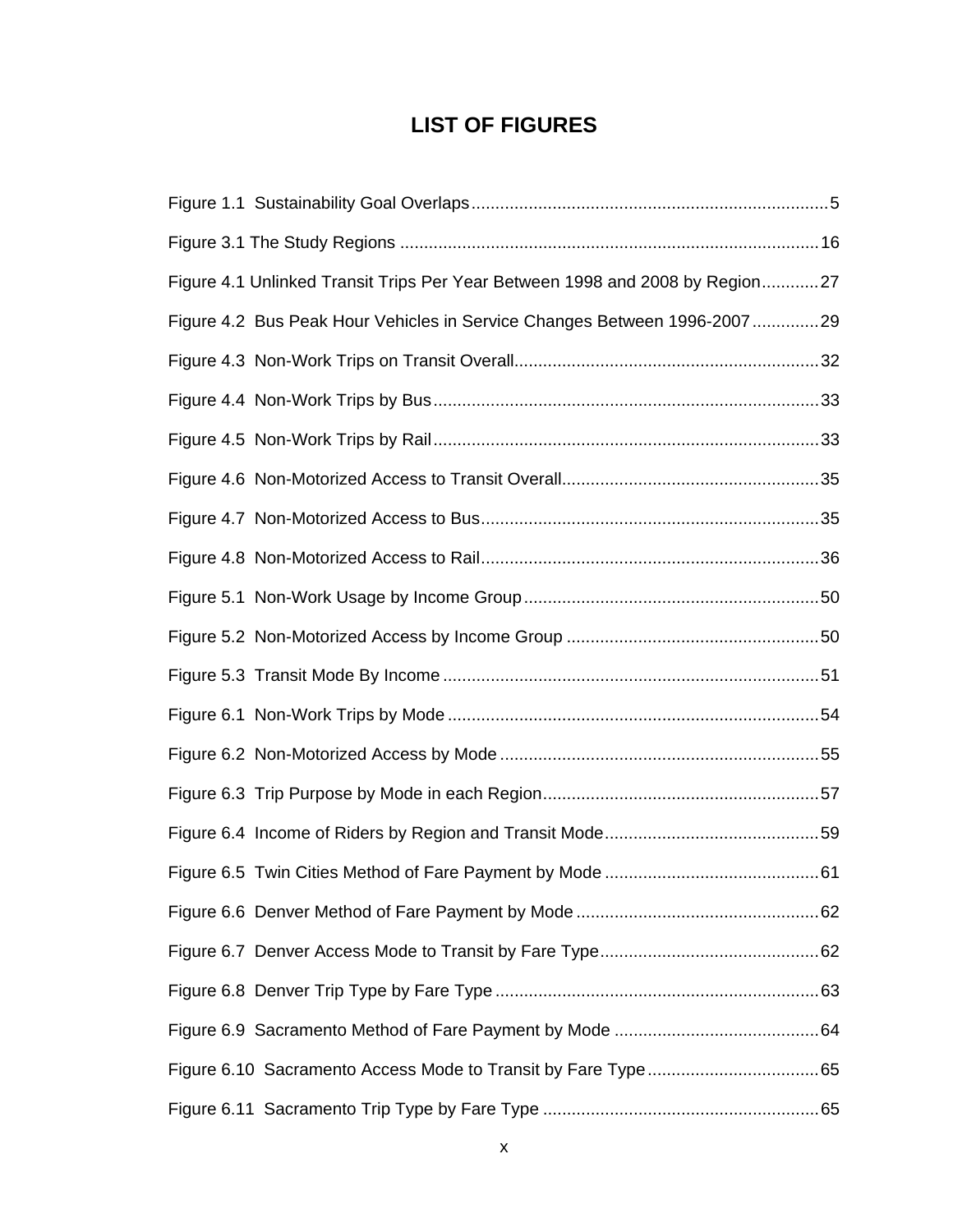# LIST OF FIGURES

Figure 1.1 Sustainability Goal Overlaps .......... 5

Figure 3.1 The Study Regions .......... 16

Figure 4.1 Unlinked Transit Trips Per Year Between 1998 and 2008 by Region .......... 27

Figure 4.2 Bus Peak Hour Vehicles in Service Changes Between 1996-2007 .......... 29

Figure 4.3 Non-Work Trips on Transit Overall .......... 32

Figure 4.4 Non-Work Trips by Bus .......... 33

Figure 4.5 Non-Work Trips by Rail .......... 33

Figure 4.6 Non-Motorized Access to Transit Overall .......... 35

Figure 4.7 Non-Motorized Access to Bus .......... 35

Figure 4.8 Non-Motorized Access to Rail .......... 36

Figure 5.1 Non-Work Usage by Income Group .......... 50

Figure 5.2 Non-Motorized Access by Income Group .......... 50

Figure 5.3 Transit Mode By Income .......... 51

Figure 6.1 Non-Work Trips by Mode .......... 54

Figure 6.2 Non-Motorized Access by Mode .......... 55

Figure 6.3 Trip Purpose by Mode in each Region .......... 57

Figure 6.4 Income of Riders by Region and Transit Mode .......... 59

Figure 6.5 Twin Cities Method of Fare Payment by Mode .......... 61

Figure 6.6 Denver Method of Fare Payment by Mode .......... 62

Figure 6.7 Denver Access Mode to Transit by Fare Type .......... 62

Figure 6.8 Denver Trip Type by Fare Type .......... 63

Figure 6.9 Sacramento Method of Fare Payment by Mode .......... 64

Figure 6.10 Sacramento Access Mode to Transit by Fare Type .......... 65

Figure 6.11 Sacramento Trip Type by Fare Type .......... 65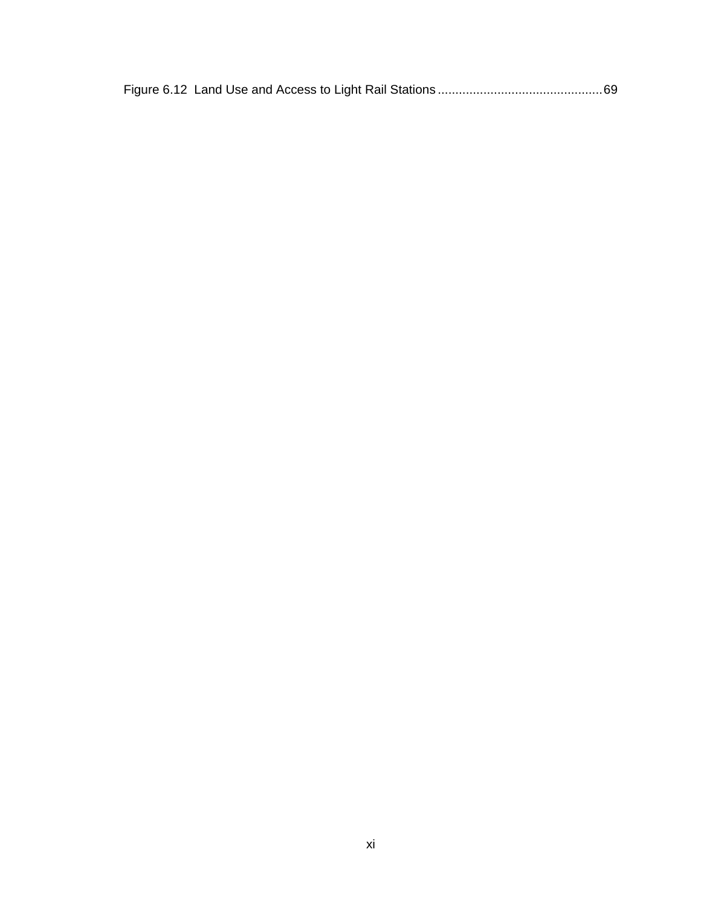Figure 6.12 Land Use and Access to Light Rail Stations ............................................... 69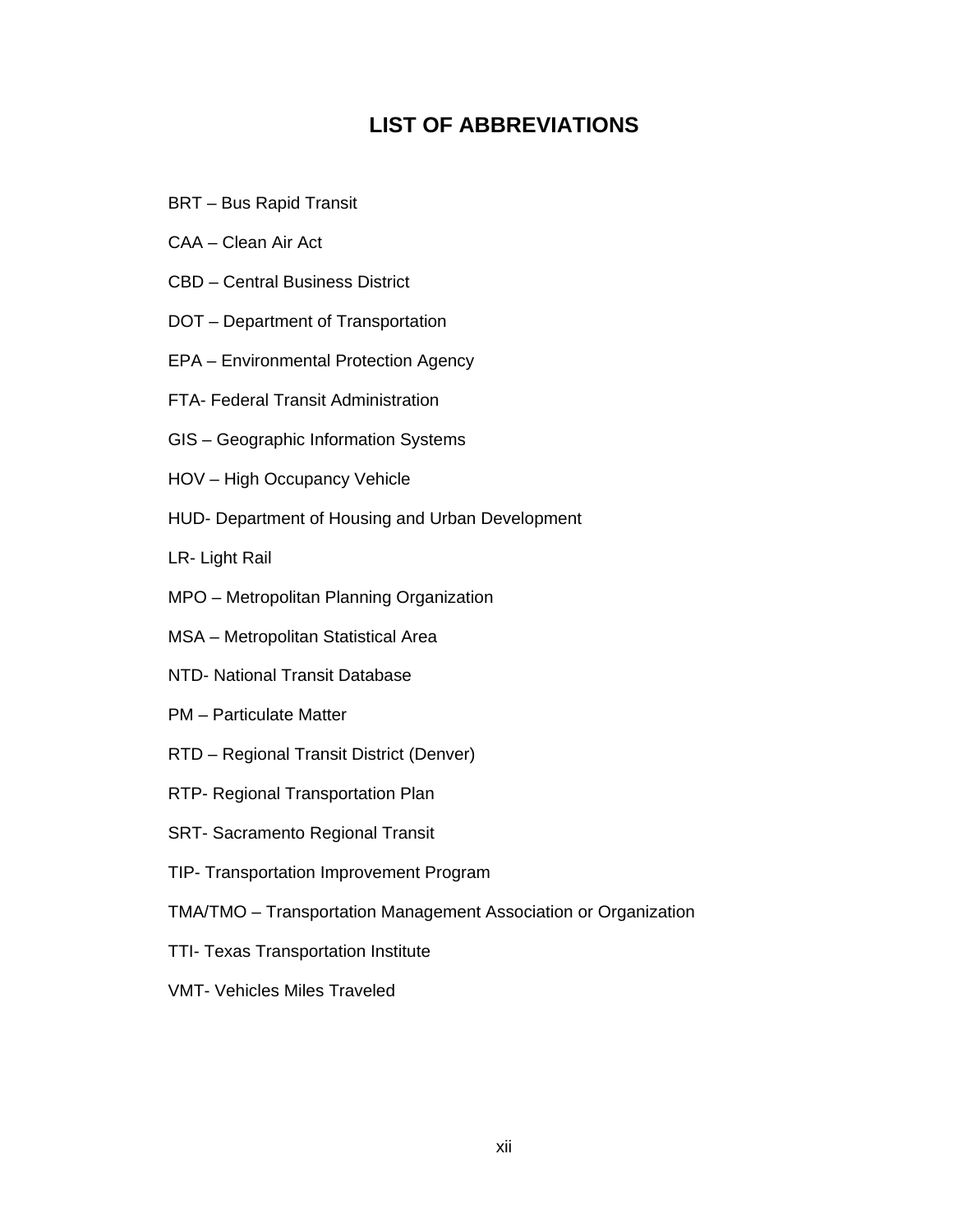# LIST OF ABBREVIATIONS

BRT – Bus Rapid Transit

CAA – Clean Air Act

CBD – Central Business District

DOT – Department of Transportation

EPA – Environmental Protection Agency

FTA- Federal Transit Administration

GIS – Geographic Information Systems

HOV – High Occupancy Vehicle

HUD- Department of Housing and Urban Development

LR- Light Rail

MPO – Metropolitan Planning Organization

MSA – Metropolitan Statistical Area

NTD- National Transit Database

PM – Particulate Matter

RTD – Regional Transit District (Denver)

RTP- Regional Transportation Plan

SRT- Sacramento Regional Transit

TIP- Transportation Improvement Program

TMA/TMO – Transportation Management Association or Organization

TTI- Texas Transportation Institute

VMT- Vehicles Miles Traveled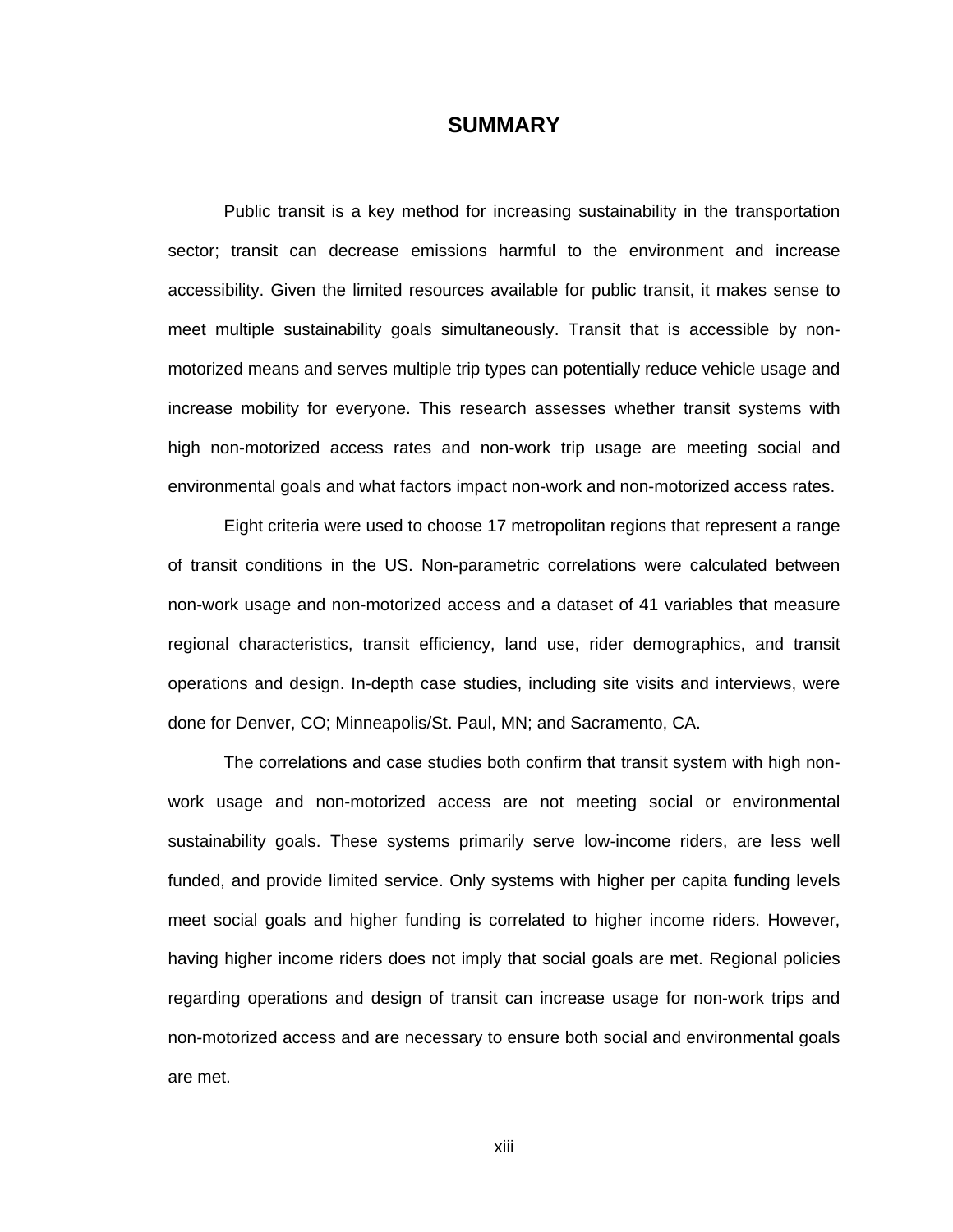# SUMMARY

Public transit is a key method for increasing sustainability in the transportation sector; transit can decrease emissions harmful to the environment and increase accessibility. Given the limited resources available for public transit, it makes sense to meet multiple sustainability goals simultaneously. Transit that is accessible by non-motorized means and serves multiple trip types can potentially reduce vehicle usage and increase mobility for everyone. This research assesses whether transit systems with high non-motorized access rates and non-work trip usage are meeting social and environmental goals and what factors impact non-work and non-motorized access rates.

Eight criteria were used to choose 17 metropolitan regions that represent a range of transit conditions in the US. Non-parametric correlations were calculated between non-work usage and non-motorized access and a dataset of 41 variables that measure regional characteristics, transit efficiency, land use, rider demographics, and transit operations and design. In-depth case studies, including site visits and interviews, were done for Denver, CO; Minneapolis/St. Paul, MN; and Sacramento, CA.

The correlations and case studies both confirm that transit system with high non-work usage and non-motorized access are not meeting social or environmental sustainability goals. These systems primarily serve low-income riders, are less well funded, and provide limited service. Only systems with higher per capita funding levels meet social goals and higher funding is correlated to higher income riders. However, having higher income riders does not imply that social goals are met. Regional policies regarding operations and design of transit can increase usage for non-work trips and non-motorized access and are necessary to ensure both social and environmental goals are met.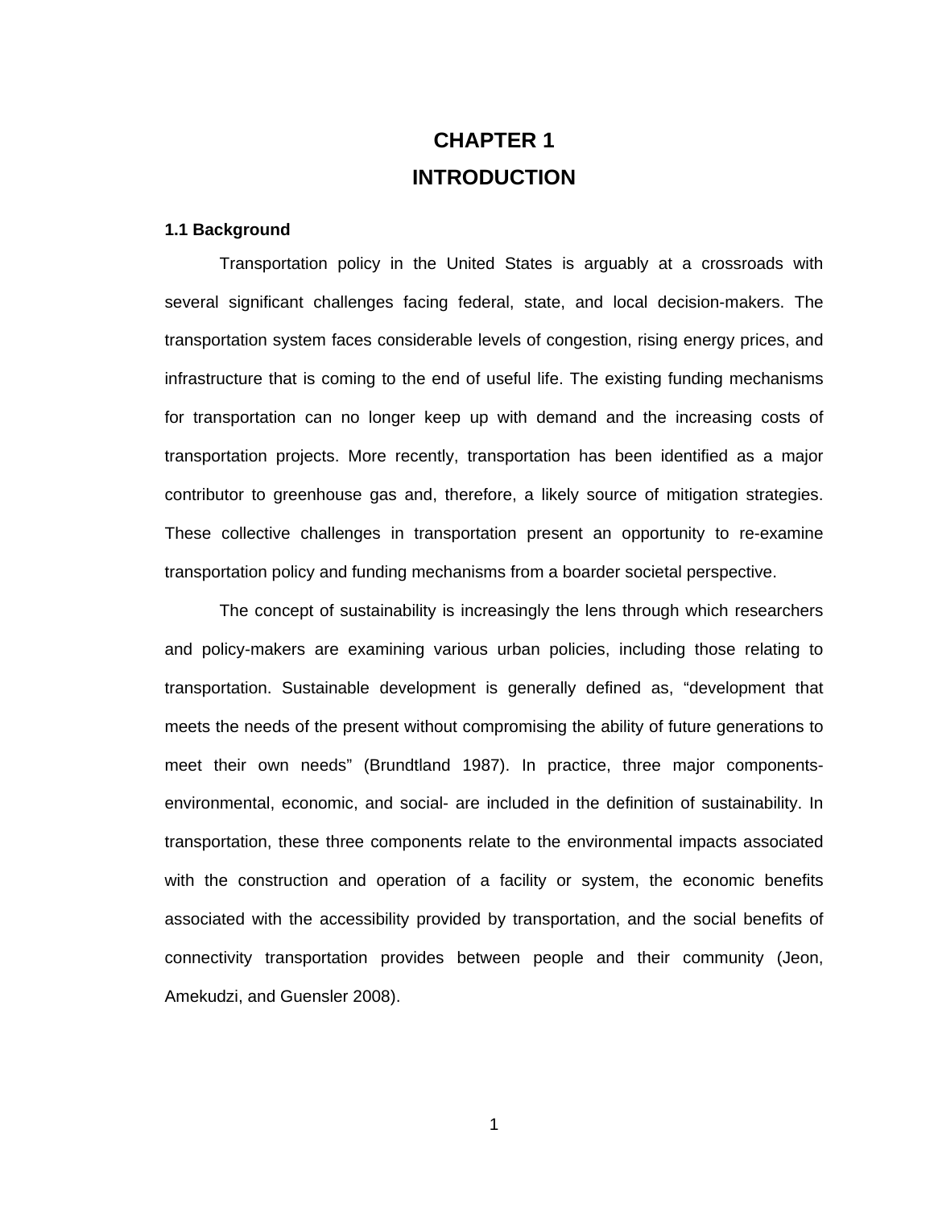# CHAPTER 1
# INTRODUCTION

### 1.1 Background

Transportation policy in the United States is arguably at a crossroads with several significant challenges facing federal, state, and local decision-makers. The transportation system faces considerable levels of congestion, rising energy prices, and infrastructure that is coming to the end of useful life. The existing funding mechanisms for transportation can no longer keep up with demand and the increasing costs of transportation projects. More recently, transportation has been identified as a major contributor to greenhouse gas and, therefore, a likely source of mitigation strategies. These collective challenges in transportation present an opportunity to re-examine transportation policy and funding mechanisms from a boarder societal perspective.

The concept of sustainability is increasingly the lens through which researchers and policy-makers are examining various urban policies, including those relating to transportation. Sustainable development is generally defined as, "development that meets the needs of the present without compromising the ability of future generations to meet their own needs" (Brundtland 1987). In practice, three major components- environmental, economic, and social- are included in the definition of sustainability. In transportation, these three components relate to the environmental impacts associated with the construction and operation of a facility or system, the economic benefits associated with the accessibility provided by transportation, and the social benefits of connectivity transportation provides between people and their community (Jeon, Amekudzi, and Guensler 2008).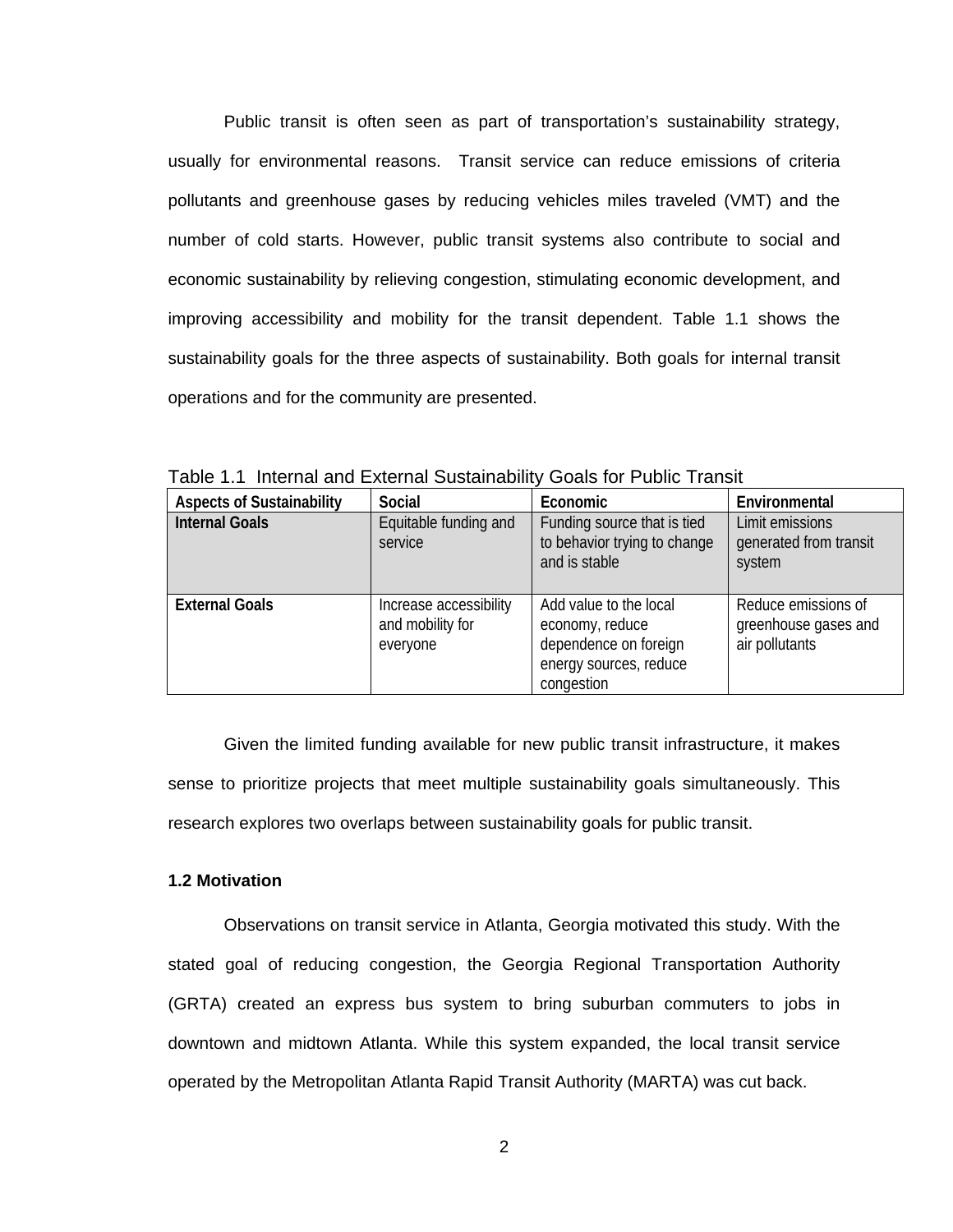Public transit is often seen as part of transportation's sustainability strategy, usually for environmental reasons. Transit service can reduce emissions of criteria pollutants and greenhouse gases by reducing vehicles miles traveled (VMT) and the number of cold starts. However, public transit systems also contribute to social and economic sustainability by relieving congestion, stimulating economic development, and improving accessibility and mobility for the transit dependent. Table 1.1 shows the sustainability goals for the three aspects of sustainability. Both goals for internal transit operations and for the community are presented.

Table 1.1 Internal and External Sustainability Goals for Public Transit

| Aspects of Sustainability | Social | Economic | Environmental |
|---|---|---|---|
| **Internal Goals** | Equitable funding and service | Funding source that is tied to behavior trying to change and is stable | Limit emissions generated from transit system |
| **External Goals** | Increase accessibility and mobility for everyone | Add value to the local economy, reduce dependence on foreign energy sources, reduce congestion | Reduce emissions of greenhouse gases and air pollutants |

Given the limited funding available for new public transit infrastructure, it makes sense to prioritize projects that meet multiple sustainability goals simultaneously. This research explores two overlaps between sustainability goals for public transit.

### 1.2 Motivation

Observations on transit service in Atlanta, Georgia motivated this study. With the stated goal of reducing congestion, the Georgia Regional Transportation Authority (GRTA) created an express bus system to bring suburban commuters to jobs in downtown and midtown Atlanta. While this system expanded, the local transit service operated by the Metropolitan Atlanta Rapid Transit Authority (MARTA) was cut back.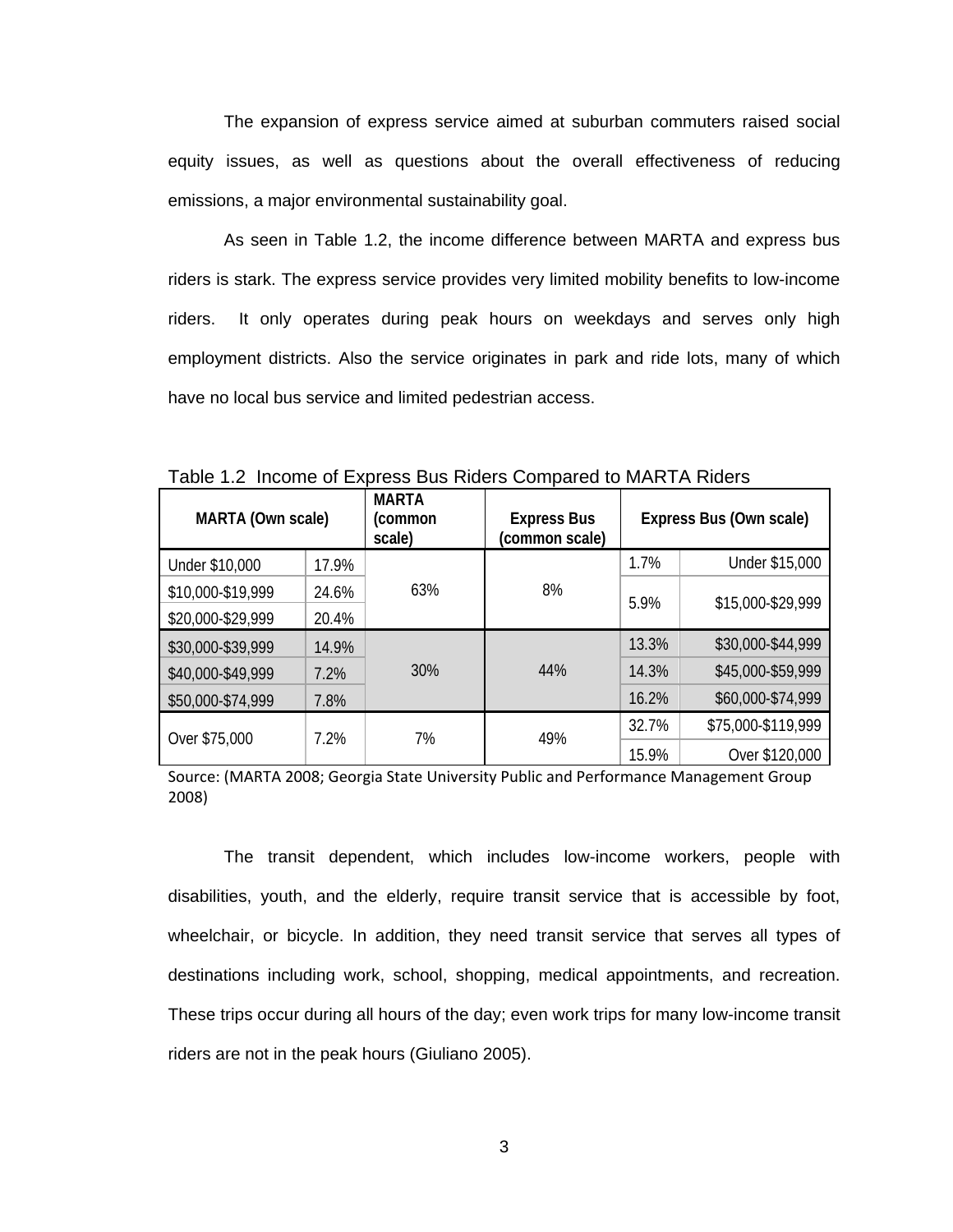The expansion of express service aimed at suburban commuters raised social equity issues, as well as questions about the overall effectiveness of reducing emissions, a major environmental sustainability goal.

As seen in Table 1.2, the income difference between MARTA and express bus riders is stark. The express service provides very limited mobility benefits to low-income riders. It only operates during peak hours on weekdays and serves only high employment districts. Also the service originates in park and ride lots, many of which have no local bus service and limited pedestrian access.

Table 1.2 Income of Express Bus Riders Compared to MARTA Riders

| MARTA (Own scale) | | MARTA (common scale) | Express Bus (common scale) | Express Bus (Own scale) | |
|---|---|---|---|---|---|
| Under $10,000 | 17.9% | 63% | 8% | 1.7% | Under $15,000 |
| $10,000-$19,999 | 24.6% | | | 5.9% | $15,000-$29,999 |
| $20,000-$29,999 | 20.4% | | | | |
| $30,000-$39,999 | 14.9% | 30% | 44% | 13.3% | $30,000-$44,999 |
| $40,000-$49,999 | 7.2% | | | 14.3% | $45,000-$59,999 |
| $50,000-$74,999 | 7.8% | | | 16.2% | $60,000-$74,999 |
| Over $75,000 | 7.2% | 7% | 49% | 32.7% | $75,000-$119,999 |
| | | | | 15.9% | Over $120,000 |

Source: (MARTA 2008; Georgia State University Public and Performance Management Group 2008)

The transit dependent, which includes low-income workers, people with disabilities, youth, and the elderly, require transit service that is accessible by foot, wheelchair, or bicycle. In addition, they need transit service that serves all types of destinations including work, school, shopping, medical appointments, and recreation. These trips occur during all hours of the day; even work trips for many low-income transit riders are not in the peak hours (Giuliano 2005).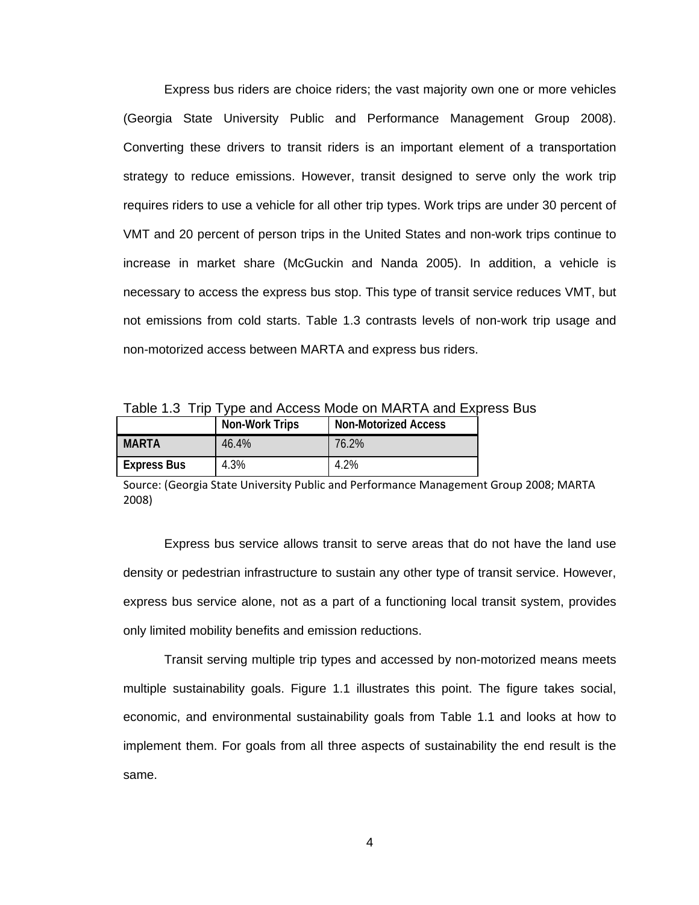Express bus riders are choice riders; the vast majority own one or more vehicles (Georgia State University Public and Performance Management Group 2008). Converting these drivers to transit riders is an important element of a transportation strategy to reduce emissions. However, transit designed to serve only the work trip requires riders to use a vehicle for all other trip types. Work trips are under 30 percent of VMT and 20 percent of person trips in the United States and non-work trips continue to increase in market share (McGuckin and Nanda 2005). In addition, a vehicle is necessary to access the express bus stop. This type of transit service reduces VMT, but not emissions from cold starts. Table 1.3 contrasts levels of non-work trip usage and non-motorized access between MARTA and express bus riders.

Table 1.3 Trip Type and Access Mode on MARTA and Express Bus

| | Non-Work Trips | Non-Motorized Access |
|---|---|---|
| **MARTA** | 46.4% | 76.2% |
| **Express Bus** | 4.3% | 4.2% |

Source: (Georgia State University Public and Performance Management Group 2008; MARTA 2008)

Express bus service allows transit to serve areas that do not have the land use density or pedestrian infrastructure to sustain any other type of transit service. However, express bus service alone, not as a part of a functioning local transit system, provides only limited mobility benefits and emission reductions.

Transit serving multiple trip types and accessed by non-motorized means meets multiple sustainability goals. Figure 1.1 illustrates this point. The figure takes social, economic, and environmental sustainability goals from Table 1.1 and looks at how to implement them. For goals from all three aspects of sustainability the end result is the same.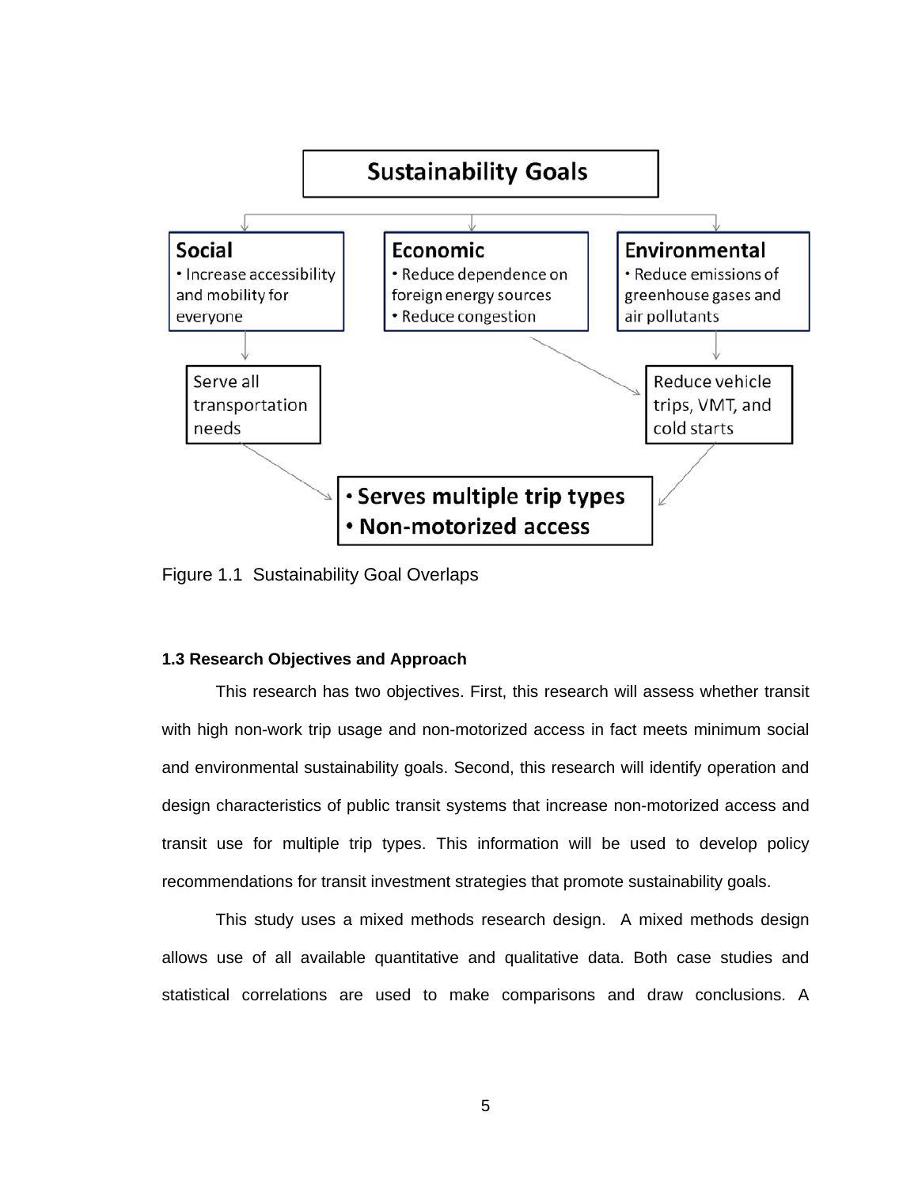**Sustainability Goals**

**Social**
- Increase accessibility and mobility for everyone

**Economic**
- Reduce dependence on foreign energy sources
- Reduce congestion

**Environmental**
- Reduce emissions of greenhouse gases and air pollutants

Serve all transportation needs

Reduce vehicle trips, VMT, and cold starts

- **Serves multiple trip types**
- **Non-motorized access**

Figure 1.1 Sustainability Goal Overlaps

### 1.3 Research Objectives and Approach

This research has two objectives. First, this research will assess whether transit with high non-work trip usage and non-motorized access in fact meets minimum social and environmental sustainability goals. Second, this research will identify operation and design characteristics of public transit systems that increase non-motorized access and transit use for multiple trip types. This information will be used to develop policy recommendations for transit investment strategies that promote sustainability goals.

This study uses a mixed methods research design. A mixed methods design allows use of all available quantitative and qualitative data. Both case studies and statistical correlations are used to make comparisons and draw conclusions. A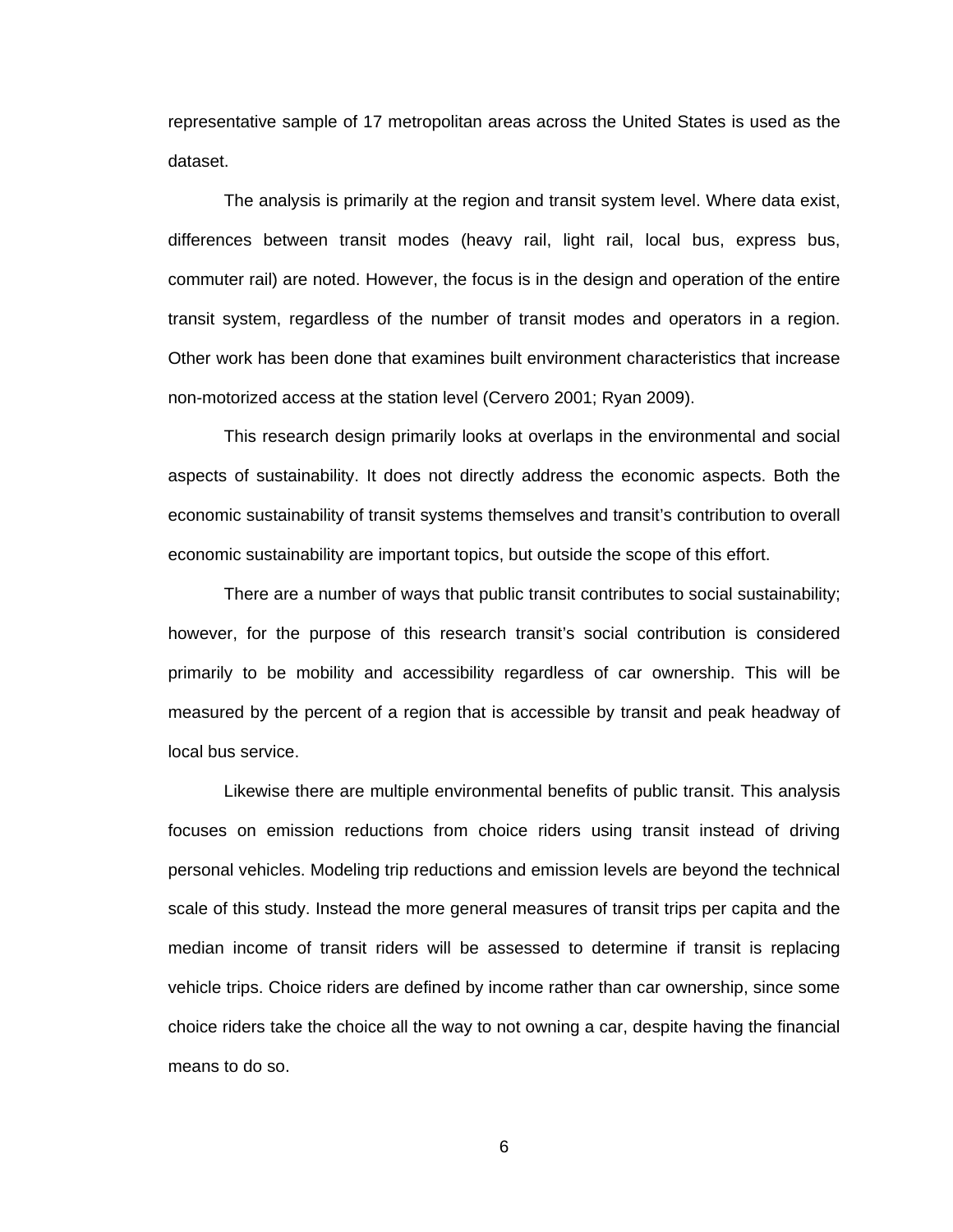representative sample of 17 metropolitan areas across the United States is used as the dataset.

The analysis is primarily at the region and transit system level. Where data exist, differences between transit modes (heavy rail, light rail, local bus, express bus, commuter rail) are noted. However, the focus is in the design and operation of the entire transit system, regardless of the number of transit modes and operators in a region. Other work has been done that examines built environment characteristics that increase non-motorized access at the station level (Cervero 2001; Ryan 2009).

This research design primarily looks at overlaps in the environmental and social aspects of sustainability. It does not directly address the economic aspects. Both the economic sustainability of transit systems themselves and transit's contribution to overall economic sustainability are important topics, but outside the scope of this effort.

There are a number of ways that public transit contributes to social sustainability; however, for the purpose of this research transit's social contribution is considered primarily to be mobility and accessibility regardless of car ownership. This will be measured by the percent of a region that is accessible by transit and peak headway of local bus service.

Likewise there are multiple environmental benefits of public transit. This analysis focuses on emission reductions from choice riders using transit instead of driving personal vehicles. Modeling trip reductions and emission levels are beyond the technical scale of this study. Instead the more general measures of transit trips per capita and the median income of transit riders will be assessed to determine if transit is replacing vehicle trips. Choice riders are defined by income rather than car ownership, since some choice riders take the choice all the way to not owning a car, despite having the financial means to do so.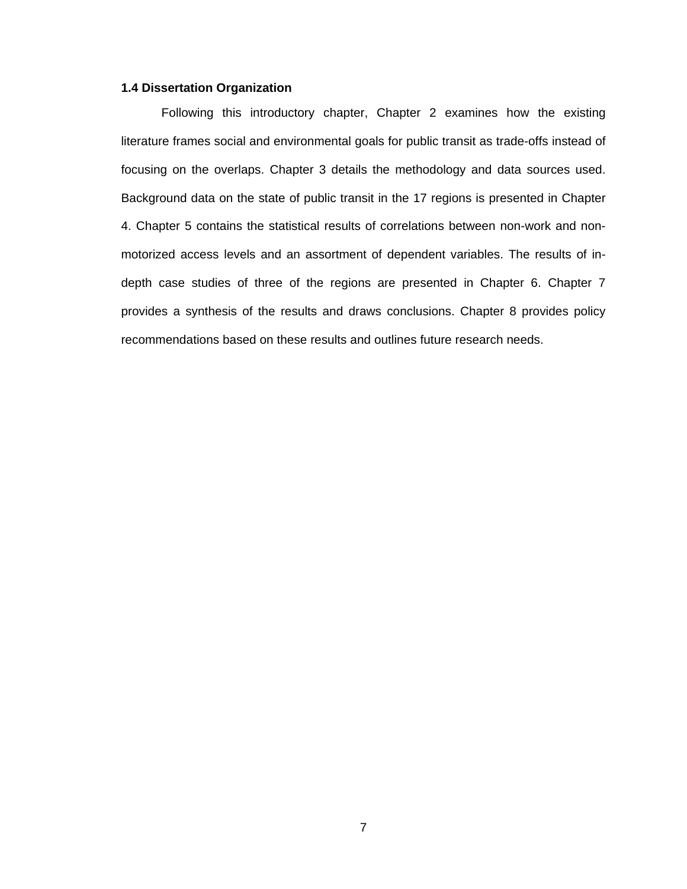### 1.4 Dissertation Organization

Following this introductory chapter, Chapter 2 examines how the existing literature frames social and environmental goals for public transit as trade-offs instead of focusing on the overlaps. Chapter 3 details the methodology and data sources used. Background data on the state of public transit in the 17 regions is presented in Chapter 4. Chapter 5 contains the statistical results of correlations between non-work and non-motorized access levels and an assortment of dependent variables. The results of in-depth case studies of three of the regions are presented in Chapter 6. Chapter 7 provides a synthesis of the results and draws conclusions. Chapter 8 provides policy recommendations based on these results and outlines future research needs.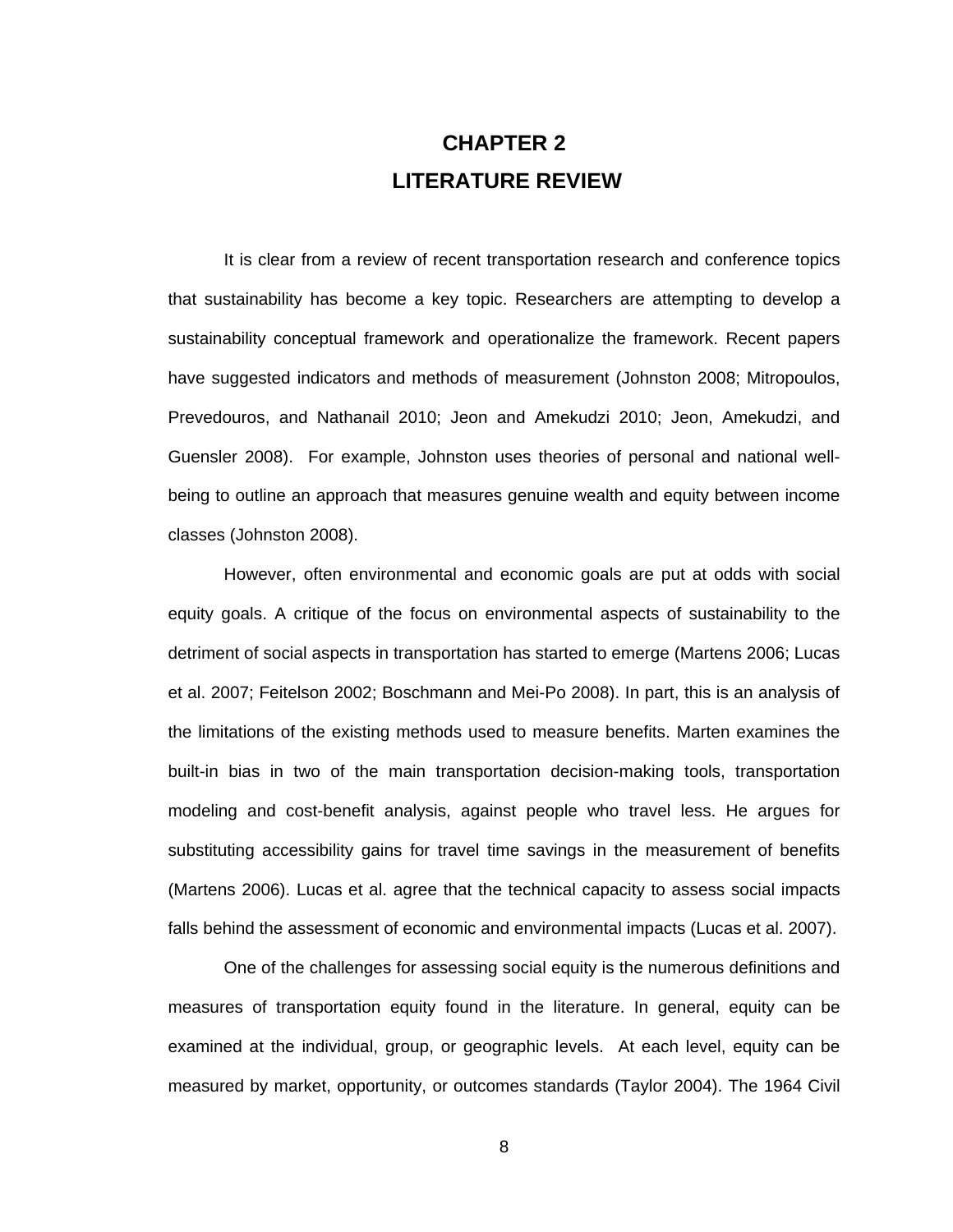# CHAPTER 2
# LITERATURE REVIEW

It is clear from a review of recent transportation research and conference topics that sustainability has become a key topic. Researchers are attempting to develop a sustainability conceptual framework and operationalize the framework. Recent papers have suggested indicators and methods of measurement (Johnston 2008; Mitropoulos, Prevedouros, and Nathanail 2010; Jeon and Amekudzi 2010; Jeon, Amekudzi, and Guensler 2008). For example, Johnston uses theories of personal and national well-being to outline an approach that measures genuine wealth and equity between income classes (Johnston 2008).

However, often environmental and economic goals are put at odds with social equity goals. A critique of the focus on environmental aspects of sustainability to the detriment of social aspects in transportation has started to emerge (Martens 2006; Lucas et al. 2007; Feitelson 2002; Boschmann and Mei-Po 2008). In part, this is an analysis of the limitations of the existing methods used to measure benefits. Marten examines the built-in bias in two of the main transportation decision-making tools, transportation modeling and cost-benefit analysis, against people who travel less. He argues for substituting accessibility gains for travel time savings in the measurement of benefits (Martens 2006). Lucas et al. agree that the technical capacity to assess social impacts falls behind the assessment of economic and environmental impacts (Lucas et al. 2007).

One of the challenges for assessing social equity is the numerous definitions and measures of transportation equity found in the literature. In general, equity can be examined at the individual, group, or geographic levels. At each level, equity can be measured by market, opportunity, or outcomes standards (Taylor 2004). The 1964 Civil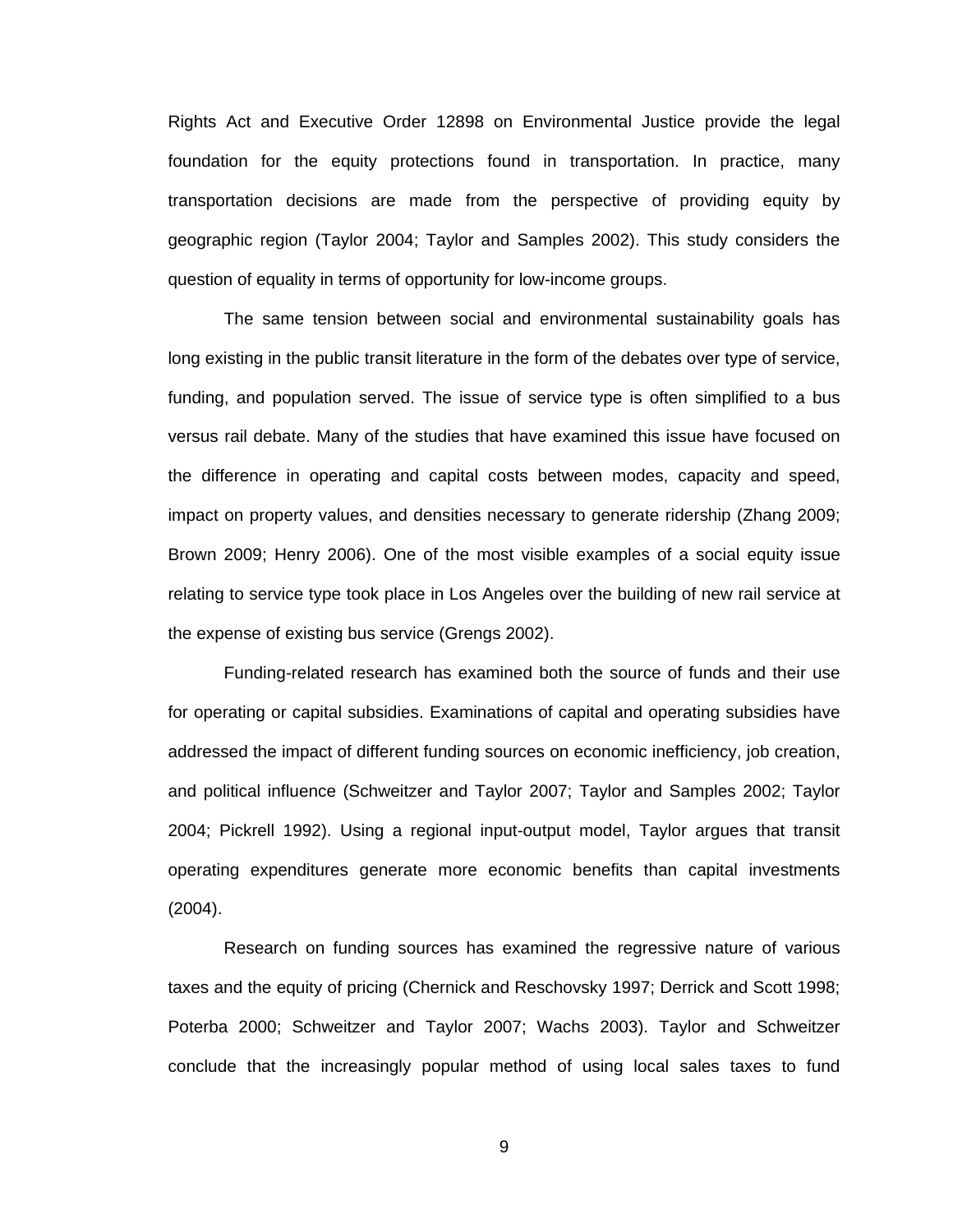Rights Act and Executive Order 12898 on Environmental Justice provide the legal foundation for the equity protections found in transportation. In practice, many transportation decisions are made from the perspective of providing equity by geographic region (Taylor 2004; Taylor and Samples 2002). This study considers the question of equality in terms of opportunity for low-income groups.

The same tension between social and environmental sustainability goals has long existing in the public transit literature in the form of the debates over type of service, funding, and population served. The issue of service type is often simplified to a bus versus rail debate. Many of the studies that have examined this issue have focused on the difference in operating and capital costs between modes, capacity and speed, impact on property values, and densities necessary to generate ridership (Zhang 2009; Brown 2009; Henry 2006). One of the most visible examples of a social equity issue relating to service type took place in Los Angeles over the building of new rail service at the expense of existing bus service (Grengs 2002).

Funding-related research has examined both the source of funds and their use for operating or capital subsidies. Examinations of capital and operating subsidies have addressed the impact of different funding sources on economic inefficiency, job creation, and political influence (Schweitzer and Taylor 2007; Taylor and Samples 2002; Taylor 2004; Pickrell 1992). Using a regional input-output model, Taylor argues that transit operating expenditures generate more economic benefits than capital investments (2004).

Research on funding sources has examined the regressive nature of various taxes and the equity of pricing (Chernick and Reschovsky 1997; Derrick and Scott 1998; Poterba 2000; Schweitzer and Taylor 2007; Wachs 2003). Taylor and Schweitzer conclude that the increasingly popular method of using local sales taxes to fund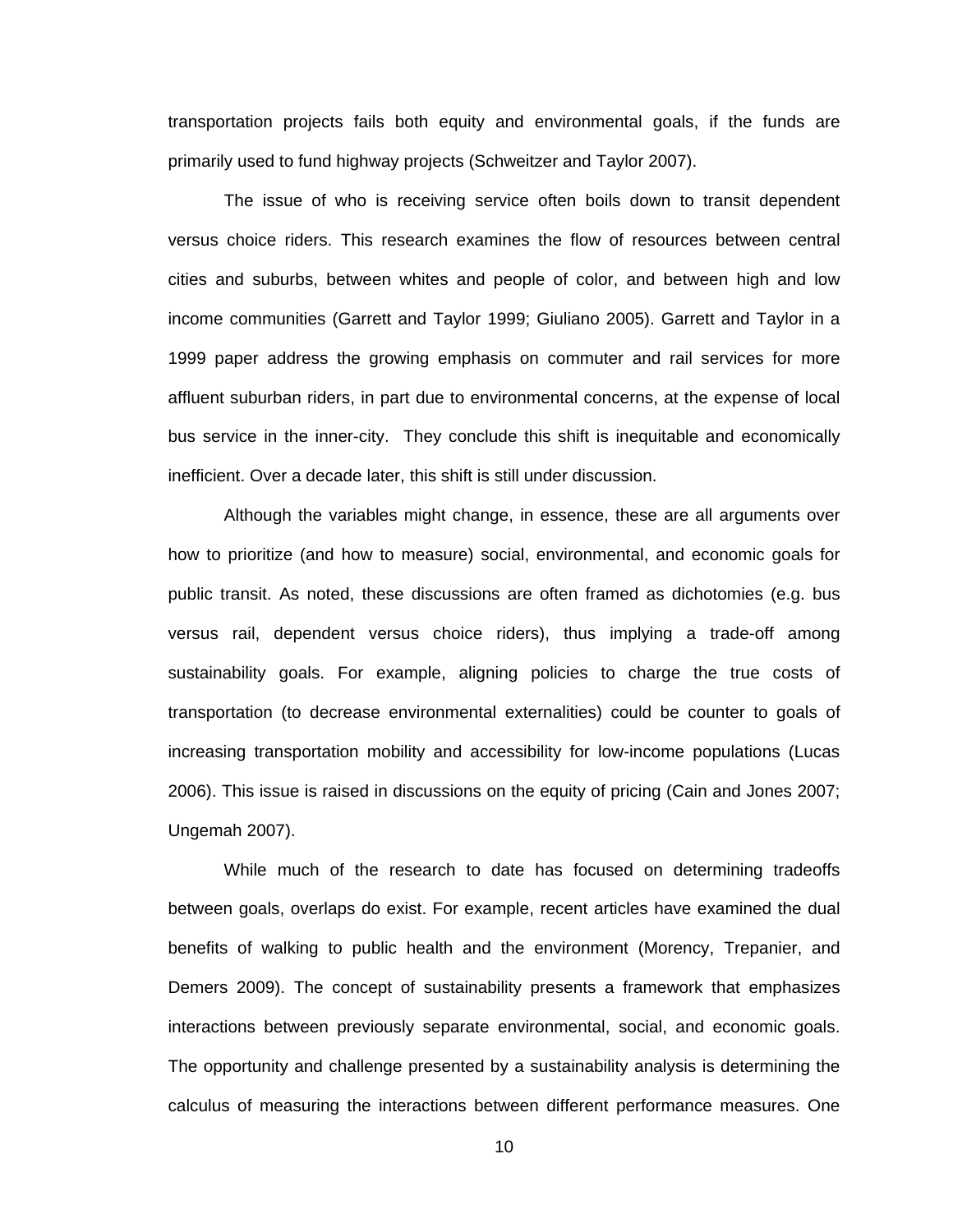transportation projects fails both equity and environmental goals, if the funds are primarily used to fund highway projects (Schweitzer and Taylor 2007).

The issue of who is receiving service often boils down to transit dependent versus choice riders. This research examines the flow of resources between central cities and suburbs, between whites and people of color, and between high and low income communities (Garrett and Taylor 1999; Giuliano 2005). Garrett and Taylor in a 1999 paper address the growing emphasis on commuter and rail services for more affluent suburban riders, in part due to environmental concerns, at the expense of local bus service in the inner-city. They conclude this shift is inequitable and economically inefficient. Over a decade later, this shift is still under discussion.

Although the variables might change, in essence, these are all arguments over how to prioritize (and how to measure) social, environmental, and economic goals for public transit. As noted, these discussions are often framed as dichotomies (e.g. bus versus rail, dependent versus choice riders), thus implying a trade-off among sustainability goals. For example, aligning policies to charge the true costs of transportation (to decrease environmental externalities) could be counter to goals of increasing transportation mobility and accessibility for low-income populations (Lucas 2006). This issue is raised in discussions on the equity of pricing (Cain and Jones 2007; Ungemah 2007).

While much of the research to date has focused on determining tradeoffs between goals, overlaps do exist. For example, recent articles have examined the dual benefits of walking to public health and the environment (Morency, Trepanier, and Demers 2009). The concept of sustainability presents a framework that emphasizes interactions between previously separate environmental, social, and economic goals. The opportunity and challenge presented by a sustainability analysis is determining the calculus of measuring the interactions between different performance measures. One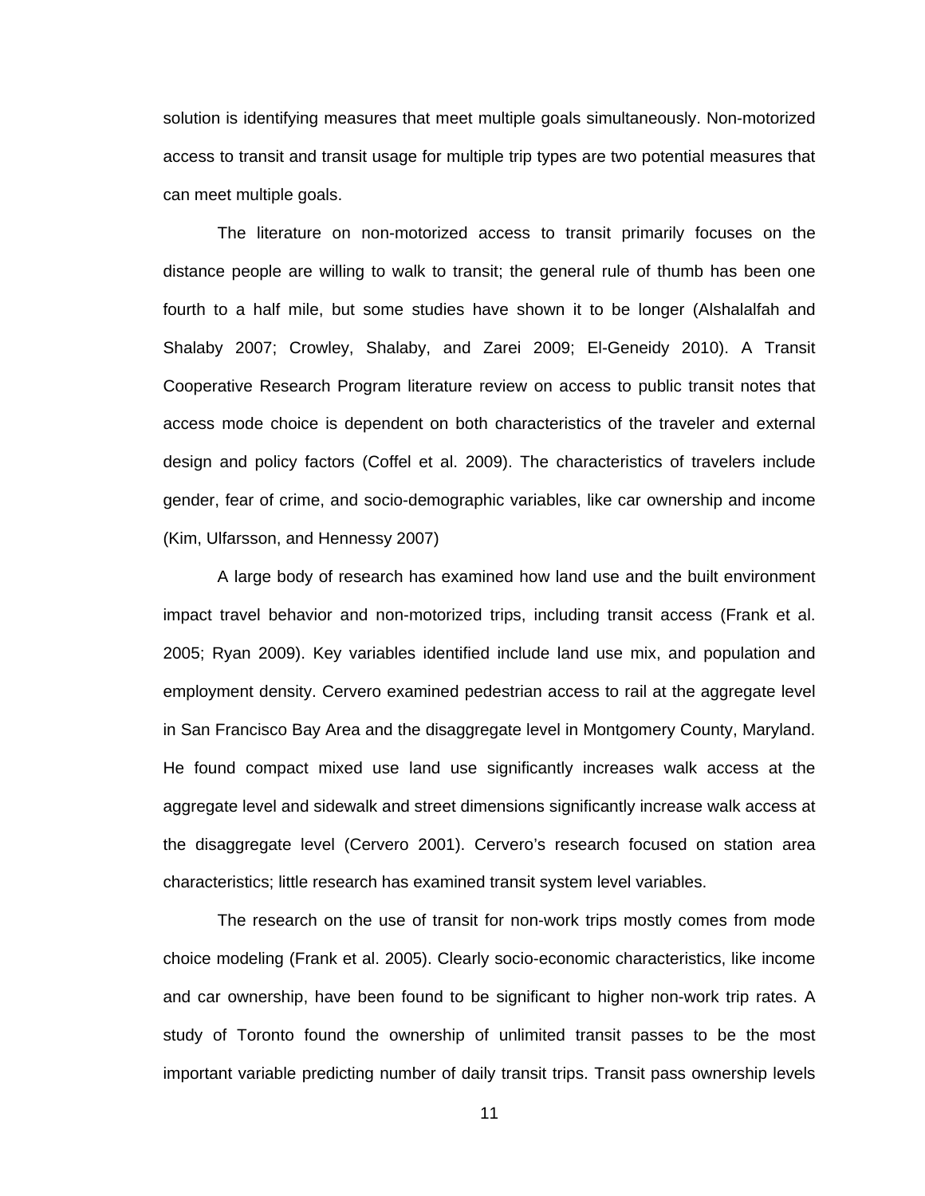solution is identifying measures that meet multiple goals simultaneously. Non-motorized access to transit and transit usage for multiple trip types are two potential measures that can meet multiple goals.

The literature on non-motorized access to transit primarily focuses on the distance people are willing to walk to transit; the general rule of thumb has been one fourth to a half mile, but some studies have shown it to be longer (Alshalalfah and Shalaby 2007; Crowley, Shalaby, and Zarei 2009; El-Geneidy 2010). A Transit Cooperative Research Program literature review on access to public transit notes that access mode choice is dependent on both characteristics of the traveler and external design and policy factors (Coffel et al. 2009). The characteristics of travelers include gender, fear of crime, and socio-demographic variables, like car ownership and income (Kim, Ulfarsson, and Hennessy 2007)

A large body of research has examined how land use and the built environment impact travel behavior and non-motorized trips, including transit access (Frank et al. 2005; Ryan 2009). Key variables identified include land use mix, and population and employment density. Cervero examined pedestrian access to rail at the aggregate level in San Francisco Bay Area and the disaggregate level in Montgomery County, Maryland. He found compact mixed use land use significantly increases walk access at the aggregate level and sidewalk and street dimensions significantly increase walk access at the disaggregate level (Cervero 2001). Cervero's research focused on station area characteristics; little research has examined transit system level variables.

The research on the use of transit for non-work trips mostly comes from mode choice modeling (Frank et al. 2005). Clearly socio-economic characteristics, like income and car ownership, have been found to be significant to higher non-work trip rates. A study of Toronto found the ownership of unlimited transit passes to be the most important variable predicting number of daily transit trips. Transit pass ownership levels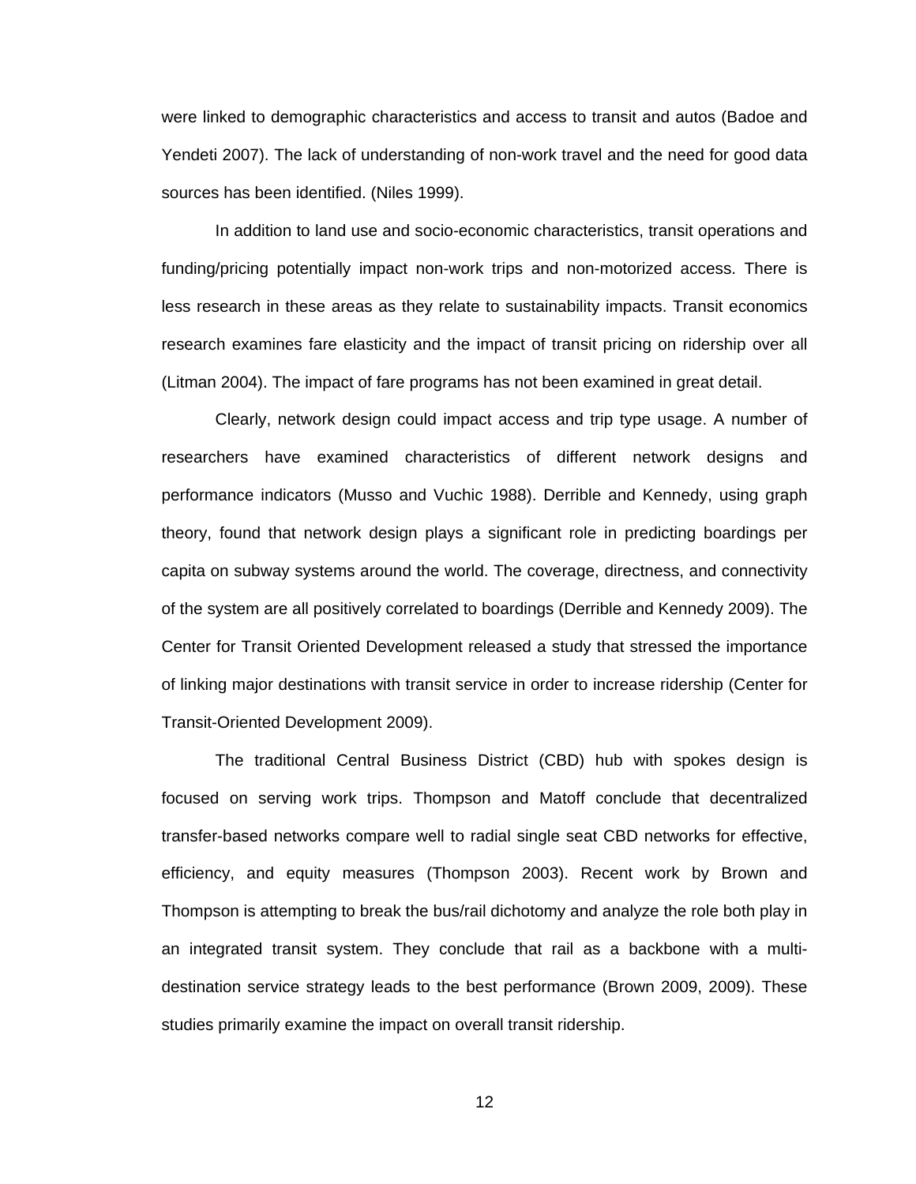were linked to demographic characteristics and access to transit and autos (Badoe and Yendeti 2007). The lack of understanding of non-work travel and the need for good data sources has been identified. (Niles 1999).

In addition to land use and socio-economic characteristics, transit operations and funding/pricing potentially impact non-work trips and non-motorized access. There is less research in these areas as they relate to sustainability impacts. Transit economics research examines fare elasticity and the impact of transit pricing on ridership over all (Litman 2004). The impact of fare programs has not been examined in great detail.

Clearly, network design could impact access and trip type usage. A number of researchers have examined characteristics of different network designs and performance indicators (Musso and Vuchic 1988). Derrible and Kennedy, using graph theory, found that network design plays a significant role in predicting boardings per capita on subway systems around the world. The coverage, directness, and connectivity of the system are all positively correlated to boardings (Derrible and Kennedy 2009). The Center for Transit Oriented Development released a study that stressed the importance of linking major destinations with transit service in order to increase ridership (Center for Transit-Oriented Development 2009).

The traditional Central Business District (CBD) hub with spokes design is focused on serving work trips. Thompson and Matoff conclude that decentralized transfer-based networks compare well to radial single seat CBD networks for effective, efficiency, and equity measures (Thompson 2003). Recent work by Brown and Thompson is attempting to break the bus/rail dichotomy and analyze the role both play in an integrated transit system. They conclude that rail as a backbone with a multi-destination service strategy leads to the best performance (Brown 2009, 2009). These studies primarily examine the impact on overall transit ridership.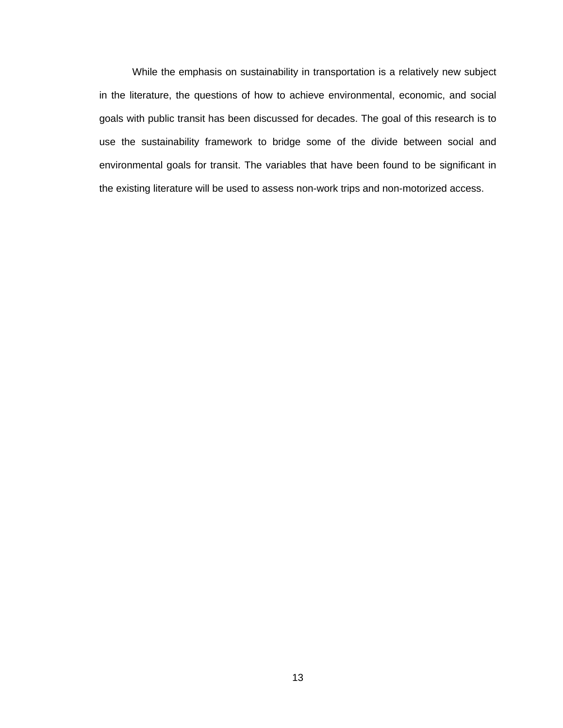While the emphasis on sustainability in transportation is a relatively new subject in the literature, the questions of how to achieve environmental, economic, and social goals with public transit has been discussed for decades. The goal of this research is to use the sustainability framework to bridge some of the divide between social and environmental goals for transit. The variables that have been found to be significant in the existing literature will be used to assess non-work trips and non-motorized access.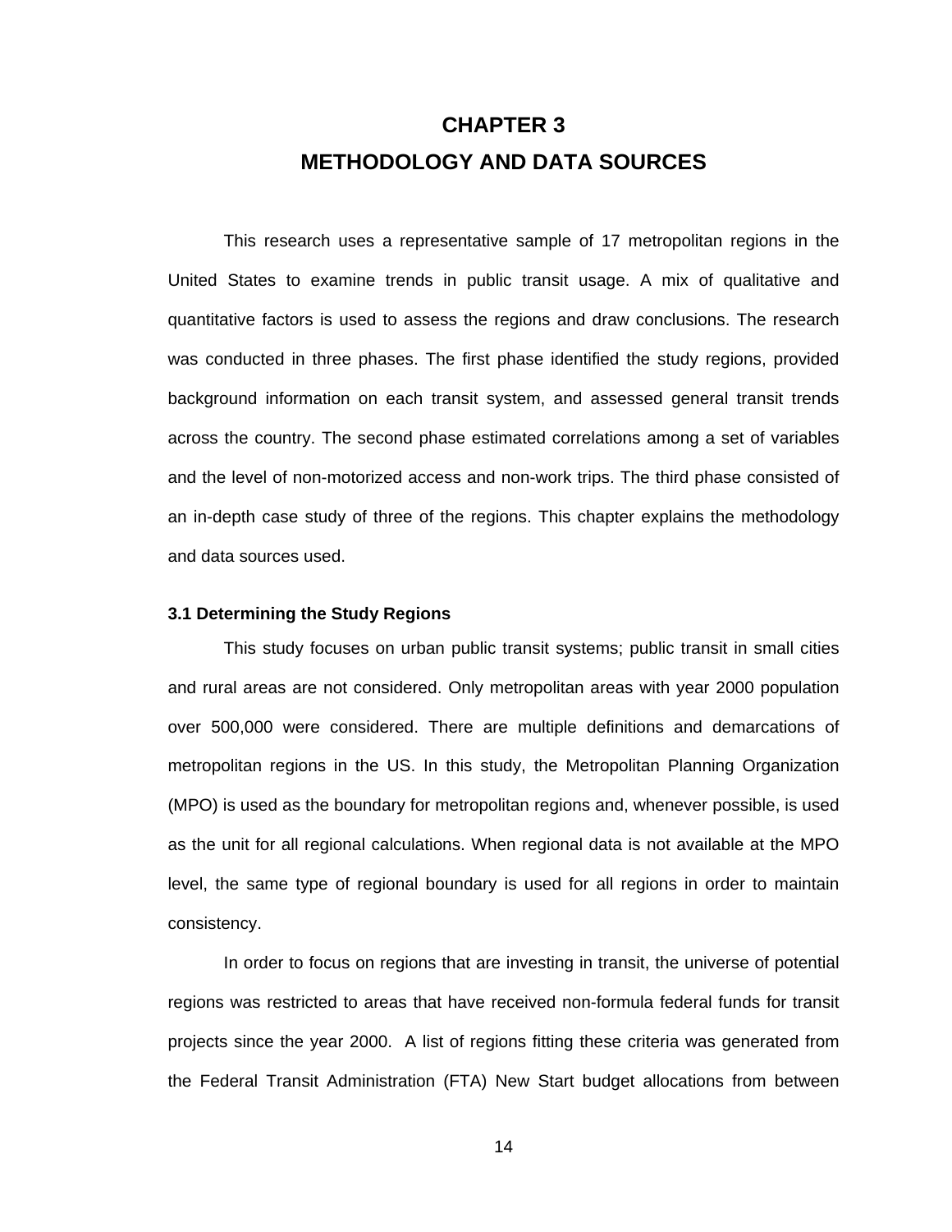# CHAPTER 3
# METHODOLOGY AND DATA SOURCES

This research uses a representative sample of 17 metropolitan regions in the United States to examine trends in public transit usage. A mix of qualitative and quantitative factors is used to assess the regions and draw conclusions. The research was conducted in three phases. The first phase identified the study regions, provided background information on each transit system, and assessed general transit trends across the country. The second phase estimated correlations among a set of variables and the level of non-motorized access and non-work trips. The third phase consisted of an in-depth case study of three of the regions. This chapter explains the methodology and data sources used.

### 3.1 Determining the Study Regions

This study focuses on urban public transit systems; public transit in small cities and rural areas are not considered. Only metropolitan areas with year 2000 population over 500,000 were considered. There are multiple definitions and demarcations of metropolitan regions in the US. In this study, the Metropolitan Planning Organization (MPO) is used as the boundary for metropolitan regions and, whenever possible, is used as the unit for all regional calculations. When regional data is not available at the MPO level, the same type of regional boundary is used for all regions in order to maintain consistency.

In order to focus on regions that are investing in transit, the universe of potential regions was restricted to areas that have received non-formula federal funds for transit projects since the year 2000. A list of regions fitting these criteria was generated from the Federal Transit Administration (FTA) New Start budget allocations from between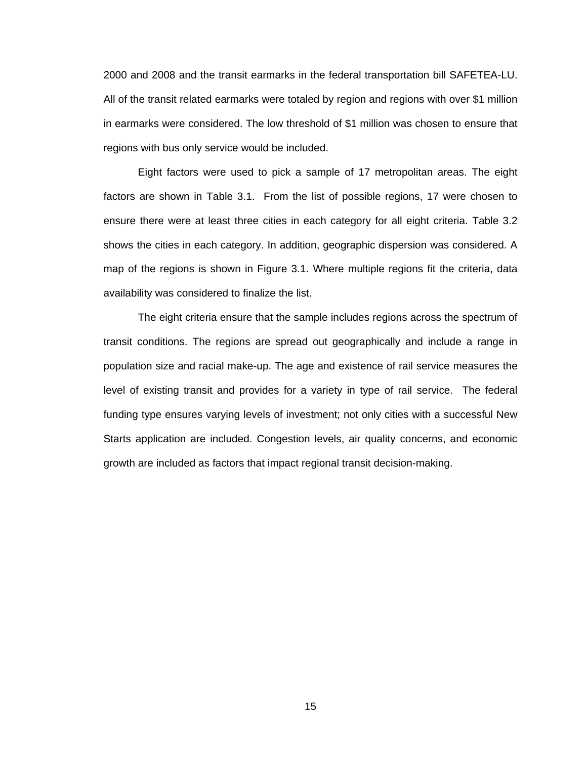2000 and 2008 and the transit earmarks in the federal transportation bill SAFETEA-LU. All of the transit related earmarks were totaled by region and regions with over $1 million in earmarks were considered. The low threshold of $1 million was chosen to ensure that regions with bus only service would be included.

Eight factors were used to pick a sample of 17 metropolitan areas. The eight factors are shown in Table 3.1. From the list of possible regions, 17 were chosen to ensure there were at least three cities in each category for all eight criteria. Table 3.2 shows the cities in each category. In addition, geographic dispersion was considered. A map of the regions is shown in Figure 3.1. Where multiple regions fit the criteria, data availability was considered to finalize the list.

The eight criteria ensure that the sample includes regions across the spectrum of transit conditions. The regions are spread out geographically and include a range in population size and racial make-up. The age and existence of rail service measures the level of existing transit and provides for a variety in type of rail service. The federal funding type ensures varying levels of investment; not only cities with a successful New Starts application are included. Congestion levels, air quality concerns, and economic growth are included as factors that impact regional transit decision-making.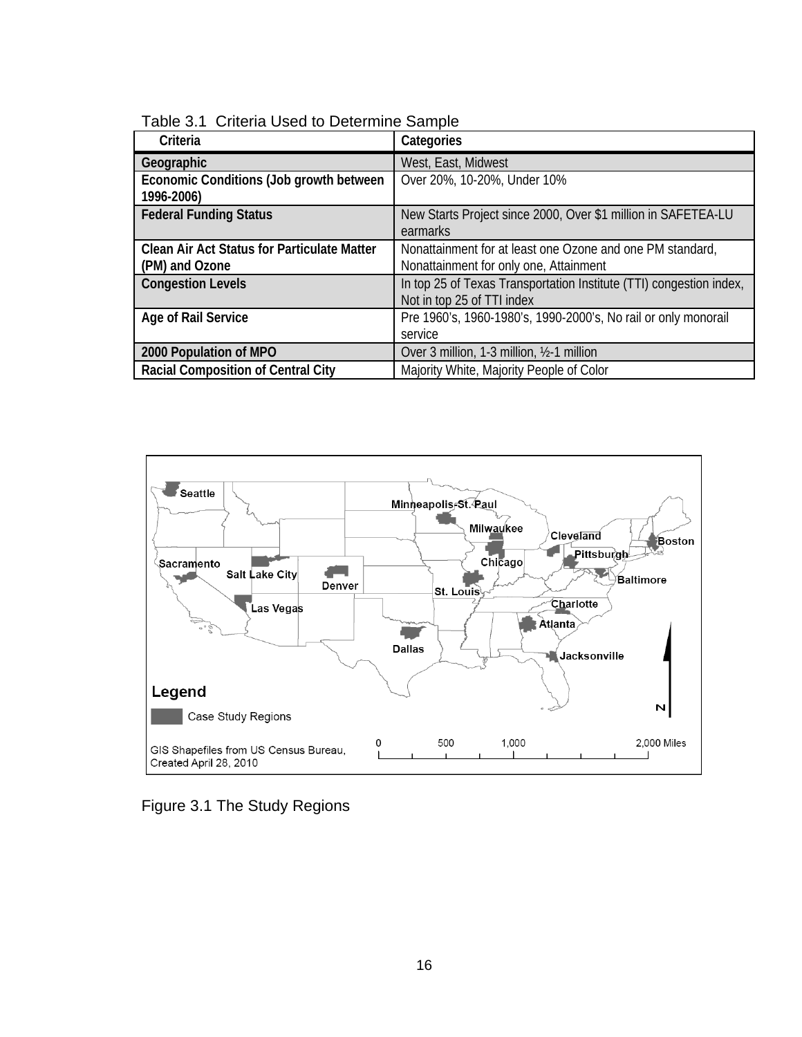Table 3.1 Criteria Used to Determine Sample

| Criteria | Categories |
|---|---|
| **Geographic** | West, East, Midwest |
| **Economic Conditions (Job growth between 1996-2006)** | Over 20%, 10-20%, Under 10% |
| **Federal Funding Status** | New Starts Project since 2000, Over $1 million in SAFETEA-LU earmarks |
| **Clean Air Act Status for Particulate Matter (PM) and Ozone** | Nonattainment for at least one Ozone and one PM standard, Nonattainment for only one, Attainment |
| **Congestion Levels** | In top 25 of Texas Transportation Institute (TTI) congestion index, Not in top 25 of TTI index |
| **Age of Rail Service** | Pre 1960's, 1960-1980's, 1990-2000's, No rail or only monorail service |
| **2000 Population of MPO** | Over 3 million, 1-3 million, ½-1 million |
| **Racial Composition of Central City** | Majority White, Majority People of Color |

Figure 3.1 The Study Regions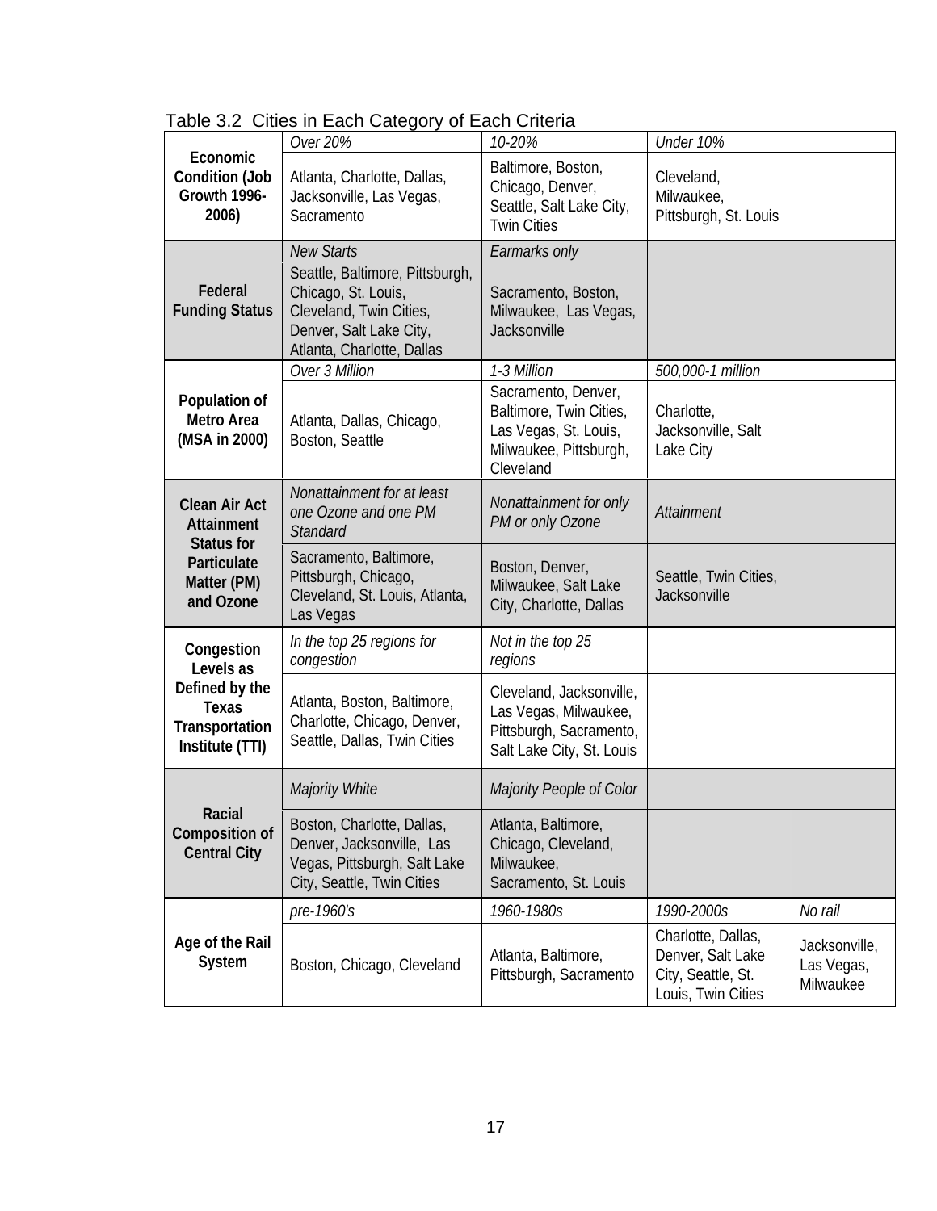Table 3.2 Cities in Each Category of Each Criteria

| Criteria | | | | |
|---|---|---|---|---|
| **Economic Condition (Job Growth 1996-2006)** | *Over 20%* | *10-20%* | *Under 10%* | |
| | Atlanta, Charlotte, Dallas, Jacksonville, Las Vegas, Sacramento | Baltimore, Boston, Chicago, Denver, Seattle, Salt Lake City, Twin Cities | Cleveland, Milwaukee, Pittsburgh, St. Louis | |
| **Federal Funding Status** | *New Starts* | *Earmarks only* | | |
| | Seattle, Baltimore, Pittsburgh, Chicago, St. Louis, Cleveland, Twin Cities, Denver, Salt Lake City, Atlanta, Charlotte, Dallas | Sacramento, Boston, Milwaukee, Las Vegas, Jacksonville | | |
| **Population of Metro Area (MSA in 2000)** | *Over 3 Million* | *1-3 Million* | *500,000-1 million* | |
| | Atlanta, Dallas, Chicago, Boston, Seattle | Sacramento, Denver, Baltimore, Twin Cities, Las Vegas, St. Louis, Milwaukee, Pittsburgh, Cleveland | Charlotte, Jacksonville, Salt Lake City | |
| **Clean Air Act Attainment Status for Particulate Matter (PM) and Ozone** | *Nonattainment for at least one Ozone and one PM Standard* | *Nonattainment for only PM or only Ozone* | *Attainment* | |
| | Sacramento, Baltimore, Pittsburgh, Chicago, Cleveland, St. Louis, Atlanta, Las Vegas | Boston, Denver, Milwaukee, Salt Lake City, Charlotte, Dallas | Seattle, Twin Cities, Jacksonville | |
| **Congestion Levels as Defined by the Texas Transportation Institute (TTI)** | *In the top 25 regions for congestion* | *Not in the top 25 regions* | | |
| | Atlanta, Boston, Baltimore, Charlotte, Chicago, Denver, Seattle, Dallas, Twin Cities | Cleveland, Jacksonville, Las Vegas, Milwaukee, Pittsburgh, Sacramento, Salt Lake City, St. Louis | | |
| **Racial Composition of Central City** | *Majority White* | *Majority People of Color* | | |
| | Boston, Charlotte, Dallas, Denver, Jacksonville, Las Vegas, Pittsburgh, Salt Lake City, Seattle, Twin Cities | Atlanta, Baltimore, Chicago, Cleveland, Milwaukee, Sacramento, St. Louis | | |
| **Age of the Rail System** | *pre-1960's* | *1960-1980s* | *1990-2000s* | *No rail* |
| | Boston, Chicago, Cleveland | Atlanta, Baltimore, Pittsburgh, Sacramento | Charlotte, Dallas, Denver, Salt Lake City, Seattle, St. Louis, Twin Cities | Jacksonville, Las Vegas, Milwaukee |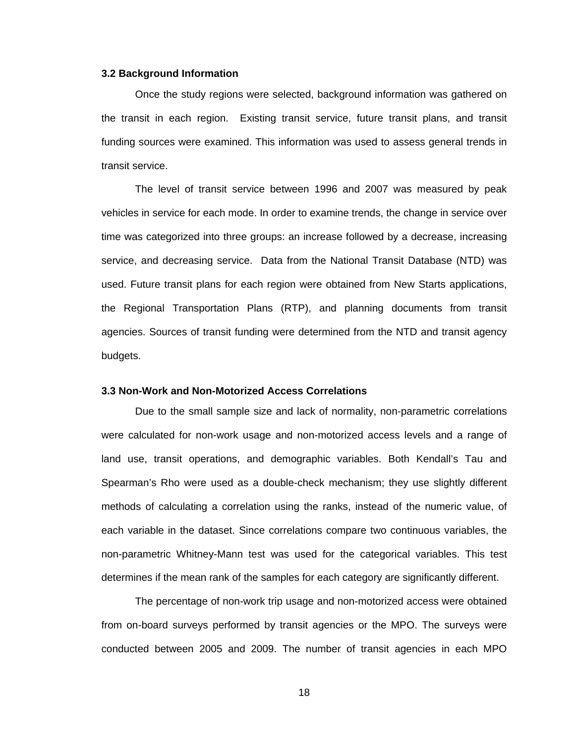### 3.2 Background Information

Once the study regions were selected, background information was gathered on the transit in each region. Existing transit service, future transit plans, and transit funding sources were examined. This information was used to assess general trends in transit service.

The level of transit service between 1996 and 2007 was measured by peak vehicles in service for each mode. In order to examine trends, the change in service over time was categorized into three groups: an increase followed by a decrease, increasing service, and decreasing service. Data from the National Transit Database (NTD) was used. Future transit plans for each region were obtained from New Starts applications, the Regional Transportation Plans (RTP), and planning documents from transit agencies. Sources of transit funding were determined from the NTD and transit agency budgets.

### 3.3 Non-Work and Non-Motorized Access Correlations

Due to the small sample size and lack of normality, non-parametric correlations were calculated for non-work usage and non-motorized access levels and a range of land use, transit operations, and demographic variables. Both Kendall's Tau and Spearman's Rho were used as a double-check mechanism; they use slightly different methods of calculating a correlation using the ranks, instead of the numeric value, of each variable in the dataset. Since correlations compare two continuous variables, the non-parametric Whitney-Mann test was used for the categorical variables. This test determines if the mean rank of the samples for each category are significantly different.

The percentage of non-work trip usage and non-motorized access were obtained from on-board surveys performed by transit agencies or the MPO. The surveys were conducted between 2005 and 2009. The number of transit agencies in each MPO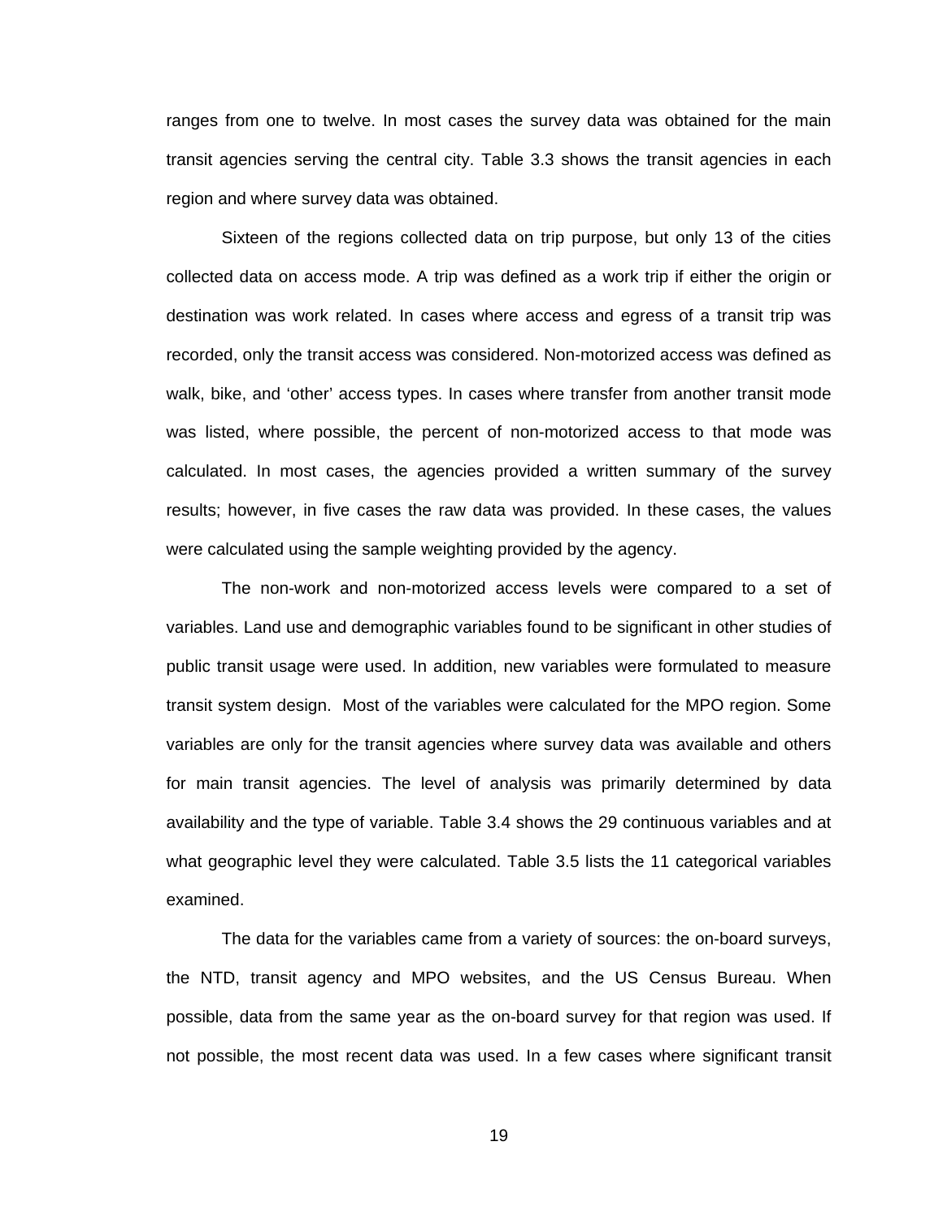ranges from one to twelve. In most cases the survey data was obtained for the main transit agencies serving the central city. Table 3.3 shows the transit agencies in each region and where survey data was obtained.

Sixteen of the regions collected data on trip purpose, but only 13 of the cities collected data on access mode. A trip was defined as a work trip if either the origin or destination was work related. In cases where access and egress of a transit trip was recorded, only the transit access was considered. Non-motorized access was defined as walk, bike, and 'other' access types. In cases where transfer from another transit mode was listed, where possible, the percent of non-motorized access to that mode was calculated. In most cases, the agencies provided a written summary of the survey results; however, in five cases the raw data was provided. In these cases, the values were calculated using the sample weighting provided by the agency.

The non-work and non-motorized access levels were compared to a set of variables. Land use and demographic variables found to be significant in other studies of public transit usage were used. In addition, new variables were formulated to measure transit system design. Most of the variables were calculated for the MPO region. Some variables are only for the transit agencies where survey data was available and others for main transit agencies. The level of analysis was primarily determined by data availability and the type of variable. Table 3.4 shows the 29 continuous variables and at what geographic level they were calculated. Table 3.5 lists the 11 categorical variables examined.

The data for the variables came from a variety of sources: the on-board surveys, the NTD, transit agency and MPO websites, and the US Census Bureau. When possible, data from the same year as the on-board survey for that region was used. If not possible, the most recent data was used. In a few cases where significant transit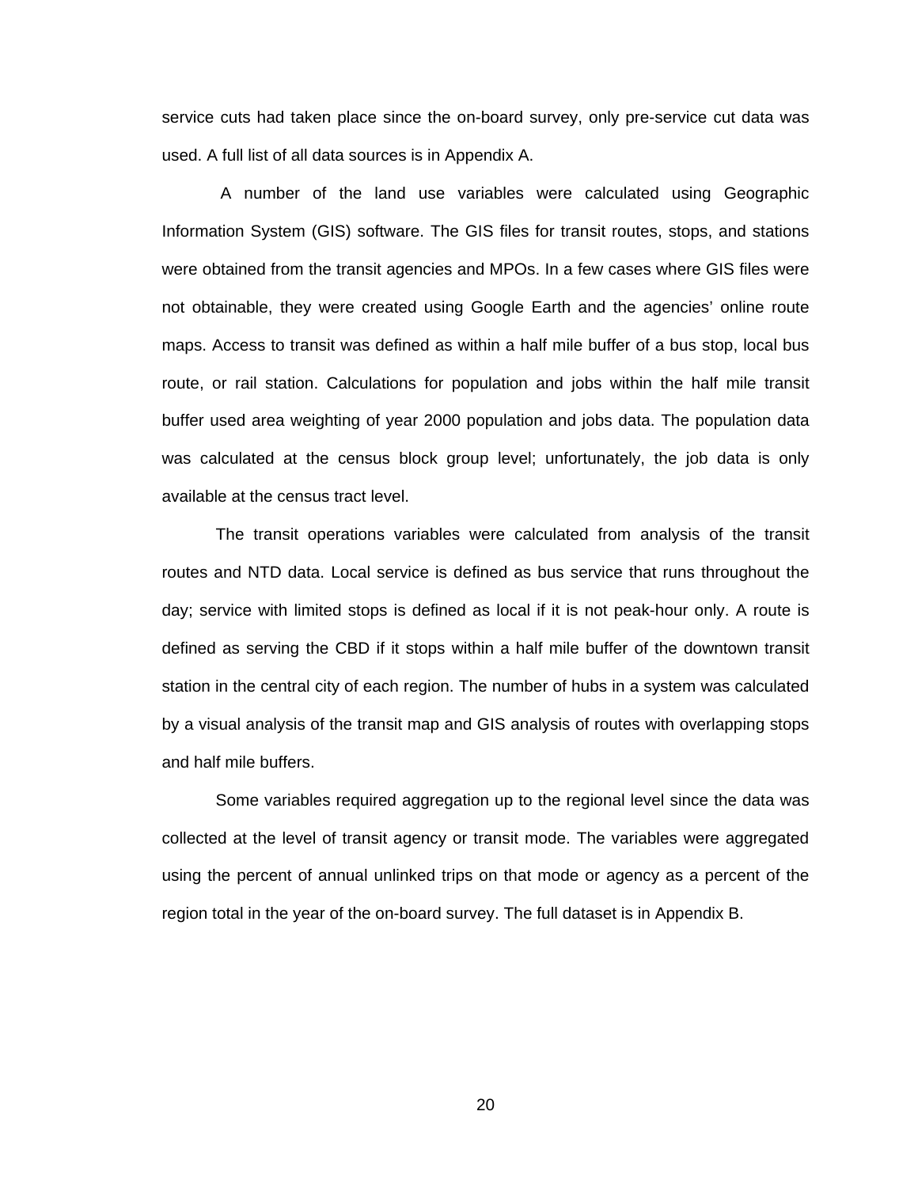service cuts had taken place since the on-board survey, only pre-service cut data was used. A full list of all data sources is in Appendix A.

A number of the land use variables were calculated using Geographic Information System (GIS) software. The GIS files for transit routes, stops, and stations were obtained from the transit agencies and MPOs. In a few cases where GIS files were not obtainable, they were created using Google Earth and the agencies' online route maps. Access to transit was defined as within a half mile buffer of a bus stop, local bus route, or rail station. Calculations for population and jobs within the half mile transit buffer used area weighting of year 2000 population and jobs data. The population data was calculated at the census block group level; unfortunately, the job data is only available at the census tract level.

The transit operations variables were calculated from analysis of the transit routes and NTD data. Local service is defined as bus service that runs throughout the day; service with limited stops is defined as local if it is not peak-hour only. A route is defined as serving the CBD if it stops within a half mile buffer of the downtown transit station in the central city of each region. The number of hubs in a system was calculated by a visual analysis of the transit map and GIS analysis of routes with overlapping stops and half mile buffers.

Some variables required aggregation up to the regional level since the data was collected at the level of transit agency or transit mode. The variables were aggregated using the percent of annual unlinked trips on that mode or agency as a percent of the region total in the year of the on-board survey. The full dataset is in Appendix B.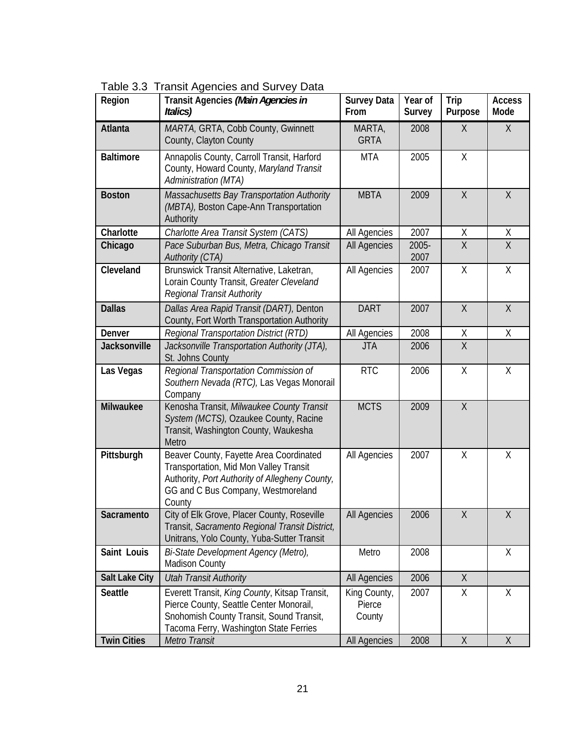Table 3.3 Transit Agencies and Survey Data

| Region | Transit Agencies *(Main Agencies in Italics)* | Survey Data From | Year of Survey | Trip Purpose | Access Mode |
|---|---|---|---|---|---|
| **Atlanta** | *MARTA,* GRTA, Cobb County, Gwinnett County, Clayton County | MARTA, GRTA | 2008 | X | X |
| **Baltimore** | Annapolis County, Carroll Transit, Harford County, Howard County, *Maryland Transit Administration (MTA)* | MTA | 2005 | X | |
| **Boston** | *Massachusetts Bay Transportation Authority (MBTA),* Boston Cape-Ann Transportation Authority | MBTA | 2009 | X | X |
| **Charlotte** | *Charlotte Area Transit System (CATS)* | All Agencies | 2007 | X | X |
| **Chicago** | *Pace Suburban Bus, Metra, Chicago Transit Authority (CTA)* | All Agencies | 2005-2007 | X | X |
| **Cleveland** | Brunswick Transit Alternative, Laketran, Lorain County Transit, *Greater Cleveland Regional Transit Authority* | All Agencies | 2007 | X | X |
| **Dallas** | *Dallas Area Rapid Transit (DART),* Denton County, Fort Worth Transportation Authority | DART | 2007 | X | X |
| **Denver** | *Regional Transportation District (RTD)* | All Agencies | 2008 | X | X |
| **Jacksonville** | *Jacksonville Transportation Authority (JTA),* St. Johns County | JTA | 2006 | X | |
| **Las Vegas** | *Regional Transportation Commission of Southern Nevada (RTC),* Las Vegas Monorail Company | RTC | 2006 | X | X |
| **Milwaukee** | Kenosha Transit, *Milwaukee County Transit System (MCTS),* Ozaukee County, Racine Transit, Washington County, Waukesha Metro | MCTS | 2009 | X | |
| **Pittsburgh** | Beaver County, Fayette Area Coordinated Transportation, Mid Mon Valley Transit Authority, *Port Authority of Allegheny County,* GG and C Bus Company, Westmoreland County | All Agencies | 2007 | X | X |
| **Sacramento** | City of Elk Grove, Placer County, Roseville Transit, *Sacramento Regional Transit District,* Unitrans, Yolo County, Yuba-Sutter Transit | All Agencies | 2006 | X | X |
| **Saint Louis** | *Bi-State Development Agency (Metro),* Madison County | Metro | 2008 | | X |
| **Salt Lake City** | *Utah Transit Authority* | All Agencies | 2006 | X | |
| **Seattle** | Everett Transit, *King County*, Kitsap Transit, Pierce County, Seattle Center Monorail, Snohomish County Transit, Sound Transit, Tacoma Ferry, Washington State Ferries | King County, Pierce County | 2007 | X | X |
| **Twin Cities** | *Metro Transit* | All Agencies | 2008 | X | X |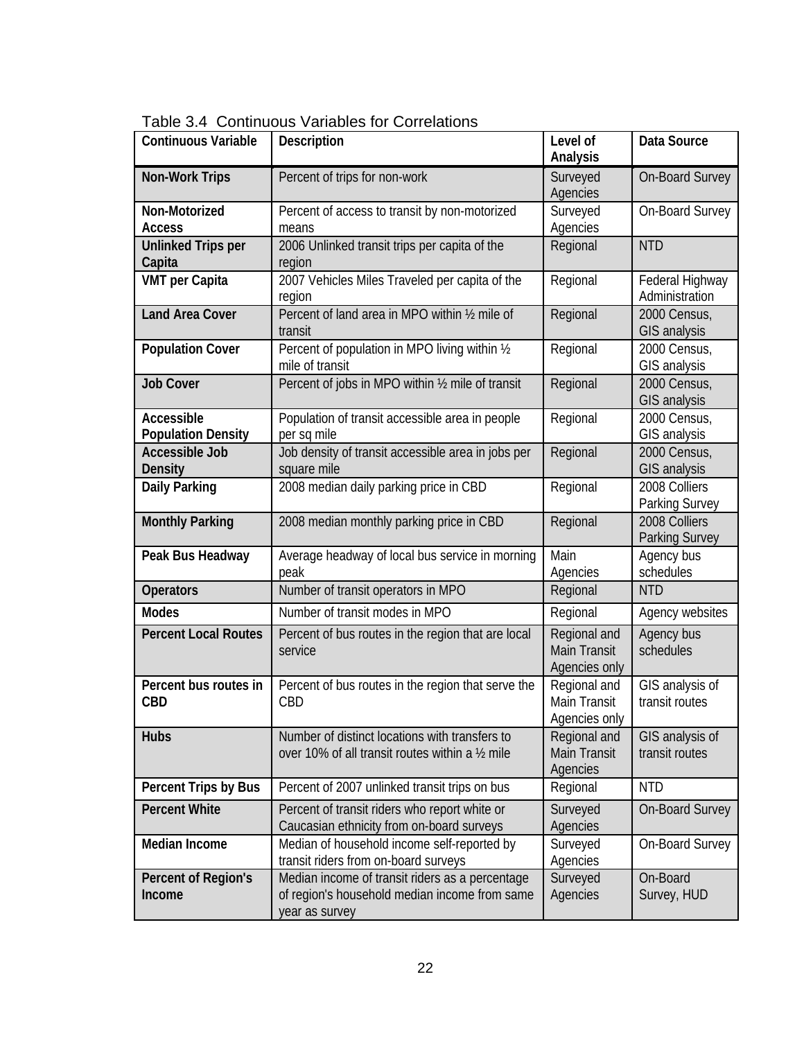Table 3.4 Continuous Variables for Correlations

| Continuous Variable | Description | Level of Analysis | Data Source |
|---|---|---|---|
| **Non-Work Trips** | Percent of trips for non-work | Surveyed Agencies | On-Board Survey |
| **Non-Motorized Access** | Percent of access to transit by non-motorized means | Surveyed Agencies | On-Board Survey |
| **Unlinked Trips per Capita** | 2006 Unlinked transit trips per capita of the region | Regional | NTD |
| **VMT per Capita** | 2007 Vehicles Miles Traveled per capita of the region | Regional | Federal Highway Administration |
| **Land Area Cover** | Percent of land area in MPO within ½ mile of transit | Regional | 2000 Census, GIS analysis |
| **Population Cover** | Percent of population in MPO living within ½ mile of transit | Regional | 2000 Census, GIS analysis |
| **Job Cover** | Percent of jobs in MPO within ½ mile of transit | Regional | 2000 Census, GIS analysis |
| **Accessible Population Density** | Population of transit accessible area in people per sq mile | Regional | 2000 Census, GIS analysis |
| **Accessible Job Density** | Job density of transit accessible area in jobs per square mile | Regional | 2000 Census, GIS analysis |
| **Daily Parking** | 2008 median daily parking price in CBD | Regional | 2008 Colliers Parking Survey |
| **Monthly Parking** | 2008 median monthly parking price in CBD | Regional | 2008 Colliers Parking Survey |
| **Peak Bus Headway** | Average headway of local bus service in morning peak | Main Agencies | Agency bus schedules |
| **Operators** | Number of transit operators in MPO | Regional | NTD |
| **Modes** | Number of transit modes in MPO | Regional | Agency websites |
| **Percent Local Routes** | Percent of bus routes in the region that are local service | Regional and Main Transit Agencies only | Agency bus schedules |
| **Percent bus routes in CBD** | Percent of bus routes in the region that serve the CBD | Regional and Main Transit Agencies only | GIS analysis of transit routes |
| **Hubs** | Number of distinct locations with transfers to over 10% of all transit routes within a ½ mile | Regional and Main Transit Agencies | GIS analysis of transit routes |
| **Percent Trips by Bus** | Percent of 2007 unlinked transit trips on bus | Regional | NTD |
| **Percent White** | Percent of transit riders who report white or Caucasian ethnicity from on-board surveys | Surveyed Agencies | On-Board Survey |
| **Median Income** | Median of household income self-reported by transit riders from on-board surveys | Surveyed Agencies | On-Board Survey |
| **Percent of Region's Income** | Median income of transit riders as a percentage of region's household median income from same year as survey | Surveyed Agencies | On-Board Survey, HUD |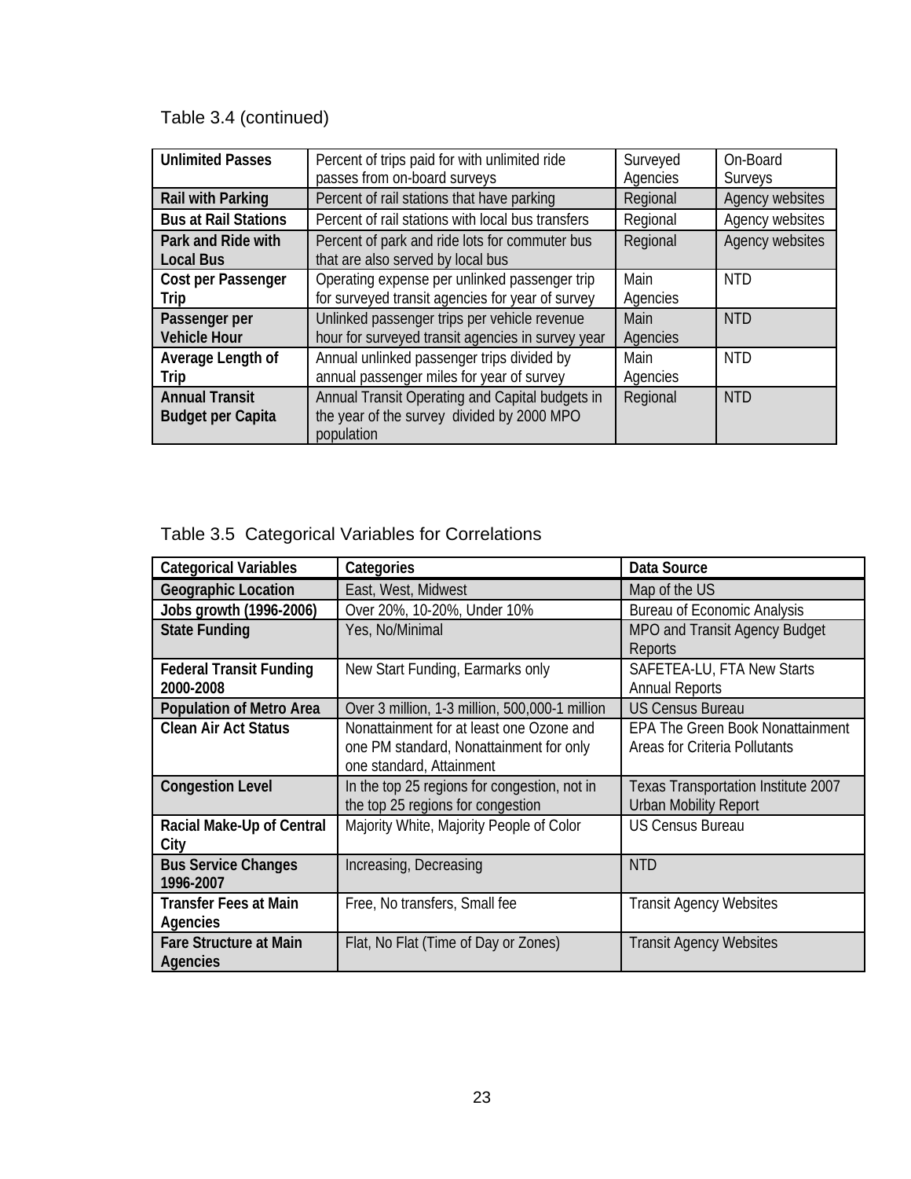Table 3.4 (continued)

| | | | |
|---|---|---|---|
| **Unlimited Passes** | Percent of trips paid for with unlimited ride passes from on-board surveys | Surveyed Agencies | On-Board Surveys |
| **Rail with Parking** | Percent of rail stations that have parking | Regional | Agency websites |
| **Bus at Rail Stations** | Percent of rail stations with local bus transfers | Regional | Agency websites |
| **Park and Ride with Local Bus** | Percent of park and ride lots for commuter bus that are also served by local bus | Regional | Agency websites |
| **Cost per Passenger Trip** | Operating expense per unlinked passenger trip for surveyed transit agencies for year of survey | Main Agencies | NTD |
| **Passenger per Vehicle Hour** | Unlinked passenger trips per vehicle revenue hour for surveyed transit agencies in survey year | Main Agencies | NTD |
| **Average Length of Trip** | Annual unlinked passenger trips divided by annual passenger miles for year of survey | Main Agencies | NTD |
| **Annual Transit Budget per Capita** | Annual Transit Operating and Capital budgets in the year of the survey divided by 2000 MPO population | Regional | NTD |

Table 3.5 Categorical Variables for Correlations

| Categorical Variables | Categories | Data Source |
|---|---|---|
| **Geographic Location** | East, West, Midwest | Map of the US |
| **Jobs growth (1996-2006)** | Over 20%, 10-20%, Under 10% | Bureau of Economic Analysis |
| **State Funding** | Yes, No/Minimal | MPO and Transit Agency Budget Reports |
| **Federal Transit Funding 2000-2008** | New Start Funding, Earmarks only | SAFETEA-LU, FTA New Starts Annual Reports |
| **Population of Metro Area** | Over 3 million, 1-3 million, 500,000-1 million | US Census Bureau |
| **Clean Air Act Status** | Nonattainment for at least one Ozone and one PM standard, Nonattainment for only one standard, Attainment | EPA The Green Book Nonattainment Areas for Criteria Pollutants |
| **Congestion Level** | In the top 25 regions for congestion, not in the top 25 regions for congestion | Texas Transportation Institute 2007 Urban Mobility Report |
| **Racial Make-Up of Central City** | Majority White, Majority People of Color | US Census Bureau |
| **Bus Service Changes 1996-2007** | Increasing, Decreasing | NTD |
| **Transfer Fees at Main Agencies** | Free, No transfers, Small fee | Transit Agency Websites |
| **Fare Structure at Main Agencies** | Flat, No Flat (Time of Day or Zones) | Transit Agency Websites |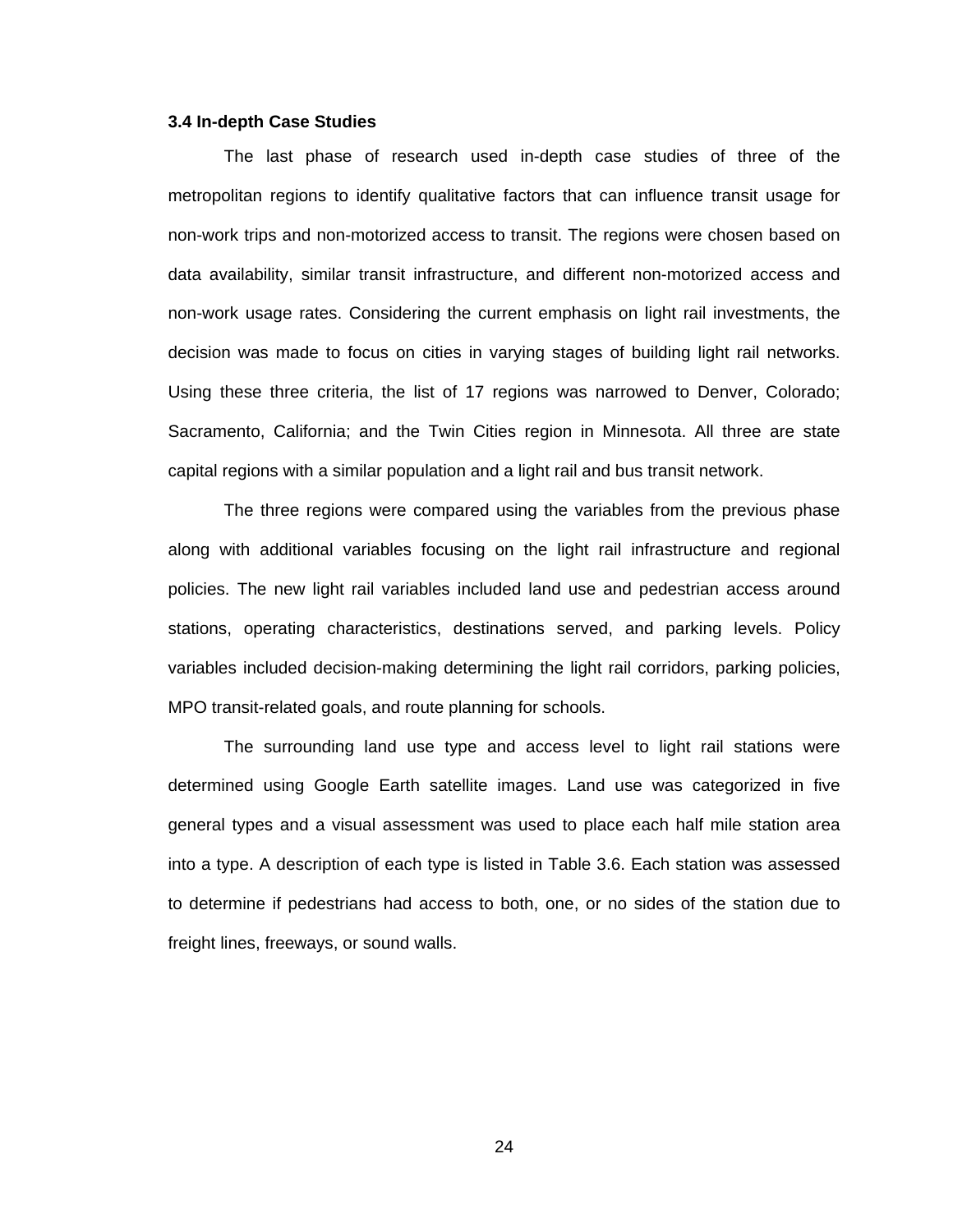### 3.4 In-depth Case Studies

The last phase of research used in-depth case studies of three of the metropolitan regions to identify qualitative factors that can influence transit usage for non-work trips and non-motorized access to transit. The regions were chosen based on data availability, similar transit infrastructure, and different non-motorized access and non-work usage rates. Considering the current emphasis on light rail investments, the decision was made to focus on cities in varying stages of building light rail networks. Using these three criteria, the list of 17 regions was narrowed to Denver, Colorado; Sacramento, California; and the Twin Cities region in Minnesota. All three are state capital regions with a similar population and a light rail and bus transit network.

The three regions were compared using the variables from the previous phase along with additional variables focusing on the light rail infrastructure and regional policies. The new light rail variables included land use and pedestrian access around stations, operating characteristics, destinations served, and parking levels. Policy variables included decision-making determining the light rail corridors, parking policies, MPO transit-related goals, and route planning for schools.

The surrounding land use type and access level to light rail stations were determined using Google Earth satellite images. Land use was categorized in five general types and a visual assessment was used to place each half mile station area into a type. A description of each type is listed in Table 3.6. Each station was assessed to determine if pedestrians had access to both, one, or no sides of the station due to freight lines, freeways, or sound walls.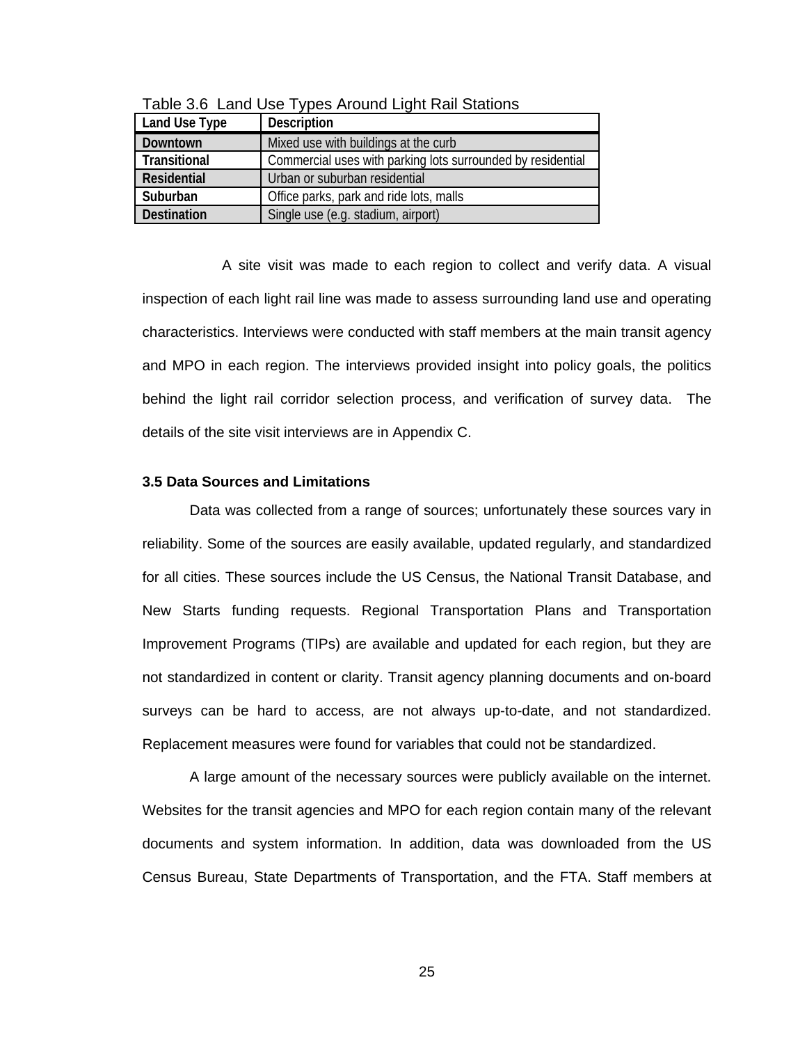Table 3.6 Land Use Types Around Light Rail Stations

| Land Use Type | Description |
| --- | --- |
| **Downtown** | Mixed use with buildings at the curb |
| **Transitional** | Commercial uses with parking lots surrounded by residential |
| **Residential** | Urban or suburban residential |
| **Suburban** | Office parks, park and ride lots, malls |
| **Destination** | Single use (e.g. stadium, airport) |

A site visit was made to each region to collect and verify data. A visual inspection of each light rail line was made to assess surrounding land use and operating characteristics. Interviews were conducted with staff members at the main transit agency and MPO in each region. The interviews provided insight into policy goals, the politics behind the light rail corridor selection process, and verification of survey data. The details of the site visit interviews are in Appendix C.

### 3.5 Data Sources and Limitations

Data was collected from a range of sources; unfortunately these sources vary in reliability. Some of the sources are easily available, updated regularly, and standardized for all cities. These sources include the US Census, the National Transit Database, and New Starts funding requests. Regional Transportation Plans and Transportation Improvement Programs (TIPs) are available and updated for each region, but they are not standardized in content or clarity. Transit agency planning documents and on-board surveys can be hard to access, are not always up-to-date, and not standardized. Replacement measures were found for variables that could not be standardized.

A large amount of the necessary sources were publicly available on the internet. Websites for the transit agencies and MPO for each region contain many of the relevant documents and system information. In addition, data was downloaded from the US Census Bureau, State Departments of Transportation, and the FTA. Staff members at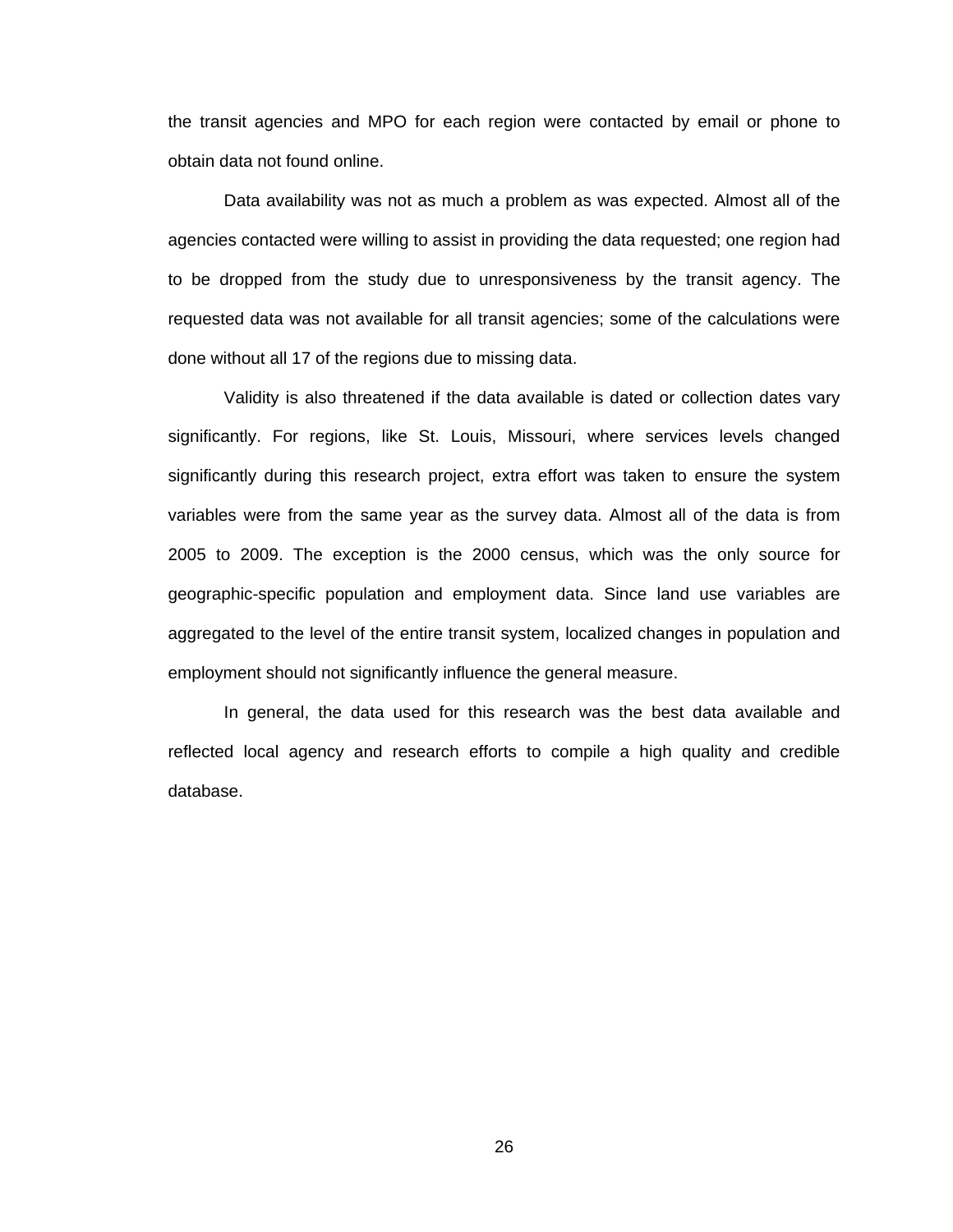the transit agencies and MPO for each region were contacted by email or phone to obtain data not found online.

Data availability was not as much a problem as was expected. Almost all of the agencies contacted were willing to assist in providing the data requested; one region had to be dropped from the study due to unresponsiveness by the transit agency. The requested data was not available for all transit agencies; some of the calculations were done without all 17 of the regions due to missing data.

Validity is also threatened if the data available is dated or collection dates vary significantly. For regions, like St. Louis, Missouri, where services levels changed significantly during this research project, extra effort was taken to ensure the system variables were from the same year as the survey data. Almost all of the data is from 2005 to 2009. The exception is the 2000 census, which was the only source for geographic-specific population and employment data. Since land use variables are aggregated to the level of the entire transit system, localized changes in population and employment should not significantly influence the general measure.

In general, the data used for this research was the best data available and reflected local agency and research efforts to compile a high quality and credible database.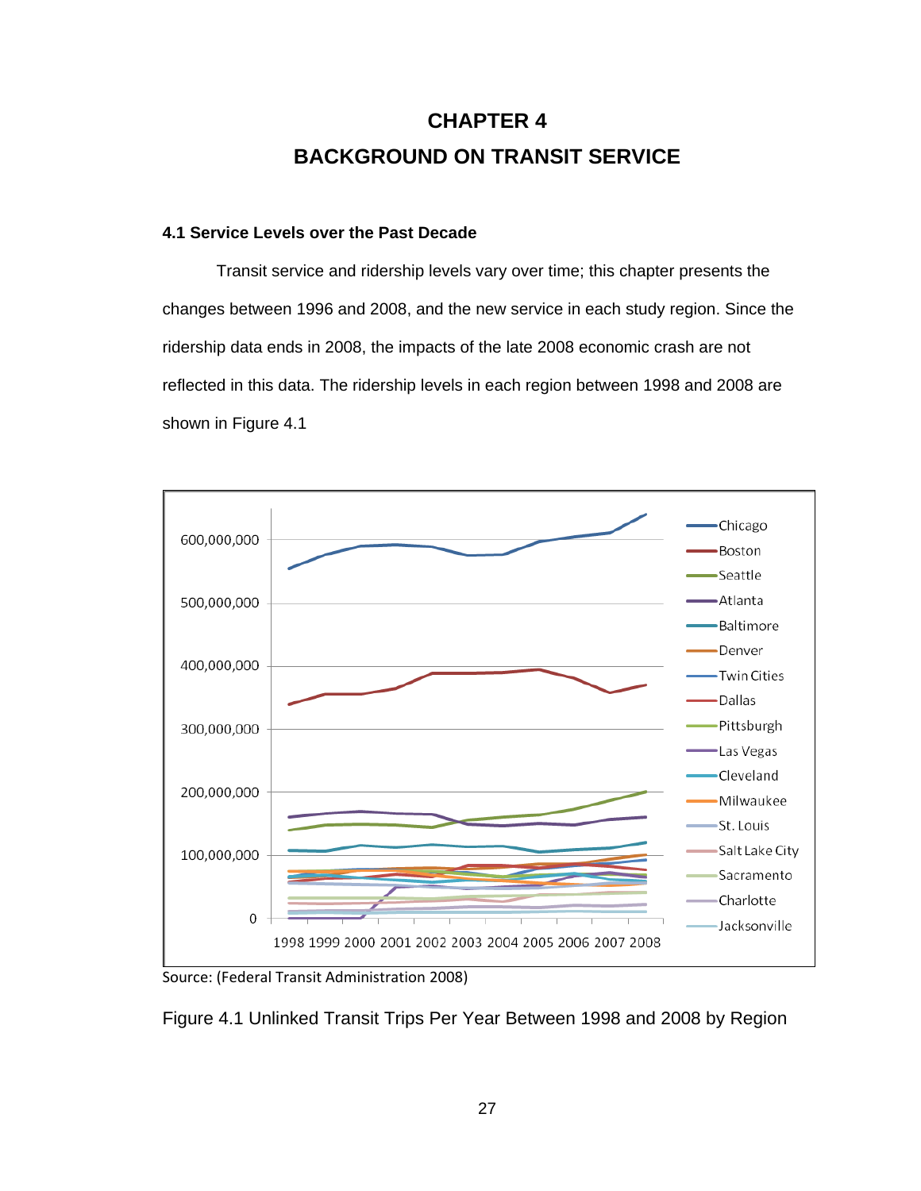# CHAPTER 4

# BACKGROUND ON TRANSIT SERVICE

### 4.1 Service Levels over the Past Decade

Transit service and ridership levels vary over time; this chapter presents the changes between 1996 and 2008, and the new service in each study region. Since the ridership data ends in 2008, the impacts of the late 2008 economic crash are not reflected in this data. The ridership levels in each region between 1998 and 2008 are shown in Figure 4.1

Source: (Federal Transit Administration 2008)

Figure 4.1 Unlinked Transit Trips Per Year Between 1998 and 2008 by Region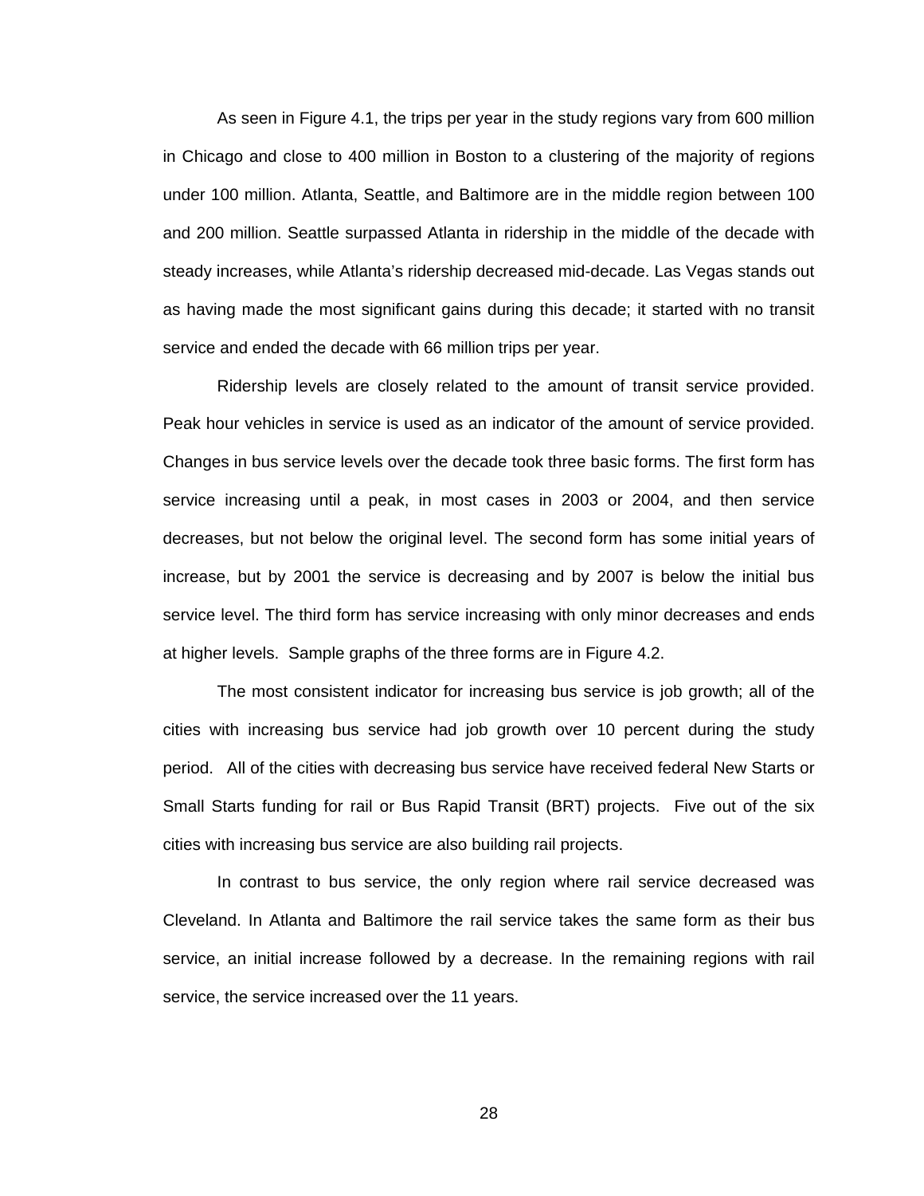As seen in Figure 4.1, the trips per year in the study regions vary from 600 million in Chicago and close to 400 million in Boston to a clustering of the majority of regions under 100 million. Atlanta, Seattle, and Baltimore are in the middle region between 100 and 200 million. Seattle surpassed Atlanta in ridership in the middle of the decade with steady increases, while Atlanta's ridership decreased mid-decade. Las Vegas stands out as having made the most significant gains during this decade; it started with no transit service and ended the decade with 66 million trips per year.

Ridership levels are closely related to the amount of transit service provided. Peak hour vehicles in service is used as an indicator of the amount of service provided. Changes in bus service levels over the decade took three basic forms. The first form has service increasing until a peak, in most cases in 2003 or 2004, and then service decreases, but not below the original level. The second form has some initial years of increase, but by 2001 the service is decreasing and by 2007 is below the initial bus service level. The third form has service increasing with only minor decreases and ends at higher levels. Sample graphs of the three forms are in Figure 4.2.

The most consistent indicator for increasing bus service is job growth; all of the cities with increasing bus service had job growth over 10 percent during the study period. All of the cities with decreasing bus service have received federal New Starts or Small Starts funding for rail or Bus Rapid Transit (BRT) projects. Five out of the six cities with increasing bus service are also building rail projects.

In contrast to bus service, the only region where rail service decreased was Cleveland. In Atlanta and Baltimore the rail service takes the same form as their bus service, an initial increase followed by a decrease. In the remaining regions with rail service, the service increased over the 11 years.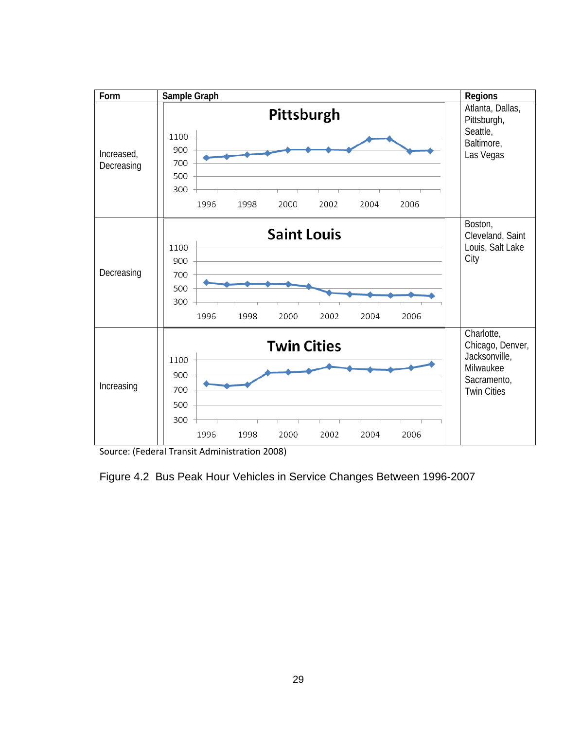| Form | Sample Graph | Regions |
|---|---|---|
| Increased, Decreasing | Pittsburgh | Atlanta, Dallas, Pittsburgh, Seattle, Baltimore, Las Vegas |
| Decreasing | Saint Louis | Boston, Cleveland, Saint Louis, Salt Lake City |
| Increasing | Twin Cities | Charlotte, Chicago, Denver, Jacksonville, Milwaukee Sacramento, Twin Cities |

Source: (Federal Transit Administration 2008)

Figure 4.2 Bus Peak Hour Vehicles in Service Changes Between 1996-2007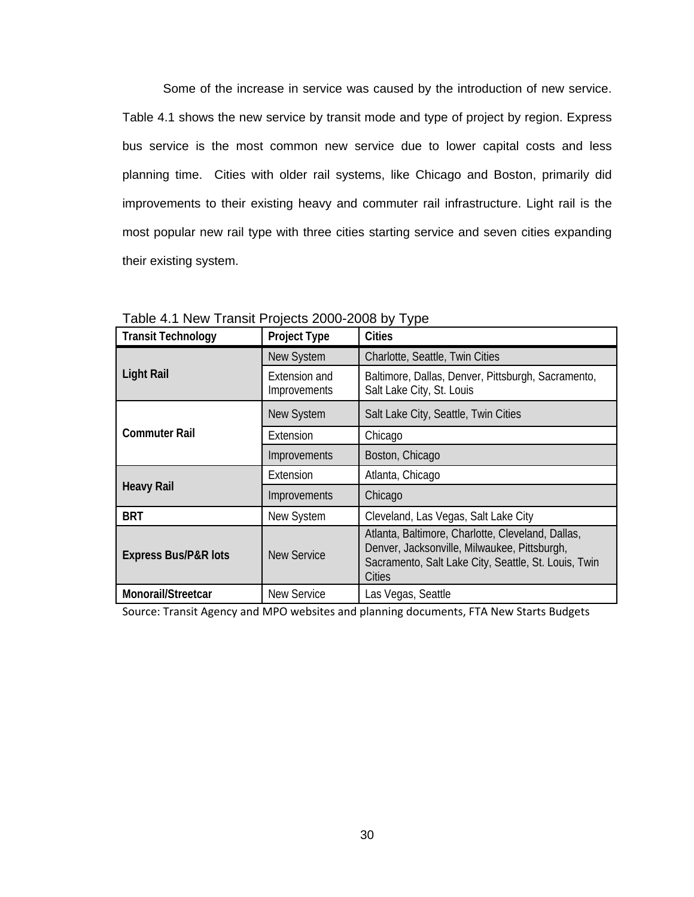Some of the increase in service was caused by the introduction of new service. Table 4.1 shows the new service by transit mode and type of project by region. Express bus service is the most common new service due to lower capital costs and less planning time. Cities with older rail systems, like Chicago and Boston, primarily did improvements to their existing heavy and commuter rail infrastructure. Light rail is the most popular new rail type with three cities starting service and seven cities expanding their existing system.

Table 4.1 New Transit Projects 2000-2008 by Type

| Transit Technology | Project Type | Cities |
|---|---|---|
| **Light Rail** | New System | Charlotte, Seattle, Twin Cities |
| | Extension and Improvements | Baltimore, Dallas, Denver, Pittsburgh, Sacramento, Salt Lake City, St. Louis |
| **Commuter Rail** | New System | Salt Lake City, Seattle, Twin Cities |
| | Extension | Chicago |
| | Improvements | Boston, Chicago |
| **Heavy Rail** | Extension | Atlanta, Chicago |
| | Improvements | Chicago |
| **BRT** | New System | Cleveland, Las Vegas, Salt Lake City |
| **Express Bus/P&R lots** | New Service | Atlanta, Baltimore, Charlotte, Cleveland, Dallas, Denver, Jacksonville, Milwaukee, Pittsburgh, Sacramento, Salt Lake City, Seattle, St. Louis, Twin Cities |
| **Monorail/Streetcar** | New Service | Las Vegas, Seattle |

Source: Transit Agency and MPO websites and planning documents, FTA New Starts Budgets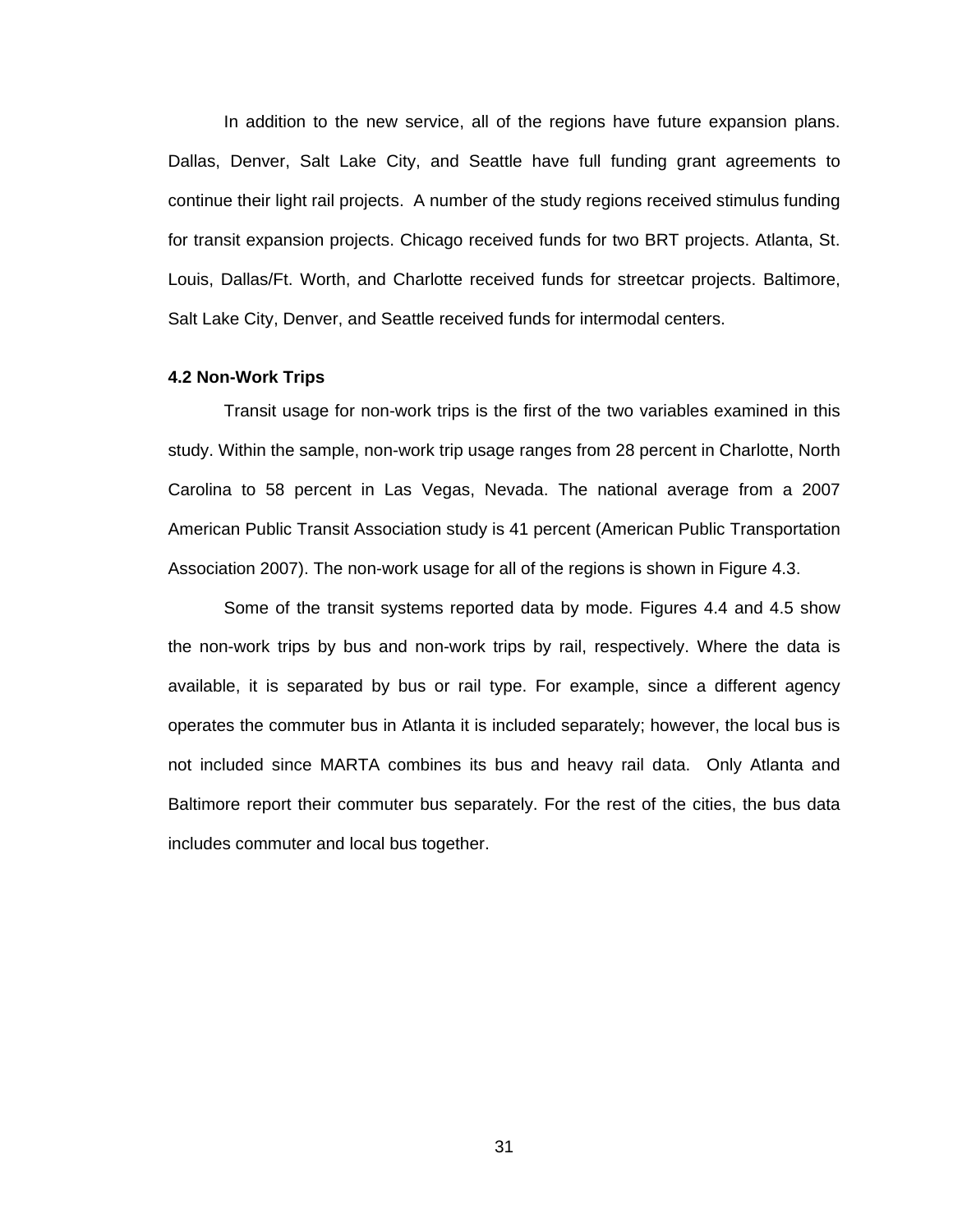In addition to the new service, all of the regions have future expansion plans. Dallas, Denver, Salt Lake City, and Seattle have full funding grant agreements to continue their light rail projects. A number of the study regions received stimulus funding for transit expansion projects. Chicago received funds for two BRT projects. Atlanta, St. Louis, Dallas/Ft. Worth, and Charlotte received funds for streetcar projects. Baltimore, Salt Lake City, Denver, and Seattle received funds for intermodal centers.

### 4.2 Non-Work Trips

Transit usage for non-work trips is the first of the two variables examined in this study. Within the sample, non-work trip usage ranges from 28 percent in Charlotte, North Carolina to 58 percent in Las Vegas, Nevada. The national average from a 2007 American Public Transit Association study is 41 percent (American Public Transportation Association 2007). The non-work usage for all of the regions is shown in Figure 4.3.

Some of the transit systems reported data by mode. Figures 4.4 and 4.5 show the non-work trips by bus and non-work trips by rail, respectively. Where the data is available, it is separated by bus or rail type. For example, since a different agency operates the commuter bus in Atlanta it is included separately; however, the local bus is not included since MARTA combines its bus and heavy rail data. Only Atlanta and Baltimore report their commuter bus separately. For the rest of the cities, the bus data includes commuter and local bus together.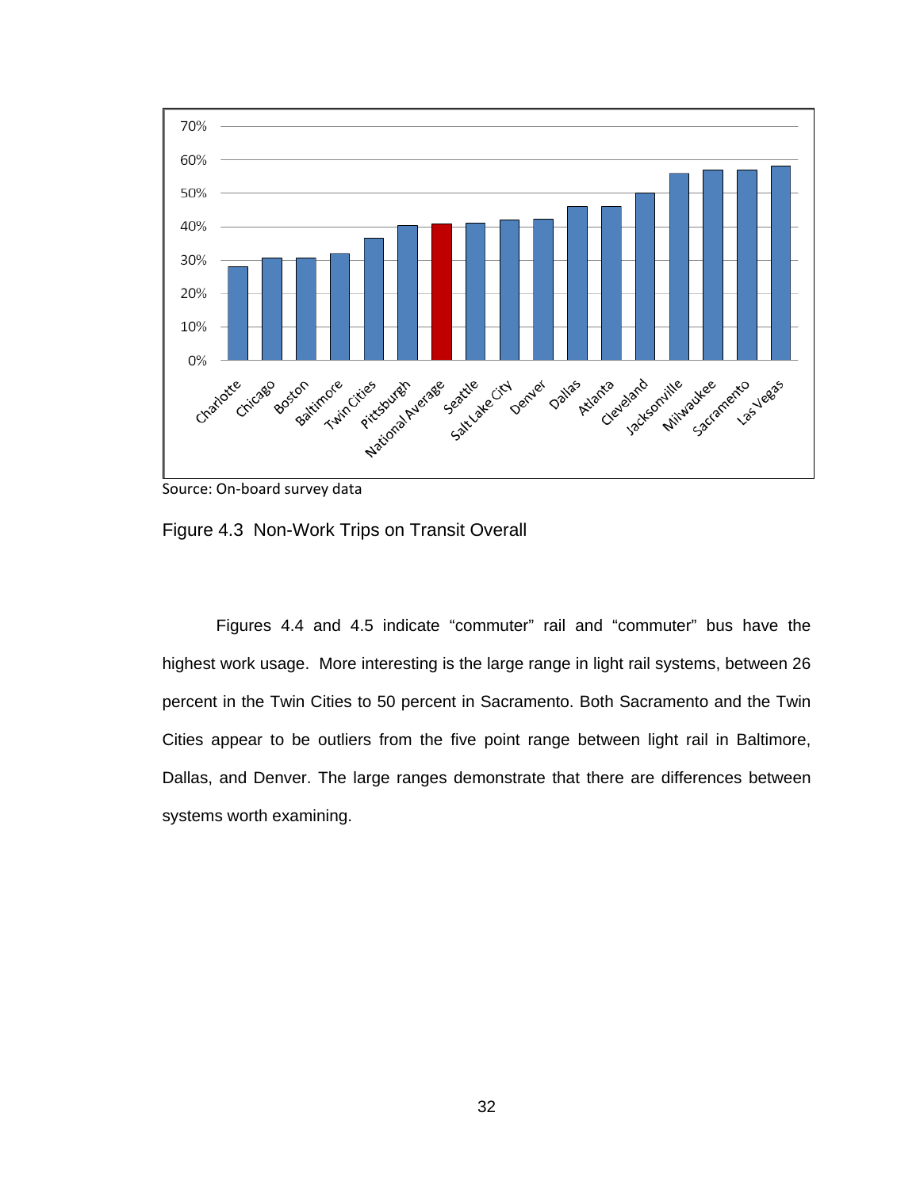Source: On-board survey data

Figure 4.3 Non-Work Trips on Transit Overall

Figures 4.4 and 4.5 indicate “commuter” rail and “commuter” bus have the highest work usage. More interesting is the large range in light rail systems, between 26 percent in the Twin Cities to 50 percent in Sacramento. Both Sacramento and the Twin Cities appear to be outliers from the five point range between light rail in Baltimore, Dallas, and Denver. The large ranges demonstrate that there are differences between systems worth examining.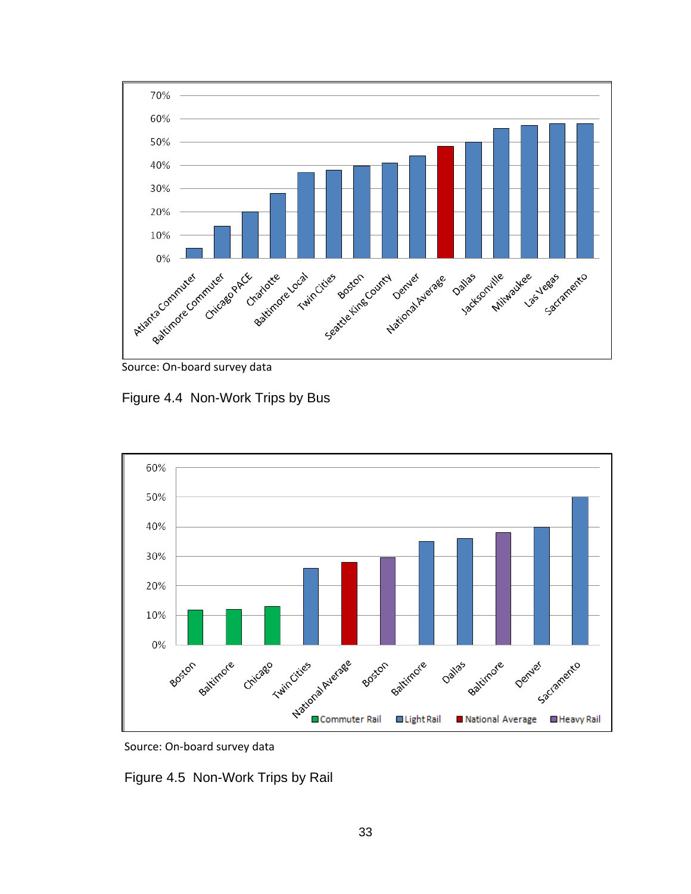Source: On-board survey data

Figure 4.4 Non-Work Trips by Bus

Source: On-board survey data

Figure 4.5 Non-Work Trips by Rail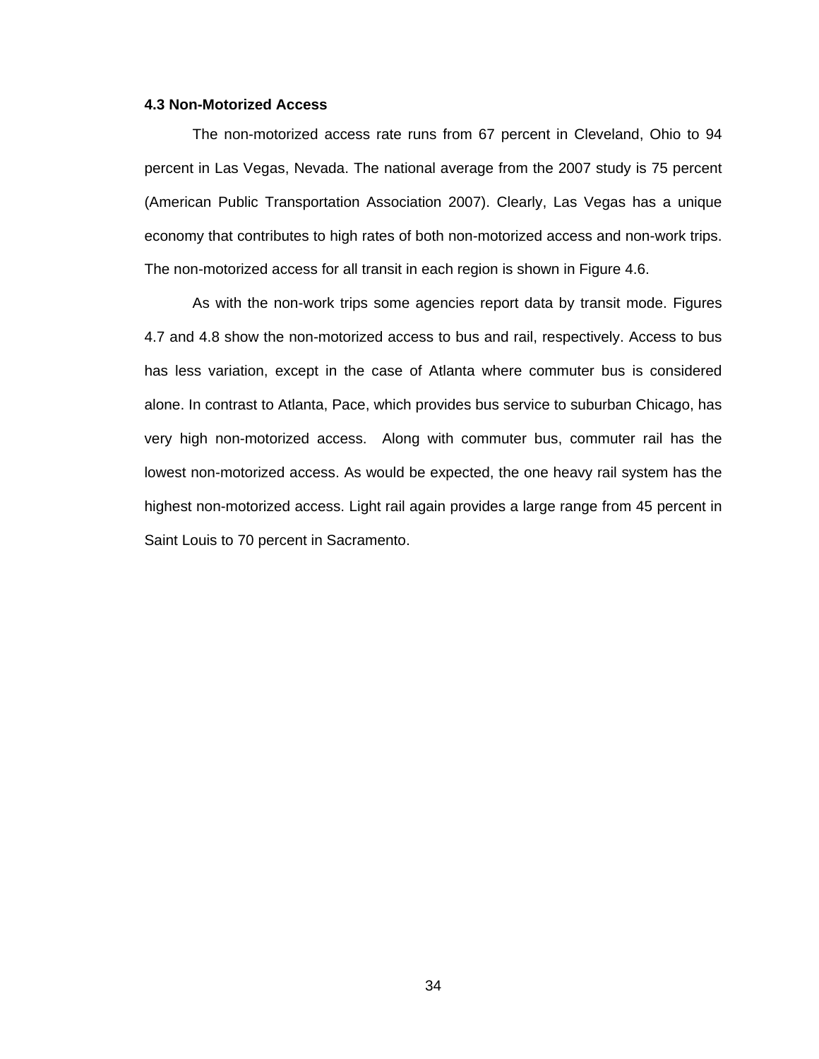### 4.3 Non-Motorized Access

The non-motorized access rate runs from 67 percent in Cleveland, Ohio to 94 percent in Las Vegas, Nevada. The national average from the 2007 study is 75 percent (American Public Transportation Association 2007). Clearly, Las Vegas has a unique economy that contributes to high rates of both non-motorized access and non-work trips. The non-motorized access for all transit in each region is shown in Figure 4.6.

As with the non-work trips some agencies report data by transit mode. Figures 4.7 and 4.8 show the non-motorized access to bus and rail, respectively. Access to bus has less variation, except in the case of Atlanta where commuter bus is considered alone. In contrast to Atlanta, Pace, which provides bus service to suburban Chicago, has very high non-motorized access. Along with commuter bus, commuter rail has the lowest non-motorized access. As would be expected, the one heavy rail system has the highest non-motorized access. Light rail again provides a large range from 45 percent in Saint Louis to 70 percent in Sacramento.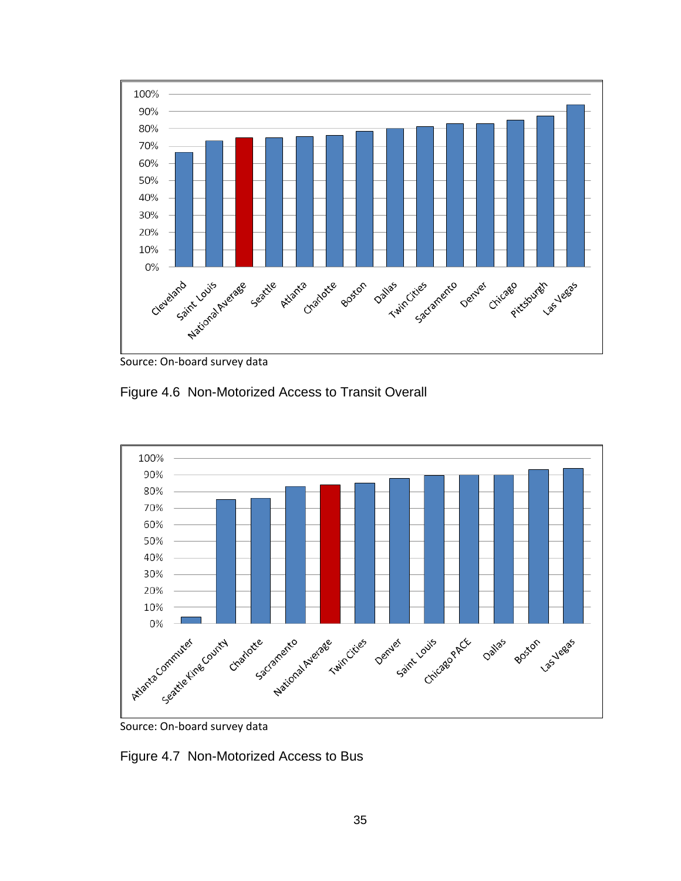Source: On-board survey data

Figure 4.6 Non-Motorized Access to Transit Overall

Source: On-board survey data

Figure 4.7 Non-Motorized Access to Bus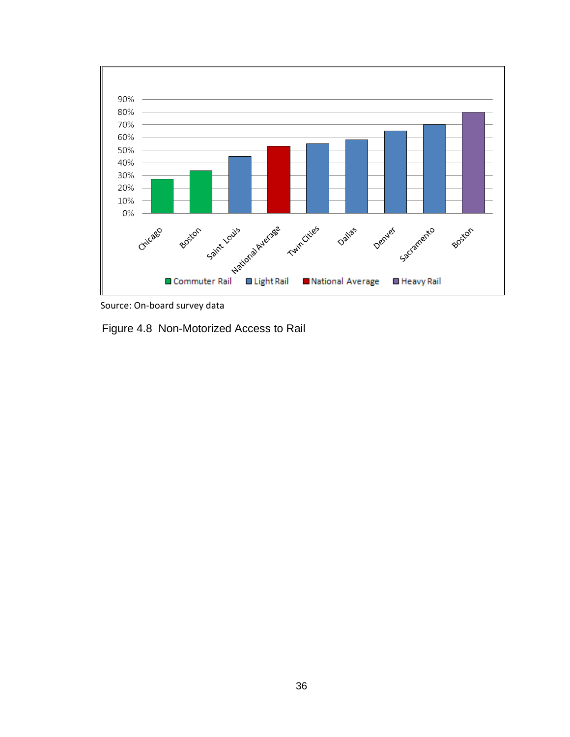Source: On-board survey data

Figure 4.8 Non-Motorized Access to Rail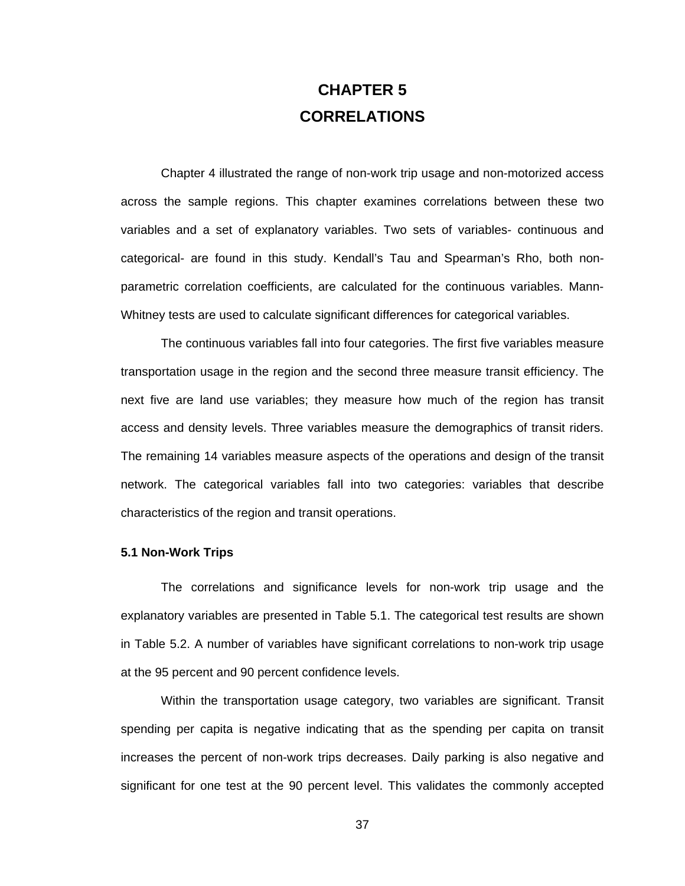# CHAPTER 5
# CORRELATIONS

Chapter 4 illustrated the range of non-work trip usage and non-motorized access across the sample regions. This chapter examines correlations between these two variables and a set of explanatory variables. Two sets of variables- continuous and categorical- are found in this study. Kendall's Tau and Spearman's Rho, both non-parametric correlation coefficients, are calculated for the continuous variables. Mann-Whitney tests are used to calculate significant differences for categorical variables.

The continuous variables fall into four categories. The first five variables measure transportation usage in the region and the second three measure transit efficiency. The next five are land use variables; they measure how much of the region has transit access and density levels. Three variables measure the demographics of transit riders. The remaining 14 variables measure aspects of the operations and design of the transit network. The categorical variables fall into two categories: variables that describe characteristics of the region and transit operations.

### 5.1 Non-Work Trips

The correlations and significance levels for non-work trip usage and the explanatory variables are presented in Table 5.1. The categorical test results are shown in Table 5.2. A number of variables have significant correlations to non-work trip usage at the 95 percent and 90 percent confidence levels.

Within the transportation usage category, two variables are significant. Transit spending per capita is negative indicating that as the spending per capita on transit increases the percent of non-work trips decreases. Daily parking is also negative and significant for one test at the 90 percent level. This validates the commonly accepted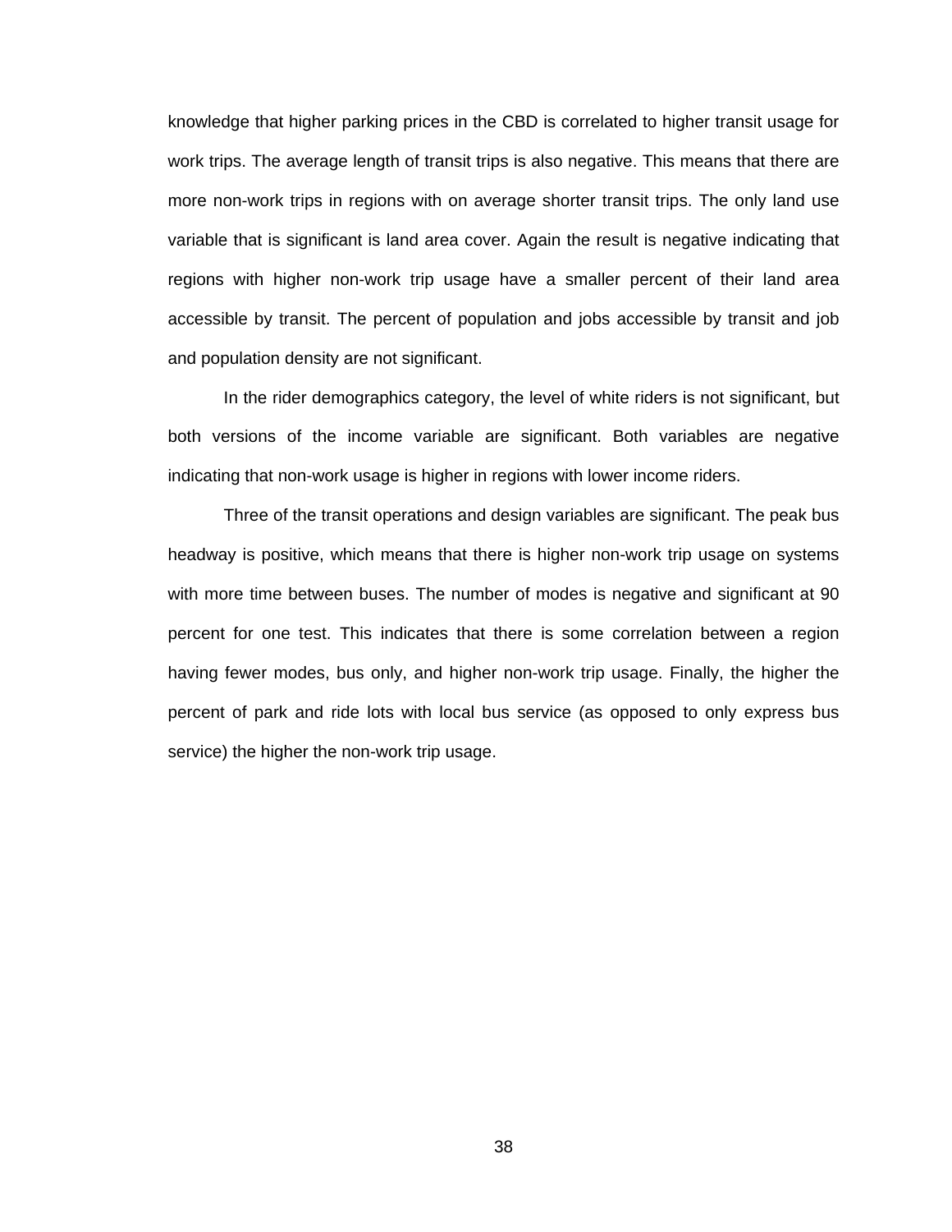knowledge that higher parking prices in the CBD is correlated to higher transit usage for work trips. The average length of transit trips is also negative. This means that there are more non-work trips in regions with on average shorter transit trips. The only land use variable that is significant is land area cover. Again the result is negative indicating that regions with higher non-work trip usage have a smaller percent of their land area accessible by transit. The percent of population and jobs accessible by transit and job and population density are not significant.

In the rider demographics category, the level of white riders is not significant, but both versions of the income variable are significant. Both variables are negative indicating that non-work usage is higher in regions with lower income riders.

Three of the transit operations and design variables are significant. The peak bus headway is positive, which means that there is higher non-work trip usage on systems with more time between buses. The number of modes is negative and significant at 90 percent for one test. This indicates that there is some correlation between a region having fewer modes, bus only, and higher non-work trip usage. Finally, the higher the percent of park and ride lots with local bus service (as opposed to only express bus service) the higher the non-work trip usage.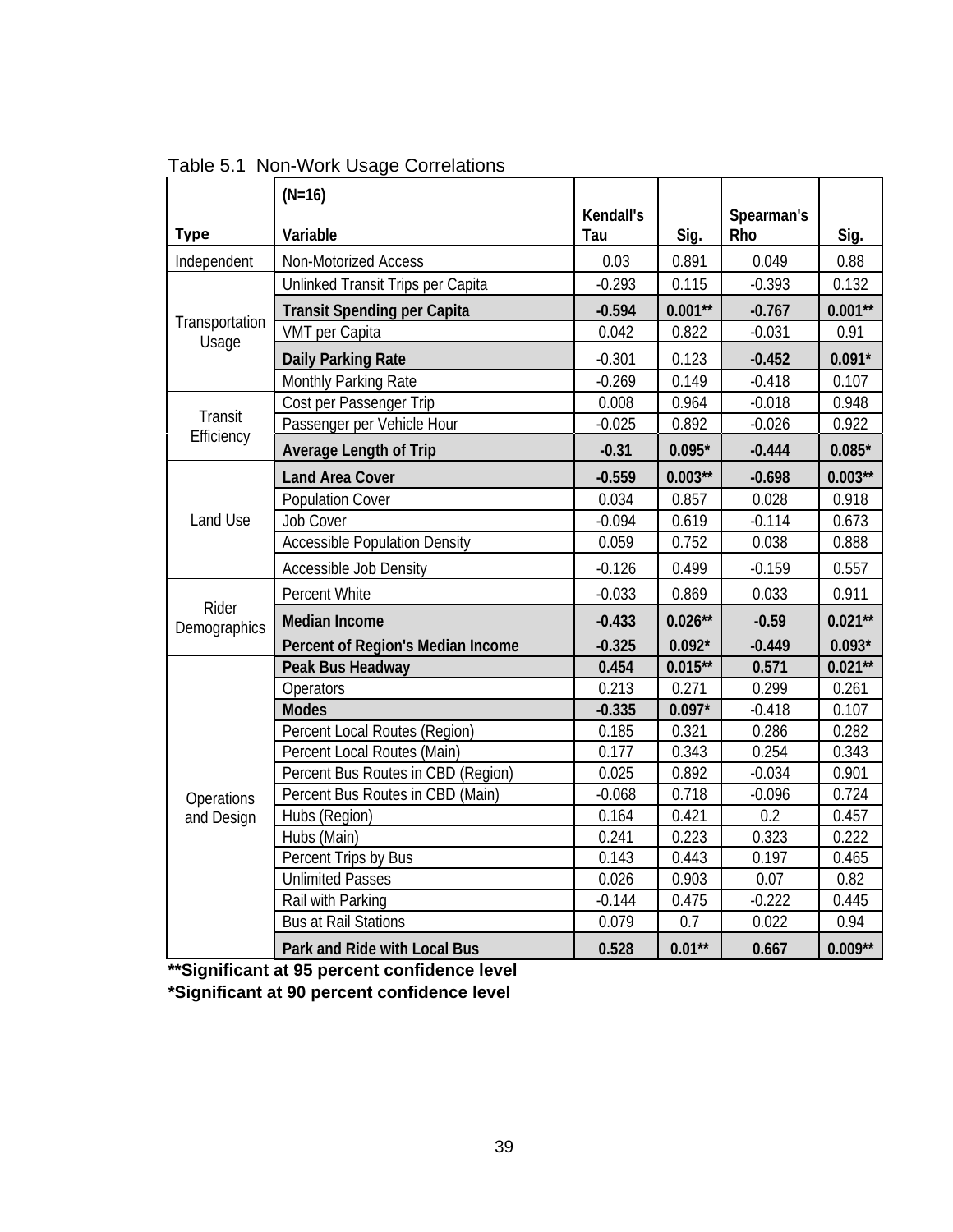Table 5.1 Non-Work Usage Correlations

| Type | (N=16) Variable | Kendall's Tau | Sig. | Spearman's Rho | Sig. |
|---|---|---|---|---|---|
| Independent | Non-Motorized Access | 0.03 | 0.891 | 0.049 | 0.88 |
| Transportation Usage | Unlinked Transit Trips per Capita | -0.293 | 0.115 | -0.393 | 0.132 |
| | **Transit Spending per Capita** | **-0.594** | **0.001\*\*** | **-0.767** | **0.001\*\*** |
| | VMT per Capita | 0.042 | 0.822 | -0.031 | 0.91 |
| | **Daily Parking Rate** | -0.301 | 0.123 | **-0.452** | **0.091\*** |
| | Monthly Parking Rate | -0.269 | 0.149 | -0.418 | 0.107 |
| Transit Efficiency | Cost per Passenger Trip | 0.008 | 0.964 | -0.018 | 0.948 |
| | Passenger per Vehicle Hour | -0.025 | 0.892 | -0.026 | 0.922 |
| | **Average Length of Trip** | **-0.31** | **0.095\*** | **-0.444** | **0.085\*** |
| Land Use | **Land Area Cover** | **-0.559** | **0.003\*\*** | **-0.698** | **0.003\*\*** |
| | Population Cover | 0.034 | 0.857 | 0.028 | 0.918 |
| | Job Cover | -0.094 | 0.619 | -0.114 | 0.673 |
| | Accessible Population Density | 0.059 | 0.752 | 0.038 | 0.888 |
| | Accessible Job Density | -0.126 | 0.499 | -0.159 | 0.557 |
| Rider Demographics | Percent White | -0.033 | 0.869 | 0.033 | 0.911 |
| | **Median Income** | **-0.433** | **0.026\*\*** | **-0.59** | **0.021\*\*** |
| | **Percent of Region's Median Income** | **-0.325** | **0.092\*** | **-0.449** | **0.093\*** |
| Operations and Design | **Peak Bus Headway** | **0.454** | **0.015\*\*** | **0.571** | **0.021\*\*** |
| | Operators | 0.213 | 0.271 | 0.299 | 0.261 |
| | **Modes** | **-0.335** | **0.097\*** | -0.418 | 0.107 |
| | Percent Local Routes (Region) | 0.185 | 0.321 | 0.286 | 0.282 |
| | Percent Local Routes (Main) | 0.177 | 0.343 | 0.254 | 0.343 |
| | Percent Bus Routes in CBD (Region) | 0.025 | 0.892 | -0.034 | 0.901 |
| | Percent Bus Routes in CBD (Main) | -0.068 | 0.718 | -0.096 | 0.724 |
| | Hubs (Region) | 0.164 | 0.421 | 0.2 | 0.457 |
| | Hubs (Main) | 0.241 | 0.223 | 0.323 | 0.222 |
| | Percent Trips by Bus | 0.143 | 0.443 | 0.197 | 0.465 |
| | Unlimited Passes | 0.026 | 0.903 | 0.07 | 0.82 |
| | Rail with Parking | -0.144 | 0.475 | -0.222 | 0.445 |
| | Bus at Rail Stations | 0.079 | 0.7 | 0.022 | 0.94 |
| | **Park and Ride with Local Bus** | **0.528** | **0.01\*\*** | **0.667** | **0.009\*\*** |

**\*\*Significant at 95 percent confidence level**
**\*Significant at 90 percent confidence level**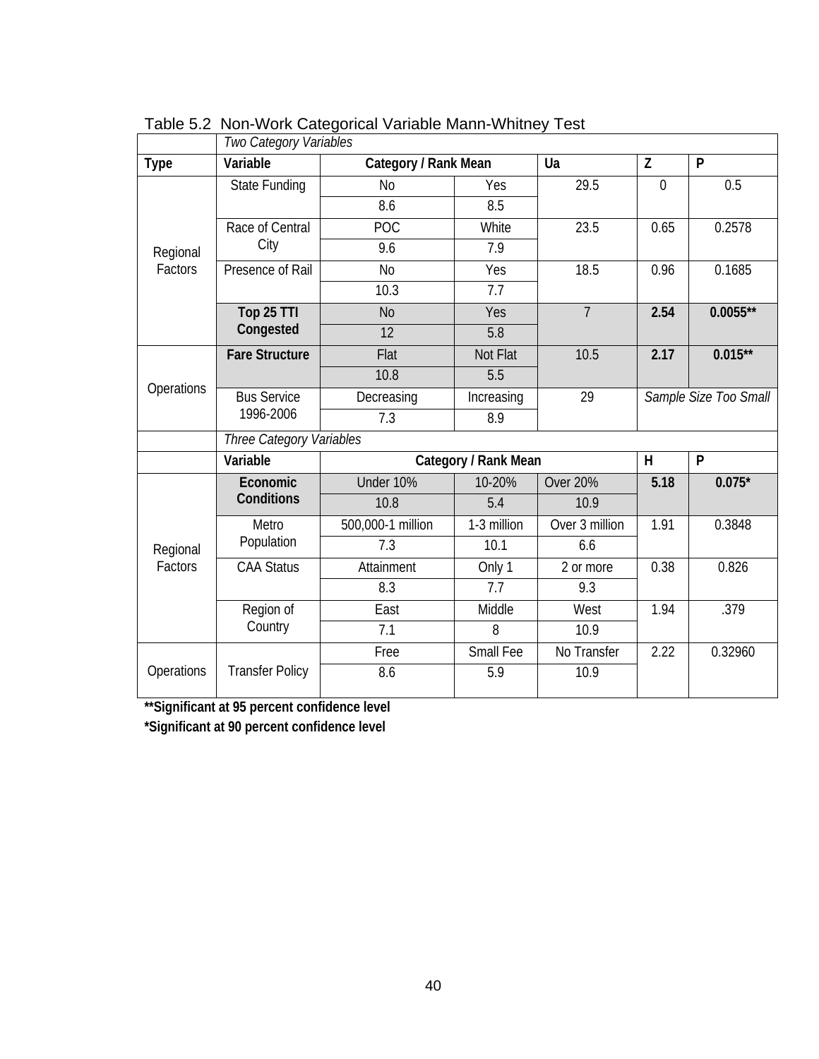Table 5.2 Non-Work Categorical Variable Mann-Whitney Test

| | *Two Category Variables* | | | | | |
|---|---|---|---|---|---|---|
| **Type** | **Variable** | **Category / Rank Mean** | | **Ua** | **Z** | **P** |
| Regional Factors | State Funding | No | Yes | 29.5 | 0 | 0.5 |
| | | 8.6 | 8.5 | | | |
| | Race of Central City | POC | White | 23.5 | 0.65 | 0.2578 |
| | | 9.6 | 7.9 | | | |
| | Presence of Rail | No | Yes | 18.5 | 0.96 | 0.1685 |
| | | 10.3 | 7.7 | | | |
| | **Top 25 TTI Congested** | No | Yes | 7 | **2.54** | **0.0055\*\*** |
| | | 12 | 5.8 | | | |
| Operations | **Fare Structure** | Flat | Not Flat | 10.5 | **2.17** | **0.015\*\*** |
| | | 10.8 | 5.5 | | | |
| | Bus Service 1996-2006 | Decreasing | Increasing | 29 | *Sample Size Too Small* | |
| | | 7.3 | 8.9 | | | |
| | *Three Category Variables* | | | | | |
| | **Variable** | **Category / Rank Mean** | | | **H** | **P** |
| Regional Factors | **Economic Conditions** | Under 10% | 10-20% | Over 20% | **5.18** | **0.075\*** |
| | | 10.8 | 5.4 | 10.9 | | |
| | Metro Population | 500,000-1 million | 1-3 million | Over 3 million | 1.91 | 0.3848 |
| | | 7.3 | 10.1 | 6.6 | | |
| | CAA Status | Attainment | Only 1 | 2 or more | 0.38 | 0.826 |
| | | 8.3 | 7.7 | 9.3 | | |
| | Region of Country | East | Middle | West | 1.94 | .379 |
| | | 7.1 | 8 | 10.9 | | |
| Operations | Transfer Policy | Free | Small Fee | No Transfer | 2.22 | 0.32960 |
| | | 8.6 | 5.9 | 10.9 | | |

**\*\*Significant at 95 percent confidence level**

**\*Significant at 90 percent confidence level**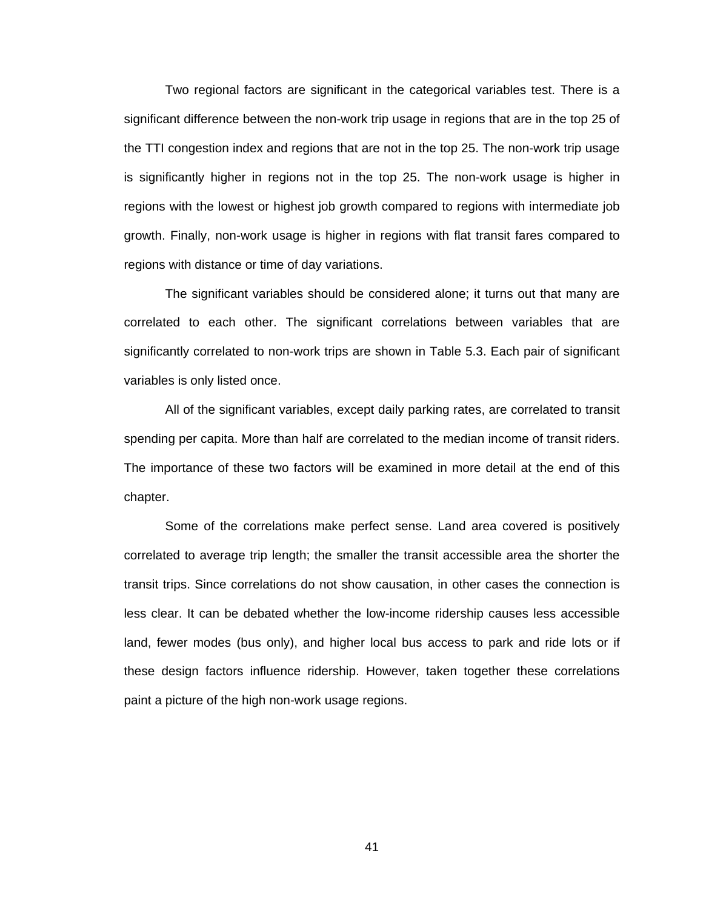Two regional factors are significant in the categorical variables test. There is a significant difference between the non-work trip usage in regions that are in the top 25 of the TTI congestion index and regions that are not in the top 25. The non-work trip usage is significantly higher in regions not in the top 25. The non-work usage is higher in regions with the lowest or highest job growth compared to regions with intermediate job growth. Finally, non-work usage is higher in regions with flat transit fares compared to regions with distance or time of day variations.

The significant variables should be considered alone; it turns out that many are correlated to each other. The significant correlations between variables that are significantly correlated to non-work trips are shown in Table 5.3. Each pair of significant variables is only listed once.

All of the significant variables, except daily parking rates, are correlated to transit spending per capita. More than half are correlated to the median income of transit riders. The importance of these two factors will be examined in more detail at the end of this chapter.

Some of the correlations make perfect sense. Land area covered is positively correlated to average trip length; the smaller the transit accessible area the shorter the transit trips. Since correlations do not show causation, in other cases the connection is less clear. It can be debated whether the low-income ridership causes less accessible land, fewer modes (bus only), and higher local bus access to park and ride lots or if these design factors influence ridership. However, taken together these correlations paint a picture of the high non-work usage regions.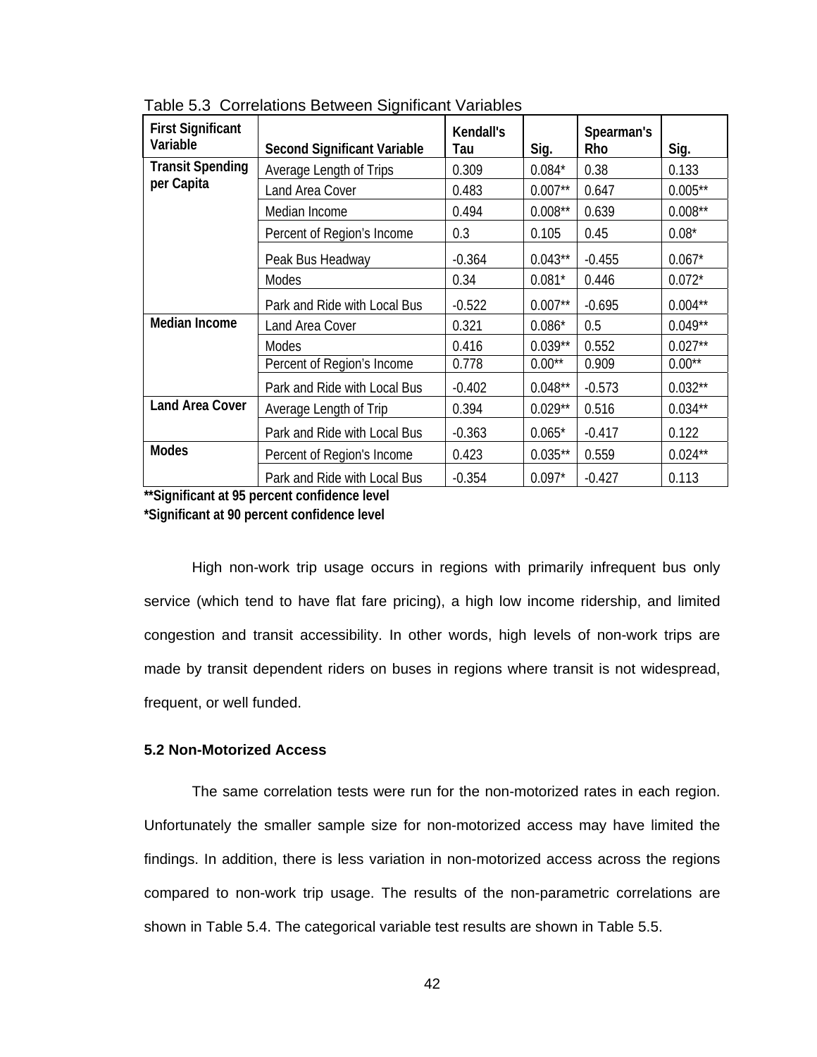Table 5.3 Correlations Between Significant Variables

| First Significant Variable | Second Significant Variable | Kendall's Tau | Sig. | Spearman's Rho | Sig. |
|---|---|---|---|---|---|
| **Transit Spending per Capita** | Average Length of Trips | 0.309 | 0.084* | 0.38 | 0.133 |
| | Land Area Cover | 0.483 | 0.007** | 0.647 | 0.005** |
| | Median Income | 0.494 | 0.008** | 0.639 | 0.008** |
| | Percent of Region's Income | 0.3 | 0.105 | 0.45 | 0.08* |
| | Peak Bus Headway | -0.364 | 0.043** | -0.455 | 0.067* |
| | Modes | 0.34 | 0.081* | 0.446 | 0.072* |
| | Park and Ride with Local Bus | -0.522 | 0.007** | -0.695 | 0.004** |
| **Median Income** | Land Area Cover | 0.321 | 0.086* | 0.5 | 0.049** |
| | Modes | 0.416 | 0.039** | 0.552 | 0.027** |
| | Percent of Region's Income | 0.778 | 0.00** | 0.909 | 0.00** |
| | Park and Ride with Local Bus | -0.402 | 0.048** | -0.573 | 0.032** |
| **Land Area Cover** | Average Length of Trip | 0.394 | 0.029** | 0.516 | 0.034** |
| | Park and Ride with Local Bus | -0.363 | 0.065* | -0.417 | 0.122 |
| **Modes** | Percent of Region's Income | 0.423 | 0.035** | 0.559 | 0.024** |
| | Park and Ride with Local Bus | -0.354 | 0.097* | -0.427 | 0.113 |

**\*\*Significant at 95 percent confidence level**
**\*Significant at 90 percent confidence level**

High non-work trip usage occurs in regions with primarily infrequent bus only service (which tend to have flat fare pricing), a high low income ridership, and limited congestion and transit accessibility. In other words, high levels of non-work trips are made by transit dependent riders on buses in regions where transit is not widespread, frequent, or well funded.

### 5.2 Non-Motorized Access

The same correlation tests were run for the non-motorized rates in each region. Unfortunately the smaller sample size for non-motorized access may have limited the findings. In addition, there is less variation in non-motorized access across the regions compared to non-work trip usage. The results of the non-parametric correlations are shown in Table 5.4. The categorical variable test results are shown in Table 5.5.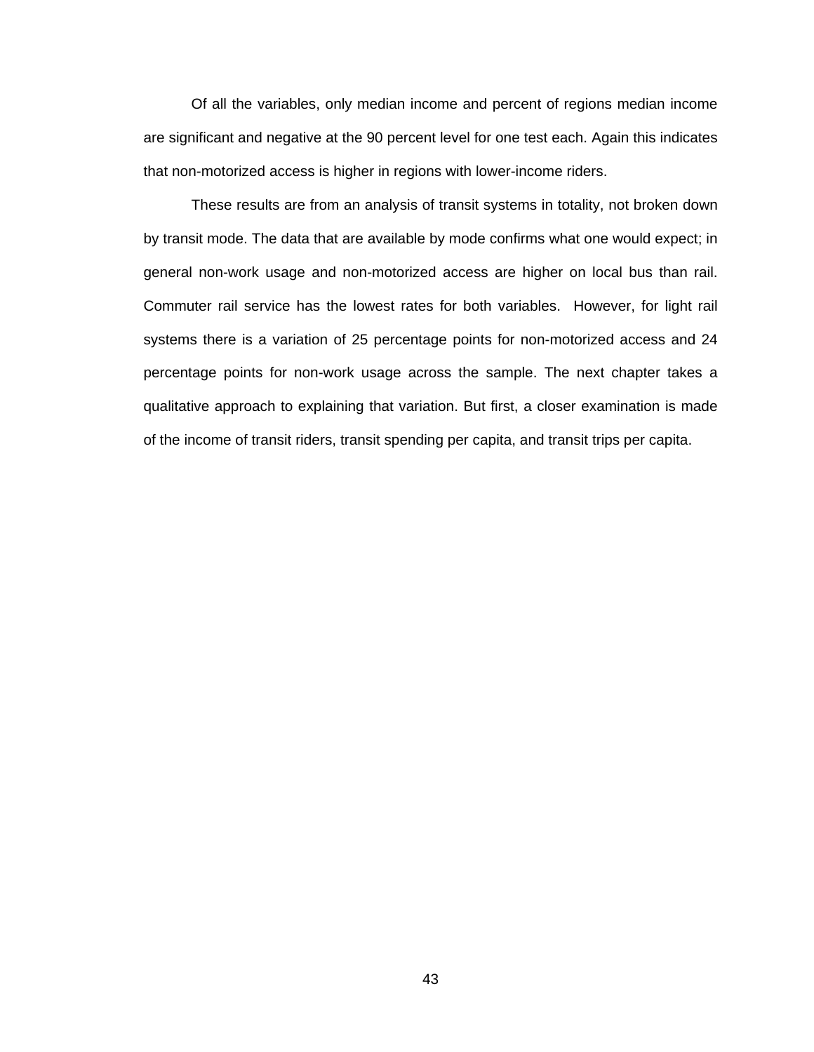Of all the variables, only median income and percent of regions median income are significant and negative at the 90 percent level for one test each. Again this indicates that non-motorized access is higher in regions with lower-income riders.

These results are from an analysis of transit systems in totality, not broken down by transit mode. The data that are available by mode confirms what one would expect; in general non-work usage and non-motorized access are higher on local bus than rail. Commuter rail service has the lowest rates for both variables.  However, for light rail systems there is a variation of 25 percentage points for non-motorized access and 24 percentage points for non-work usage across the sample. The next chapter takes a qualitative approach to explaining that variation. But first, a closer examination is made of the income of transit riders, transit spending per capita, and transit trips per capita.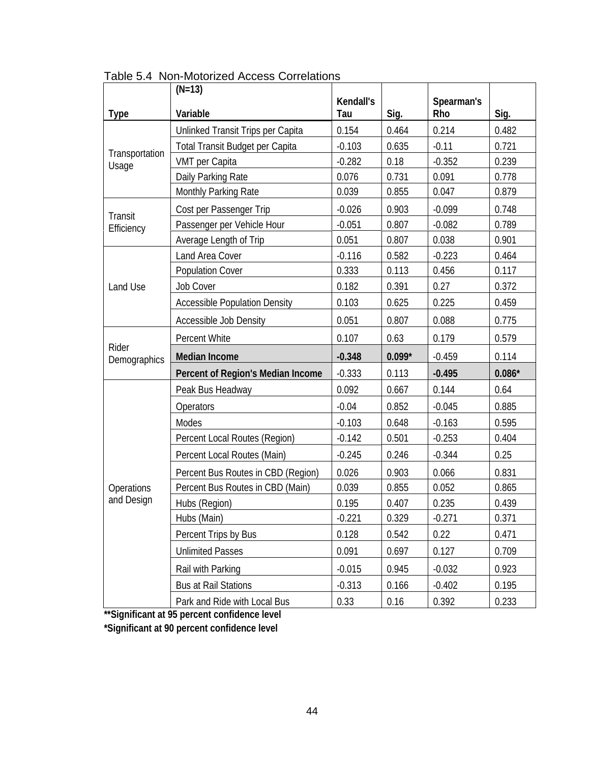Table 5.4 Non-Motorized Access Correlations

| Type | (N=13) Variable | Kendall's Tau | Sig. | Spearman's Rho | Sig. |
|---|---|---|---|---|---|
| Transportation Usage | Unlinked Transit Trips per Capita | 0.154 | 0.464 | 0.214 | 0.482 |
| | Total Transit Budget per Capita | -0.103 | 0.635 | -0.11 | 0.721 |
| | VMT per Capita | -0.282 | 0.18 | -0.352 | 0.239 |
| | Daily Parking Rate | 0.076 | 0.731 | 0.091 | 0.778 |
| | Monthly Parking Rate | 0.039 | 0.855 | 0.047 | 0.879 |
| Transit Efficiency | Cost per Passenger Trip | -0.026 | 0.903 | -0.099 | 0.748 |
| | Passenger per Vehicle Hour | -0.051 | 0.807 | -0.082 | 0.789 |
| | Average Length of Trip | 0.051 | 0.807 | 0.038 | 0.901 |
| Land Use | Land Area Cover | -0.116 | 0.582 | -0.223 | 0.464 |
| | Population Cover | 0.333 | 0.113 | 0.456 | 0.117 |
| | Job Cover | 0.182 | 0.391 | 0.27 | 0.372 |
| | Accessible Population Density | 0.103 | 0.625 | 0.225 | 0.459 |
| | Accessible Job Density | 0.051 | 0.807 | 0.088 | 0.775 |
| Rider Demographics | Percent White | 0.107 | 0.63 | 0.179 | 0.579 |
| | **Median Income** | **-0.348** | **0.099*** | -0.459 | 0.114 |
| | **Percent of Region's Median Income** | -0.333 | 0.113 | **-0.495** | **0.086*** |
| Operations and Design | Peak Bus Headway | 0.092 | 0.667 | 0.144 | 0.64 |
| | Operators | -0.04 | 0.852 | -0.045 | 0.885 |
| | Modes | -0.103 | 0.648 | -0.163 | 0.595 |
| | Percent Local Routes (Region) | -0.142 | 0.501 | -0.253 | 0.404 |
| | Percent Local Routes (Main) | -0.245 | 0.246 | -0.344 | 0.25 |
| | Percent Bus Routes in CBD (Region) | 0.026 | 0.903 | 0.066 | 0.831 |
| | Percent Bus Routes in CBD (Main) | 0.039 | 0.855 | 0.052 | 0.865 |
| | Hubs (Region) | 0.195 | 0.407 | 0.235 | 0.439 |
| | Hubs (Main) | -0.221 | 0.329 | -0.271 | 0.371 |
| | Percent Trips by Bus | 0.128 | 0.542 | 0.22 | 0.471 |
| | Unlimited Passes | 0.091 | 0.697 | 0.127 | 0.709 |
| | Rail with Parking | -0.015 | 0.945 | -0.032 | 0.923 |
| | Bus at Rail Stations | -0.313 | 0.166 | -0.402 | 0.195 |
| | Park and Ride with Local Bus | 0.33 | 0.16 | 0.392 | 0.233 |

**\*\*Significant at 95 percent confidence level**

**\*Significant at 90 percent confidence level**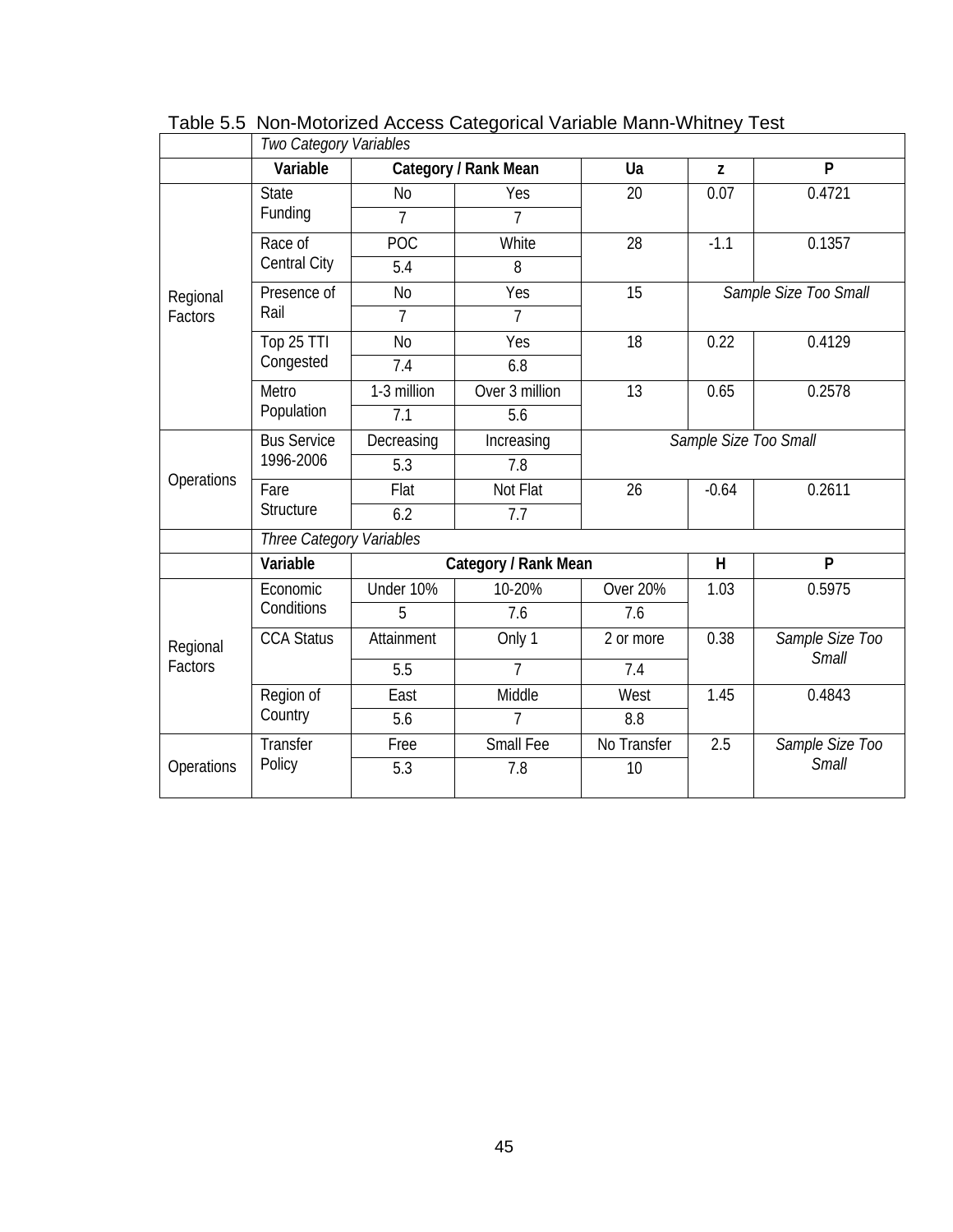Table 5.5 Non-Motorized Access Categorical Variable Mann-Whitney Test

| | *Two Category Variables* | | | | | |
|---|---|---|---|---|---|---|
| | **Variable** | **Category / Rank Mean** | | **Ua** | **z** | **P** |
| Regional Factors | State Funding | No | Yes | 20 | 0.07 | 0.4721 |
| | | 7 | 7 | | | |
| | Race of Central City | POC | White | 28 | -1.1 | 0.1357 |
| | | 5.4 | 8 | | | |
| | Presence of Rail | No | Yes | 15 | *Sample Size Too Small* | |
| | | 7 | 7 | | | |
| | Top 25 TTI Congested | No | Yes | 18 | 0.22 | 0.4129 |
| | | 7.4 | 6.8 | | | |
| | Metro Population | 1-3 million | Over 3 million | 13 | 0.65 | 0.2578 |
| | | 7.1 | 5.6 | | | |
| Operations | Bus Service 1996-2006 | Decreasing | Increasing | *Sample Size Too Small* | | |
| | | 5.3 | 7.8 | | | |
| | Fare Structure | Flat | Not Flat | 26 | -0.64 | 0.2611 |
| | | 6.2 | 7.7 | | | |
| | *Three Category Variables* | | | | | |
| | **Variable** | **Category / Rank Mean** | | | **H** | **P** |
| Regional Factors | Economic Conditions | Under 10% | 10-20% | Over 20% | 1.03 | 0.5975 |
| | | 5 | 7.6 | 7.6 | | |
| | CCA Status | Attainment | Only 1 | 2 or more | 0.38 | *Sample Size Too Small* |
| | | 5.5 | 7 | 7.4 | | |
| | Region of Country | East | Middle | West | 1.45 | 0.4843 |
| | | 5.6 | 7 | 8.8 | | |
| Operations | Transfer Policy | Free | Small Fee | No Transfer | 2.5 | *Sample Size Too Small* |
| | | 5.3 | 7.8 | 10 | | |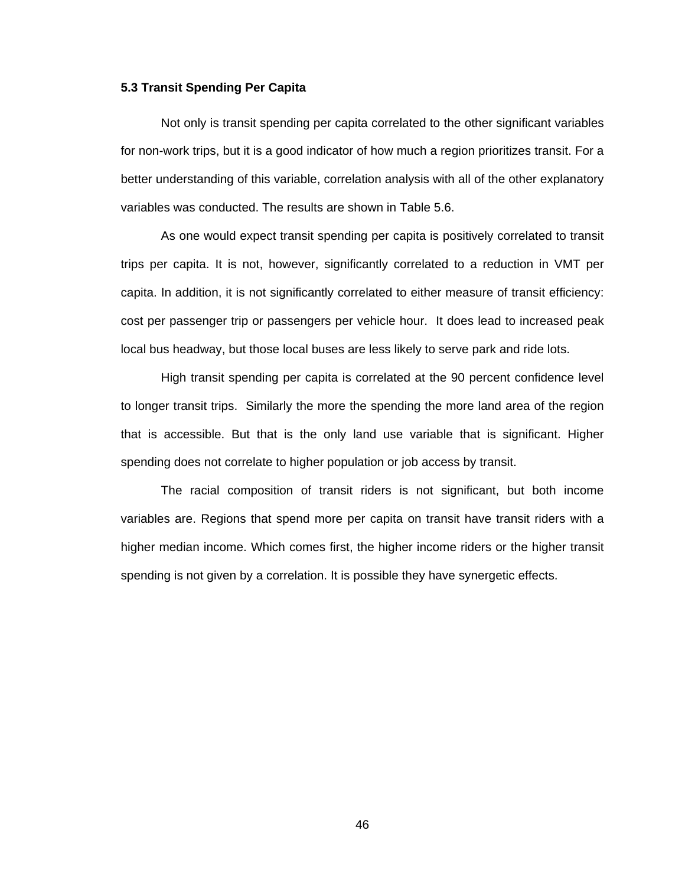### 5.3 Transit Spending Per Capita

Not only is transit spending per capita correlated to the other significant variables for non-work trips, but it is a good indicator of how much a region prioritizes transit. For a better understanding of this variable, correlation analysis with all of the other explanatory variables was conducted. The results are shown in Table 5.6.

As one would expect transit spending per capita is positively correlated to transit trips per capita. It is not, however, significantly correlated to a reduction in VMT per capita. In addition, it is not significantly correlated to either measure of transit efficiency: cost per passenger trip or passengers per vehicle hour. It does lead to increased peak local bus headway, but those local buses are less likely to serve park and ride lots.

High transit spending per capita is correlated at the 90 percent confidence level to longer transit trips. Similarly the more the spending the more land area of the region that is accessible. But that is the only land use variable that is significant. Higher spending does not correlate to higher population or job access by transit.

The racial composition of transit riders is not significant, but both income variables are. Regions that spend more per capita on transit have transit riders with a higher median income. Which comes first, the higher income riders or the higher transit spending is not given by a correlation. It is possible they have synergetic effects.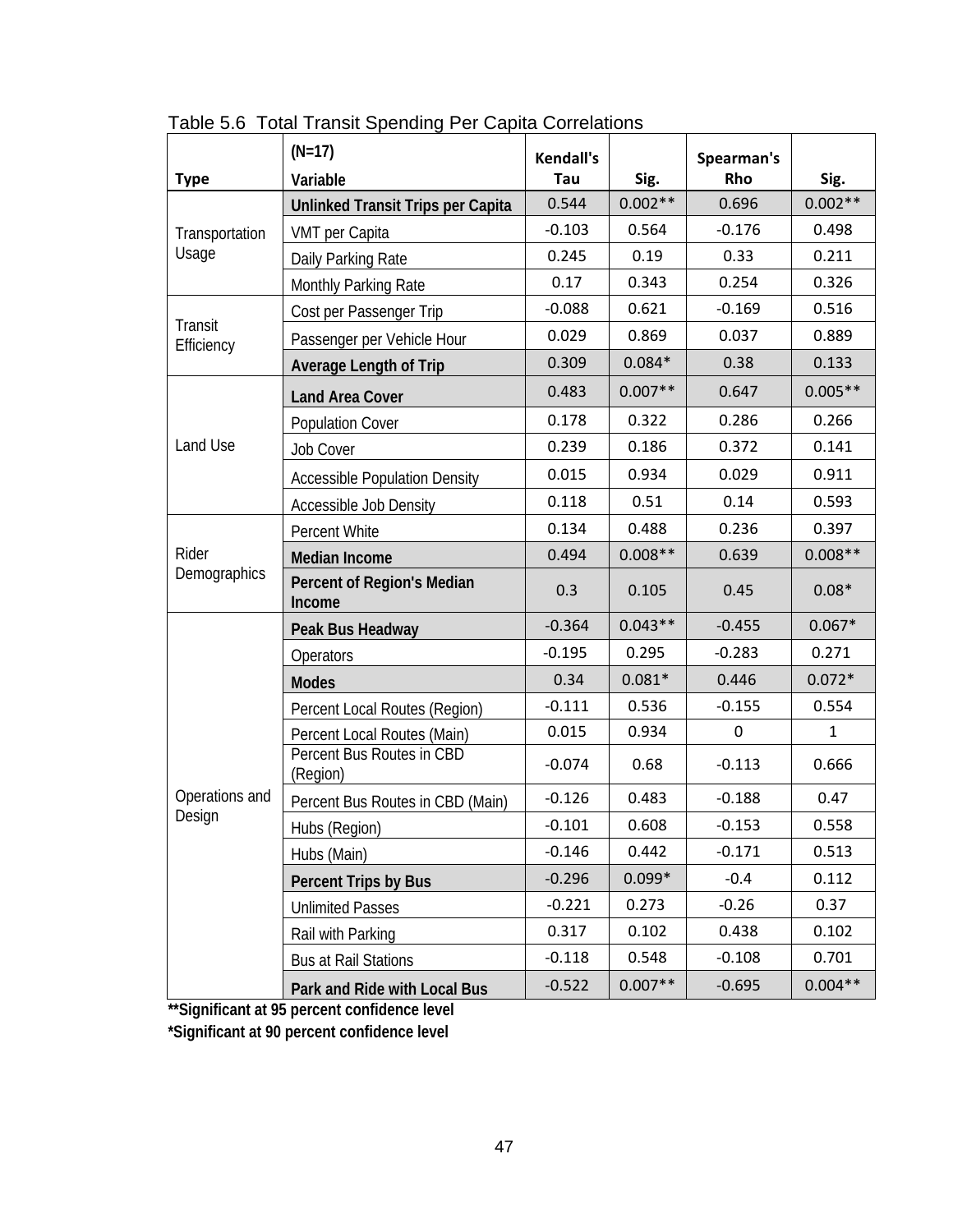Table 5.6 Total Transit Spending Per Capita Correlations

| Type | (N=17) Variable | Kendall's Tau | Sig. | Spearman's Rho | Sig. |
|---|---|---|---|---|---|
| Transportation Usage | **Unlinked Transit Trips per Capita** | 0.544 | 0.002** | 0.696 | 0.002** |
| | VMT per Capita | -0.103 | 0.564 | -0.176 | 0.498 |
| | Daily Parking Rate | 0.245 | 0.19 | 0.33 | 0.211 |
| | Monthly Parking Rate | 0.17 | 0.343 | 0.254 | 0.326 |
| Transit Efficiency | Cost per Passenger Trip | -0.088 | 0.621 | -0.169 | 0.516 |
| | Passenger per Vehicle Hour | 0.029 | 0.869 | 0.037 | 0.889 |
| | **Average Length of Trip** | 0.309 | 0.084* | 0.38 | 0.133 |
| Land Use | **Land Area Cover** | 0.483 | 0.007** | 0.647 | 0.005** |
| | Population Cover | 0.178 | 0.322 | 0.286 | 0.266 |
| | Job Cover | 0.239 | 0.186 | 0.372 | 0.141 |
| | Accessible Population Density | 0.015 | 0.934 | 0.029 | 0.911 |
| | Accessible Job Density | 0.118 | 0.51 | 0.14 | 0.593 |
| Rider Demographics | Percent White | 0.134 | 0.488 | 0.236 | 0.397 |
| | **Median Income** | 0.494 | 0.008** | 0.639 | 0.008** |
| | **Percent of Region's Median Income** | 0.3 | 0.105 | 0.45 | 0.08* |
| Operations and Design | **Peak Bus Headway** | -0.364 | 0.043** | -0.455 | 0.067* |
| | Operators | -0.195 | 0.295 | -0.283 | 0.271 |
| | **Modes** | 0.34 | 0.081* | 0.446 | 0.072* |
| | Percent Local Routes (Region) | -0.111 | 0.536 | -0.155 | 0.554 |
| | Percent Local Routes (Main) | 0.015 | 0.934 | 0 | 1 |
| | Percent Bus Routes in CBD (Region) | -0.074 | 0.68 | -0.113 | 0.666 |
| | Percent Bus Routes in CBD (Main) | -0.126 | 0.483 | -0.188 | 0.47 |
| | Hubs (Region) | -0.101 | 0.608 | -0.153 | 0.558 |
| | Hubs (Main) | -0.146 | 0.442 | -0.171 | 0.513 |
| | **Percent Trips by Bus** | -0.296 | 0.099* | -0.4 | 0.112 |
| | Unlimited Passes | -0.221 | 0.273 | -0.26 | 0.37 |
| | Rail with Parking | 0.317 | 0.102 | 0.438 | 0.102 |
| | Bus at Rail Stations | -0.118 | 0.548 | -0.108 | 0.701 |
| | **Park and Ride with Local Bus** | -0.522 | 0.007** | -0.695 | 0.004** |

**\*\*Significant at 95 percent confidence level**

**\*Significant at 90 percent confidence level**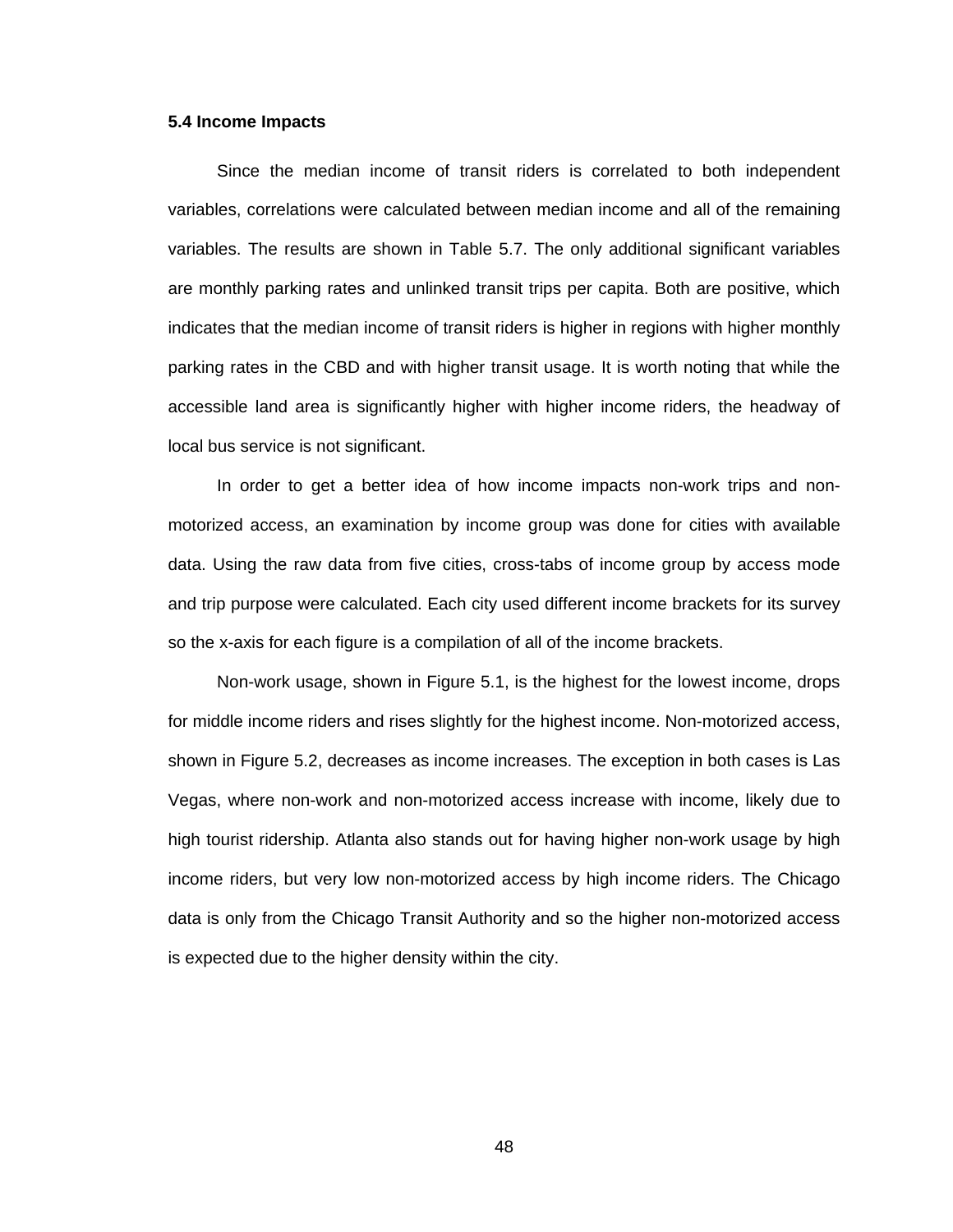### 5.4 Income Impacts

Since the median income of transit riders is correlated to both independent variables, correlations were calculated between median income and all of the remaining variables. The results are shown in Table 5.7. The only additional significant variables are monthly parking rates and unlinked transit trips per capita. Both are positive, which indicates that the median income of transit riders is higher in regions with higher monthly parking rates in the CBD and with higher transit usage. It is worth noting that while the accessible land area is significantly higher with higher income riders, the headway of local bus service is not significant.

In order to get a better idea of how income impacts non-work trips and non-motorized access, an examination by income group was done for cities with available data. Using the raw data from five cities, cross-tabs of income group by access mode and trip purpose were calculated. Each city used different income brackets for its survey so the x-axis for each figure is a compilation of all of the income brackets.

Non-work usage, shown in Figure 5.1, is the highest for the lowest income, drops for middle income riders and rises slightly for the highest income. Non-motorized access, shown in Figure 5.2, decreases as income increases. The exception in both cases is Las Vegas, where non-work and non-motorized access increase with income, likely due to high tourist ridership. Atlanta also stands out for having higher non-work usage by high income riders, but very low non-motorized access by high income riders. The Chicago data is only from the Chicago Transit Authority and so the higher non-motorized access is expected due to the higher density within the city.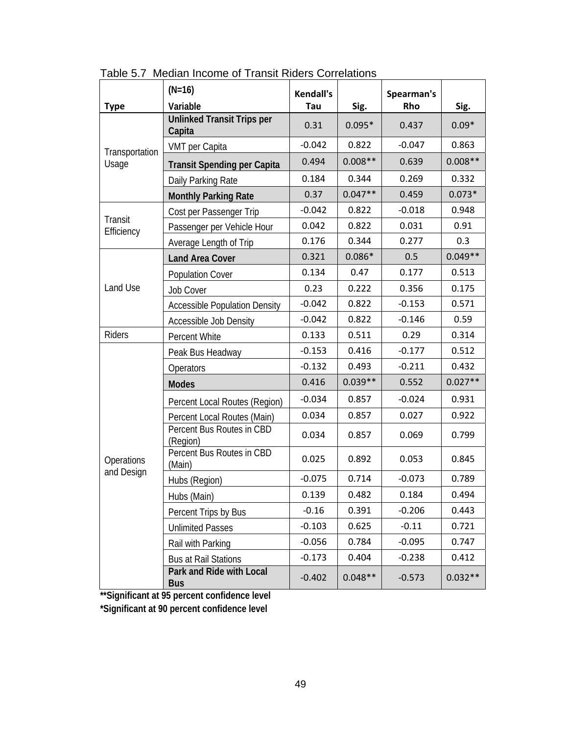Table 5.7 Median Income of Transit Riders Correlations

| Type | (N=16) Variable | Kendall's Tau | Sig. | Spearman's Rho | Sig. |
|---|---|---|---|---|---|
| Transportation Usage | **Unlinked Transit Trips per Capita** | 0.31 | 0.095* | 0.437 | 0.09* |
| | VMT per Capita | -0.042 | 0.822 | -0.047 | 0.863 |
| | **Transit Spending per Capita** | 0.494 | 0.008** | 0.639 | 0.008** |
| | Daily Parking Rate | 0.184 | 0.344 | 0.269 | 0.332 |
| | **Monthly Parking Rate** | 0.37 | 0.047** | 0.459 | 0.073* |
| Transit Efficiency | Cost per Passenger Trip | -0.042 | 0.822 | -0.018 | 0.948 |
| | Passenger per Vehicle Hour | 0.042 | 0.822 | 0.031 | 0.91 |
| | Average Length of Trip | 0.176 | 0.344 | 0.277 | 0.3 |
| Land Use | **Land Area Cover** | 0.321 | 0.086* | 0.5 | 0.049** |
| | Population Cover | 0.134 | 0.47 | 0.177 | 0.513 |
| | Job Cover | 0.23 | 0.222 | 0.356 | 0.175 |
| | Accessible Population Density | -0.042 | 0.822 | -0.153 | 0.571 |
| | Accessible Job Density | -0.042 | 0.822 | -0.146 | 0.59 |
| Riders | Percent White | 0.133 | 0.511 | 0.29 | 0.314 |
| Operations and Design | Peak Bus Headway | -0.153 | 0.416 | -0.177 | 0.512 |
| | Operators | -0.132 | 0.493 | -0.211 | 0.432 |
| | **Modes** | 0.416 | 0.039** | 0.552 | 0.027** |
| | Percent Local Routes (Region) | -0.034 | 0.857 | -0.024 | 0.931 |
| | Percent Local Routes (Main) | 0.034 | 0.857 | 0.027 | 0.922 |
| | Percent Bus Routes in CBD (Region) | 0.034 | 0.857 | 0.069 | 0.799 |
| | Percent Bus Routes in CBD (Main) | 0.025 | 0.892 | 0.053 | 0.845 |
| | Hubs (Region) | -0.075 | 0.714 | -0.073 | 0.789 |
| | Hubs (Main) | 0.139 | 0.482 | 0.184 | 0.494 |
| | Percent Trips by Bus | -0.16 | 0.391 | -0.206 | 0.443 |
| | Unlimited Passes | -0.103 | 0.625 | -0.11 | 0.721 |
| | Rail with Parking | -0.056 | 0.784 | -0.095 | 0.747 |
| | Bus at Rail Stations | -0.173 | 0.404 | -0.238 | 0.412 |
| | **Park and Ride with Local Bus** | -0.402 | 0.048** | -0.573 | 0.032** |

**\*\*Significant at 95 percent confidence level**

**\*Significant at 90 percent confidence level**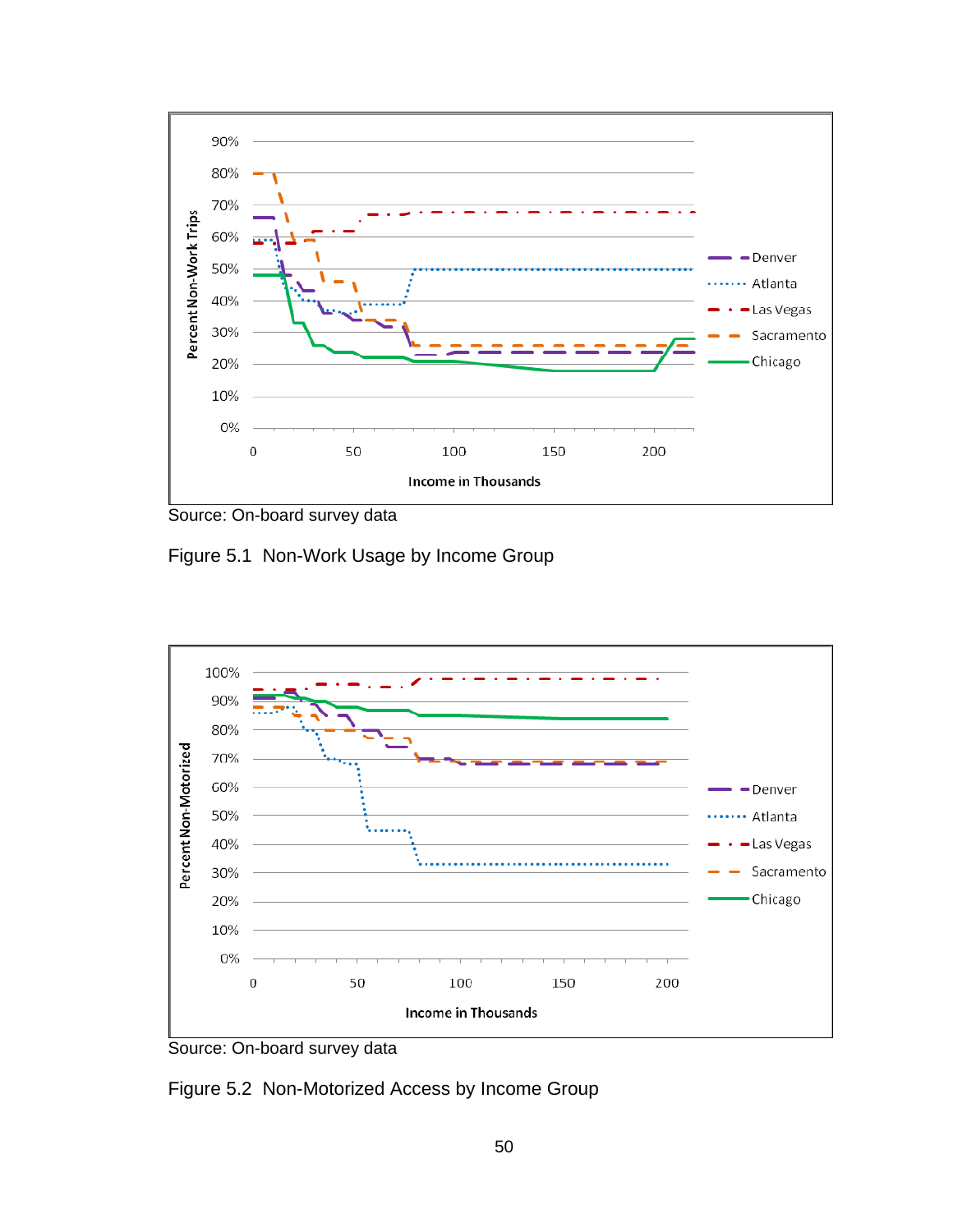Source: On-board survey data

Figure 5.1 Non-Work Usage by Income Group

Source: On-board survey data

Figure 5.2 Non-Motorized Access by Income Group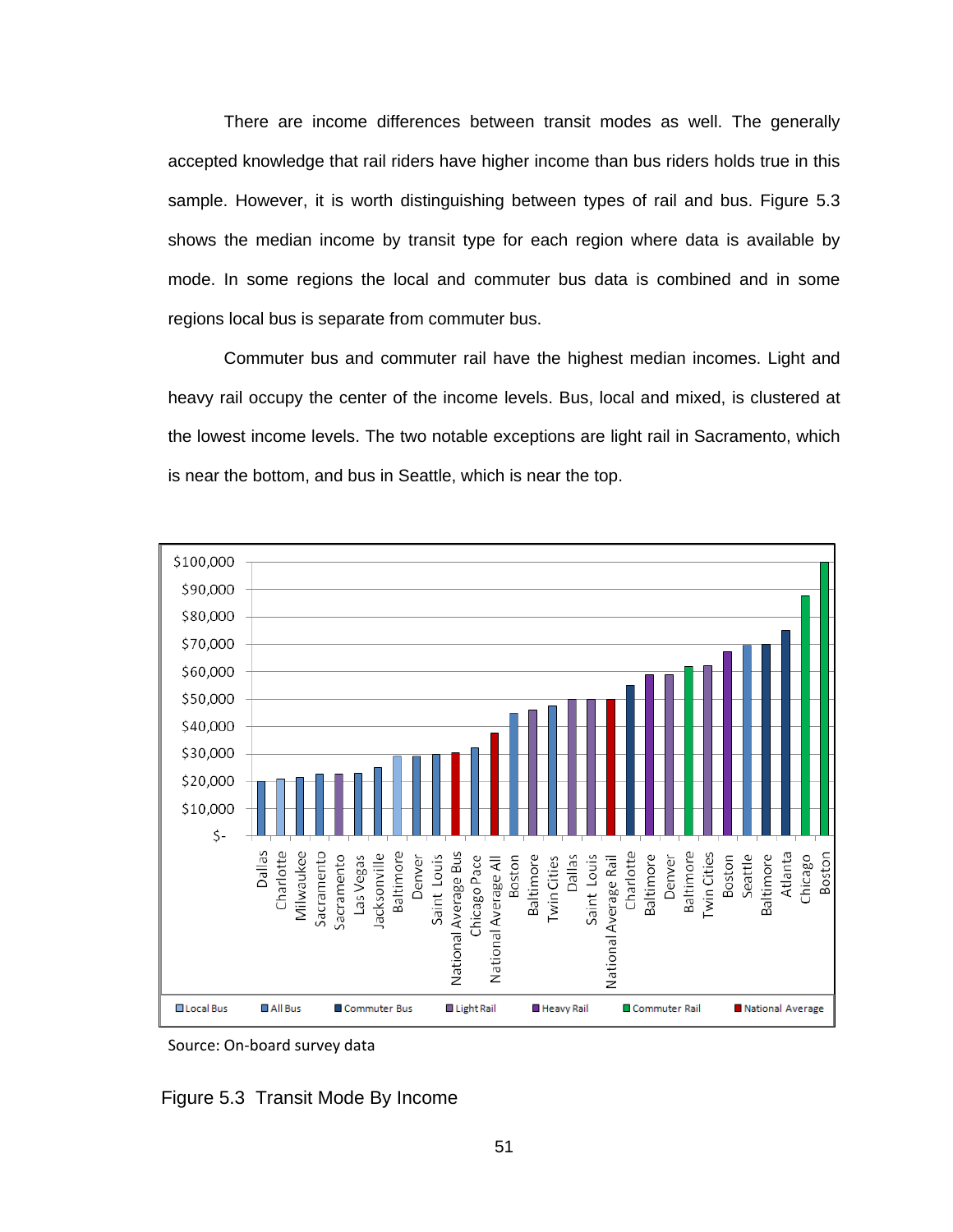There are income differences between transit modes as well. The generally accepted knowledge that rail riders have higher income than bus riders holds true in this sample. However, it is worth distinguishing between types of rail and bus. Figure 5.3 shows the median income by transit type for each region where data is available by mode. In some regions the local and commuter bus data is combined and in some regions local bus is separate from commuter bus.

Commuter bus and commuter rail have the highest median incomes. Light and heavy rail occupy the center of the income levels. Bus, local and mixed, is clustered at the lowest income levels. The two notable exceptions are light rail in Sacramento, which is near the bottom, and bus in Seattle, which is near the top.

Source: On-board survey data

Figure 5.3 Transit Mode By Income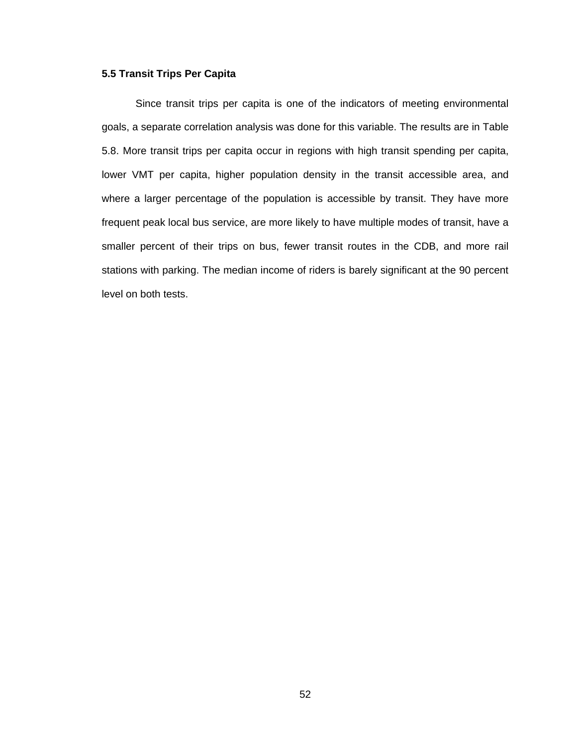### 5.5 Transit Trips Per Capita

Since transit trips per capita is one of the indicators of meeting environmental goals, a separate correlation analysis was done for this variable. The results are in Table 5.8. More transit trips per capita occur in regions with high transit spending per capita, lower VMT per capita, higher population density in the transit accessible area, and where a larger percentage of the population is accessible by transit. They have more frequent peak local bus service, are more likely to have multiple modes of transit, have a smaller percent of their trips on bus, fewer transit routes in the CDB, and more rail stations with parking. The median income of riders is barely significant at the 90 percent level on both tests.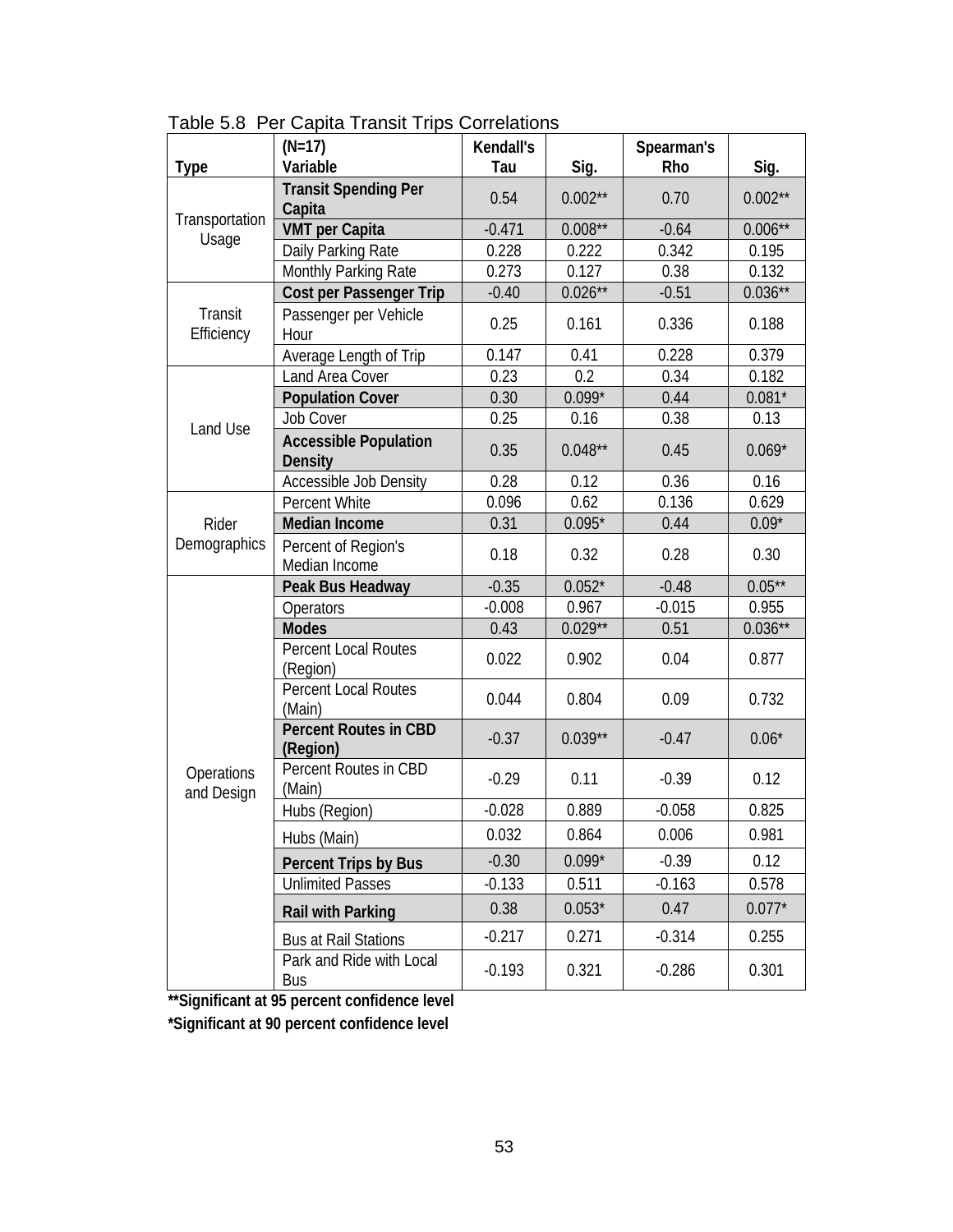Table 5.8 Per Capita Transit Trips Correlations

| Type | (N=17) Variable | Kendall's Tau | Sig. | Spearman's Rho | Sig. |
|---|---|---|---|---|---|
| Transportation Usage | **Transit Spending Per Capita** | 0.54 | 0.002** | 0.70 | 0.002** |
| | **VMT per Capita** | -0.471 | 0.008** | -0.64 | 0.006** |
| | Daily Parking Rate | 0.228 | 0.222 | 0.342 | 0.195 |
| | Monthly Parking Rate | 0.273 | 0.127 | 0.38 | 0.132 |
| Transit Efficiency | **Cost per Passenger Trip** | -0.40 | 0.026** | -0.51 | 0.036** |
| | Passenger per Vehicle Hour | 0.25 | 0.161 | 0.336 | 0.188 |
| | Average Length of Trip | 0.147 | 0.41 | 0.228 | 0.379 |
| Land Use | Land Area Cover | 0.23 | 0.2 | 0.34 | 0.182 |
| | **Population Cover** | 0.30 | 0.099* | 0.44 | 0.081* |
| | Job Cover | 0.25 | 0.16 | 0.38 | 0.13 |
| | **Accessible Population Density** | 0.35 | 0.048** | 0.45 | 0.069* |
| | Accessible Job Density | 0.28 | 0.12 | 0.36 | 0.16 |
| Rider Demographics | Percent White | 0.096 | 0.62 | 0.136 | 0.629 |
| | **Median Income** | 0.31 | 0.095* | 0.44 | 0.09* |
| | Percent of Region's Median Income | 0.18 | 0.32 | 0.28 | 0.30 |
| Operations and Design | **Peak Bus Headway** | -0.35 | 0.052* | -0.48 | 0.05** |
| | Operators | -0.008 | 0.967 | -0.015 | 0.955 |
| | **Modes** | 0.43 | 0.029** | 0.51 | 0.036** |
| | Percent Local Routes (Region) | 0.022 | 0.902 | 0.04 | 0.877 |
| | Percent Local Routes (Main) | 0.044 | 0.804 | 0.09 | 0.732 |
| | **Percent Routes in CBD (Region)** | -0.37 | 0.039** | -0.47 | 0.06* |
| | Percent Routes in CBD (Main) | -0.29 | 0.11 | -0.39 | 0.12 |
| | Hubs (Region) | -0.028 | 0.889 | -0.058 | 0.825 |
| | Hubs (Main) | 0.032 | 0.864 | 0.006 | 0.981 |
| | **Percent Trips by Bus** | -0.30 | 0.099* | -0.39 | 0.12 |
| | Unlimited Passes | -0.133 | 0.511 | -0.163 | 0.578 |
| | **Rail with Parking** | 0.38 | 0.053* | 0.47 | 0.077* |
| | Bus at Rail Stations | -0.217 | 0.271 | -0.314 | 0.255 |
| | Park and Ride with Local Bus | -0.193 | 0.321 | -0.286 | 0.301 |

**Significant at 95 percent confidence level

*Significant at 90 percent confidence level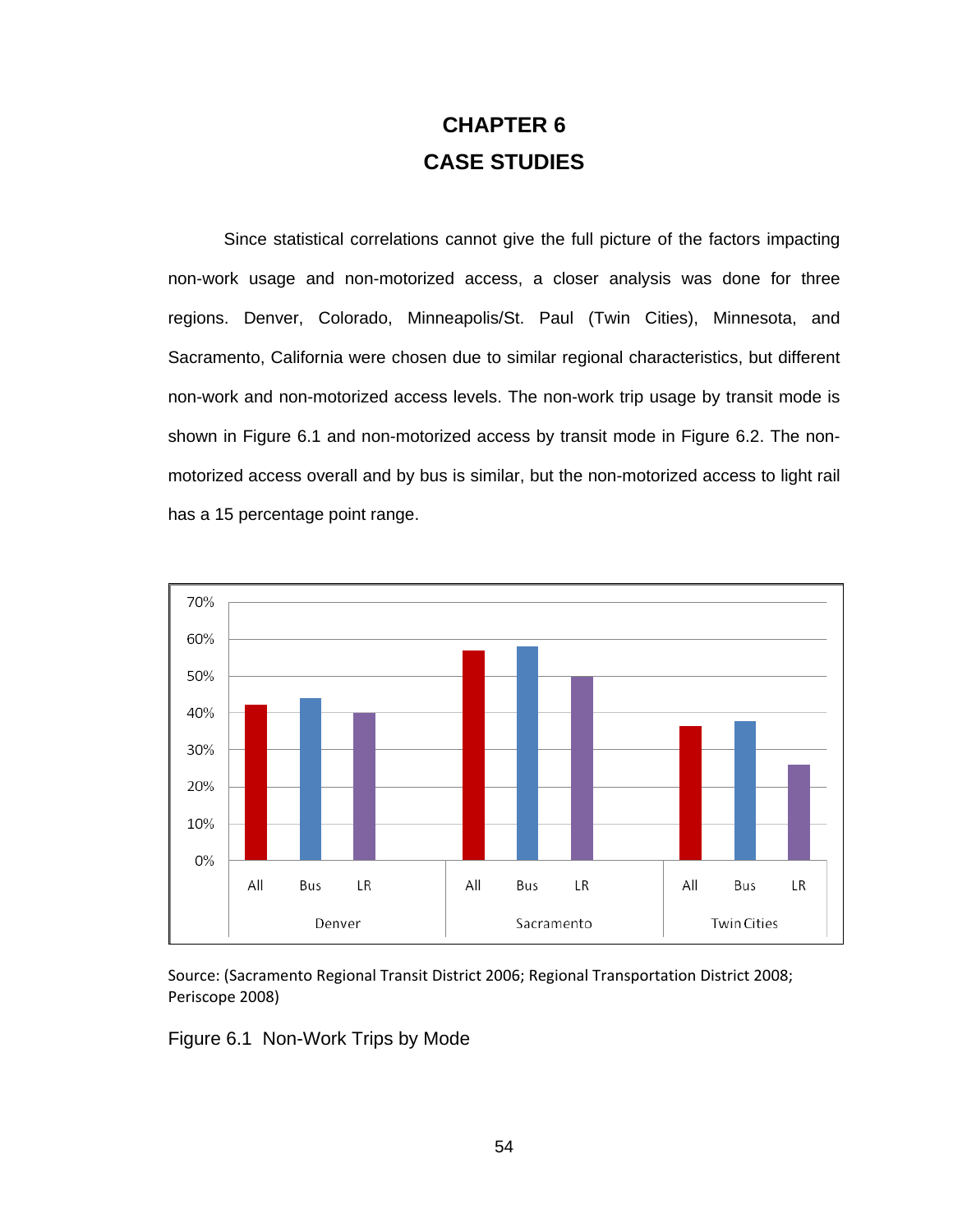# CHAPTER 6
# CASE STUDIES

Since statistical correlations cannot give the full picture of the factors impacting non-work usage and non-motorized access, a closer analysis was done for three regions. Denver, Colorado, Minneapolis/St. Paul (Twin Cities), Minnesota, and Sacramento, California were chosen due to similar regional characteristics, but different non-work and non-motorized access levels. The non-work trip usage by transit mode is shown in Figure 6.1 and non-motorized access by transit mode in Figure 6.2. The non-motorized access overall and by bus is similar, but the non-motorized access to light rail has a 15 percentage point range.

Source: (Sacramento Regional Transit District 2006; Regional Transportation District 2008; Periscope 2008)

Figure 6.1 Non-Work Trips by Mode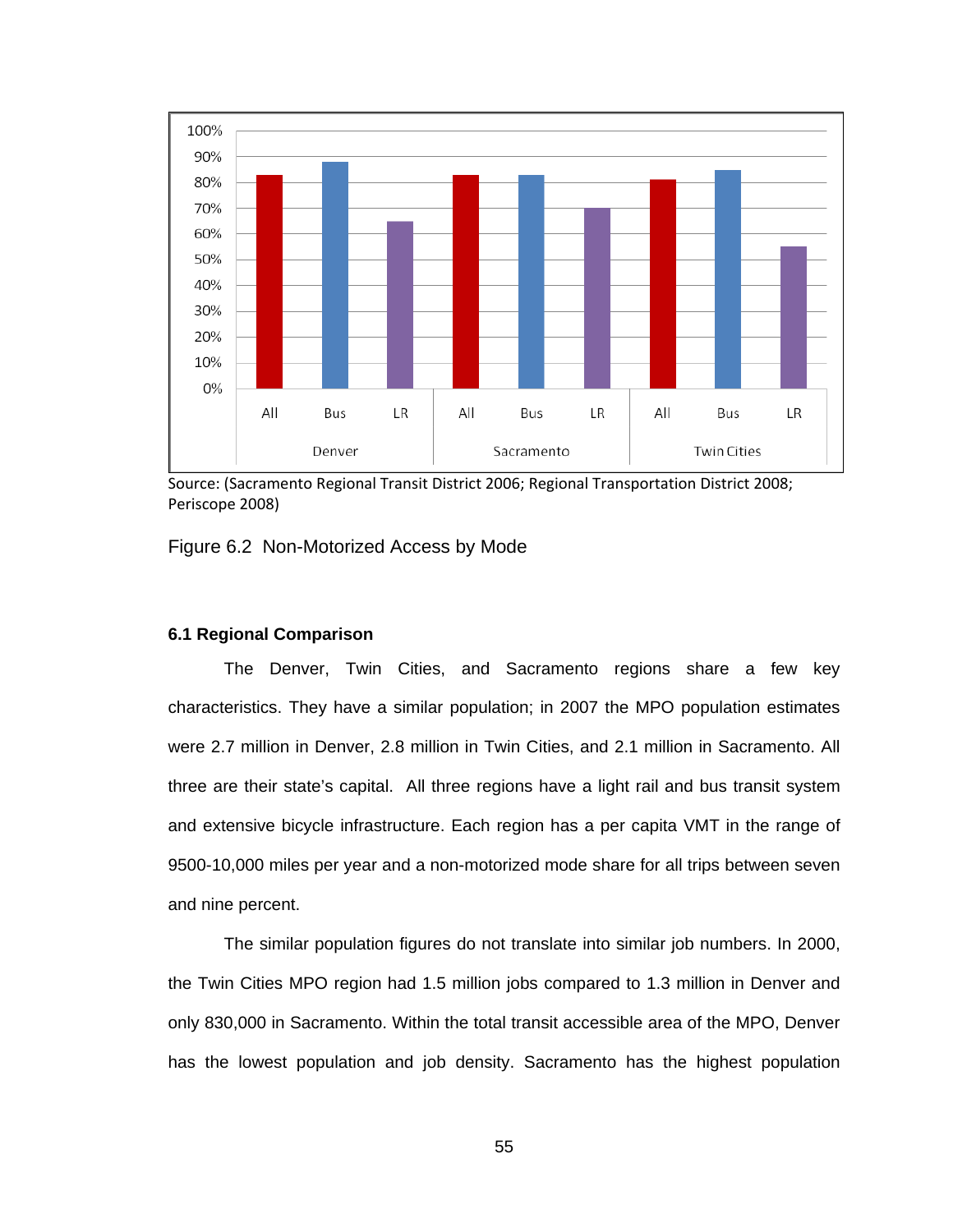Source: (Sacramento Regional Transit District 2006; Regional Transportation District 2008; Periscope 2008)

Figure 6.2 Non-Motorized Access by Mode

### 6.1 Regional Comparison

The Denver, Twin Cities, and Sacramento regions share a few key characteristics. They have a similar population; in 2007 the MPO population estimates were 2.7 million in Denver, 2.8 million in Twin Cities, and 2.1 million in Sacramento. All three are their state's capital. All three regions have a light rail and bus transit system and extensive bicycle infrastructure. Each region has a per capita VMT in the range of 9500-10,000 miles per year and a non-motorized mode share for all trips between seven and nine percent.

The similar population figures do not translate into similar job numbers. In 2000, the Twin Cities MPO region had 1.5 million jobs compared to 1.3 million in Denver and only 830,000 in Sacramento. Within the total transit accessible area of the MPO, Denver has the lowest population and job density. Sacramento has the highest population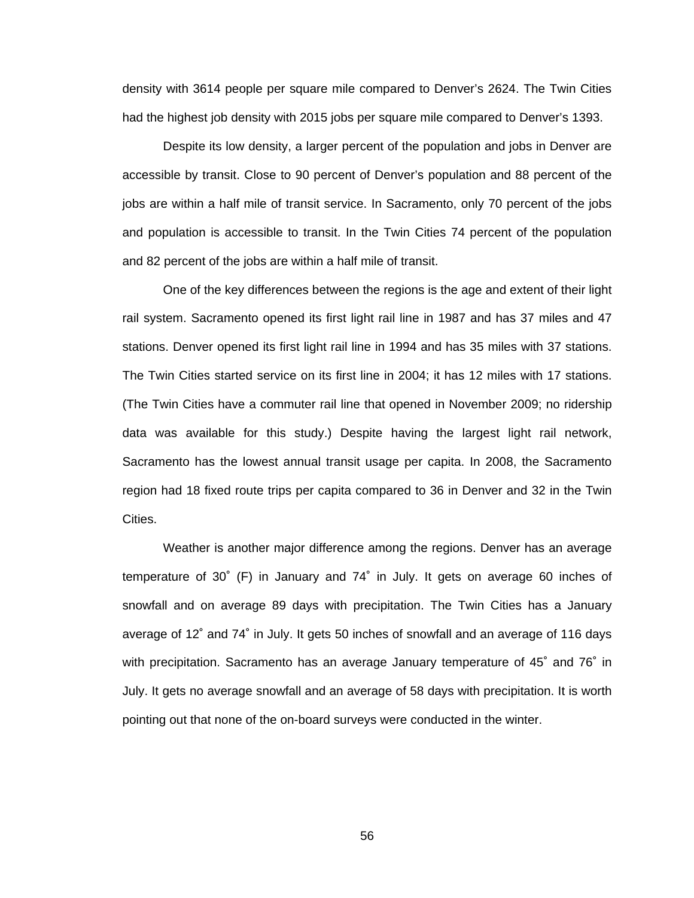density with 3614 people per square mile compared to Denver's 2624. The Twin Cities had the highest job density with 2015 jobs per square mile compared to Denver's 1393.

Despite its low density, a larger percent of the population and jobs in Denver are accessible by transit. Close to 90 percent of Denver's population and 88 percent of the jobs are within a half mile of transit service. In Sacramento, only 70 percent of the jobs and population is accessible to transit. In the Twin Cities 74 percent of the population and 82 percent of the jobs are within a half mile of transit.

One of the key differences between the regions is the age and extent of their light rail system. Sacramento opened its first light rail line in 1987 and has 37 miles and 47 stations. Denver opened its first light rail line in 1994 and has 35 miles with 37 stations. The Twin Cities started service on its first line in 2004; it has 12 miles with 17 stations. (The Twin Cities have a commuter rail line that opened in November 2009; no ridership data was available for this study.) Despite having the largest light rail network, Sacramento has the lowest annual transit usage per capita. In 2008, the Sacramento region had 18 fixed route trips per capita compared to 36 in Denver and 32 in the Twin Cities.

Weather is another major difference among the regions. Denver has an average temperature of 30˚ (F) in January and 74˚ in July. It gets on average 60 inches of snowfall and on average 89 days with precipitation. The Twin Cities has a January average of 12˚ and 74˚ in July. It gets 50 inches of snowfall and an average of 116 days with precipitation. Sacramento has an average January temperature of 45˚ and 76˚ in July. It gets no average snowfall and an average of 58 days with precipitation. It is worth pointing out that none of the on-board surveys were conducted in the winter.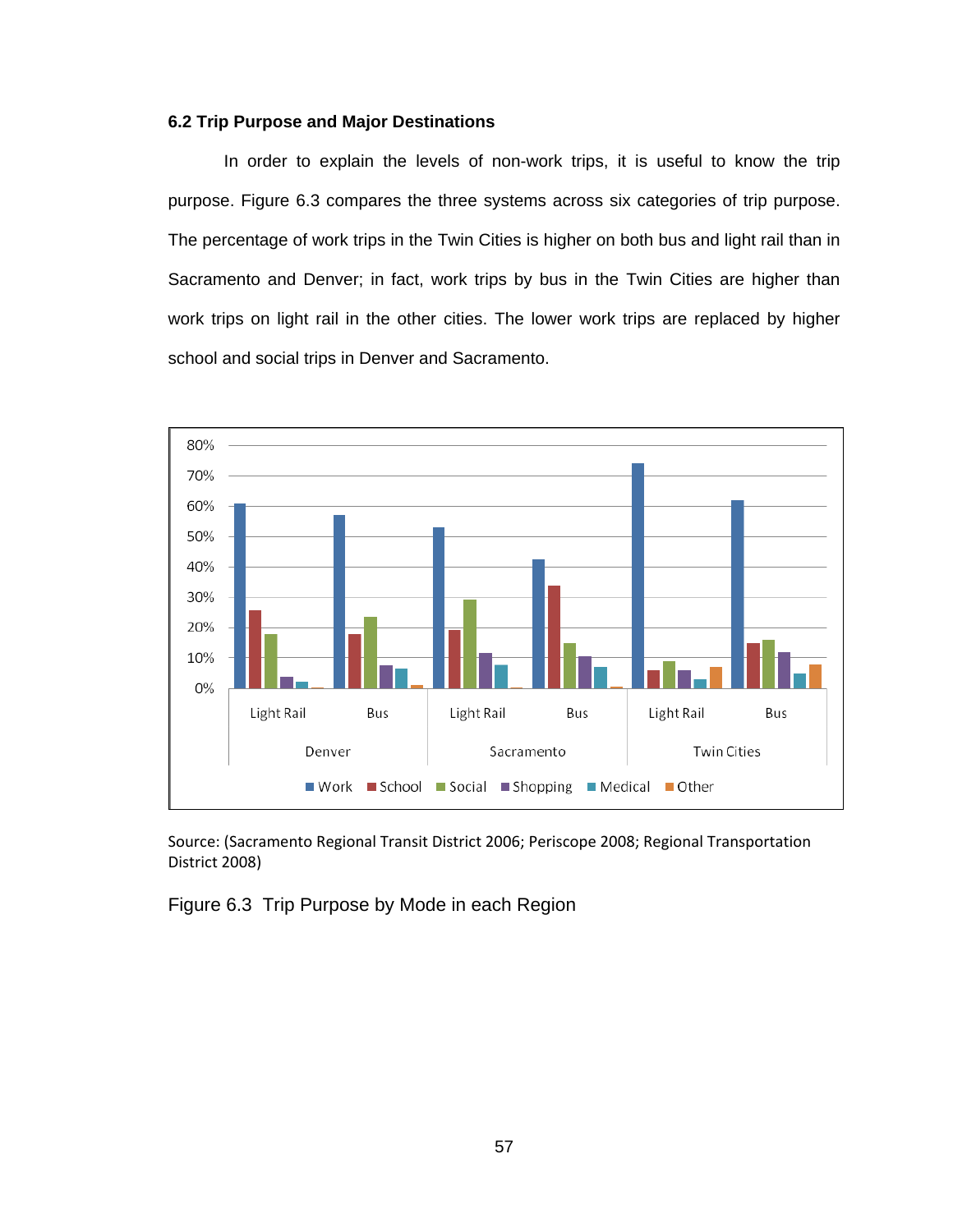### 6.2 Trip Purpose and Major Destinations

In order to explain the levels of non-work trips, it is useful to know the trip purpose. Figure 6.3 compares the three systems across six categories of trip purpose. The percentage of work trips in the Twin Cities is higher on both bus and light rail than in Sacramento and Denver; in fact, work trips by bus in the Twin Cities are higher than work trips on light rail in the other cities. The lower work trips are replaced by higher school and social trips in Denver and Sacramento.

Source: (Sacramento Regional Transit District 2006; Periscope 2008; Regional Transportation District 2008)

Figure 6.3 Trip Purpose by Mode in each Region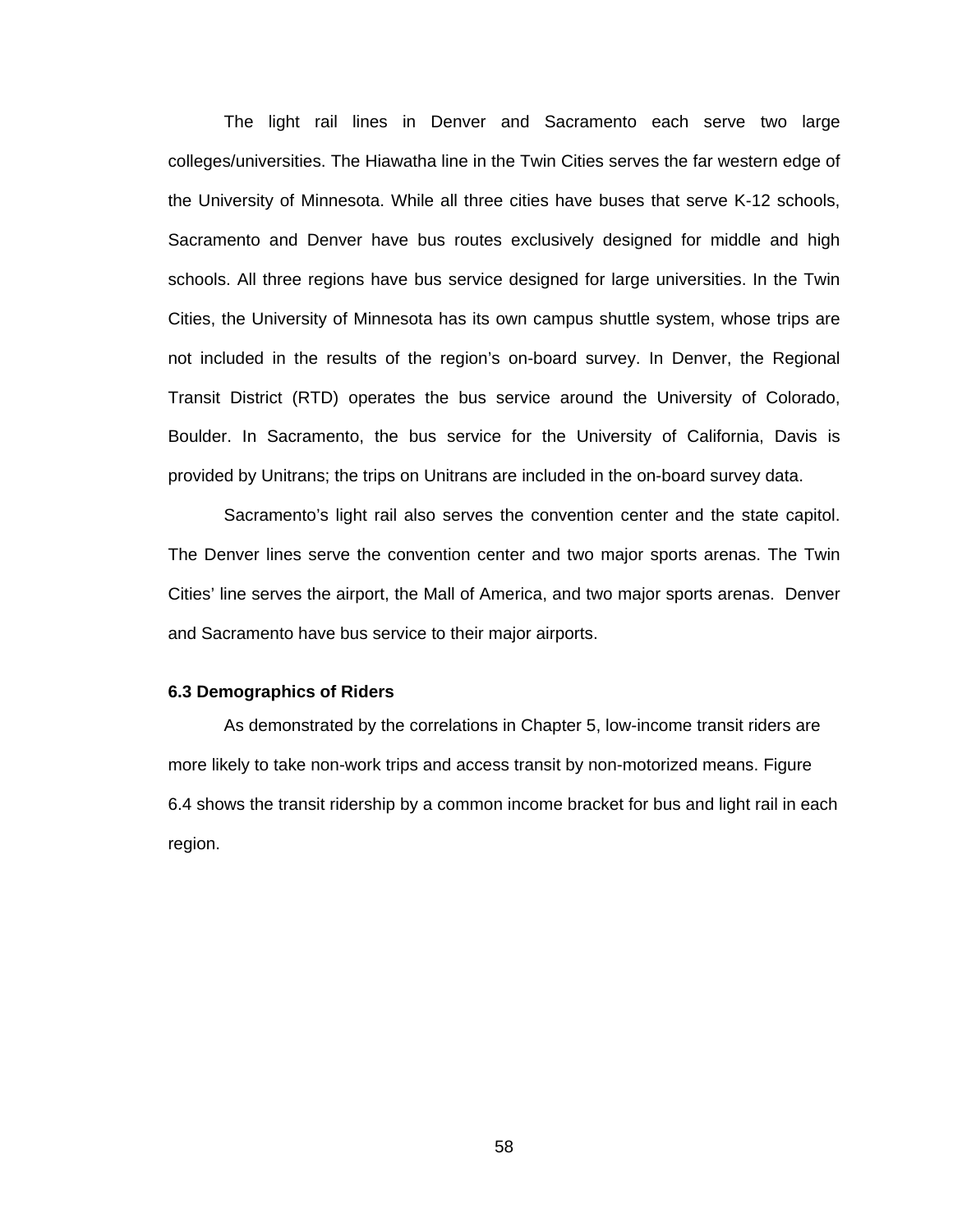The light rail lines in Denver and Sacramento each serve two large colleges/universities. The Hiawatha line in the Twin Cities serves the far western edge of the University of Minnesota. While all three cities have buses that serve K-12 schools, Sacramento and Denver have bus routes exclusively designed for middle and high schools. All three regions have bus service designed for large universities. In the Twin Cities, the University of Minnesota has its own campus shuttle system, whose trips are not included in the results of the region's on-board survey. In Denver, the Regional Transit District (RTD) operates the bus service around the University of Colorado, Boulder. In Sacramento, the bus service for the University of California, Davis is provided by Unitrans; the trips on Unitrans are included in the on-board survey data.

Sacramento's light rail also serves the convention center and the state capitol. The Denver lines serve the convention center and two major sports arenas. The Twin Cities' line serves the airport, the Mall of America, and two major sports arenas. Denver and Sacramento have bus service to their major airports.

### 6.3 Demographics of Riders

As demonstrated by the correlations in Chapter 5, low-income transit riders are more likely to take non-work trips and access transit by non-motorized means. Figure 6.4 shows the transit ridership by a common income bracket for bus and light rail in each region.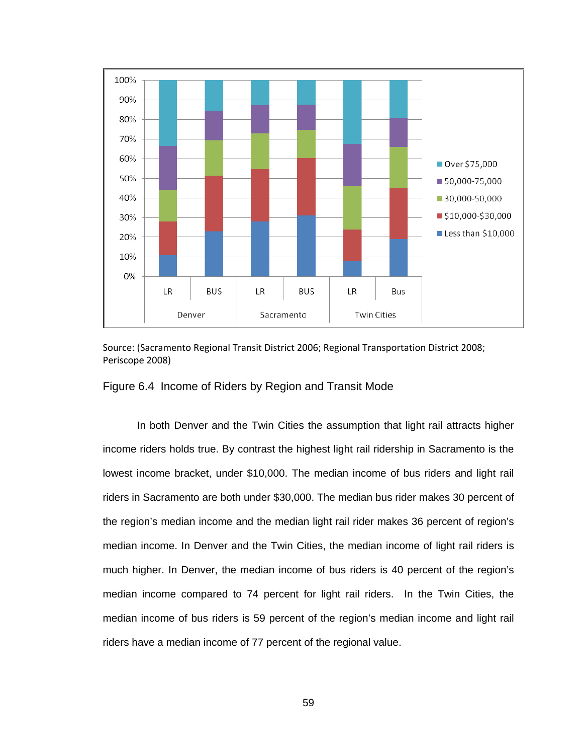Source: (Sacramento Regional Transit District 2006; Regional Transportation District 2008; Periscope 2008)

Figure 6.4 Income of Riders by Region and Transit Mode

In both Denver and the Twin Cities the assumption that light rail attracts higher income riders holds true. By contrast the highest light rail ridership in Sacramento is the lowest income bracket, under $10,000. The median income of bus riders and light rail riders in Sacramento are both under $30,000. The median bus rider makes 30 percent of the region's median income and the median light rail rider makes 36 percent of region's median income. In Denver and the Twin Cities, the median income of light rail riders is much higher. In Denver, the median income of bus riders is 40 percent of the region's median income compared to 74 percent for light rail riders. In the Twin Cities, the median income of bus riders is 59 percent of the region's median income and light rail riders have a median income of 77 percent of the regional value.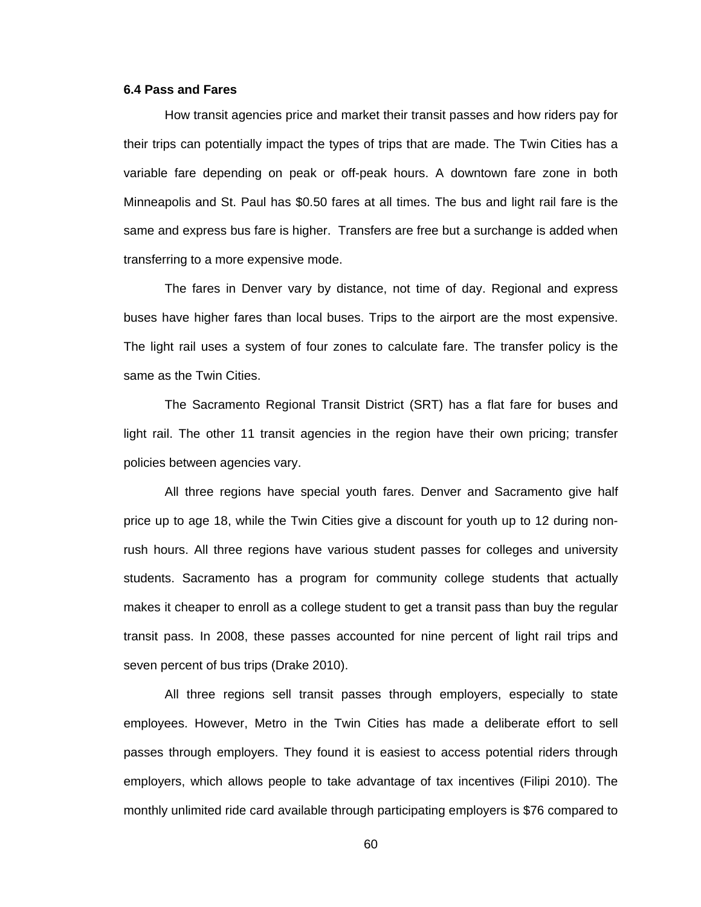### 6.4 Pass and Fares

How transit agencies price and market their transit passes and how riders pay for their trips can potentially impact the types of trips that are made. The Twin Cities has a variable fare depending on peak or off-peak hours. A downtown fare zone in both Minneapolis and St. Paul has $0.50 fares at all times. The bus and light rail fare is the same and express bus fare is higher. Transfers are free but a surchange is added when transferring to a more expensive mode.

The fares in Denver vary by distance, not time of day. Regional and express buses have higher fares than local buses. Trips to the airport are the most expensive. The light rail uses a system of four zones to calculate fare. The transfer policy is the same as the Twin Cities.

The Sacramento Regional Transit District (SRT) has a flat fare for buses and light rail. The other 11 transit agencies in the region have their own pricing; transfer policies between agencies vary.

All three regions have special youth fares. Denver and Sacramento give half price up to age 18, while the Twin Cities give a discount for youth up to 12 during non-rush hours. All three regions have various student passes for colleges and university students. Sacramento has a program for community college students that actually makes it cheaper to enroll as a college student to get a transit pass than buy the regular transit pass. In 2008, these passes accounted for nine percent of light rail trips and seven percent of bus trips (Drake 2010).

All three regions sell transit passes through employers, especially to state employees. However, Metro in the Twin Cities has made a deliberate effort to sell passes through employers. They found it is easiest to access potential riders through employers, which allows people to take advantage of tax incentives (Filipi 2010). The monthly unlimited ride card available through participating employers is $76 compared to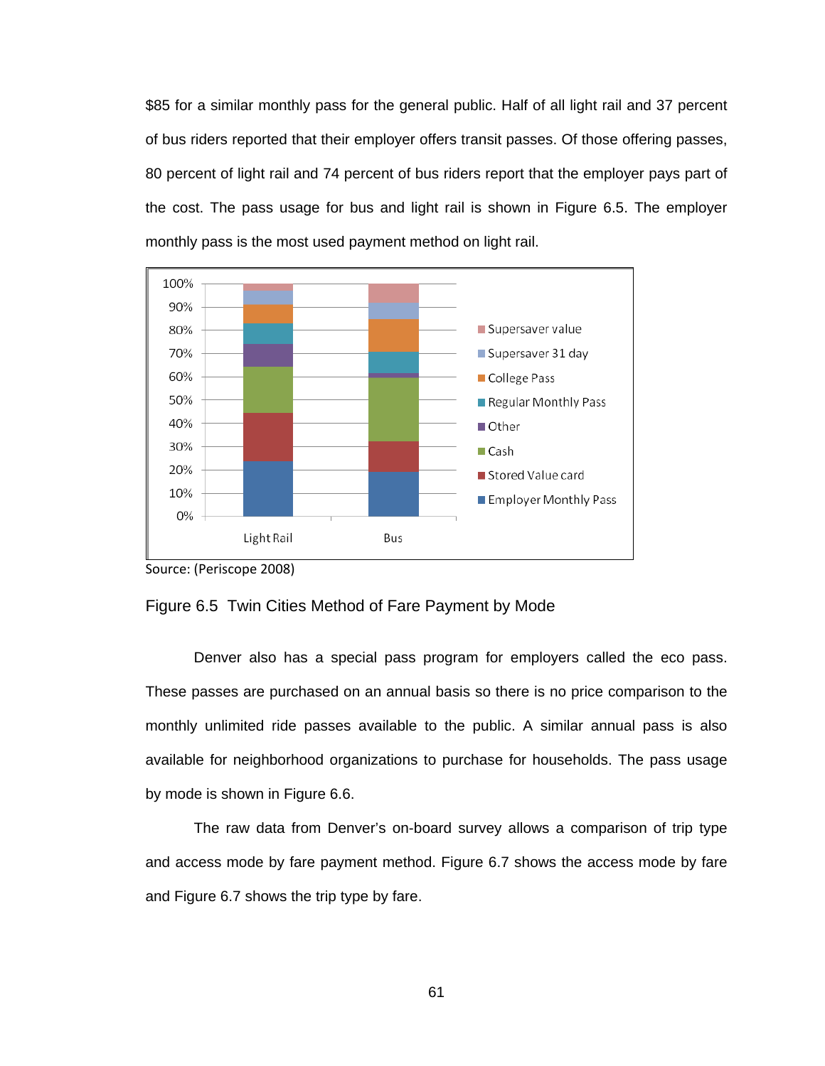$85 for a similar monthly pass for the general public. Half of all light rail and 37 percent of bus riders reported that their employer offers transit passes. Of those offering passes, 80 percent of light rail and 74 percent of bus riders report that the employer pays part of the cost. The pass usage for bus and light rail is shown in Figure 6.5. The employer monthly pass is the most used payment method on light rail.

Source: (Periscope 2008)

Figure 6.5 Twin Cities Method of Fare Payment by Mode

Denver also has a special pass program for employers called the eco pass. These passes are purchased on an annual basis so there is no price comparison to the monthly unlimited ride passes available to the public. A similar annual pass is also available for neighborhood organizations to purchase for households. The pass usage by mode is shown in Figure 6.6.

The raw data from Denver's on-board survey allows a comparison of trip type and access mode by fare payment method. Figure 6.7 shows the access mode by fare and Figure 6.7 shows the trip type by fare.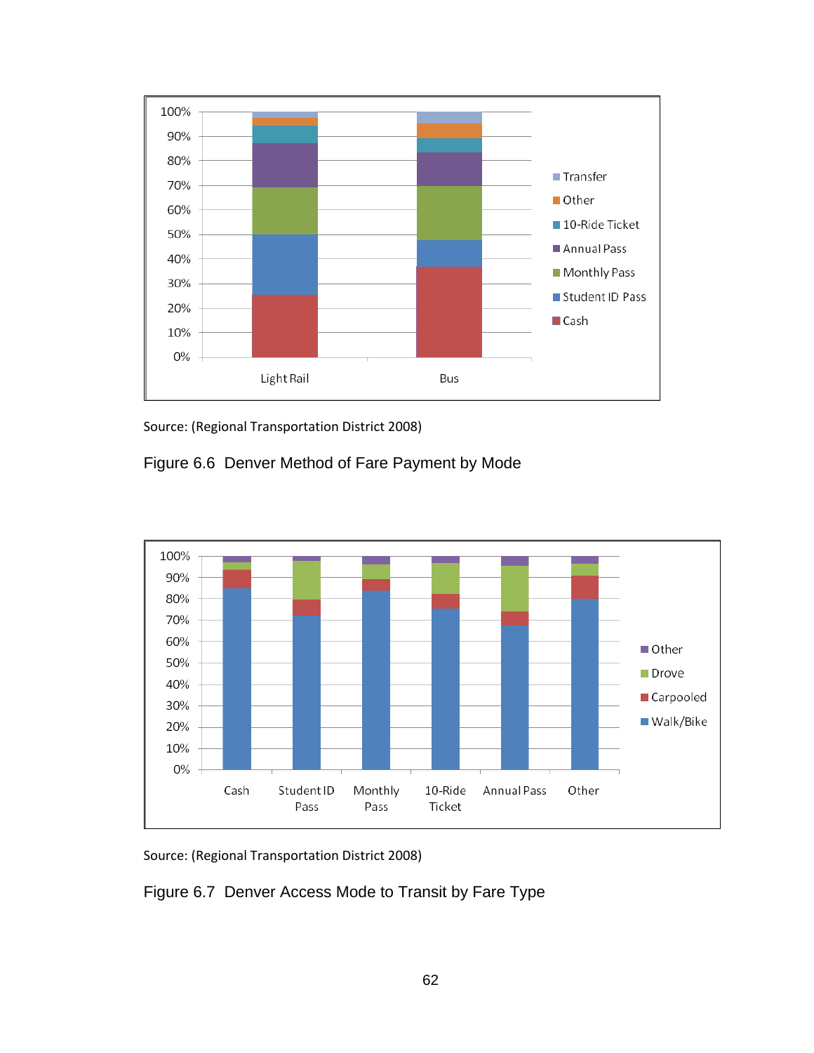Source: (Regional Transportation District 2008)

Figure 6.6 Denver Method of Fare Payment by Mode

Source: (Regional Transportation District 2008)

Figure 6.7 Denver Access Mode to Transit by Fare Type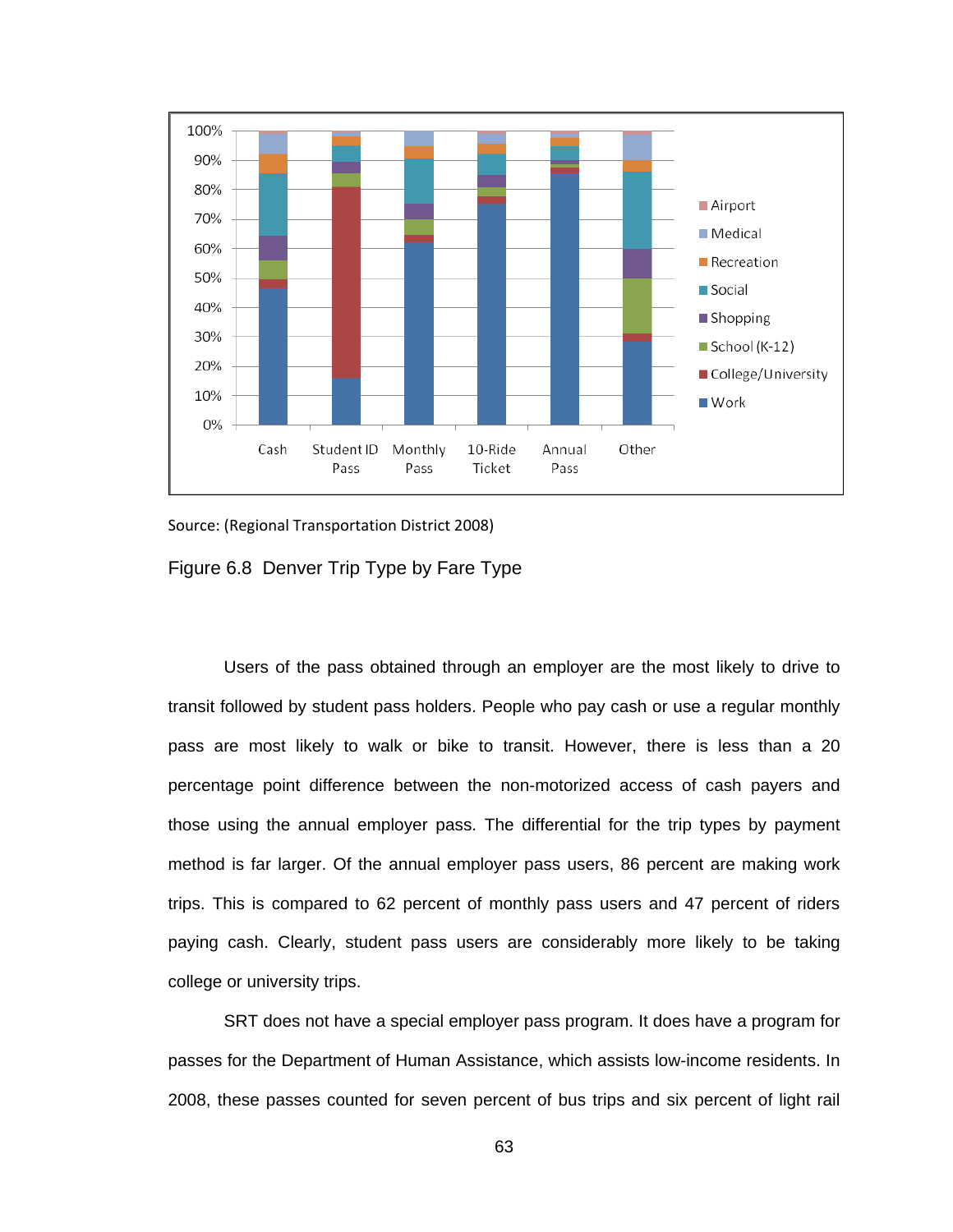Source: (Regional Transportation District 2008)

Figure 6.8 Denver Trip Type by Fare Type

Users of the pass obtained through an employer are the most likely to drive to transit followed by student pass holders. People who pay cash or use a regular monthly pass are most likely to walk or bike to transit. However, there is less than a 20 percentage point difference between the non-motorized access of cash payers and those using the annual employer pass. The differential for the trip types by payment method is far larger. Of the annual employer pass users, 86 percent are making work trips. This is compared to 62 percent of monthly pass users and 47 percent of riders paying cash. Clearly, student pass users are considerably more likely to be taking college or university trips.

SRT does not have a special employer pass program. It does have a program for passes for the Department of Human Assistance, which assists low-income residents. In 2008, these passes counted for seven percent of bus trips and six percent of light rail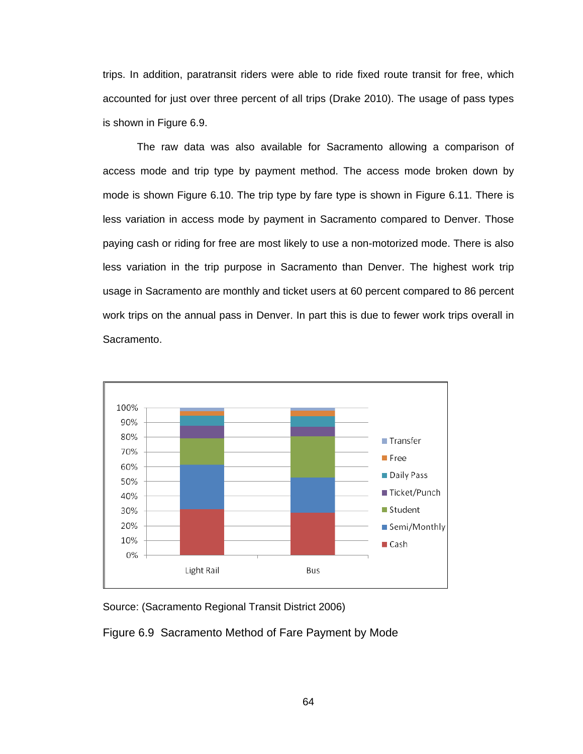trips. In addition, paratransit riders were able to ride fixed route transit for free, which accounted for just over three percent of all trips (Drake 2010). The usage of pass types is shown in Figure 6.9.

The raw data was also available for Sacramento allowing a comparison of access mode and trip type by payment method. The access mode broken down by mode is shown Figure 6.10. The trip type by fare type is shown in Figure 6.11. There is less variation in access mode by payment in Sacramento compared to Denver. Those paying cash or riding for free are most likely to use a non-motorized mode. There is also less variation in the trip purpose in Sacramento than Denver. The highest work trip usage in Sacramento are monthly and ticket users at 60 percent compared to 86 percent work trips on the annual pass in Denver. In part this is due to fewer work trips overall in Sacramento.

Source: (Sacramento Regional Transit District 2006)

Figure 6.9 Sacramento Method of Fare Payment by Mode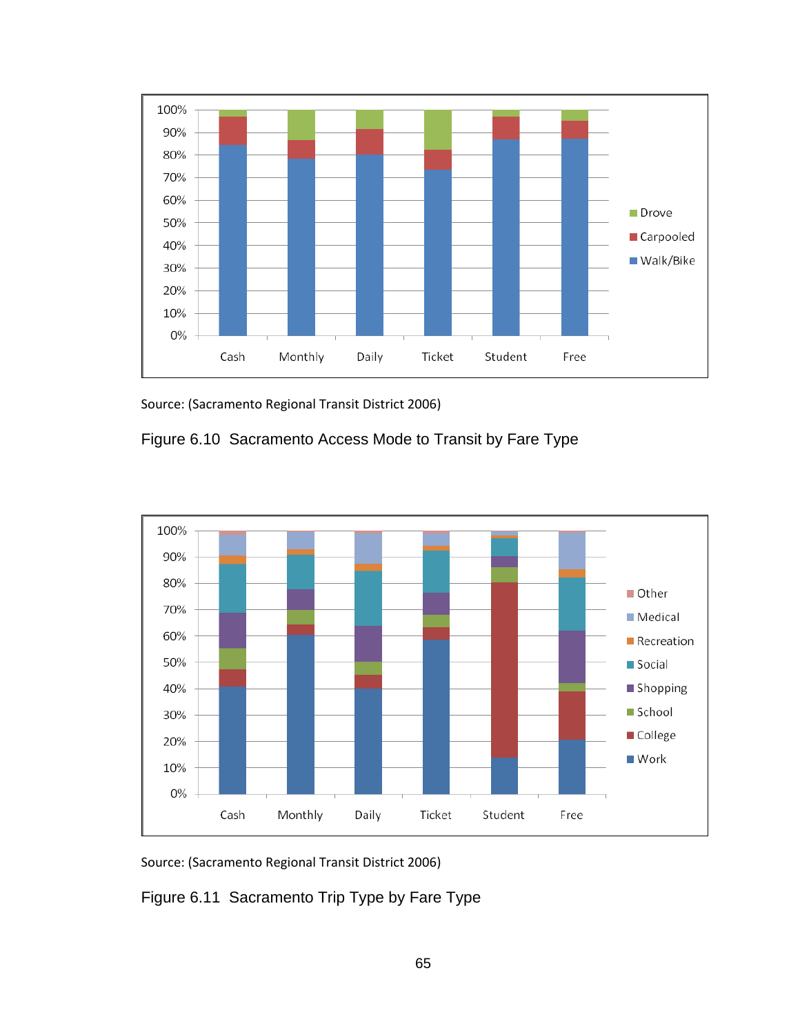Source: (Sacramento Regional Transit District 2006)

Figure 6.10 Sacramento Access Mode to Transit by Fare Type

Source: (Sacramento Regional Transit District 2006)

Figure 6.11 Sacramento Trip Type by Fare Type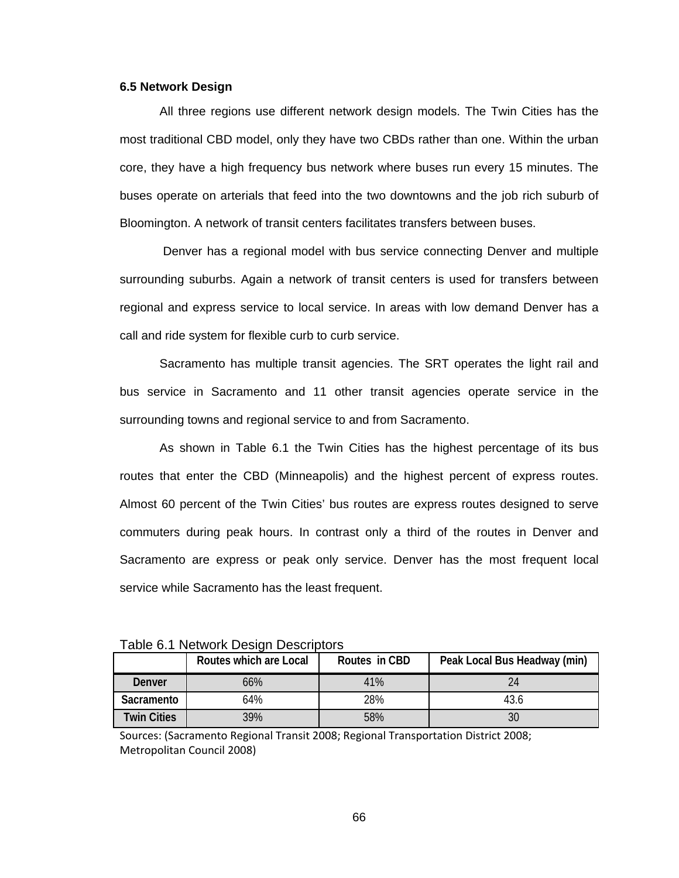### 6.5 Network Design

All three regions use different network design models. The Twin Cities has the most traditional CBD model, only they have two CBDs rather than one. Within the urban core, they have a high frequency bus network where buses run every 15 minutes. The buses operate on arterials that feed into the two downtowns and the job rich suburb of Bloomington. A network of transit centers facilitates transfers between buses.

Denver has a regional model with bus service connecting Denver and multiple surrounding suburbs. Again a network of transit centers is used for transfers between regional and express service to local service. In areas with low demand Denver has a call and ride system for flexible curb to curb service.

Sacramento has multiple transit agencies. The SRT operates the light rail and bus service in Sacramento and 11 other transit agencies operate service in the surrounding towns and regional service to and from Sacramento.

As shown in Table 6.1 the Twin Cities has the highest percentage of its bus routes that enter the CBD (Minneapolis) and the highest percent of express routes. Almost 60 percent of the Twin Cities' bus routes are express routes designed to serve commuters during peak hours. In contrast only a third of the routes in Denver and Sacramento are express or peak only service. Denver has the most frequent local service while Sacramento has the least frequent.

Table 6.1 Network Design Descriptors

| | Routes which are Local | Routes in CBD | Peak Local Bus Headway (min) |
|---|---|---|---|
| **Denver** | 66% | 41% | 24 |
| **Sacramento** | 64% | 28% | 43.6 |
| **Twin Cities** | 39% | 58% | 30 |

Sources: (Sacramento Regional Transit 2008; Regional Transportation District 2008; Metropolitan Council 2008)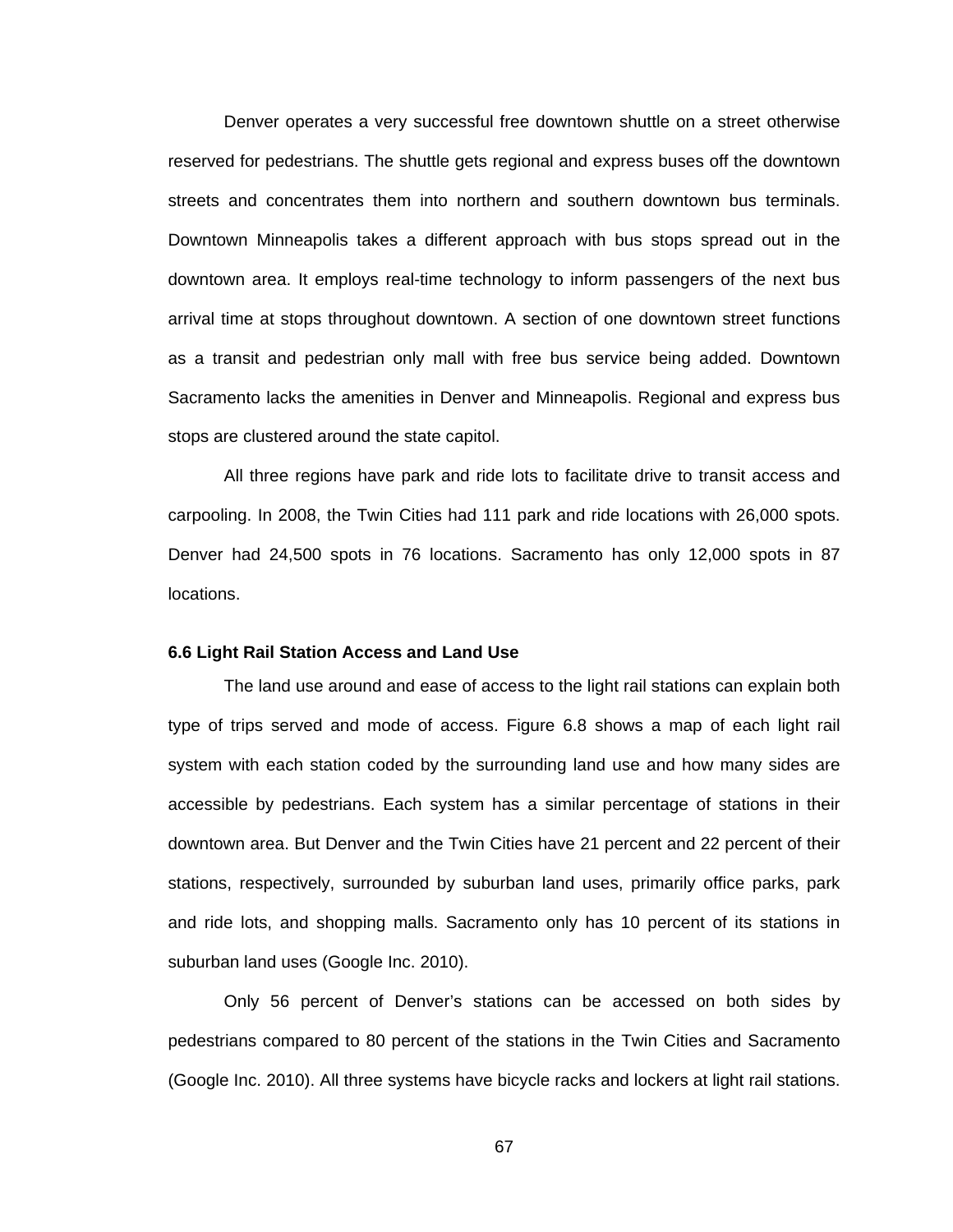Denver operates a very successful free downtown shuttle on a street otherwise reserved for pedestrians. The shuttle gets regional and express buses off the downtown streets and concentrates them into northern and southern downtown bus terminals. Downtown Minneapolis takes a different approach with bus stops spread out in the downtown area. It employs real-time technology to inform passengers of the next bus arrival time at stops throughout downtown. A section of one downtown street functions as a transit and pedestrian only mall with free bus service being added. Downtown Sacramento lacks the amenities in Denver and Minneapolis. Regional and express bus stops are clustered around the state capitol.

All three regions have park and ride lots to facilitate drive to transit access and carpooling. In 2008, the Twin Cities had 111 park and ride locations with 26,000 spots. Denver had 24,500 spots in 76 locations. Sacramento has only 12,000 spots in 87 locations.

### 6.6 Light Rail Station Access and Land Use

The land use around and ease of access to the light rail stations can explain both type of trips served and mode of access. Figure 6.8 shows a map of each light rail system with each station coded by the surrounding land use and how many sides are accessible by pedestrians. Each system has a similar percentage of stations in their downtown area. But Denver and the Twin Cities have 21 percent and 22 percent of their stations, respectively, surrounded by suburban land uses, primarily office parks, park and ride lots, and shopping malls. Sacramento only has 10 percent of its stations in suburban land uses (Google Inc. 2010).

Only 56 percent of Denver's stations can be accessed on both sides by pedestrians compared to 80 percent of the stations in the Twin Cities and Sacramento (Google Inc. 2010). All three systems have bicycle racks and lockers at light rail stations.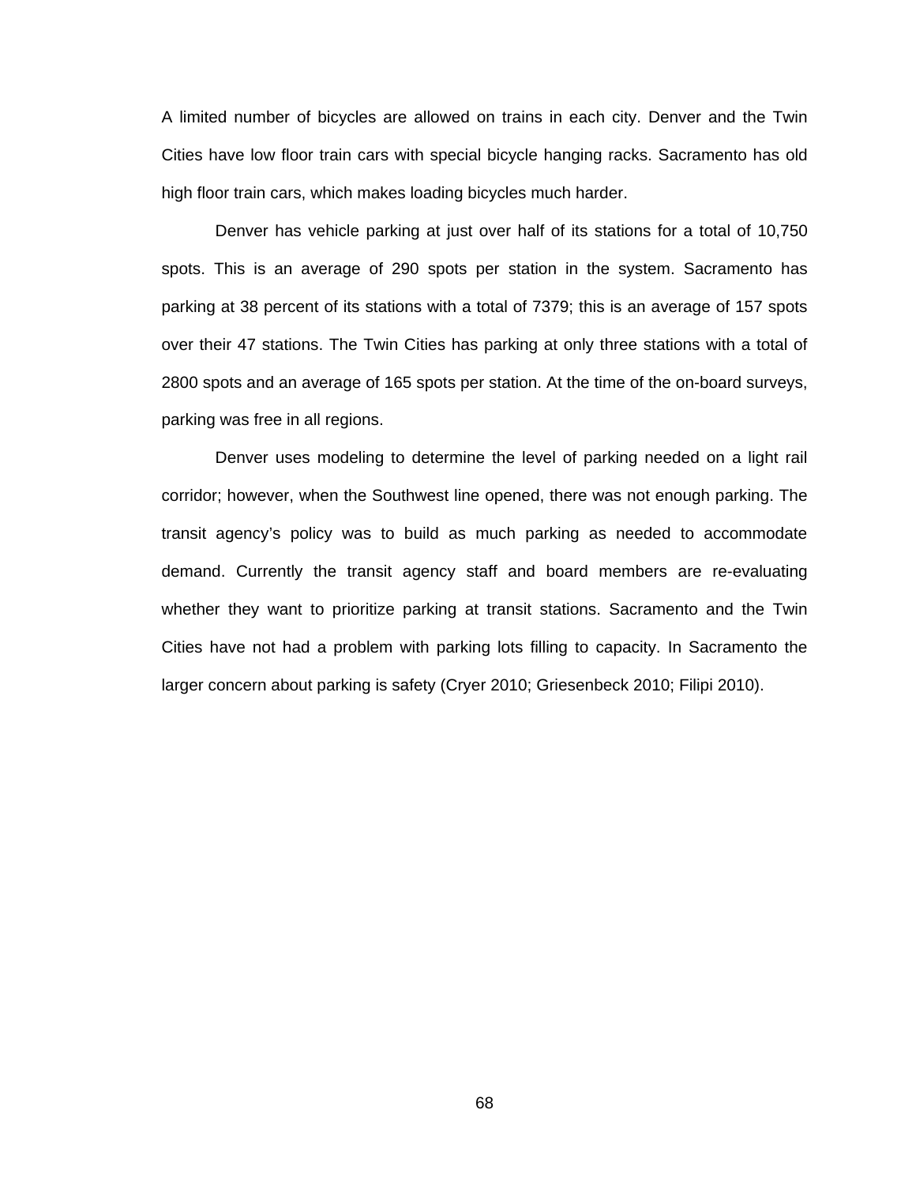A limited number of bicycles are allowed on trains in each city. Denver and the Twin Cities have low floor train cars with special bicycle hanging racks. Sacramento has old high floor train cars, which makes loading bicycles much harder.

Denver has vehicle parking at just over half of its stations for a total of 10,750 spots. This is an average of 290 spots per station in the system. Sacramento has parking at 38 percent of its stations with a total of 7379; this is an average of 157 spots over their 47 stations. The Twin Cities has parking at only three stations with a total of 2800 spots and an average of 165 spots per station. At the time of the on-board surveys, parking was free in all regions.

Denver uses modeling to determine the level of parking needed on a light rail corridor; however, when the Southwest line opened, there was not enough parking. The transit agency's policy was to build as much parking as needed to accommodate demand. Currently the transit agency staff and board members are re-evaluating whether they want to prioritize parking at transit stations. Sacramento and the Twin Cities have not had a problem with parking lots filling to capacity. In Sacramento the larger concern about parking is safety (Cryer 2010; Griesenbeck 2010; Filipi 2010).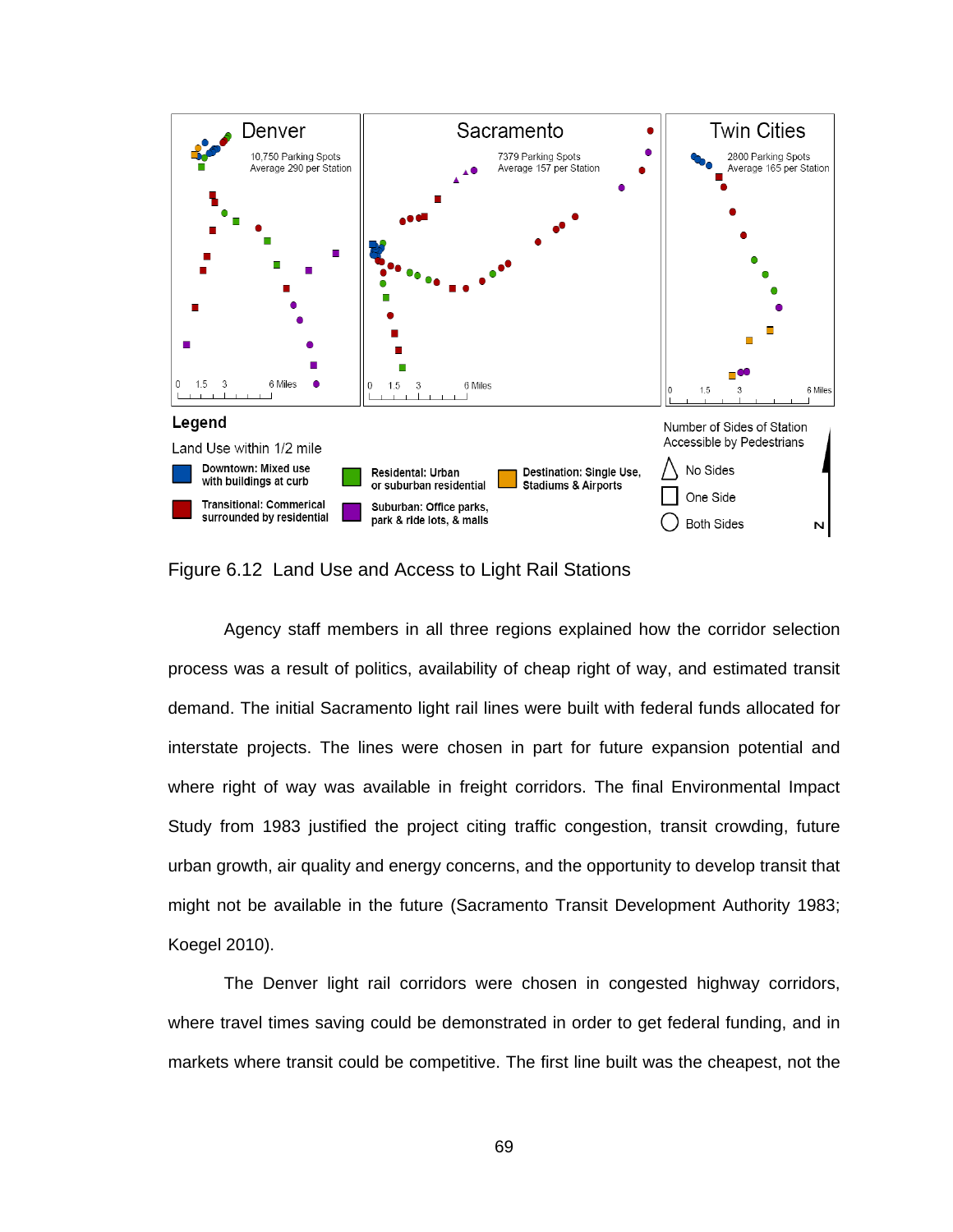Figure 6.12  Land Use and Access to Light Rail Stations

Agency staff members in all three regions explained how the corridor selection process was a result of politics, availability of cheap right of way, and estimated transit demand. The initial Sacramento light rail lines were built with federal funds allocated for interstate projects. The lines were chosen in part for future expansion potential and where right of way was available in freight corridors. The final Environmental Impact Study from 1983 justified the project citing traffic congestion, transit crowding, future urban growth, air quality and energy concerns, and the opportunity to develop transit that might not be available in the future (Sacramento Transit Development Authority 1983; Koegel 2010).

The Denver light rail corridors were chosen in congested highway corridors, where travel times saving could be demonstrated in order to get federal funding, and in markets where transit could be competitive. The first line built was the cheapest, not the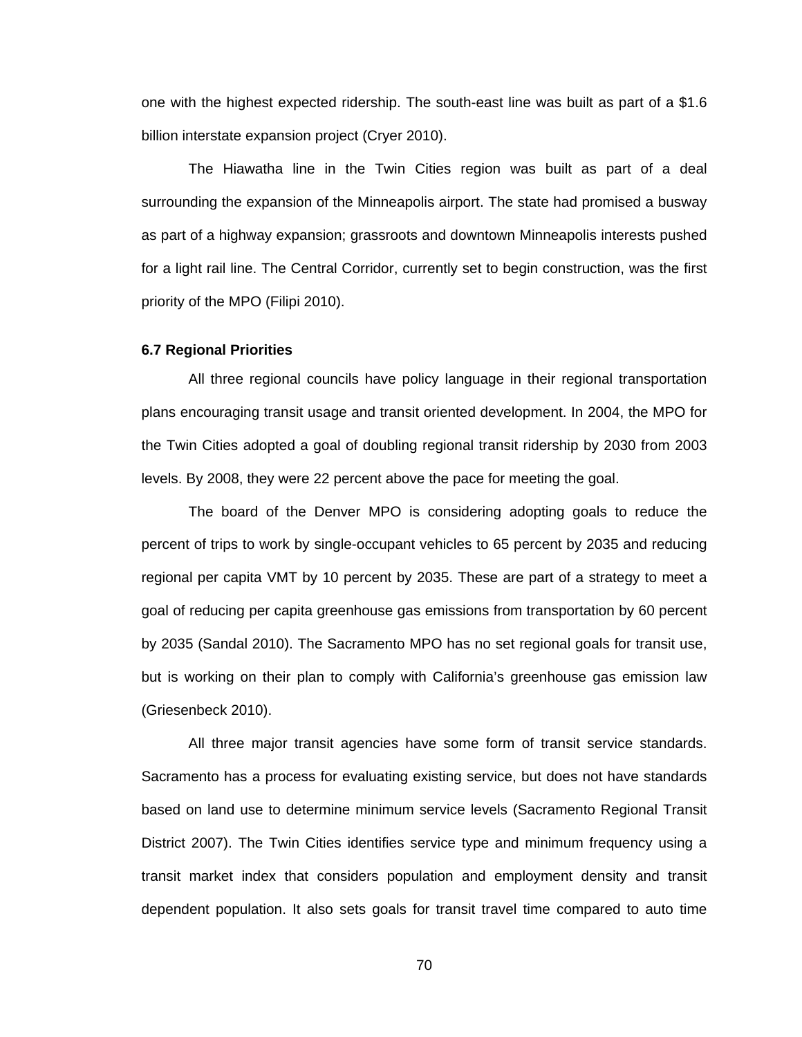one with the highest expected ridership. The south-east line was built as part of a $1.6 billion interstate expansion project (Cryer 2010).

The Hiawatha line in the Twin Cities region was built as part of a deal surrounding the expansion of the Minneapolis airport. The state had promised a busway as part of a highway expansion; grassroots and downtown Minneapolis interests pushed for a light rail line. The Central Corridor, currently set to begin construction, was the first priority of the MPO (Filipi 2010).

### 6.7 Regional Priorities

All three regional councils have policy language in their regional transportation plans encouraging transit usage and transit oriented development. In 2004, the MPO for the Twin Cities adopted a goal of doubling regional transit ridership by 2030 from 2003 levels. By 2008, they were 22 percent above the pace for meeting the goal.

The board of the Denver MPO is considering adopting goals to reduce the percent of trips to work by single-occupant vehicles to 65 percent by 2035 and reducing regional per capita VMT by 10 percent by 2035. These are part of a strategy to meet a goal of reducing per capita greenhouse gas emissions from transportation by 60 percent by 2035 (Sandal 2010). The Sacramento MPO has no set regional goals for transit use, but is working on their plan to comply with California's greenhouse gas emission law (Griesenbeck 2010).

All three major transit agencies have some form of transit service standards. Sacramento has a process for evaluating existing service, but does not have standards based on land use to determine minimum service levels (Sacramento Regional Transit District 2007). The Twin Cities identifies service type and minimum frequency using a transit market index that considers population and employment density and transit dependent population. It also sets goals for transit travel time compared to auto time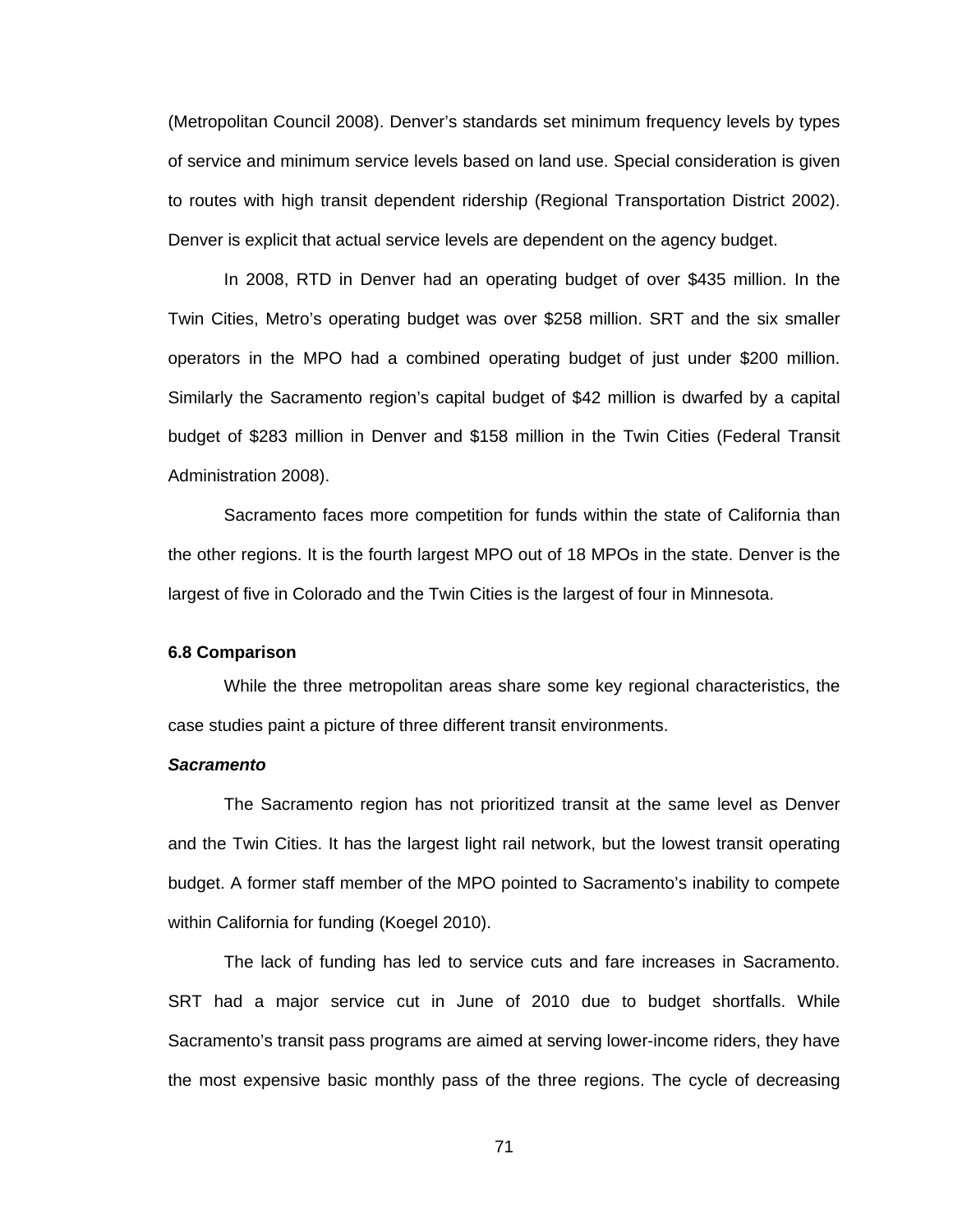(Metropolitan Council 2008). Denver's standards set minimum frequency levels by types of service and minimum service levels based on land use. Special consideration is given to routes with high transit dependent ridership (Regional Transportation District 2002). Denver is explicit that actual service levels are dependent on the agency budget.

In 2008, RTD in Denver had an operating budget of over $435 million. In the Twin Cities, Metro's operating budget was over $258 million. SRT and the six smaller operators in the MPO had a combined operating budget of just under $200 million. Similarly the Sacramento region's capital budget of $42 million is dwarfed by a capital budget of $283 million in Denver and $158 million in the Twin Cities (Federal Transit Administration 2008).

Sacramento faces more competition for funds within the state of California than the other regions. It is the fourth largest MPO out of 18 MPOs in the state. Denver is the largest of five in Colorado and the Twin Cities is the largest of four in Minnesota.

### 6.8 Comparison

While the three metropolitan areas share some key regional characteristics, the case studies paint a picture of three different transit environments.

***Sacramento***

The Sacramento region has not prioritized transit at the same level as Denver and the Twin Cities. It has the largest light rail network, but the lowest transit operating budget. A former staff member of the MPO pointed to Sacramento's inability to compete within California for funding (Koegel 2010).

The lack of funding has led to service cuts and fare increases in Sacramento. SRT had a major service cut in June of 2010 due to budget shortfalls. While Sacramento's transit pass programs are aimed at serving lower-income riders, they have the most expensive basic monthly pass of the three regions. The cycle of decreasing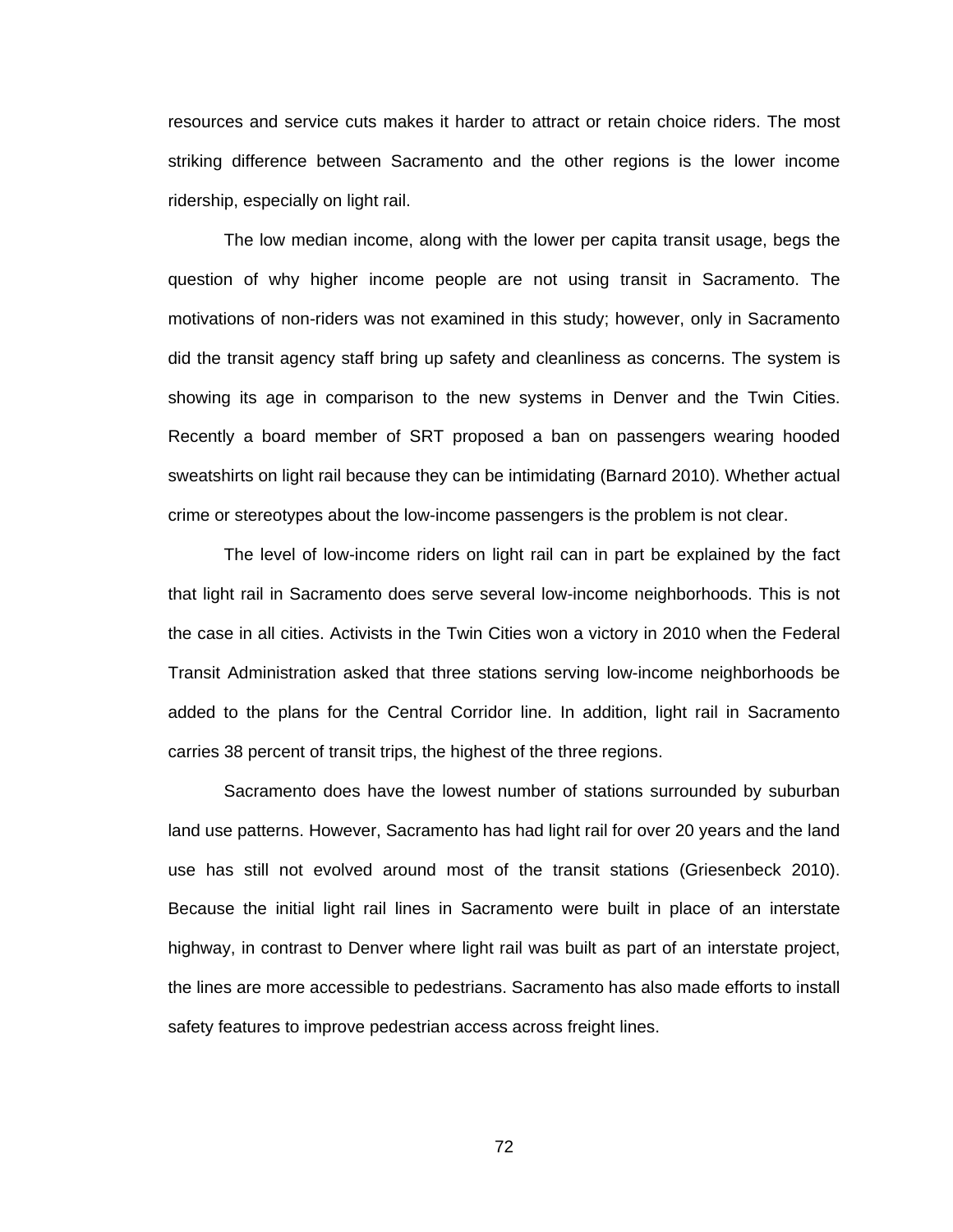resources and service cuts makes it harder to attract or retain choice riders. The most striking difference between Sacramento and the other regions is the lower income ridership, especially on light rail.

The low median income, along with the lower per capita transit usage, begs the question of why higher income people are not using transit in Sacramento. The motivations of non-riders was not examined in this study; however, only in Sacramento did the transit agency staff bring up safety and cleanliness as concerns. The system is showing its age in comparison to the new systems in Denver and the Twin Cities. Recently a board member of SRT proposed a ban on passengers wearing hooded sweatshirts on light rail because they can be intimidating (Barnard 2010). Whether actual crime or stereotypes about the low-income passengers is the problem is not clear.

The level of low-income riders on light rail can in part be explained by the fact that light rail in Sacramento does serve several low-income neighborhoods. This is not the case in all cities. Activists in the Twin Cities won a victory in 2010 when the Federal Transit Administration asked that three stations serving low-income neighborhoods be added to the plans for the Central Corridor line. In addition, light rail in Sacramento carries 38 percent of transit trips, the highest of the three regions.

Sacramento does have the lowest number of stations surrounded by suburban land use patterns. However, Sacramento has had light rail for over 20 years and the land use has still not evolved around most of the transit stations (Griesenbeck 2010). Because the initial light rail lines in Sacramento were built in place of an interstate highway, in contrast to Denver where light rail was built as part of an interstate project, the lines are more accessible to pedestrians. Sacramento has also made efforts to install safety features to improve pedestrian access across freight lines.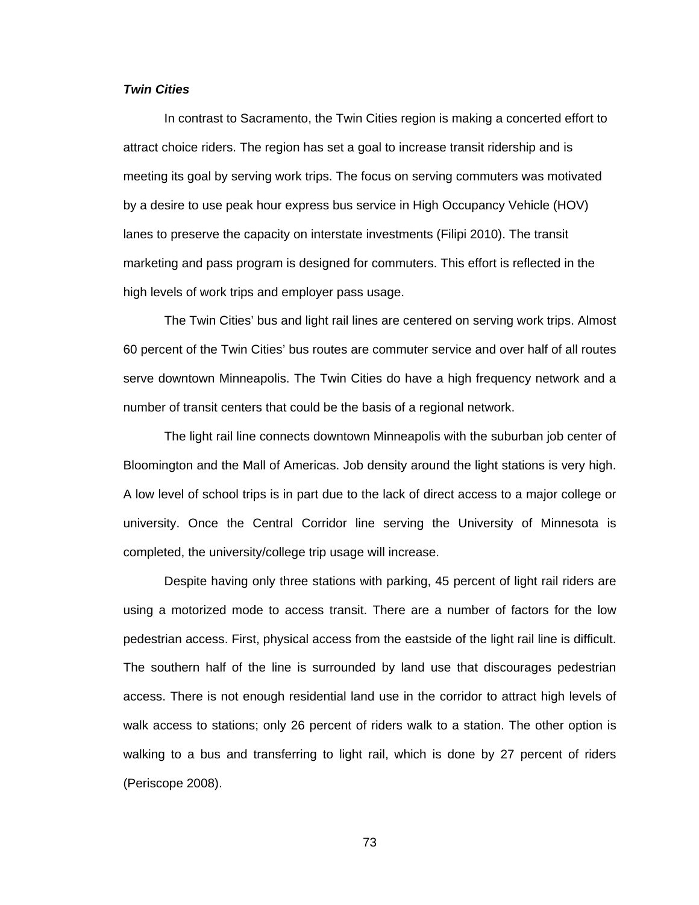### *Twin Cities*

In contrast to Sacramento, the Twin Cities region is making a concerted effort to attract choice riders. The region has set a goal to increase transit ridership and is meeting its goal by serving work trips. The focus on serving commuters was motivated by a desire to use peak hour express bus service in High Occupancy Vehicle (HOV) lanes to preserve the capacity on interstate investments (Filipi 2010). The transit marketing and pass program is designed for commuters. This effort is reflected in the high levels of work trips and employer pass usage.

The Twin Cities' bus and light rail lines are centered on serving work trips. Almost 60 percent of the Twin Cities' bus routes are commuter service and over half of all routes serve downtown Minneapolis. The Twin Cities do have a high frequency network and a number of transit centers that could be the basis of a regional network.

The light rail line connects downtown Minneapolis with the suburban job center of Bloomington and the Mall of Americas. Job density around the light stations is very high. A low level of school trips is in part due to the lack of direct access to a major college or university. Once the Central Corridor line serving the University of Minnesota is completed, the university/college trip usage will increase.

Despite having only three stations with parking, 45 percent of light rail riders are using a motorized mode to access transit. There are a number of factors for the low pedestrian access. First, physical access from the eastside of the light rail line is difficult. The southern half of the line is surrounded by land use that discourages pedestrian access. There is not enough residential land use in the corridor to attract high levels of walk access to stations; only 26 percent of riders walk to a station. The other option is walking to a bus and transferring to light rail, which is done by 27 percent of riders (Periscope 2008).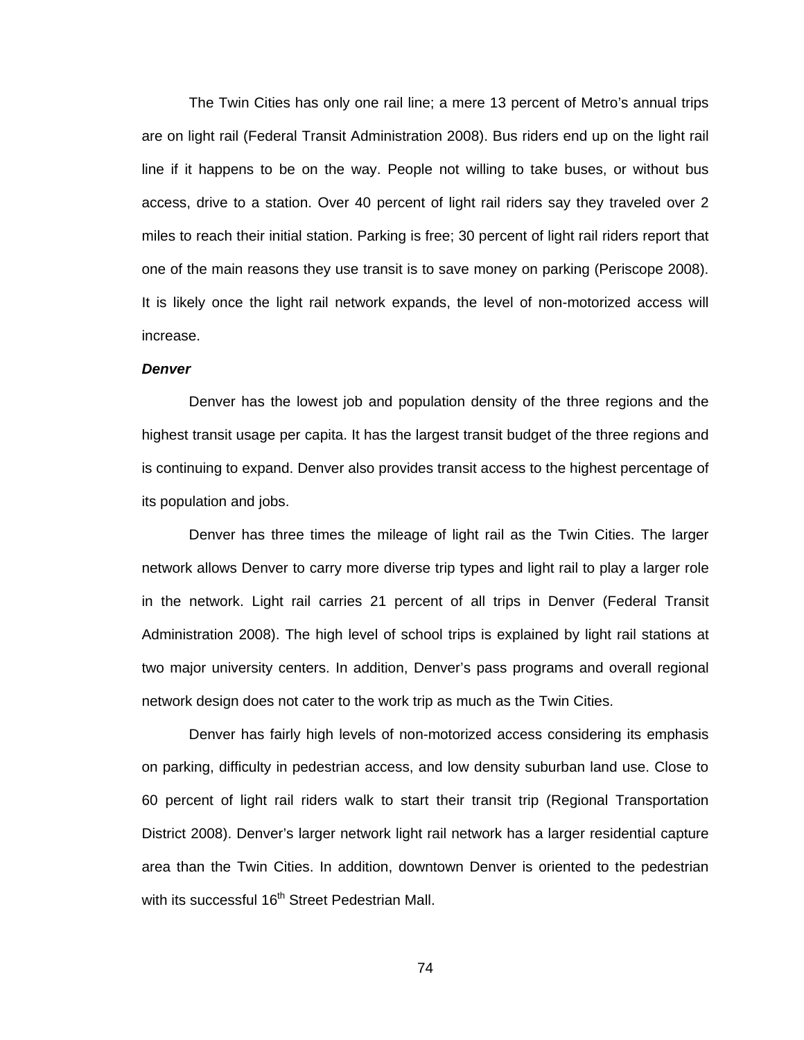The Twin Cities has only one rail line; a mere 13 percent of Metro's annual trips are on light rail (Federal Transit Administration 2008). Bus riders end up on the light rail line if it happens to be on the way. People not willing to take buses, or without bus access, drive to a station. Over 40 percent of light rail riders say they traveled over 2 miles to reach their initial station. Parking is free; 30 percent of light rail riders report that one of the main reasons they use transit is to save money on parking (Periscope 2008). It is likely once the light rail network expands, the level of non-motorized access will increase.

***Denver***

Denver has the lowest job and population density of the three regions and the highest transit usage per capita. It has the largest transit budget of the three regions and is continuing to expand. Denver also provides transit access to the highest percentage of its population and jobs.

Denver has three times the mileage of light rail as the Twin Cities. The larger network allows Denver to carry more diverse trip types and light rail to play a larger role in the network. Light rail carries 21 percent of all trips in Denver (Federal Transit Administration 2008). The high level of school trips is explained by light rail stations at two major university centers. In addition, Denver's pass programs and overall regional network design does not cater to the work trip as much as the Twin Cities.

Denver has fairly high levels of non-motorized access considering its emphasis on parking, difficulty in pedestrian access, and low density suburban land use. Close to 60 percent of light rail riders walk to start their transit trip (Regional Transportation District 2008). Denver's larger network light rail network has a larger residential capture area than the Twin Cities. In addition, downtown Denver is oriented to the pedestrian with its successful 16th Street Pedestrian Mall.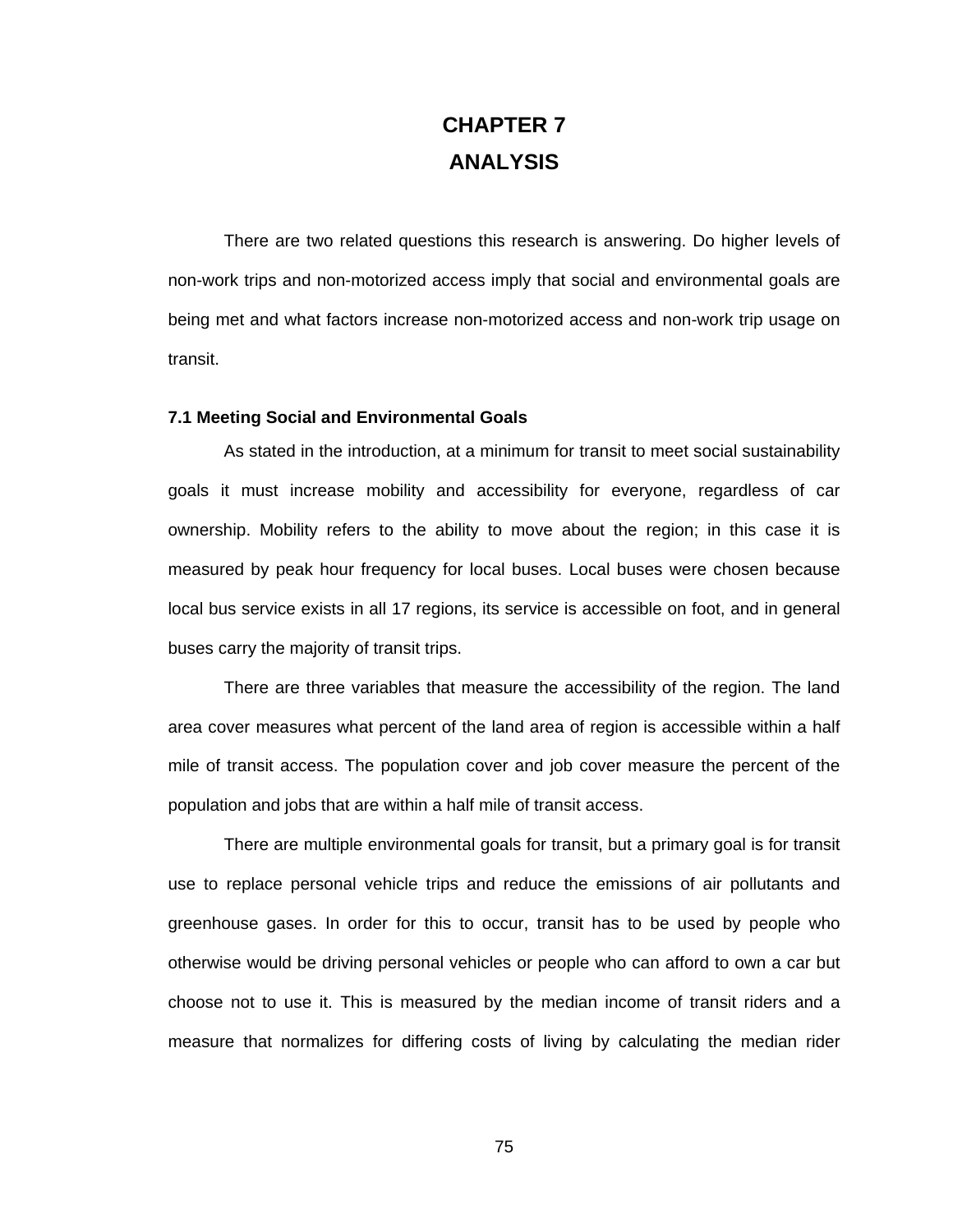# CHAPTER 7
# ANALYSIS

There are two related questions this research is answering. Do higher levels of non-work trips and non-motorized access imply that social and environmental goals are being met and what factors increase non-motorized access and non-work trip usage on transit.

### 7.1 Meeting Social and Environmental Goals

As stated in the introduction, at a minimum for transit to meet social sustainability goals it must increase mobility and accessibility for everyone, regardless of car ownership. Mobility refers to the ability to move about the region; in this case it is measured by peak hour frequency for local buses. Local buses were chosen because local bus service exists in all 17 regions, its service is accessible on foot, and in general buses carry the majority of transit trips.

There are three variables that measure the accessibility of the region. The land area cover measures what percent of the land area of region is accessible within a half mile of transit access. The population cover and job cover measure the percent of the population and jobs that are within a half mile of transit access.

There are multiple environmental goals for transit, but a primary goal is for transit use to replace personal vehicle trips and reduce the emissions of air pollutants and greenhouse gases. In order for this to occur, transit has to be used by people who otherwise would be driving personal vehicles or people who can afford to own a car but choose not to use it. This is measured by the median income of transit riders and a measure that normalizes for differing costs of living by calculating the median rider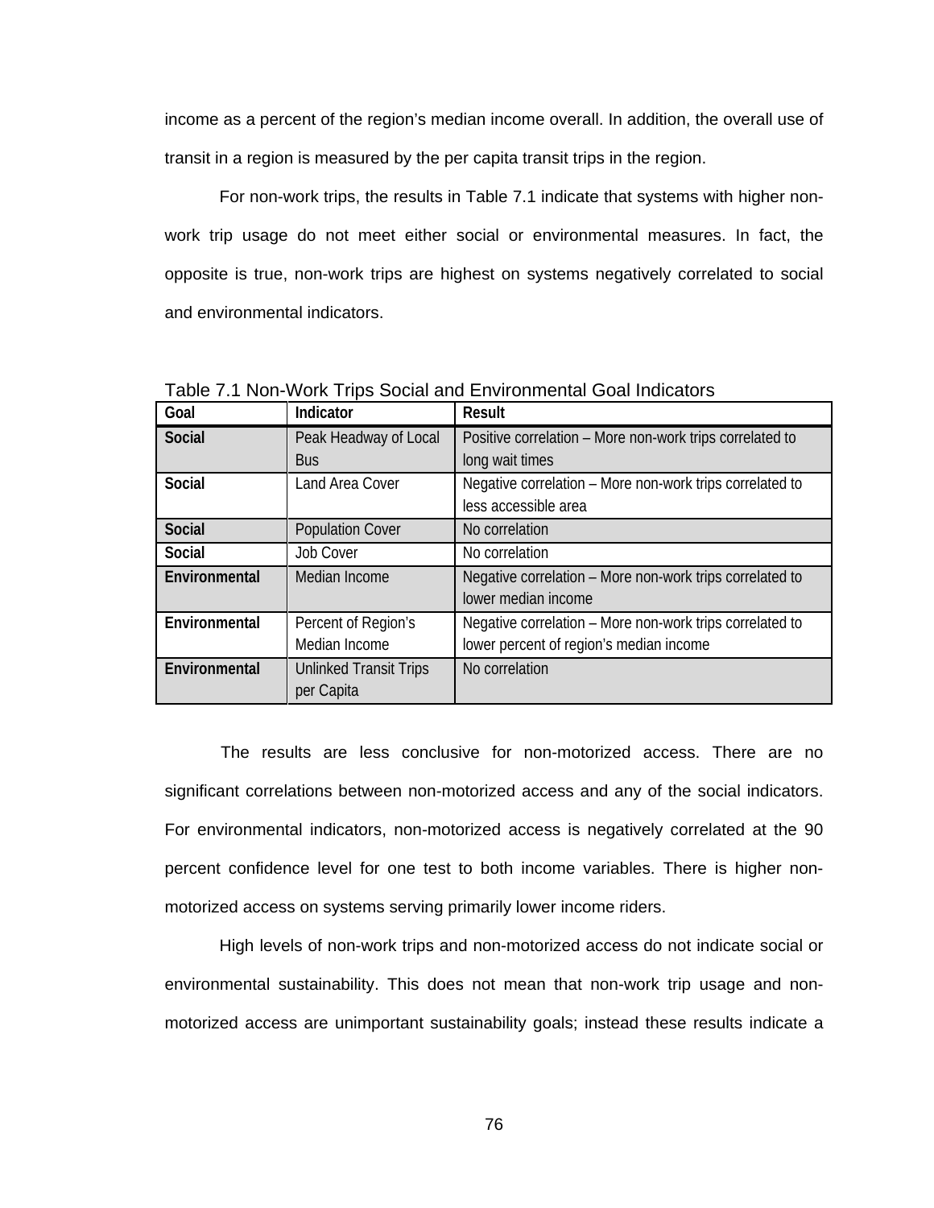income as a percent of the region's median income overall. In addition, the overall use of transit in a region is measured by the per capita transit trips in the region.

For non-work trips, the results in Table 7.1 indicate that systems with higher non-work trip usage do not meet either social or environmental measures. In fact, the opposite is true, non-work trips are highest on systems negatively correlated to social and environmental indicators.

Table 7.1 Non-Work Trips Social and Environmental Goal Indicators

| Goal | Indicator | Result |
|---|---|---|
| **Social** | Peak Headway of Local Bus | Positive correlation – More non-work trips correlated to long wait times |
| **Social** | Land Area Cover | Negative correlation – More non-work trips correlated to less accessible area |
| **Social** | Population Cover | No correlation |
| **Social** | Job Cover | No correlation |
| **Environmental** | Median Income | Negative correlation – More non-work trips correlated to lower median income |
| **Environmental** | Percent of Region's Median Income | Negative correlation – More non-work trips correlated to lower percent of region's median income |
| **Environmental** | Unlinked Transit Trips per Capita | No correlation |

The results are less conclusive for non-motorized access. There are no significant correlations between non-motorized access and any of the social indicators. For environmental indicators, non-motorized access is negatively correlated at the 90 percent confidence level for one test to both income variables. There is higher non-motorized access on systems serving primarily lower income riders.

High levels of non-work trips and non-motorized access do not indicate social or environmental sustainability. This does not mean that non-work trip usage and non-motorized access are unimportant sustainability goals; instead these results indicate a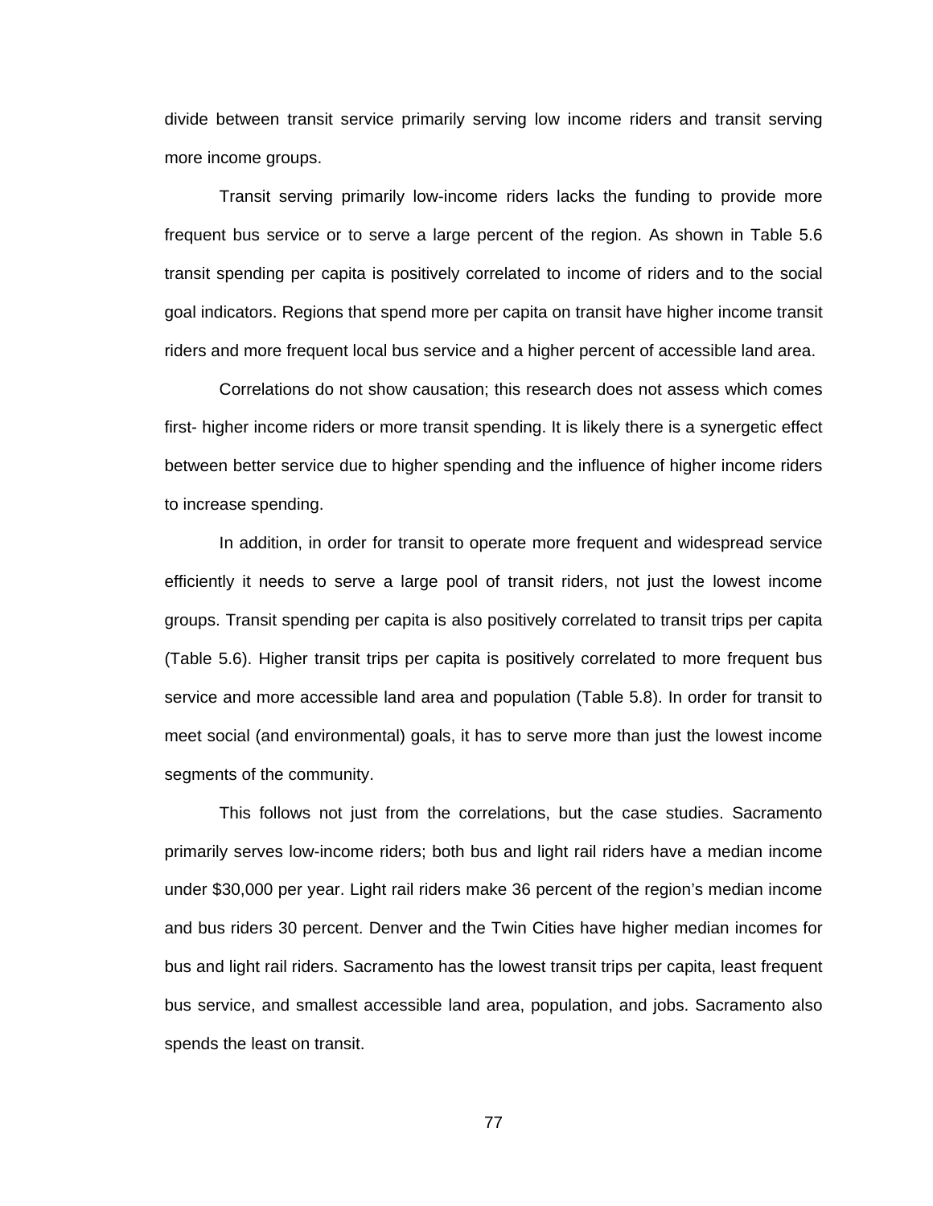divide between transit service primarily serving low income riders and transit serving more income groups.

Transit serving primarily low-income riders lacks the funding to provide more frequent bus service or to serve a large percent of the region. As shown in Table 5.6 transit spending per capita is positively correlated to income of riders and to the social goal indicators. Regions that spend more per capita on transit have higher income transit riders and more frequent local bus service and a higher percent of accessible land area.

Correlations do not show causation; this research does not assess which comes first- higher income riders or more transit spending. It is likely there is a synergetic effect between better service due to higher spending and the influence of higher income riders to increase spending.

In addition, in order for transit to operate more frequent and widespread service efficiently it needs to serve a large pool of transit riders, not just the lowest income groups. Transit spending per capita is also positively correlated to transit trips per capita (Table 5.6). Higher transit trips per capita is positively correlated to more frequent bus service and more accessible land area and population (Table 5.8). In order for transit to meet social (and environmental) goals, it has to serve more than just the lowest income segments of the community.

This follows not just from the correlations, but the case studies. Sacramento primarily serves low-income riders; both bus and light rail riders have a median income under $30,000 per year. Light rail riders make 36 percent of the region's median income and bus riders 30 percent. Denver and the Twin Cities have higher median incomes for bus and light rail riders. Sacramento has the lowest transit trips per capita, least frequent bus service, and smallest accessible land area, population, and jobs. Sacramento also spends the least on transit.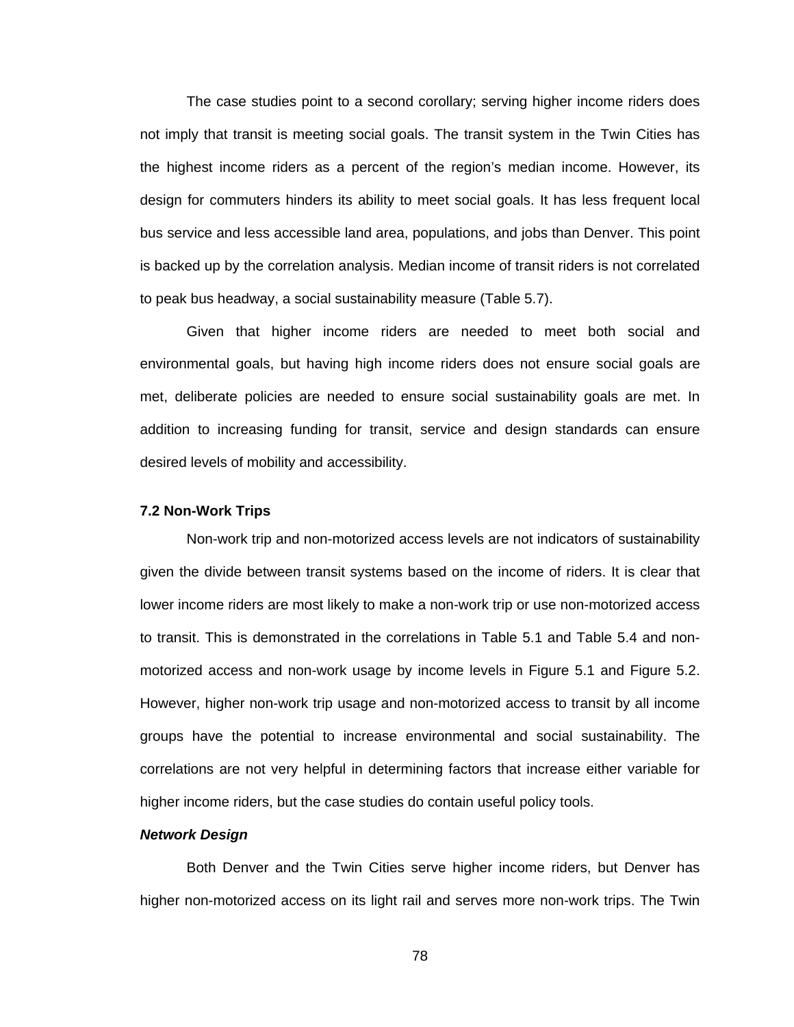The case studies point to a second corollary; serving higher income riders does not imply that transit is meeting social goals. The transit system in the Twin Cities has the highest income riders as a percent of the region's median income. However, its design for commuters hinders its ability to meet social goals. It has less frequent local bus service and less accessible land area, populations, and jobs than Denver. This point is backed up by the correlation analysis. Median income of transit riders is not correlated to peak bus headway, a social sustainability measure (Table 5.7).

Given that higher income riders are needed to meet both social and environmental goals, but having high income riders does not ensure social goals are met, deliberate policies are needed to ensure social sustainability goals are met. In addition to increasing funding for transit, service and design standards can ensure desired levels of mobility and accessibility.

### 7.2 Non-Work Trips

Non-work trip and non-motorized access levels are not indicators of sustainability given the divide between transit systems based on the income of riders. It is clear that lower income riders are most likely to make a non-work trip or use non-motorized access to transit. This is demonstrated in the correlations in Table 5.1 and Table 5.4 and non-motorized access and non-work usage by income levels in Figure 5.1 and Figure 5.2. However, higher non-work trip usage and non-motorized access to transit by all income groups have the potential to increase environmental and social sustainability. The correlations are not very helpful in determining factors that increase either variable for higher income riders, but the case studies do contain useful policy tools.

#### ***Network Design***

Both Denver and the Twin Cities serve higher income riders, but Denver has higher non-motorized access on its light rail and serves more non-work trips. The Twin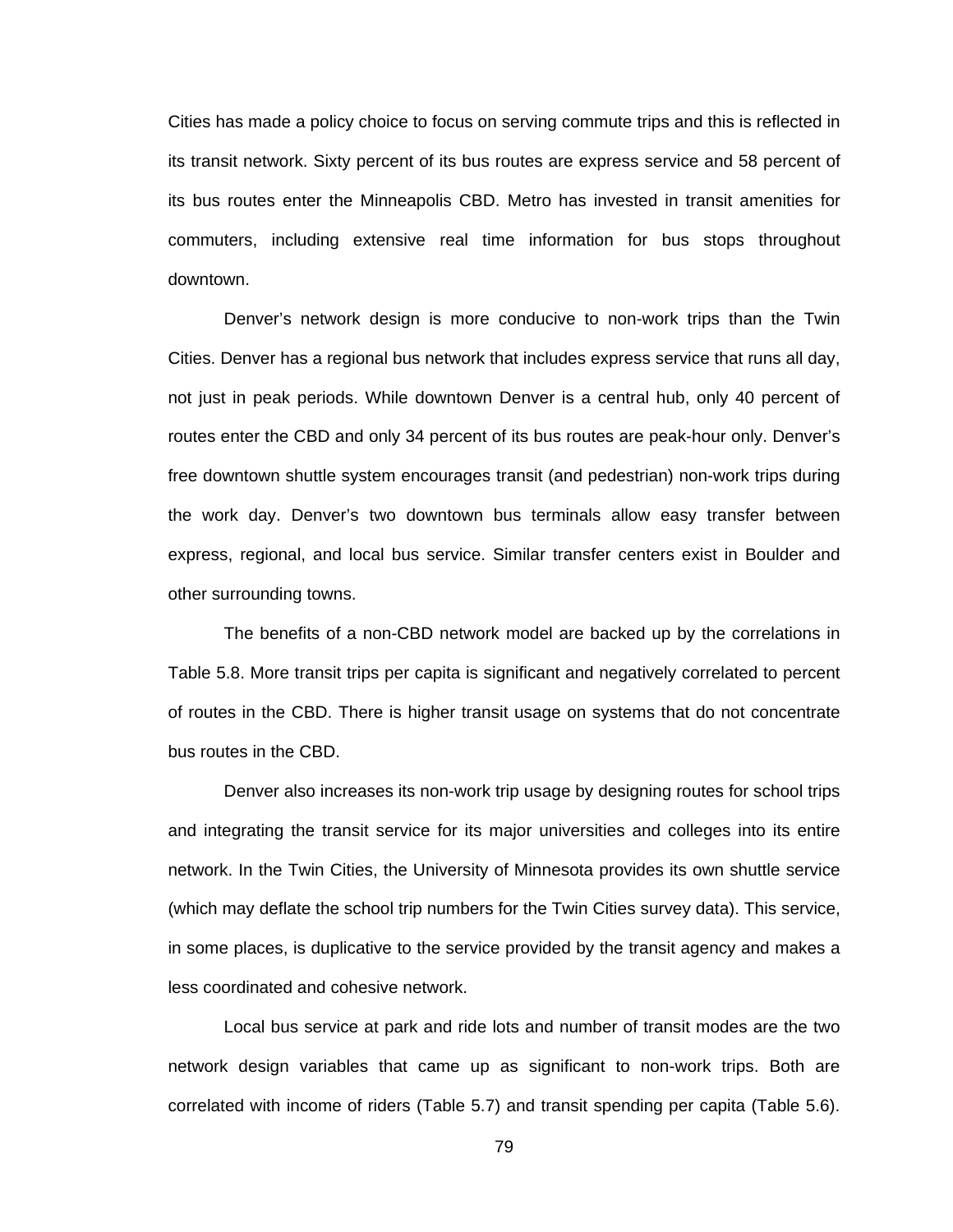Cities has made a policy choice to focus on serving commute trips and this is reflected in its transit network. Sixty percent of its bus routes are express service and 58 percent of its bus routes enter the Minneapolis CBD. Metro has invested in transit amenities for commuters, including extensive real time information for bus stops throughout downtown.

Denver's network design is more conducive to non-work trips than the Twin Cities. Denver has a regional bus network that includes express service that runs all day, not just in peak periods. While downtown Denver is a central hub, only 40 percent of routes enter the CBD and only 34 percent of its bus routes are peak-hour only. Denver's free downtown shuttle system encourages transit (and pedestrian) non-work trips during the work day. Denver's two downtown bus terminals allow easy transfer between express, regional, and local bus service. Similar transfer centers exist in Boulder and other surrounding towns.

The benefits of a non-CBD network model are backed up by the correlations in Table 5.8. More transit trips per capita is significant and negatively correlated to percent of routes in the CBD. There is higher transit usage on systems that do not concentrate bus routes in the CBD.

Denver also increases its non-work trip usage by designing routes for school trips and integrating the transit service for its major universities and colleges into its entire network. In the Twin Cities, the University of Minnesota provides its own shuttle service (which may deflate the school trip numbers for the Twin Cities survey data). This service, in some places, is duplicative to the service provided by the transit agency and makes a less coordinated and cohesive network.

Local bus service at park and ride lots and number of transit modes are the two network design variables that came up as significant to non-work trips. Both are correlated with income of riders (Table 5.7) and transit spending per capita (Table 5.6).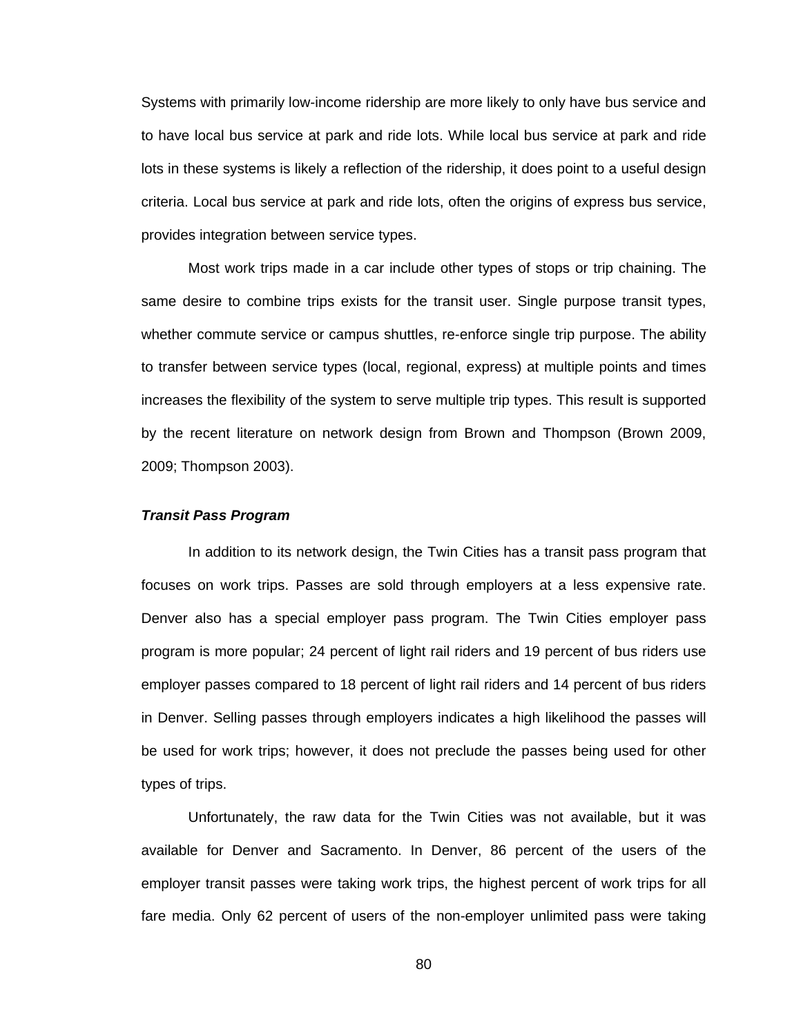Systems with primarily low-income ridership are more likely to only have bus service and to have local bus service at park and ride lots. While local bus service at park and ride lots in these systems is likely a reflection of the ridership, it does point to a useful design criteria. Local bus service at park and ride lots, often the origins of express bus service, provides integration between service types.

Most work trips made in a car include other types of stops or trip chaining. The same desire to combine trips exists for the transit user. Single purpose transit types, whether commute service or campus shuttles, re-enforce single trip purpose. The ability to transfer between service types (local, regional, express) at multiple points and times increases the flexibility of the system to serve multiple trip types. This result is supported by the recent literature on network design from Brown and Thompson (Brown 2009, 2009; Thompson 2003).

### *Transit Pass Program*

In addition to its network design, the Twin Cities has a transit pass program that focuses on work trips. Passes are sold through employers at a less expensive rate. Denver also has a special employer pass program. The Twin Cities employer pass program is more popular; 24 percent of light rail riders and 19 percent of bus riders use employer passes compared to 18 percent of light rail riders and 14 percent of bus riders in Denver. Selling passes through employers indicates a high likelihood the passes will be used for work trips; however, it does not preclude the passes being used for other types of trips.

Unfortunately, the raw data for the Twin Cities was not available, but it was available for Denver and Sacramento. In Denver, 86 percent of the users of the employer transit passes were taking work trips, the highest percent of work trips for all fare media. Only 62 percent of users of the non-employer unlimited pass were taking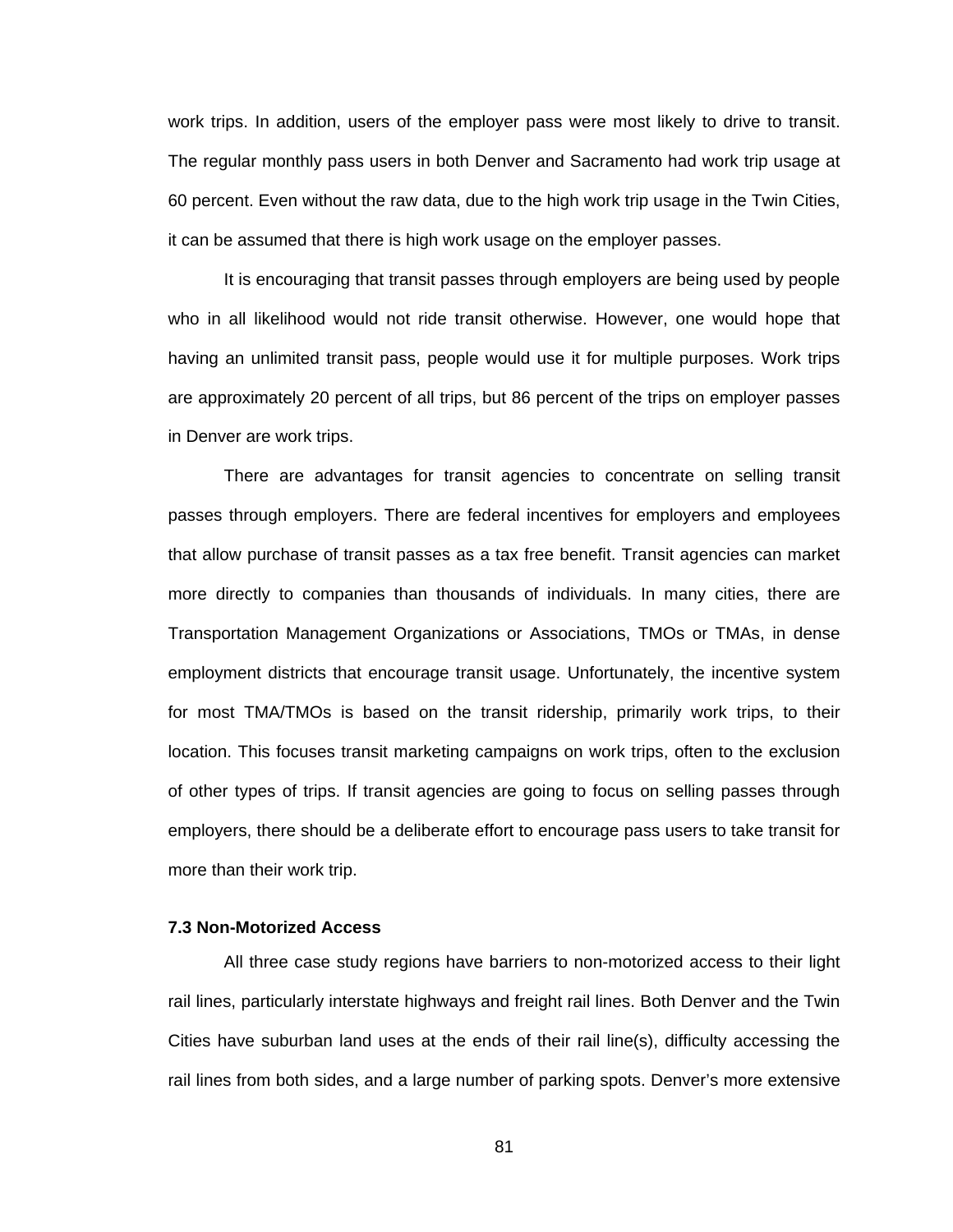work trips. In addition, users of the employer pass were most likely to drive to transit. The regular monthly pass users in both Denver and Sacramento had work trip usage at 60 percent. Even without the raw data, due to the high work trip usage in the Twin Cities, it can be assumed that there is high work usage on the employer passes.

It is encouraging that transit passes through employers are being used by people who in all likelihood would not ride transit otherwise. However, one would hope that having an unlimited transit pass, people would use it for multiple purposes. Work trips are approximately 20 percent of all trips, but 86 percent of the trips on employer passes in Denver are work trips.

There are advantages for transit agencies to concentrate on selling transit passes through employers. There are federal incentives for employers and employees that allow purchase of transit passes as a tax free benefit. Transit agencies can market more directly to companies than thousands of individuals. In many cities, there are Transportation Management Organizations or Associations, TMOs or TMAs, in dense employment districts that encourage transit usage. Unfortunately, the incentive system for most TMA/TMOs is based on the transit ridership, primarily work trips, to their location. This focuses transit marketing campaigns on work trips, often to the exclusion of other types of trips. If transit agencies are going to focus on selling passes through employers, there should be a deliberate effort to encourage pass users to take transit for more than their work trip.

### 7.3 Non-Motorized Access

All three case study regions have barriers to non-motorized access to their light rail lines, particularly interstate highways and freight rail lines. Both Denver and the Twin Cities have suburban land uses at the ends of their rail line(s), difficulty accessing the rail lines from both sides, and a large number of parking spots. Denver's more extensive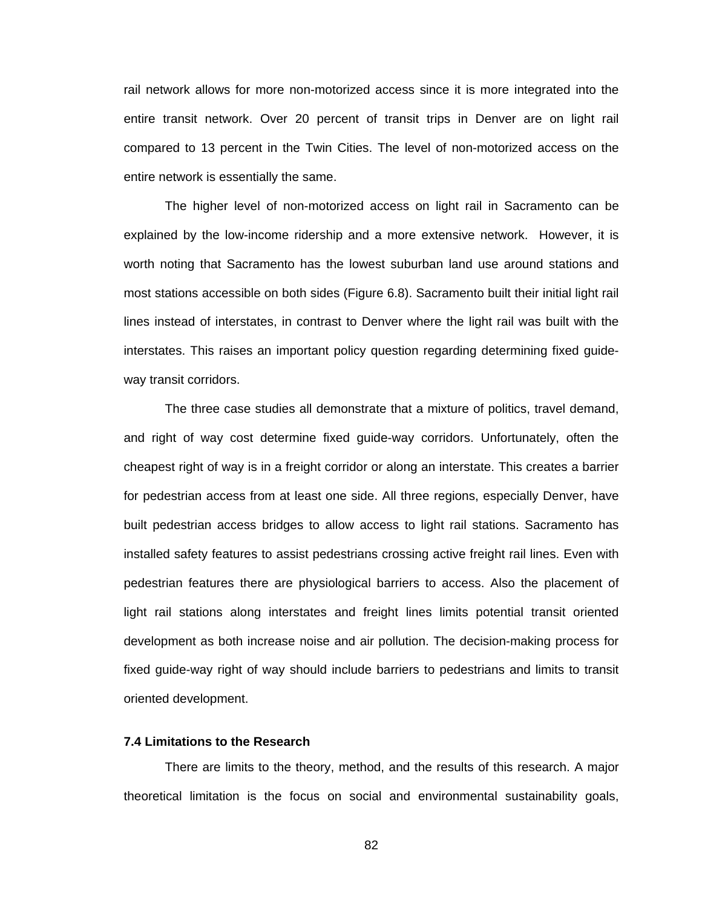rail network allows for more non-motorized access since it is more integrated into the entire transit network. Over 20 percent of transit trips in Denver are on light rail compared to 13 percent in the Twin Cities. The level of non-motorized access on the entire network is essentially the same.

The higher level of non-motorized access on light rail in Sacramento can be explained by the low-income ridership and a more extensive network. However, it is worth noting that Sacramento has the lowest suburban land use around stations and most stations accessible on both sides (Figure 6.8). Sacramento built their initial light rail lines instead of interstates, in contrast to Denver where the light rail was built with the interstates. This raises an important policy question regarding determining fixed guide-way transit corridors.

The three case studies all demonstrate that a mixture of politics, travel demand, and right of way cost determine fixed guide-way corridors. Unfortunately, often the cheapest right of way is in a freight corridor or along an interstate. This creates a barrier for pedestrian access from at least one side. All three regions, especially Denver, have built pedestrian access bridges to allow access to light rail stations. Sacramento has installed safety features to assist pedestrians crossing active freight rail lines. Even with pedestrian features there are physiological barriers to access. Also the placement of light rail stations along interstates and freight lines limits potential transit oriented development as both increase noise and air pollution. The decision-making process for fixed guide-way right of way should include barriers to pedestrians and limits to transit oriented development.

### 7.4 Limitations to the Research

There are limits to the theory, method, and the results of this research. A major theoretical limitation is the focus on social and environmental sustainability goals,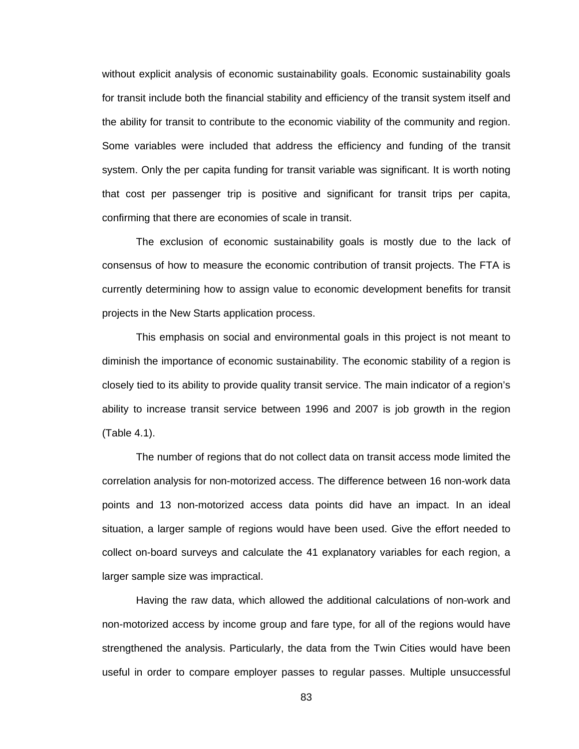without explicit analysis of economic sustainability goals. Economic sustainability goals for transit include both the financial stability and efficiency of the transit system itself and the ability for transit to contribute to the economic viability of the community and region. Some variables were included that address the efficiency and funding of the transit system. Only the per capita funding for transit variable was significant. It is worth noting that cost per passenger trip is positive and significant for transit trips per capita, confirming that there are economies of scale in transit.

The exclusion of economic sustainability goals is mostly due to the lack of consensus of how to measure the economic contribution of transit projects. The FTA is currently determining how to assign value to economic development benefits for transit projects in the New Starts application process.

This emphasis on social and environmental goals in this project is not meant to diminish the importance of economic sustainability. The economic stability of a region is closely tied to its ability to provide quality transit service. The main indicator of a region's ability to increase transit service between 1996 and 2007 is job growth in the region (Table 4.1).

The number of regions that do not collect data on transit access mode limited the correlation analysis for non-motorized access. The difference between 16 non-work data points and 13 non-motorized access data points did have an impact. In an ideal situation, a larger sample of regions would have been used. Give the effort needed to collect on-board surveys and calculate the 41 explanatory variables for each region, a larger sample size was impractical.

Having the raw data, which allowed the additional calculations of non-work and non-motorized access by income group and fare type, for all of the regions would have strengthened the analysis. Particularly, the data from the Twin Cities would have been useful in order to compare employer passes to regular passes. Multiple unsuccessful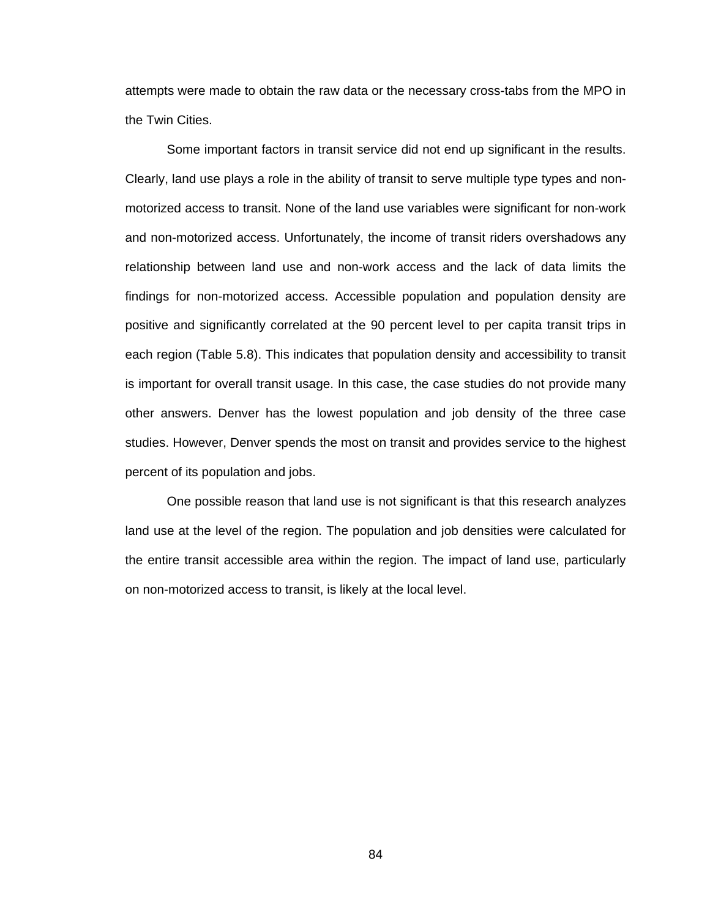attempts were made to obtain the raw data or the necessary cross-tabs from the MPO in the Twin Cities.

Some important factors in transit service did not end up significant in the results. Clearly, land use plays a role in the ability of transit to serve multiple type types and non-motorized access to transit. None of the land use variables were significant for non-work and non-motorized access. Unfortunately, the income of transit riders overshadows any relationship between land use and non-work access and the lack of data limits the findings for non-motorized access. Accessible population and population density are positive and significantly correlated at the 90 percent level to per capita transit trips in each region (Table 5.8). This indicates that population density and accessibility to transit is important for overall transit usage. In this case, the case studies do not provide many other answers. Denver has the lowest population and job density of the three case studies. However, Denver spends the most on transit and provides service to the highest percent of its population and jobs.

One possible reason that land use is not significant is that this research analyzes land use at the level of the region. The population and job densities were calculated for the entire transit accessible area within the region. The impact of land use, particularly on non-motorized access to transit, is likely at the local level.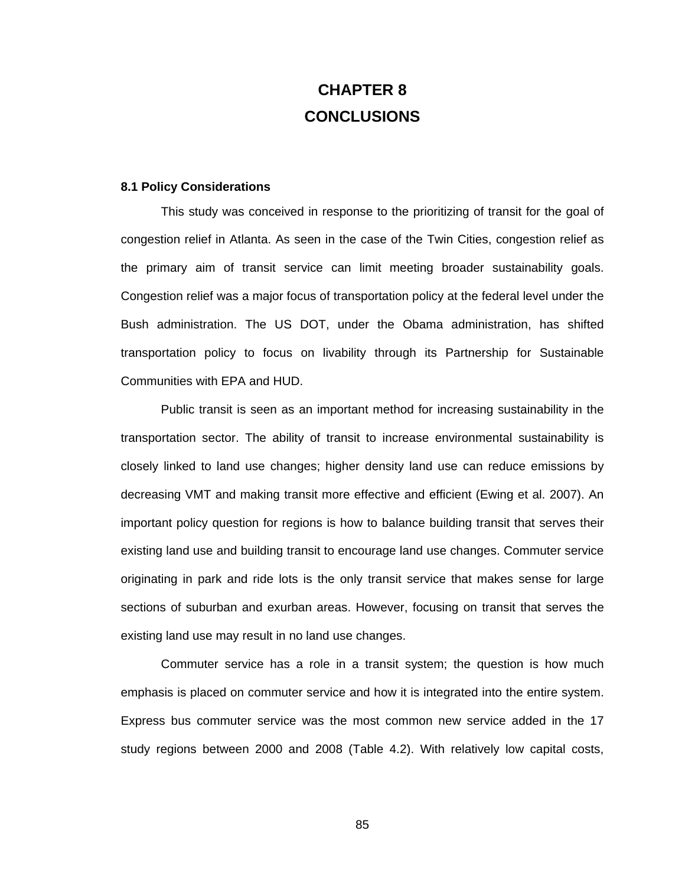# CHAPTER 8
# CONCLUSIONS

### 8.1 Policy Considerations

This study was conceived in response to the prioritizing of transit for the goal of congestion relief in Atlanta. As seen in the case of the Twin Cities, congestion relief as the primary aim of transit service can limit meeting broader sustainability goals. Congestion relief was a major focus of transportation policy at the federal level under the Bush administration. The US DOT, under the Obama administration, has shifted transportation policy to focus on livability through its Partnership for Sustainable Communities with EPA and HUD.

Public transit is seen as an important method for increasing sustainability in the transportation sector. The ability of transit to increase environmental sustainability is closely linked to land use changes; higher density land use can reduce emissions by decreasing VMT and making transit more effective and efficient (Ewing et al. 2007). An important policy question for regions is how to balance building transit that serves their existing land use and building transit to encourage land use changes. Commuter service originating in park and ride lots is the only transit service that makes sense for large sections of suburban and exurban areas. However, focusing on transit that serves the existing land use may result in no land use changes.

Commuter service has a role in a transit system; the question is how much emphasis is placed on commuter service and how it is integrated into the entire system. Express bus commuter service was the most common new service added in the 17 study regions between 2000 and 2008 (Table 4.2). With relatively low capital costs,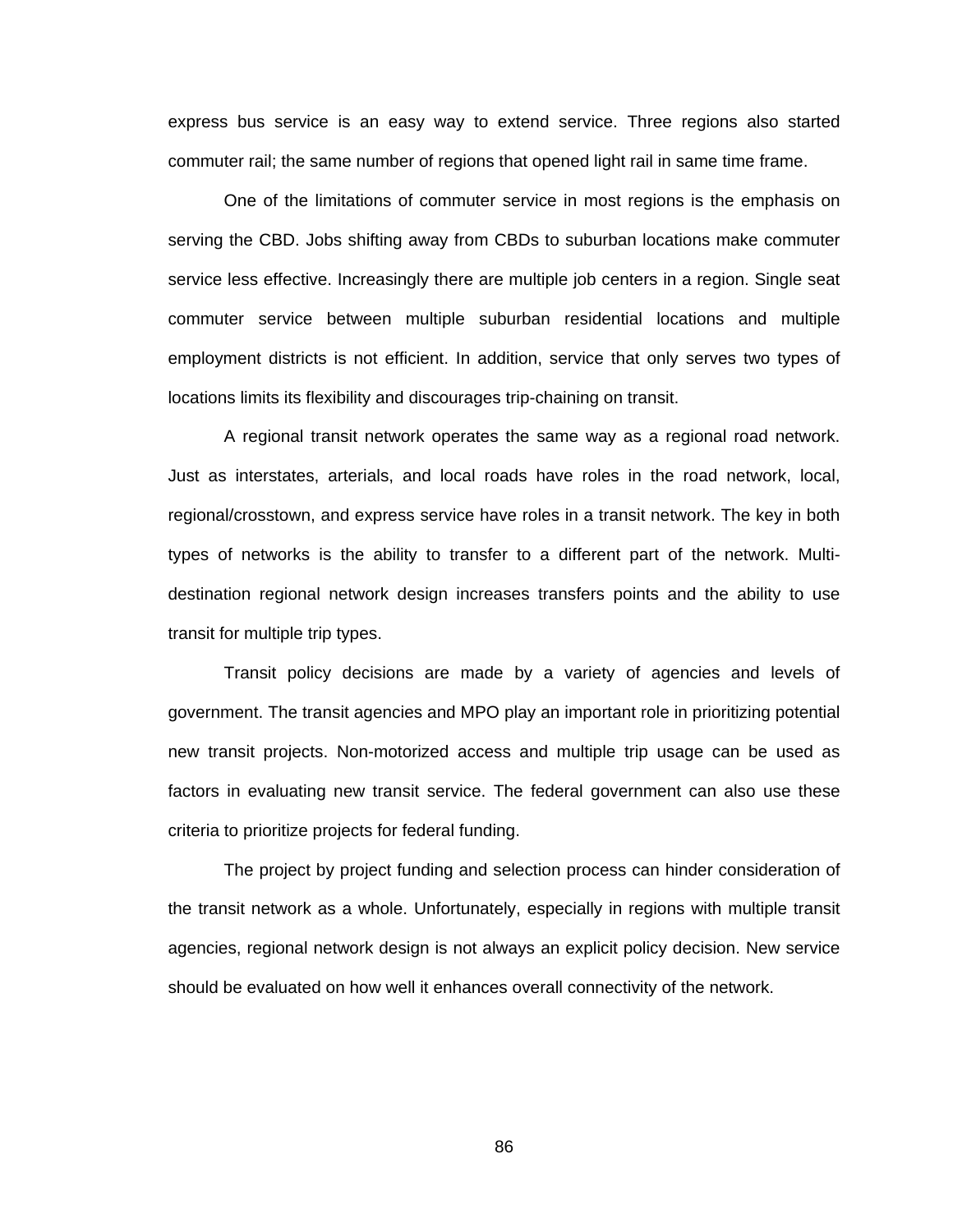express bus service is an easy way to extend service. Three regions also started commuter rail; the same number of regions that opened light rail in same time frame.

One of the limitations of commuter service in most regions is the emphasis on serving the CBD. Jobs shifting away from CBDs to suburban locations make commuter service less effective. Increasingly there are multiple job centers in a region. Single seat commuter service between multiple suburban residential locations and multiple employment districts is not efficient. In addition, service that only serves two types of locations limits its flexibility and discourages trip-chaining on transit.

A regional transit network operates the same way as a regional road network. Just as interstates, arterials, and local roads have roles in the road network, local, regional/crosstown, and express service have roles in a transit network. The key in both types of networks is the ability to transfer to a different part of the network. Multi-destination regional network design increases transfers points and the ability to use transit for multiple trip types.

Transit policy decisions are made by a variety of agencies and levels of government. The transit agencies and MPO play an important role in prioritizing potential new transit projects. Non-motorized access and multiple trip usage can be used as factors in evaluating new transit service. The federal government can also use these criteria to prioritize projects for federal funding.

The project by project funding and selection process can hinder consideration of the transit network as a whole. Unfortunately, especially in regions with multiple transit agencies, regional network design is not always an explicit policy decision. New service should be evaluated on how well it enhances overall connectivity of the network.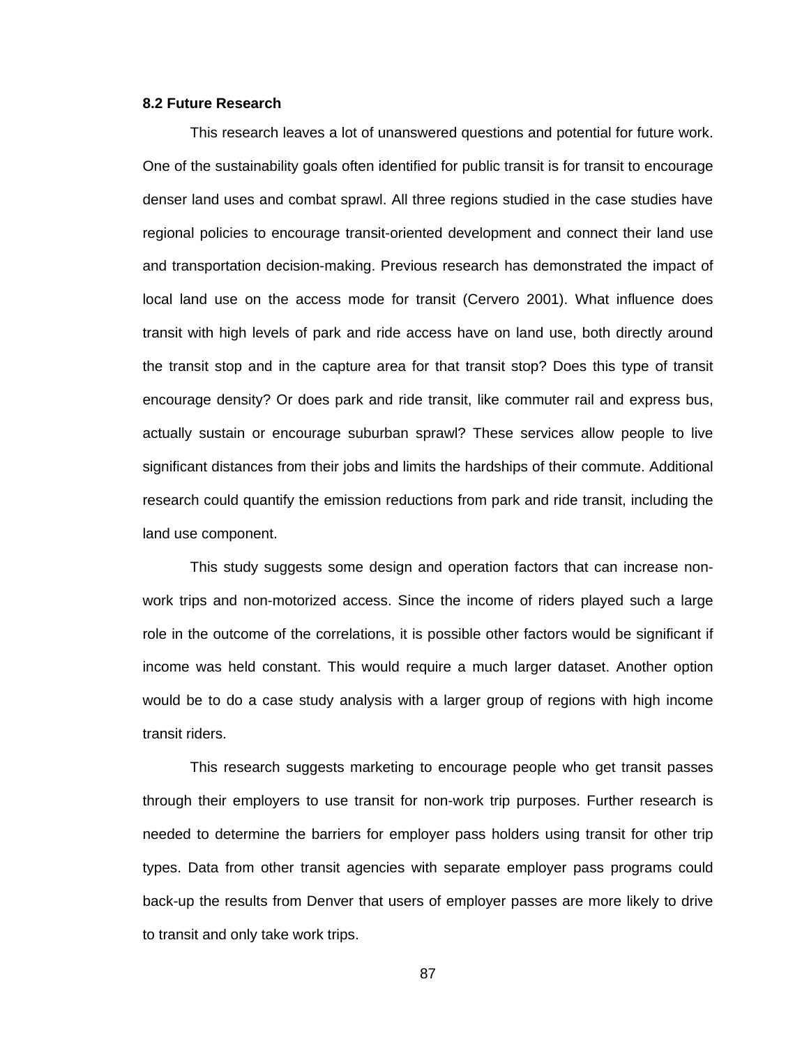### 8.2 Future Research

This research leaves a lot of unanswered questions and potential for future work. One of the sustainability goals often identified for public transit is for transit to encourage denser land uses and combat sprawl. All three regions studied in the case studies have regional policies to encourage transit-oriented development and connect their land use and transportation decision-making. Previous research has demonstrated the impact of local land use on the access mode for transit (Cervero 2001). What influence does transit with high levels of park and ride access have on land use, both directly around the transit stop and in the capture area for that transit stop? Does this type of transit encourage density? Or does park and ride transit, like commuter rail and express bus, actually sustain or encourage suburban sprawl? These services allow people to live significant distances from their jobs and limits the hardships of their commute. Additional research could quantify the emission reductions from park and ride transit, including the land use component.

This study suggests some design and operation factors that can increase non-work trips and non-motorized access. Since the income of riders played such a large role in the outcome of the correlations, it is possible other factors would be significant if income was held constant. This would require a much larger dataset. Another option would be to do a case study analysis with a larger group of regions with high income transit riders.

This research suggests marketing to encourage people who get transit passes through their employers to use transit for non-work trip purposes. Further research is needed to determine the barriers for employer pass holders using transit for other trip types. Data from other transit agencies with separate employer pass programs could back-up the results from Denver that users of employer passes are more likely to drive to transit and only take work trips.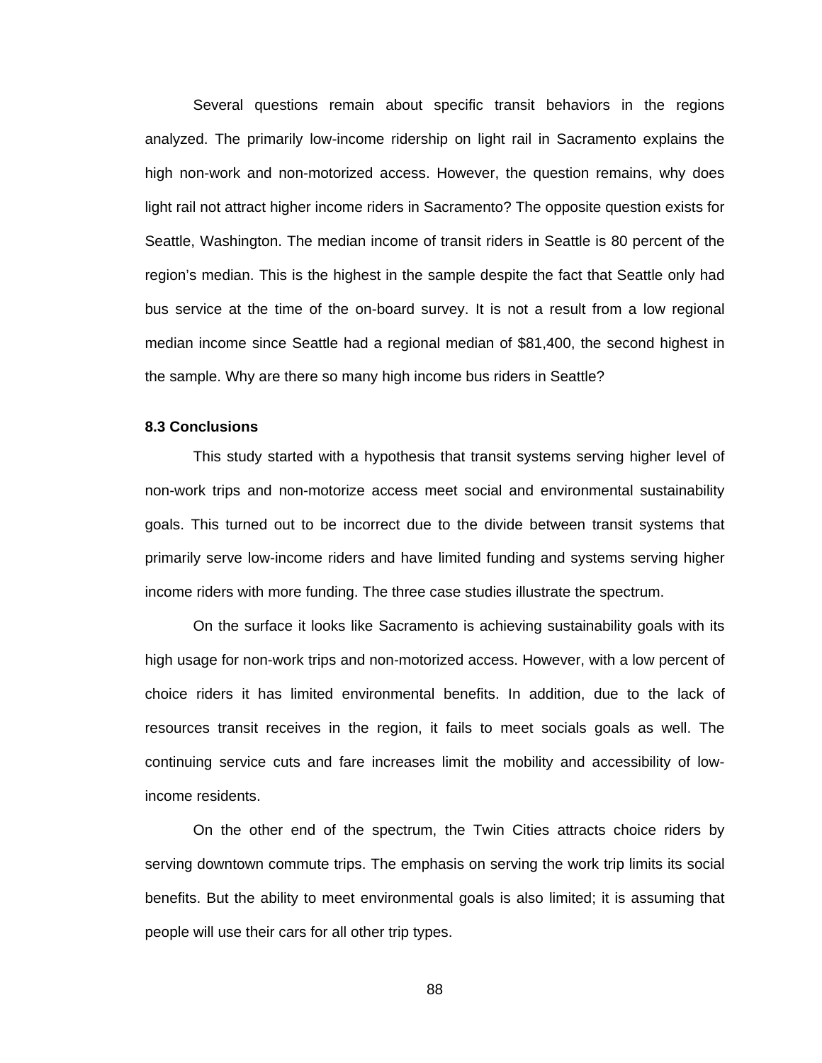Several questions remain about specific transit behaviors in the regions analyzed. The primarily low-income ridership on light rail in Sacramento explains the high non-work and non-motorized access. However, the question remains, why does light rail not attract higher income riders in Sacramento? The opposite question exists for Seattle, Washington. The median income of transit riders in Seattle is 80 percent of the region's median. This is the highest in the sample despite the fact that Seattle only had bus service at the time of the on-board survey. It is not a result from a low regional median income since Seattle had a regional median of $81,400, the second highest in the sample. Why are there so many high income bus riders in Seattle?

### 8.3 Conclusions

This study started with a hypothesis that transit systems serving higher level of non-work trips and non-motorize access meet social and environmental sustainability goals. This turned out to be incorrect due to the divide between transit systems that primarily serve low-income riders and have limited funding and systems serving higher income riders with more funding. The three case studies illustrate the spectrum.

On the surface it looks like Sacramento is achieving sustainability goals with its high usage for non-work trips and non-motorized access. However, with a low percent of choice riders it has limited environmental benefits. In addition, due to the lack of resources transit receives in the region, it fails to meet socials goals as well. The continuing service cuts and fare increases limit the mobility and accessibility of low-income residents.

On the other end of the spectrum, the Twin Cities attracts choice riders by serving downtown commute trips. The emphasis on serving the work trip limits its social benefits. But the ability to meet environmental goals is also limited; it is assuming that people will use their cars for all other trip types.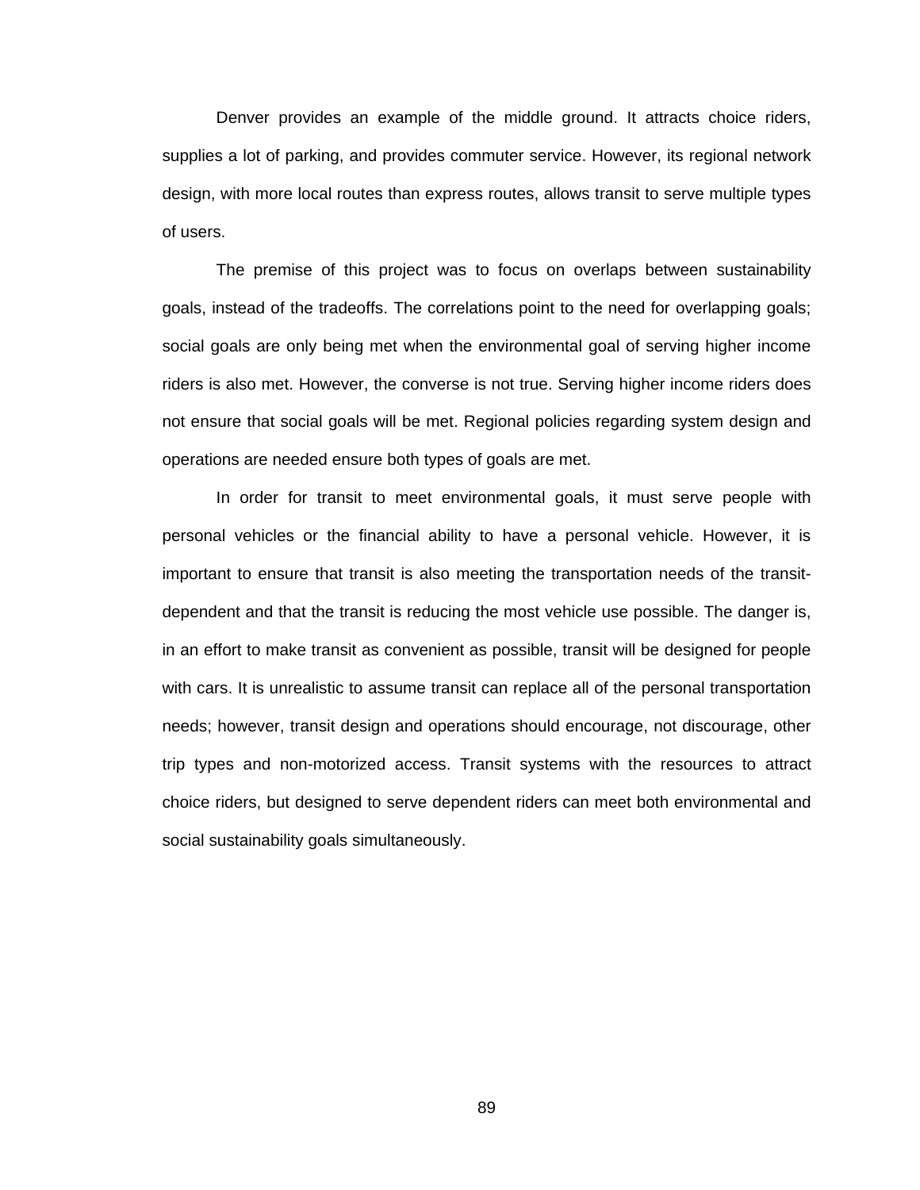Denver provides an example of the middle ground. It attracts choice riders, supplies a lot of parking, and provides commuter service. However, its regional network design, with more local routes than express routes, allows transit to serve multiple types of users.

The premise of this project was to focus on overlaps between sustainability goals, instead of the tradeoffs. The correlations point to the need for overlapping goals; social goals are only being met when the environmental goal of serving higher income riders is also met. However, the converse is not true. Serving higher income riders does not ensure that social goals will be met. Regional policies regarding system design and operations are needed ensure both types of goals are met.

In order for transit to meet environmental goals, it must serve people with personal vehicles or the financial ability to have a personal vehicle. However, it is important to ensure that transit is also meeting the transportation needs of the transit-dependent and that the transit is reducing the most vehicle use possible. The danger is, in an effort to make transit as convenient as possible, transit will be designed for people with cars. It is unrealistic to assume transit can replace all of the personal transportation needs; however, transit design and operations should encourage, not discourage, other trip types and non-motorized access. Transit systems with the resources to attract choice riders, but designed to serve dependent riders can meet both environmental and social sustainability goals simultaneously.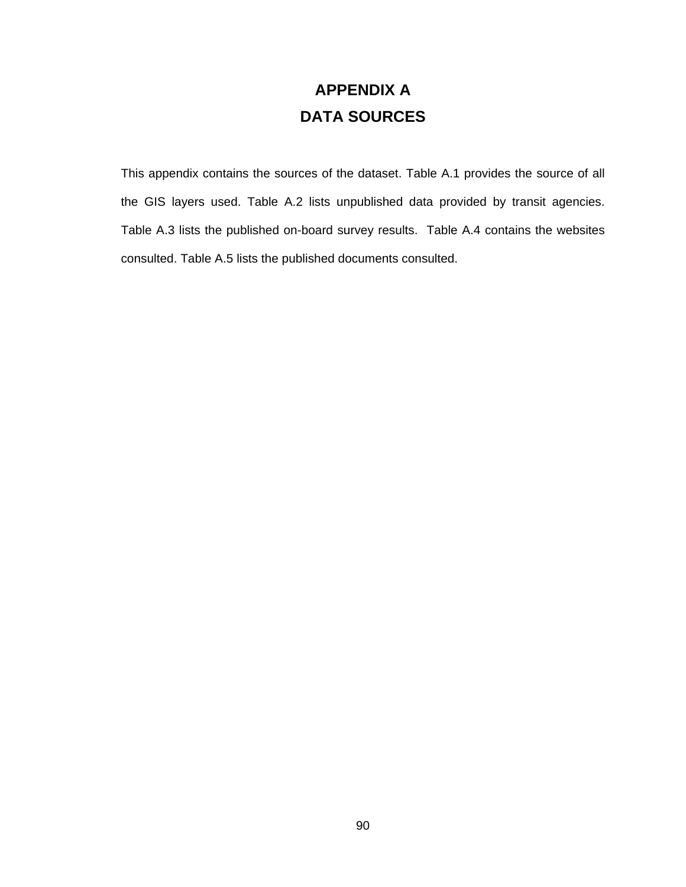# APPENDIX A
# DATA SOURCES

This appendix contains the sources of the dataset. Table A.1 provides the source of all the GIS layers used. Table A.2 lists unpublished data provided by transit agencies. Table A.3 lists the published on-board survey results. Table A.4 contains the websites consulted. Table A.5 lists the published documents consulted.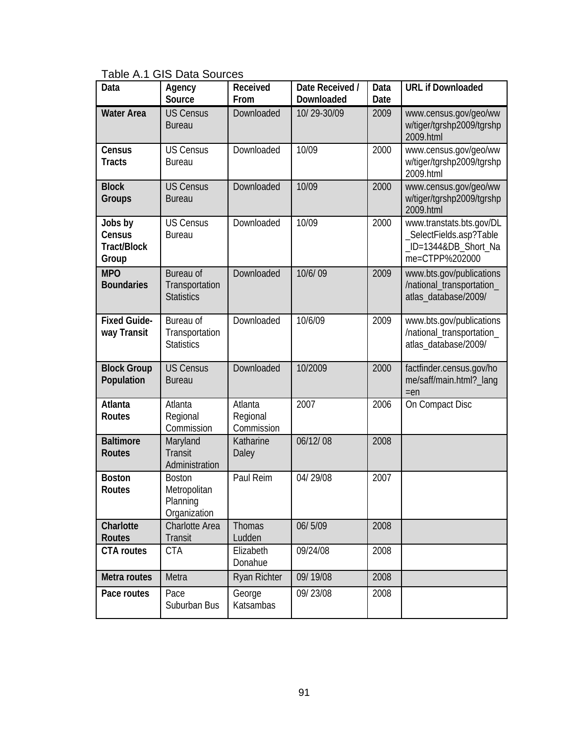Table A.1 GIS Data Sources

| Data | Agency Source | Received From | Date Received / Downloaded | Data Date | URL if Downloaded |
|---|---|---|---|---|---|
| **Water Area** | US Census Bureau | Downloaded | 10/ 29-30/09 | 2009 | www.census.gov/geo/www/tiger/tgrshp2009/tgrshp2009.html |
| **Census Tracts** | US Census Bureau | Downloaded | 10/09 | 2000 | www.census.gov/geo/www/tiger/tgrshp2009/tgrshp2009.html |
| **Block Groups** | US Census Bureau | Downloaded | 10/09 | 2000 | www.census.gov/geo/www/tiger/tgrshp2009/tgrshp2009.html |
| **Jobs by Census Tract/Block Group** | US Census Bureau | Downloaded | 10/09 | 2000 | www.transtats.bts.gov/DL_SelectFields.asp?Table_ID=1344&DB_Short_Name=CTPP%202000 |
| **MPO Boundaries** | Bureau of Transportation Statistics | Downloaded | 10/6/ 09 | 2009 | www.bts.gov/publications/national_transportation_atlas_database/2009/ |
| **Fixed Guide-way Transit** | Bureau of Transportation Statistics | Downloaded | 10/6/09 | 2009 | www.bts.gov/publications/national_transportation_atlas_database/2009/ |
| **Block Group Population** | US Census Bureau | Downloaded | 10/2009 | 2000 | factfinder.census.gov/home/saff/main.html?_lang=en |
| **Atlanta Routes** | Atlanta Regional Commission | Atlanta Regional Commission | 2007 | 2006 | On Compact Disc |
| **Baltimore Routes** | Maryland Transit Administration | Katharine Daley | 06/12/ 08 | 2008 | |
| **Boston Routes** | Boston Metropolitan Planning Organization | Paul Reim | 04/ 29/08 | 2007 | |
| **Charlotte Routes** | Charlotte Area Transit | Thomas Ludden | 06/ 5/09 | 2008 | |
| **CTA routes** | CTA | Elizabeth Donahue | 09/24/08 | 2008 | |
| **Metra routes** | Metra | Ryan Richter | 09/ 19/08 | 2008 | |
| **Pace routes** | Pace Suburban Bus | George Katsambas | 09/ 23/08 | 2008 | |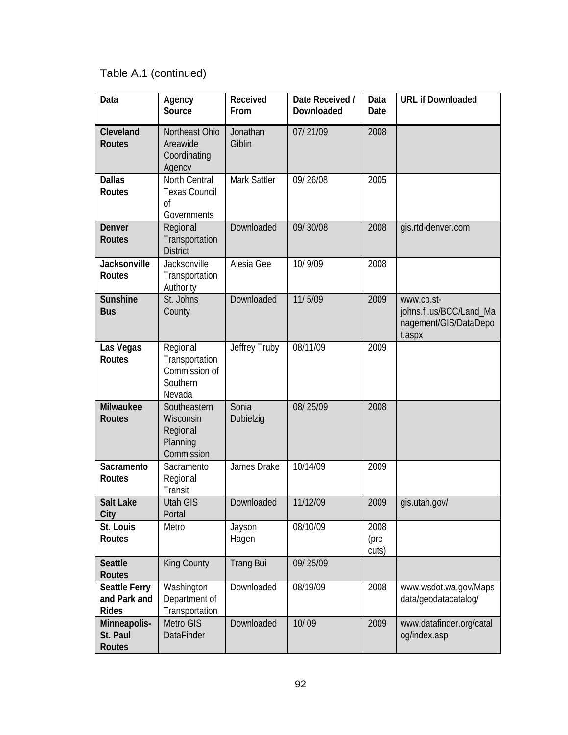Table A.1 (continued)

| Data | Agency Source | Received From | Date Received / Downloaded | Data Date | URL if Downloaded |
|---|---|---|---|---|---|
| **Cleveland Routes** | Northeast Ohio Areawide Coordinating Agency | Jonathan Giblin | 07/ 21/09 | 2008 | |
| **Dallas Routes** | North Central Texas Council of Governments | Mark Sattler | 09/ 26/08 | 2005 | |
| **Denver Routes** | Regional Transportation District | Downloaded | 09/ 30/08 | 2008 | gis.rtd-denver.com |
| **Jacksonville Routes** | Jacksonville Transportation Authority | Alesia Gee | 10/ 9/09 | 2008 | |
| **Sunshine Bus** | St. Johns County | Downloaded | 11/ 5/09 | 2009 | www.co.st-johns.fl.us/BCC/Land_Management/GIS/DataDepot.aspx |
| **Las Vegas Routes** | Regional Transportation Commission of Southern Nevada | Jeffrey Truby | 08/11/09 | 2009 | |
| **Milwaukee Routes** | Southeastern Wisconsin Regional Planning Commission | Sonia Dubielzig | 08/ 25/09 | 2008 | |
| **Sacramento Routes** | Sacramento Regional Transit | James Drake | 10/14/09 | 2009 | |
| **Salt Lake City** | Utah GIS Portal | Downloaded | 11/12/09 | 2009 | gis.utah.gov/ |
| **St. Louis Routes** | Metro | Jayson Hagen | 08/10/09 | 2008 (pre cuts) | |
| **Seattle Routes** | King County | Trang Bui | 09/ 25/09 | | |
| **Seattle Ferry and Park and Rides** | Washington Department of Transportation | Downloaded | 08/19/09 | 2008 | www.wsdot.wa.gov/Mapsdata/geodatacatalog/ |
| **Minneapolis-St. Paul Routes** | Metro GIS DataFinder | Downloaded | 10/ 09 | 2009 | www.datafinder.org/catalog/index.asp |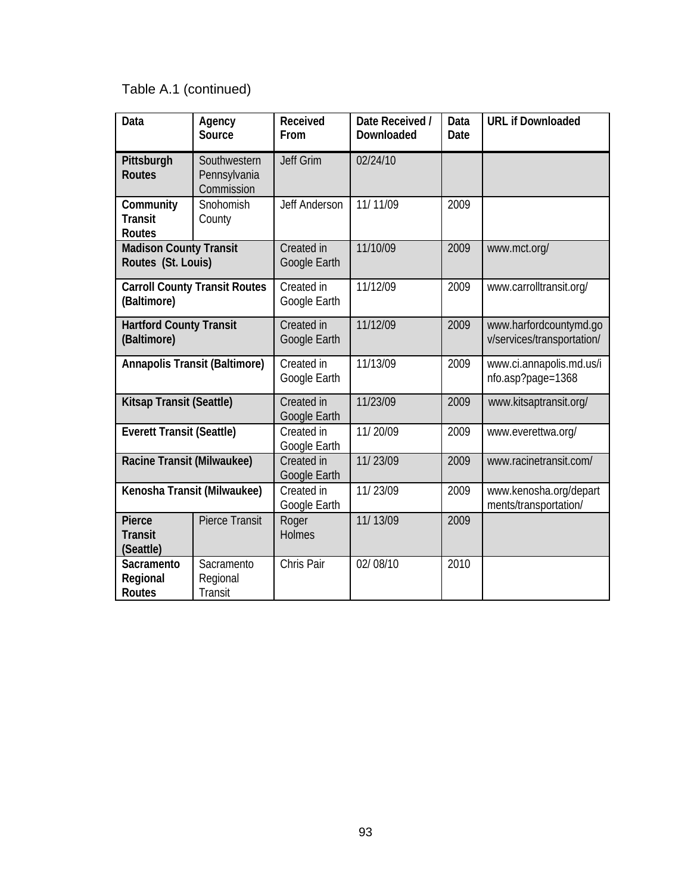Table A.1 (continued)

| Data | Agency Source | Received From | Date Received / Downloaded | Data Date | URL if Downloaded |
|---|---|---|---|---|---|
| **Pittsburgh Routes** | Southwestern Pennsylvania Commission | Jeff Grim | 02/24/10 | | |
| **Community Transit Routes** | Snohomish County | Jeff Anderson | 11/ 11/09 | 2009 | |
| **Madison County Transit Routes (St. Louis)** | | Created in Google Earth | 11/10/09 | 2009 | www.mct.org/ |
| **Carroll County Transit Routes (Baltimore)** | | Created in Google Earth | 11/12/09 | 2009 | www.carrolltransit.org/ |
| **Hartford County Transit (Baltimore)** | | Created in Google Earth | 11/12/09 | 2009 | www.harfordcountymd.gov/services/transportation/ |
| **Annapolis Transit (Baltimore)** | | Created in Google Earth | 11/13/09 | 2009 | www.ci.annapolis.md.us/info.asp?page=1368 |
| **Kitsap Transit (Seattle)** | | Created in Google Earth | 11/23/09 | 2009 | www.kitsaptransit.org/ |
| **Everett Transit (Seattle)** | | Created in Google Earth | 11/ 20/09 | 2009 | www.everettwa.org/ |
| **Racine Transit (Milwaukee)** | | Created in Google Earth | 11/ 23/09 | 2009 | www.racinetransit.com/ |
| **Kenosha Transit (Milwaukee)** | | Created in Google Earth | 11/ 23/09 | 2009 | www.kenosha.org/departments/transportation/ |
| **Pierce Transit (Seattle)** | Pierce Transit | Roger Holmes | 11/ 13/09 | 2009 | |
| **Sacramento Regional Routes** | Sacramento Regional Transit | Chris Pair | 02/ 08/10 | 2010 | |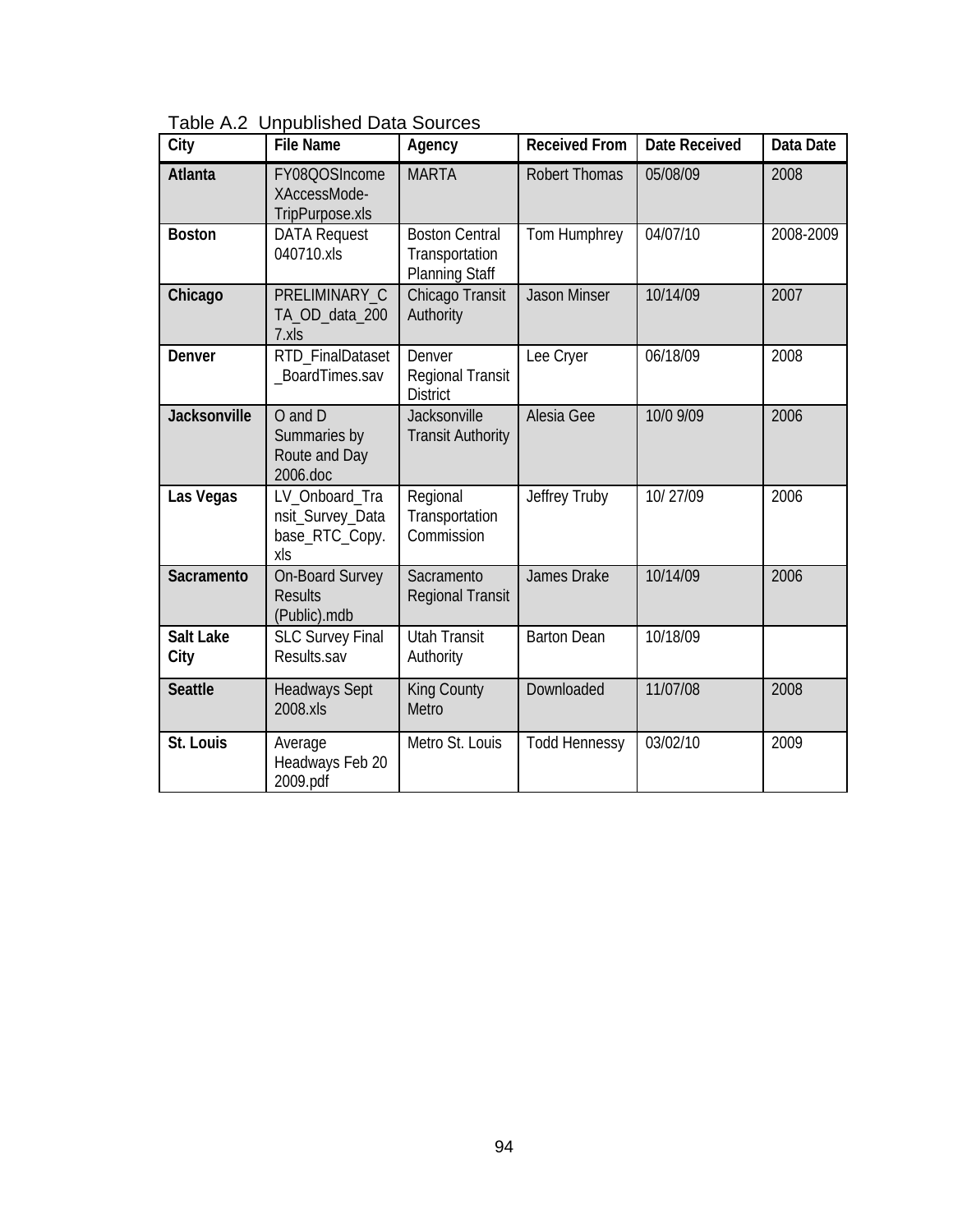Table A.2 Unpublished Data Sources

| City | File Name | Agency | Received From | Date Received | Data Date |
|---|---|---|---|---|---|
| **Atlanta** | FY08QOSIncomeXAccessMode-TripPurpose.xls | MARTA | Robert Thomas | 05/08/09 | 2008 |
| **Boston** | DATA Request 040710.xls | Boston Central Transportation Planning Staff | Tom Humphrey | 04/07/10 | 2008-2009 |
| **Chicago** | PRELIMINARY_CTA_OD_data_2007.xls | Chicago Transit Authority | Jason Minser | 10/14/09 | 2007 |
| **Denver** | RTD_FinalDataset_BoardTimes.sav | Denver Regional Transit District | Lee Cryer | 06/18/09 | 2008 |
| **Jacksonville** | O and D Summaries by Route and Day 2006.doc | Jacksonville Transit Authority | Alesia Gee | 10/0 9/09 | 2006 |
| **Las Vegas** | LV_Onboard_Transit_Survey_Database_RTC_Copy.xls | Regional Transportation Commission | Jeffrey Truby | 10/ 27/09 | 2006 |
| **Sacramento** | On-Board Survey Results (Public).mdb | Sacramento Regional Transit | James Drake | 10/14/09 | 2006 |
| **Salt Lake City** | SLC Survey Final Results.sav | Utah Transit Authority | Barton Dean | 10/18/09 | |
| **Seattle** | Headways Sept 2008.xls | King County Metro | Downloaded | 11/07/08 | 2008 |
| **St. Louis** | Average Headways Feb 20 2009.pdf | Metro St. Louis | Todd Hennessy | 03/02/10 | 2009 |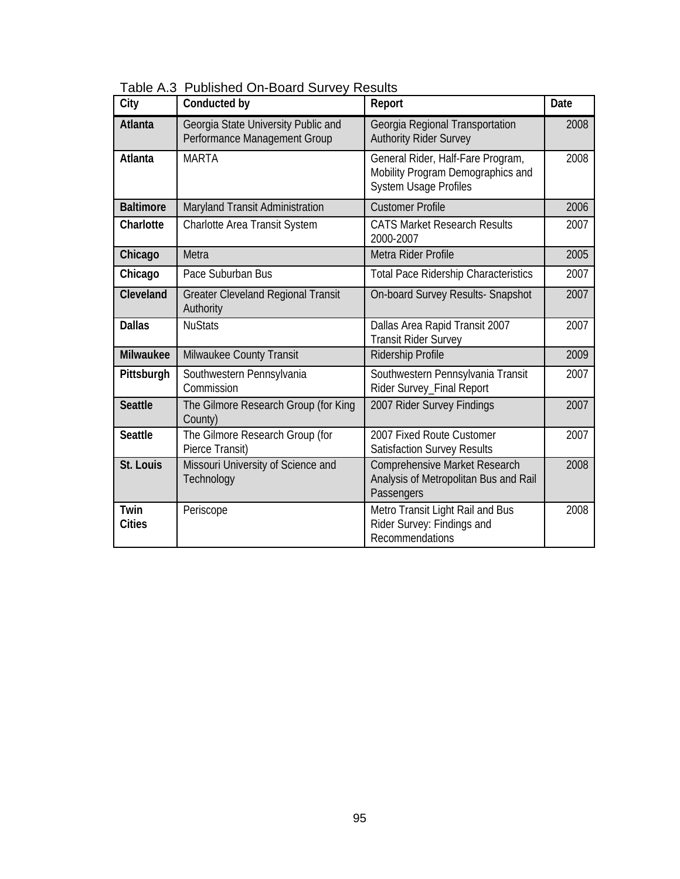Table A.3  Published On-Board Survey Results

| City | Conducted by | Report | Date |
|---|---|---|---|
| **Atlanta** | Georgia State University Public and Performance Management Group | Georgia Regional Transportation Authority Rider Survey | 2008 |
| **Atlanta** | MARTA | General Rider, Half-Fare Program, Mobility Program Demographics and System Usage Profiles | 2008 |
| **Baltimore** | Maryland Transit Administration | Customer Profile | 2006 |
| **Charlotte** | Charlotte Area Transit System | CATS Market Research Results 2000-2007 | 2007 |
| **Chicago** | Metra | Metra Rider Profile | 2005 |
| **Chicago** | Pace Suburban Bus | Total Pace Ridership Characteristics | 2007 |
| **Cleveland** | Greater Cleveland Regional Transit Authority | On-board Survey Results- Snapshot | 2007 |
| **Dallas** | NuStats | Dallas Area Rapid Transit 2007 Transit Rider Survey | 2007 |
| **Milwaukee** | Milwaukee County Transit | Ridership Profile | 2009 |
| **Pittsburgh** | Southwestern Pennsylvania Commission | Southwestern Pennsylvania Transit Rider Survey_Final Report | 2007 |
| **Seattle** | The Gilmore Research Group (for King County) | 2007 Rider Survey Findings | 2007 |
| **Seattle** | The Gilmore Research Group (for Pierce Transit) | 2007 Fixed Route Customer Satisfaction Survey Results | 2007 |
| **St. Louis** | Missouri University of Science and Technology | Comprehensive Market Research Analysis of Metropolitan Bus and Rail Passengers | 2008 |
| **Twin Cities** | Periscope | Metro Transit Light Rail and Bus Rider Survey: Findings and Recommendations | 2008 |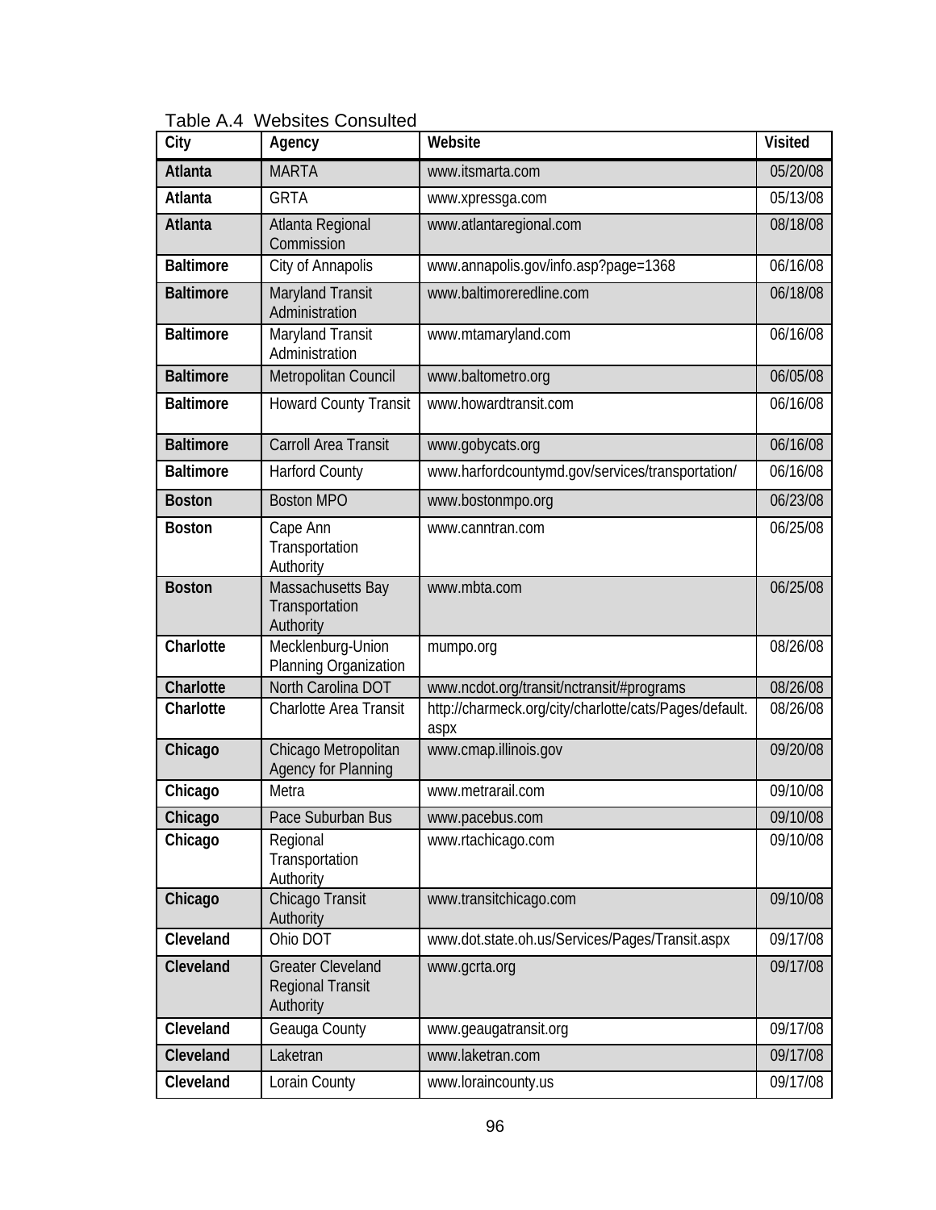Table A.4 Websites Consulted

| City | Agency | Website | Visited |
|---|---|---|---|
| Atlanta | MARTA | www.itsmarta.com | 05/20/08 |
| Atlanta | GRTA | www.xpressga.com | 05/13/08 |
| Atlanta | Atlanta Regional Commission | www.atlantaregional.com | 08/18/08 |
| Baltimore | City of Annapolis | www.annapolis.gov/info.asp?page=1368 | 06/16/08 |
| Baltimore | Maryland Transit Administration | www.baltimoreredline.com | 06/18/08 |
| Baltimore | Maryland Transit Administration | www.mtamaryland.com | 06/16/08 |
| Baltimore | Metropolitan Council | www.baltometro.org | 06/05/08 |
| Baltimore | Howard County Transit | www.howardtransit.com | 06/16/08 |
| Baltimore | Carroll Area Transit | www.gobycats.org | 06/16/08 |
| Baltimore | Harford County | www.harfordcountymd.gov/services/transportation/ | 06/16/08 |
| Boston | Boston MPO | www.bostonmpo.org | 06/23/08 |
| Boston | Cape Ann Transportation Authority | www.canntran.com | 06/25/08 |
| Boston | Massachusetts Bay Transportation Authority | www.mbta.com | 06/25/08 |
| Charlotte | Mecklenburg-Union Planning Organization | mumpo.org | 08/26/08 |
| Charlotte | North Carolina DOT | www.ncdot.org/transit/nctransit/#programs | 08/26/08 |
| Charlotte | Charlotte Area Transit | http://charmeck.org/city/charlotte/cats/Pages/default.aspx | 08/26/08 |
| Chicago | Chicago Metropolitan Agency for Planning | www.cmap.illinois.gov | 09/20/08 |
| Chicago | Metra | www.metrarail.com | 09/10/08 |
| Chicago | Pace Suburban Bus | www.pacebus.com | 09/10/08 |
| Chicago | Regional Transportation Authority | www.rtachicago.com | 09/10/08 |
| Chicago | Chicago Transit Authority | www.transitchicago.com | 09/10/08 |
| Cleveland | Ohio DOT | www.dot.state.oh.us/Services/Pages/Transit.aspx | 09/17/08 |
| Cleveland | Greater Cleveland Regional Transit Authority | www.gcrta.org | 09/17/08 |
| Cleveland | Geauga County | www.geaugatransit.org | 09/17/08 |
| Cleveland | Laketran | www.laketran.com | 09/17/08 |
| Cleveland | Lorain County | www.loraincounty.us | 09/17/08 |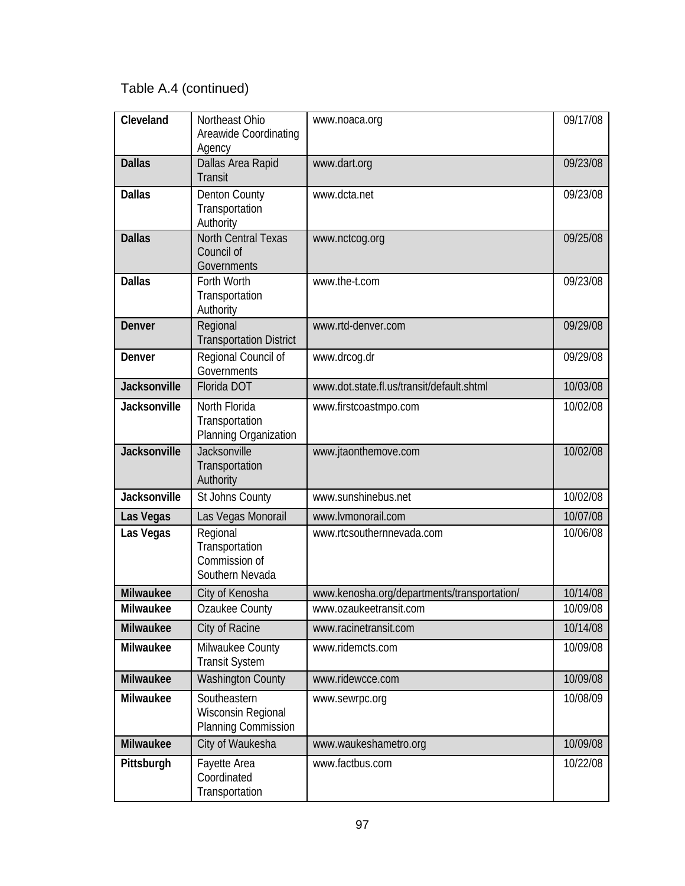Table A.4 (continued)

| | | | |
|---|---|---|---|
| **Cleveland** | Northeast Ohio Areawide Coordinating Agency | www.noaca.org | 09/17/08 |
| **Dallas** | Dallas Area Rapid Transit | www.dart.org | 09/23/08 |
| **Dallas** | Denton County Transportation Authority | www.dcta.net | 09/23/08 |
| **Dallas** | North Central Texas Council of Governments | www.nctcog.org | 09/25/08 |
| **Dallas** | Forth Worth Transportation Authority | www.the-t.com | 09/23/08 |
| **Denver** | Regional Transportation District | www.rtd-denver.com | 09/29/08 |
| **Denver** | Regional Council of Governments | www.drcog.dr | 09/29/08 |
| **Jacksonville** | Florida DOT | www.dot.state.fl.us/transit/default.shtml | 10/03/08 |
| **Jacksonville** | North Florida Transportation Planning Organization | www.firstcoastmpo.com | 10/02/08 |
| **Jacksonville** | Jacksonville Transportation Authority | www.jtaonthemove.com | 10/02/08 |
| **Jacksonville** | St Johns County | www.sunshinebus.net | 10/02/08 |
| **Las Vegas** | Las Vegas Monorail | www.lvmonorail.com | 10/07/08 |
| **Las Vegas** | Regional Transportation Commission of Southern Nevada | www.rtcsouthernnevada.com | 10/06/08 |
| **Milwaukee** | City of Kenosha | www.kenosha.org/departments/transportation/ | 10/14/08 |
| **Milwaukee** | Ozaukee County | www.ozaukeetransit.com | 10/09/08 |
| **Milwaukee** | City of Racine | www.racinetransit.com | 10/14/08 |
| **Milwaukee** | Milwaukee County Transit System | www.ridemcts.com | 10/09/08 |
| **Milwaukee** | Washington County | www.ridewcce.com | 10/09/08 |
| **Milwaukee** | Southeastern Wisconsin Regional Planning Commission | www.sewrpc.org | 10/08/09 |
| **Milwaukee** | City of Waukesha | www.waukeshametro.org | 10/09/08 |
| **Pittsburgh** | Fayette Area Coordinated Transportation | www.factbus.com | 10/22/08 |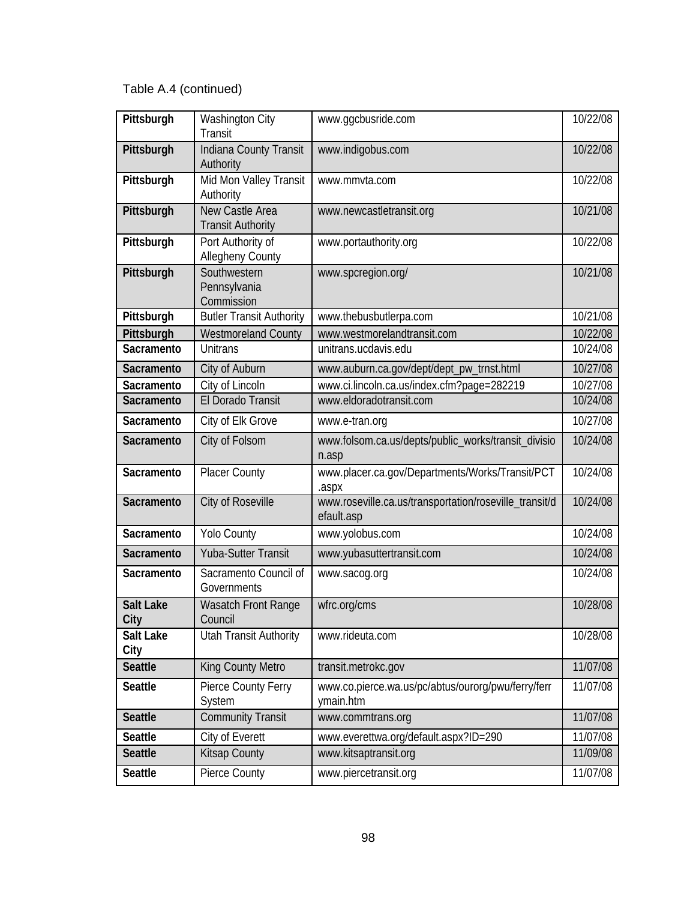Table A.4 (continued)

| | | | |
|---|---|---|---|
| **Pittsburgh** | Washington City Transit | www.ggcbusride.com | 10/22/08 |
| **Pittsburgh** | Indiana County Transit Authority | www.indigobus.com | 10/22/08 |
| **Pittsburgh** | Mid Mon Valley Transit Authority | www.mmvta.com | 10/22/08 |
| **Pittsburgh** | New Castle Area Transit Authority | www.newcastletransit.org | 10/21/08 |
| **Pittsburgh** | Port Authority of Allegheny County | www.portauthority.org | 10/22/08 |
| **Pittsburgh** | Southwestern Pennsylvania Commission | www.spcregion.org/ | 10/21/08 |
| **Pittsburgh** | Butler Transit Authority | www.thebusbutlerpa.com | 10/21/08 |
| **Pittsburgh** | Westmoreland County | www.westmorelandtransit.com | 10/22/08 |
| **Sacramento** | Unitrans | unitrans.ucdavis.edu | 10/24/08 |
| **Sacramento** | City of Auburn | www.auburn.ca.gov/dept/dept_pw_trnst.html | 10/27/08 |
| **Sacramento** | City of Lincoln | www.ci.lincoln.ca.us/index.cfm?page=282219 | 10/27/08 |
| **Sacramento** | El Dorado Transit | www.eldoradotransit.com | 10/24/08 |
| **Sacramento** | City of Elk Grove | www.e-tran.org | 10/27/08 |
| **Sacramento** | City of Folsom | www.folsom.ca.us/depts/public_works/transit_division.asp | 10/24/08 |
| **Sacramento** | Placer County | www.placer.ca.gov/Departments/Works/Transit/PCT.aspx | 10/24/08 |
| **Sacramento** | City of Roseville | www.roseville.ca.us/transportation/roseville_transit/default.asp | 10/24/08 |
| **Sacramento** | Yolo County | www.yolobus.com | 10/24/08 |
| **Sacramento** | Yuba-Sutter Transit | www.yubasuttertransit.com | 10/24/08 |
| **Sacramento** | Sacramento Council of Governments | www.sacog.org | 10/24/08 |
| **Salt Lake City** | Wasatch Front Range Council | wfrc.org/cms | 10/28/08 |
| **Salt Lake City** | Utah Transit Authority | www.rideuta.com | 10/28/08 |
| **Seattle** | King County Metro | transit.metrokc.gov | 11/07/08 |
| **Seattle** | Pierce County Ferry System | www.co.pierce.wa.us/pc/abtus/ourorg/pwu/ferry/ferrymain.htm | 11/07/08 |
| **Seattle** | Community Transit | www.commtrans.org | 11/07/08 |
| **Seattle** | City of Everett | www.everettwa.org/default.aspx?ID=290 | 11/07/08 |
| **Seattle** | Kitsap County | www.kitsaptransit.org | 11/09/08 |
| **Seattle** | Pierce County | www.piercetransit.org | 11/07/08 |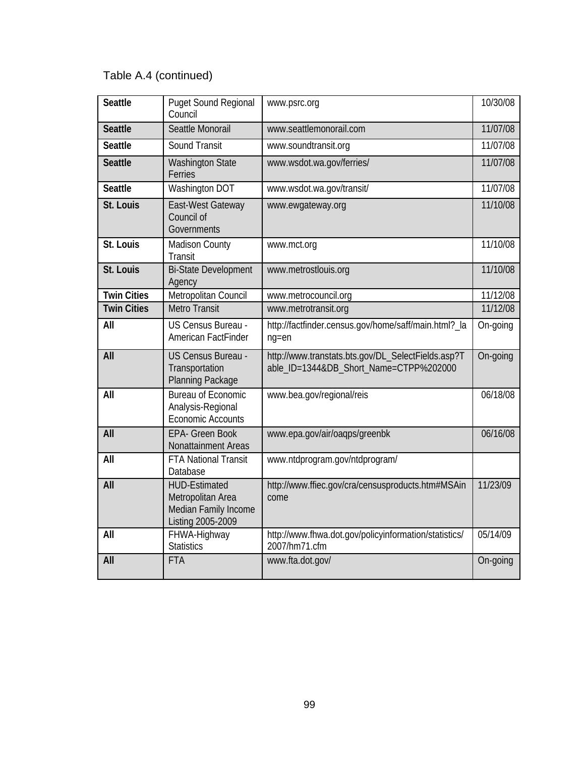Table A.4 (continued)

| | | | |
|---|---|---|---|
| **Seattle** | Puget Sound Regional Council | www.psrc.org | 10/30/08 |
| **Seattle** | Seattle Monorail | www.seattlemonorail.com | 11/07/08 |
| **Seattle** | Sound Transit | www.soundtransit.org | 11/07/08 |
| **Seattle** | Washington State Ferries | www.wsdot.wa.gov/ferries/ | 11/07/08 |
| **Seattle** | Washington DOT | www.wsdot.wa.gov/transit/ | 11/07/08 |
| **St. Louis** | East-West Gateway Council of Governments | www.ewgateway.org | 11/10/08 |
| **St. Louis** | Madison County Transit | www.mct.org | 11/10/08 |
| **St. Louis** | Bi-State Development Agency | www.metrostlouis.org | 11/10/08 |
| **Twin Cities** | Metropolitan Council | www.metrocouncil.org | 11/12/08 |
| **Twin Cities** | Metro Transit | www.metrotransit.org | 11/12/08 |
| **All** | US Census Bureau - American FactFinder | http://factfinder.census.gov/home/saff/main.html?_lang=en | On-going |
| **All** | US Census Bureau - Transportation Planning Package | http://www.transtats.bts.gov/DL_SelectFields.asp?Table_ID=1344&DB_Short_Name=CTPP%202000 | On-going |
| **All** | Bureau of Economic Analysis-Regional Economic Accounts | www.bea.gov/regional/reis | 06/18/08 |
| **All** | EPA- Green Book Nonattainment Areas | www.epa.gov/air/oaqps/greenbk | 06/16/08 |
| **All** | FTA National Transit Database | www.ntdprogram.gov/ntdprogram/ | |
| **All** | HUD-Estimated Metropolitan Area Median Family Income Listing 2005-2009 | http://www.ffiec.gov/cra/censusproducts.htm#MSAincome | 11/23/09 |
| **All** | FHWA-Highway Statistics | http://www.fhwa.dot.gov/policyinformation/statistics/2007/hm71.cfm | 05/14/09 |
| **All** | FTA | www.fta.dot.gov/ | On-going |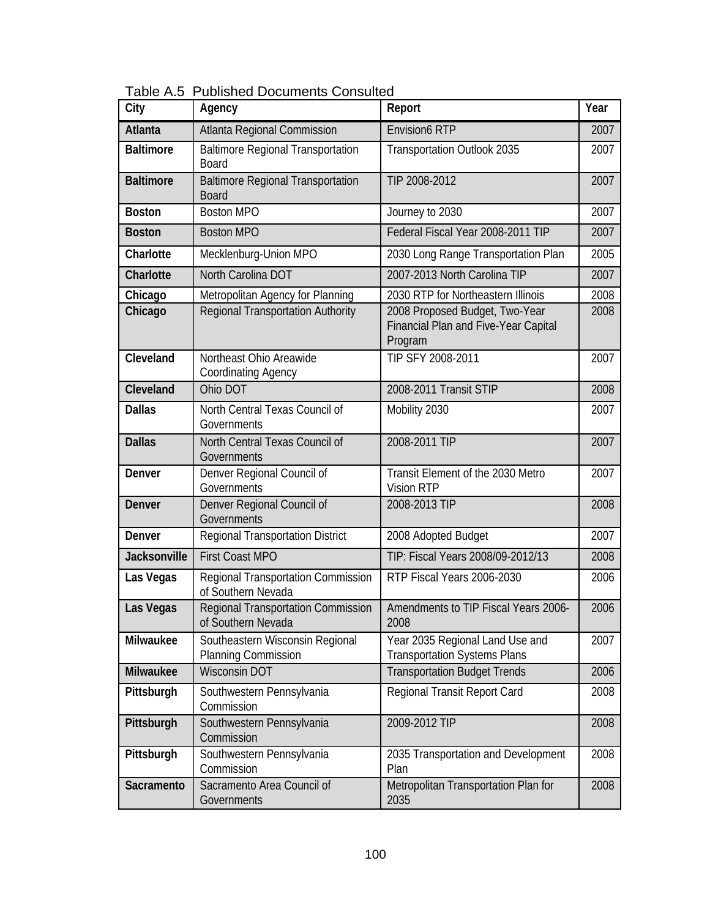Table A.5 Published Documents Consulted

| City | Agency | Report | Year |
|---|---|---|---|
| **Atlanta** | Atlanta Regional Commission | Envision6 RTP | 2007 |
| **Baltimore** | Baltimore Regional Transportation Board | Transportation Outlook 2035 | 2007 |
| **Baltimore** | Baltimore Regional Transportation Board | TIP 2008-2012 | 2007 |
| **Boston** | Boston MPO | Journey to 2030 | 2007 |
| **Boston** | Boston MPO | Federal Fiscal Year 2008-2011 TIP | 2007 |
| **Charlotte** | Mecklenburg-Union MPO | 2030 Long Range Transportation Plan | 2005 |
| **Charlotte** | North Carolina DOT | 2007-2013 North Carolina TIP | 2007 |
| **Chicago** | Metropolitan Agency for Planning | 2030 RTP for Northeastern Illinois | 2008 |
| **Chicago** | Regional Transportation Authority | 2008 Proposed Budget, Two-Year Financial Plan and Five-Year Capital Program | 2008 |
| **Cleveland** | Northeast Ohio Areawide Coordinating Agency | TIP SFY 2008-2011 | 2007 |
| **Cleveland** | Ohio DOT | 2008-2011 Transit STIP | 2008 |
| **Dallas** | North Central Texas Council of Governments | Mobility 2030 | 2007 |
| **Dallas** | North Central Texas Council of Governments | 2008-2011 TIP | 2007 |
| **Denver** | Denver Regional Council of Governments | Transit Element of the 2030 Metro Vision RTP | 2007 |
| **Denver** | Denver Regional Council of Governments | 2008-2013 TIP | 2008 |
| **Denver** | Regional Transportation District | 2008 Adopted Budget | 2007 |
| **Jacksonville** | First Coast MPO | TIP: Fiscal Years 2008/09-2012/13 | 2008 |
| **Las Vegas** | Regional Transportation Commission of Southern Nevada | RTP Fiscal Years 2006-2030 | 2006 |
| **Las Vegas** | Regional Transportation Commission of Southern Nevada | Amendments to TIP Fiscal Years 2006-2008 | 2006 |
| **Milwaukee** | Southeastern Wisconsin Regional Planning Commission | Year 2035 Regional Land Use and Transportation Systems Plans | 2007 |
| **Milwaukee** | Wisconsin DOT | Transportation Budget Trends | 2006 |
| **Pittsburgh** | Southwestern Pennsylvania Commission | Regional Transit Report Card | 2008 |
| **Pittsburgh** | Southwestern Pennsylvania Commission | 2009-2012 TIP | 2008 |
| **Pittsburgh** | Southwestern Pennsylvania Commission | 2035 Transportation and Development Plan | 2008 |
| **Sacramento** | Sacramento Area Council of Governments | Metropolitan Transportation Plan for 2035 | 2008 |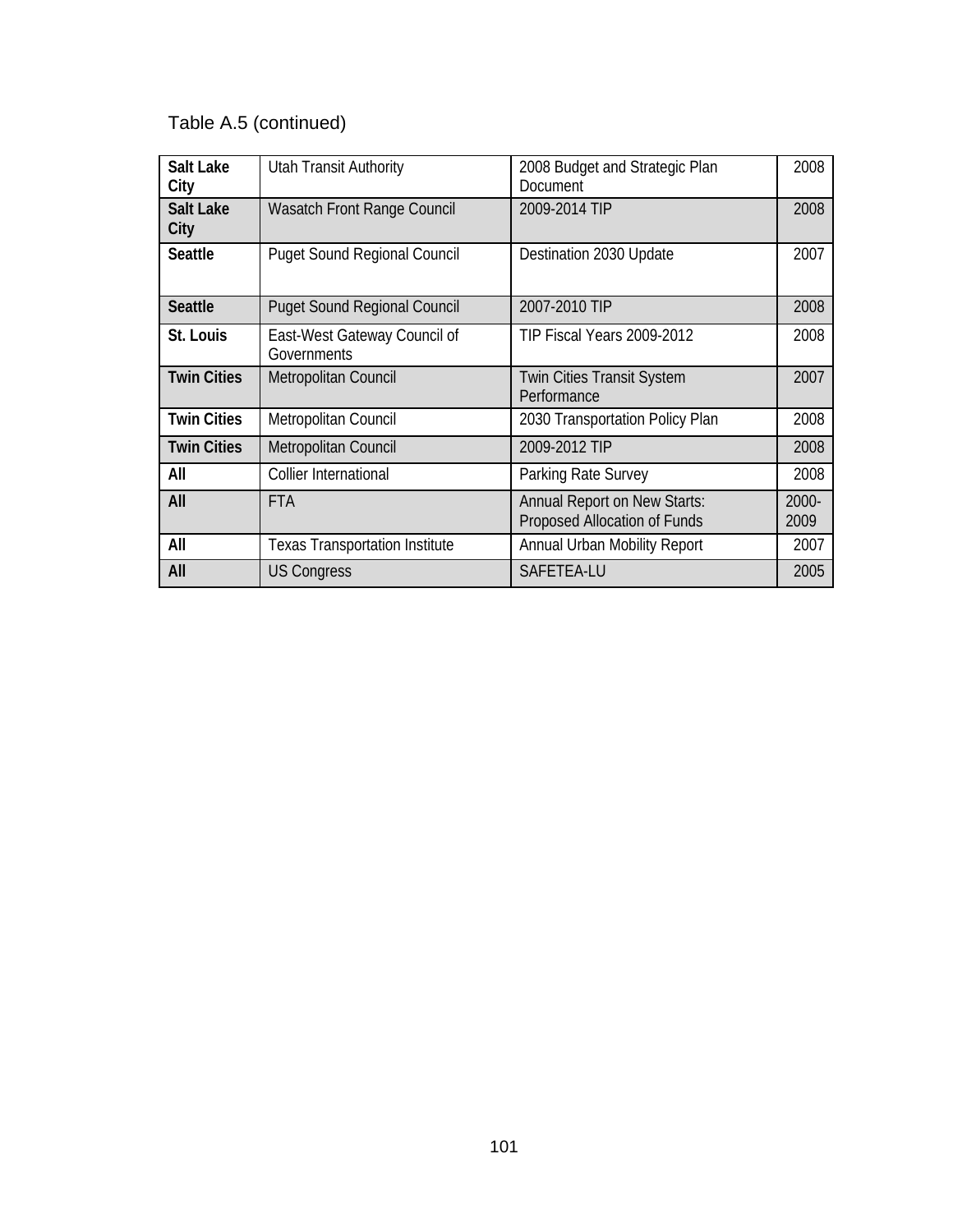Table A.5 (continued)

| | | | |
|---|---|---|---|
| **Salt Lake City** | Utah Transit Authority | 2008 Budget and Strategic Plan Document | 2008 |
| **Salt Lake City** | Wasatch Front Range Council | 2009-2014 TIP | 2008 |
| **Seattle** | Puget Sound Regional Council | Destination 2030 Update | 2007 |
| **Seattle** | Puget Sound Regional Council | 2007-2010 TIP | 2008 |
| **St. Louis** | East-West Gateway Council of Governments | TIP Fiscal Years 2009-2012 | 2008 |
| **Twin Cities** | Metropolitan Council | Twin Cities Transit System Performance | 2007 |
| **Twin Cities** | Metropolitan Council | 2030 Transportation Policy Plan | 2008 |
| **Twin Cities** | Metropolitan Council | 2009-2012 TIP | 2008 |
| **All** | Collier International | Parking Rate Survey | 2008 |
| **All** | FTA | Annual Report on New Starts: Proposed Allocation of Funds | 2000-2009 |
| **All** | Texas Transportation Institute | Annual Urban Mobility Report | 2007 |
| **All** | US Congress | SAFETEA-LU | 2005 |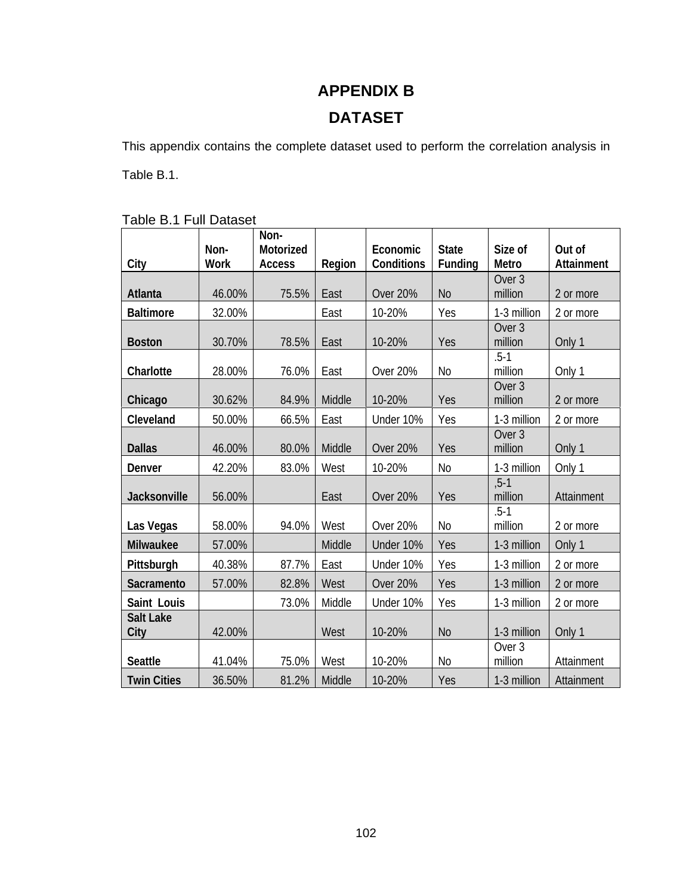# APPENDIX B

## DATASET

This appendix contains the complete dataset used to perform the correlation analysis in Table B.1.

Table B.1 Full Dataset

| City | Non-Work | Non-Motorized Access | Region | Economic Conditions | State Funding | Size of Metro | Out of Attainment |
|---|---|---|---|---|---|---|---|
| **Atlanta** | 46.00% | 75.5% | East | Over 20% | No | Over 3 million | 2 or more |
| **Baltimore** | 32.00% | | East | 10-20% | Yes | 1-3 million | 2 or more |
| **Boston** | 30.70% | 78.5% | East | 10-20% | Yes | Over 3 million | Only 1 |
| **Charlotte** | 28.00% | 76.0% | East | Over 20% | No | .5-1 million | Only 1 |
| **Chicago** | 30.62% | 84.9% | Middle | 10-20% | Yes | Over 3 million | 2 or more |
| **Cleveland** | 50.00% | 66.5% | East | Under 10% | Yes | 1-3 million | 2 or more |
| **Dallas** | 46.00% | 80.0% | Middle | Over 20% | Yes | Over 3 million | Only 1 |
| **Denver** | 42.20% | 83.0% | West | 10-20% | No | 1-3 million | Only 1 |
| **Jacksonville** | 56.00% | | East | Over 20% | Yes | ,5-1 million | Attainment |
| **Las Vegas** | 58.00% | 94.0% | West | Over 20% | No | .5-1 million | 2 or more |
| **Milwaukee** | 57.00% | | Middle | Under 10% | Yes | 1-3 million | Only 1 |
| **Pittsburgh** | 40.38% | 87.7% | East | Under 10% | Yes | 1-3 million | 2 or more |
| **Sacramento** | 57.00% | 82.8% | West | Over 20% | Yes | 1-3 million | 2 or more |
| **Saint Louis** | | 73.0% | Middle | Under 10% | Yes | 1-3 million | 2 or more |
| **Salt Lake City** | 42.00% | | West | 10-20% | No | 1-3 million | Only 1 |
| **Seattle** | 41.04% | 75.0% | West | 10-20% | No | Over 3 million | Attainment |
| **Twin Cities** | 36.50% | 81.2% | Middle | 10-20% | Yes | 1-3 million | Attainment |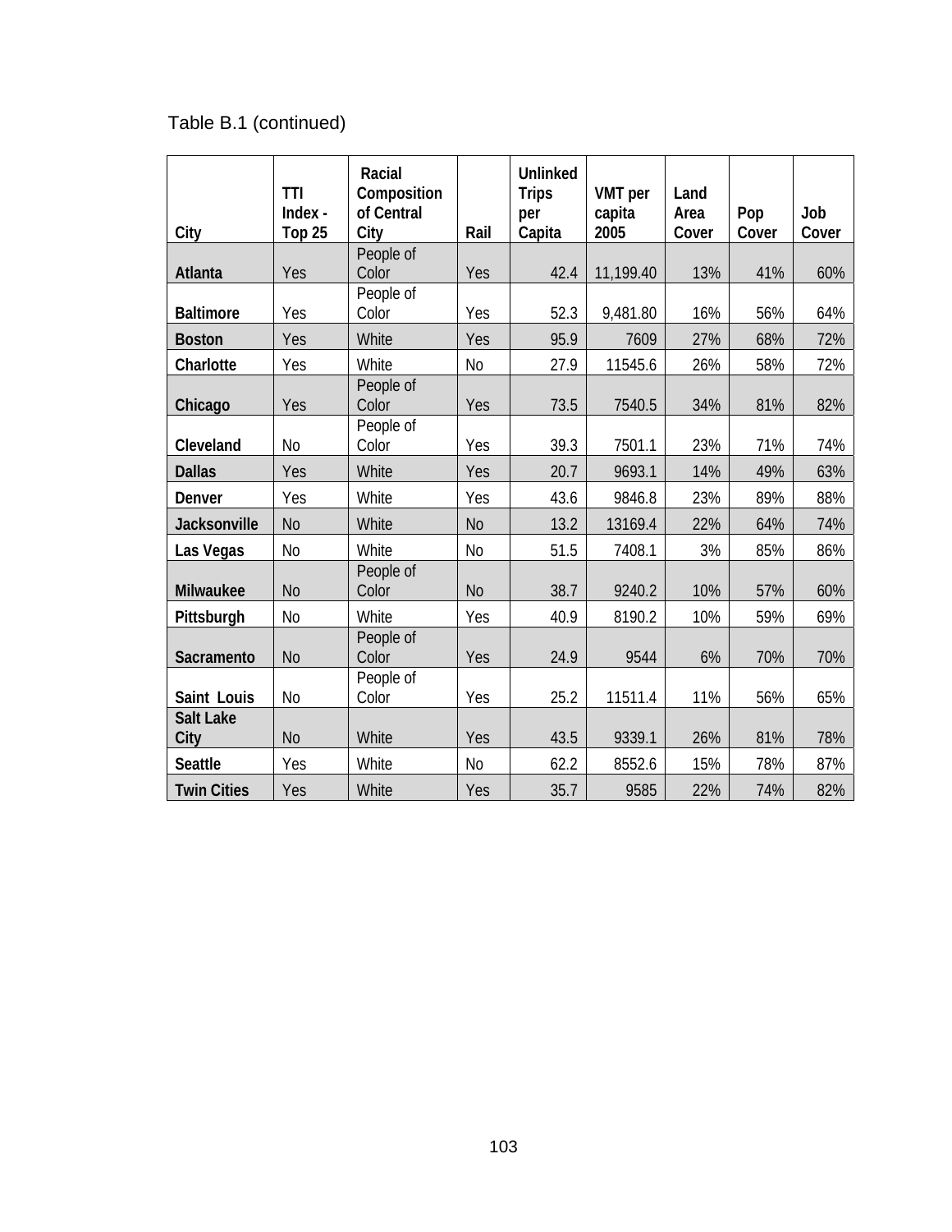Table B.1 (continued)

| City | TTI Index - Top 25 | Racial Composition of Central City | Rail | Unlinked Trips per Capita | VMT per capita 2005 | Land Area Cover | Pop Cover | Job Cover |
|---|---|---|---|---|---|---|---|---|
| **Atlanta** | Yes | People of Color | Yes | 42.4 | 11,199.40 | 13% | 41% | 60% |
| **Baltimore** | Yes | People of Color | Yes | 52.3 | 9,481.80 | 16% | 56% | 64% |
| **Boston** | Yes | White | Yes | 95.9 | 7609 | 27% | 68% | 72% |
| **Charlotte** | Yes | White | No | 27.9 | 11545.6 | 26% | 58% | 72% |
| **Chicago** | Yes | People of Color | Yes | 73.5 | 7540.5 | 34% | 81% | 82% |
| **Cleveland** | No | People of Color | Yes | 39.3 | 7501.1 | 23% | 71% | 74% |
| **Dallas** | Yes | White | Yes | 20.7 | 9693.1 | 14% | 49% | 63% |
| **Denver** | Yes | White | Yes | 43.6 | 9846.8 | 23% | 89% | 88% |
| **Jacksonville** | No | White | No | 13.2 | 13169.4 | 22% | 64% | 74% |
| **Las Vegas** | No | White | No | 51.5 | 7408.1 | 3% | 85% | 86% |
| **Milwaukee** | No | People of Color | No | 38.7 | 9240.2 | 10% | 57% | 60% |
| **Pittsburgh** | No | White | Yes | 40.9 | 8190.2 | 10% | 59% | 69% |
| **Sacramento** | No | People of Color | Yes | 24.9 | 9544 | 6% | 70% | 70% |
| **Saint Louis** | No | People of Color | Yes | 25.2 | 11511.4 | 11% | 56% | 65% |
| **Salt Lake City** | No | White | Yes | 43.5 | 9339.1 | 26% | 81% | 78% |
| **Seattle** | Yes | White | No | 62.2 | 8552.6 | 15% | 78% | 87% |
| **Twin Cities** | Yes | White | Yes | 35.7 | 9585 | 22% | 74% | 82% |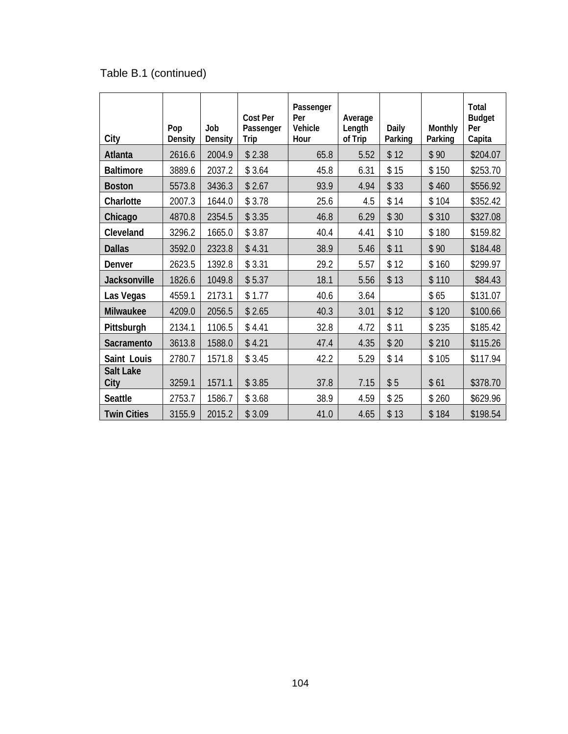Table B.1 (continued)

| City | Pop Density | Job Density | Cost Per Passenger Trip | Passenger Per Vehicle Hour | Average Length of Trip | Daily Parking | Monthly Parking | Total Budget Per Capita |
|---|---|---|---|---|---|---|---|---|
| **Atlanta** | 2616.6 | 2004.9 | $ 2.38 | 65.8 | 5.52 | $ 12 | $ 90 | $204.07 |
| **Baltimore** | 3889.6 | 2037.2 | $ 3.64 | 45.8 | 6.31 | $ 15 | $ 150 | $253.70 |
| **Boston** | 5573.8 | 3436.3 | $ 2.67 | 93.9 | 4.94 | $ 33 | $ 460 | $556.92 |
| **Charlotte** | 2007.3 | 1644.0 | $ 3.78 | 25.6 | 4.5 | $ 14 | $ 104 | $352.42 |
| **Chicago** | 4870.8 | 2354.5 | $ 3.35 | 46.8 | 6.29 | $ 30 | $ 310 | $327.08 |
| **Cleveland** | 3296.2 | 1665.0 | $ 3.87 | 40.4 | 4.41 | $ 10 | $ 180 | $159.82 |
| **Dallas** | 3592.0 | 2323.8 | $ 4.31 | 38.9 | 5.46 | $ 11 | $ 90 | $184.48 |
| **Denver** | 2623.5 | 1392.8 | $ 3.31 | 29.2 | 5.57 | $ 12 | $ 160 | $299.97 |
| **Jacksonville** | 1826.6 | 1049.8 | $ 5.37 | 18.1 | 5.56 | $ 13 | $ 110 | $84.43 |
| **Las Vegas** | 4559.1 | 2173.1 | $ 1.77 | 40.6 | 3.64 | | $ 65 | $131.07 |
| **Milwaukee** | 4209.0 | 2056.5 | $ 2.65 | 40.3 | 3.01 | $ 12 | $ 120 | $100.66 |
| **Pittsburgh** | 2134.1 | 1106.5 | $ 4.41 | 32.8 | 4.72 | $ 11 | $ 235 | $185.42 |
| **Sacramento** | 3613.8 | 1588.0 | $ 4.21 | 47.4 | 4.35 | $ 20 | $ 210 | $115.26 |
| **Saint Louis** | 2780.7 | 1571.8 | $ 3.45 | 42.2 | 5.29 | $ 14 | $ 105 | $117.94 |
| **Salt Lake City** | 3259.1 | 1571.1 | $ 3.85 | 37.8 | 7.15 | $ 5 | $ 61 | $378.70 |
| **Seattle** | 2753.7 | 1586.7 | $ 3.68 | 38.9 | 4.59 | $ 25 | $ 260 | $629.96 |
| **Twin Cities** | 3155.9 | 2015.2 | $ 3.09 | 41.0 | 4.65 | $ 13 | $ 184 | $198.54 |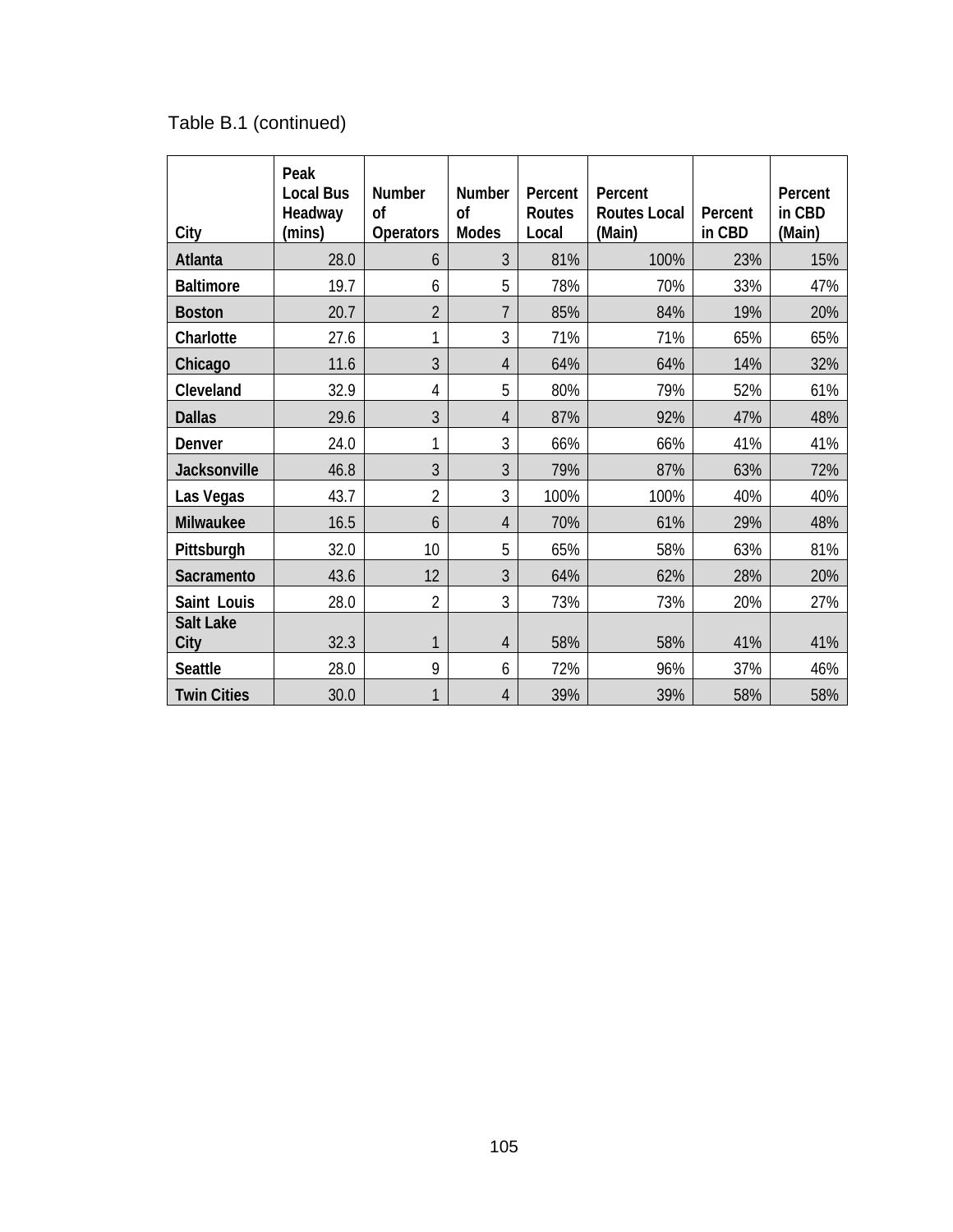Table B.1 (continued)

| City | Peak Local Bus Headway (mins) | Number of Operators | Number of Modes | Percent Routes Local | Percent Routes Local (Main) | Percent in CBD | Percent in CBD (Main) |
|---|---|---|---|---|---|---|---|
| Atlanta | 28.0 | 6 | 3 | 81% | 100% | 23% | 15% |
| Baltimore | 19.7 | 6 | 5 | 78% | 70% | 33% | 47% |
| Boston | 20.7 | 2 | 7 | 85% | 84% | 19% | 20% |
| Charlotte | 27.6 | 1 | 3 | 71% | 71% | 65% | 65% |
| Chicago | 11.6 | 3 | 4 | 64% | 64% | 14% | 32% |
| Cleveland | 32.9 | 4 | 5 | 80% | 79% | 52% | 61% |
| Dallas | 29.6 | 3 | 4 | 87% | 92% | 47% | 48% |
| Denver | 24.0 | 1 | 3 | 66% | 66% | 41% | 41% |
| Jacksonville | 46.8 | 3 | 3 | 79% | 87% | 63% | 72% |
| Las Vegas | 43.7 | 2 | 3 | 100% | 100% | 40% | 40% |
| Milwaukee | 16.5 | 6 | 4 | 70% | 61% | 29% | 48% |
| Pittsburgh | 32.0 | 10 | 5 | 65% | 58% | 63% | 81% |
| Sacramento | 43.6 | 12 | 3 | 64% | 62% | 28% | 20% |
| Saint Louis | 28.0 | 2 | 3 | 73% | 73% | 20% | 27% |
| Salt Lake City | 32.3 | 1 | 4 | 58% | 58% | 41% | 41% |
| Seattle | 28.0 | 9 | 6 | 72% | 96% | 37% | 46% |
| Twin Cities | 30.0 | 1 | 4 | 39% | 39% | 58% | 58% |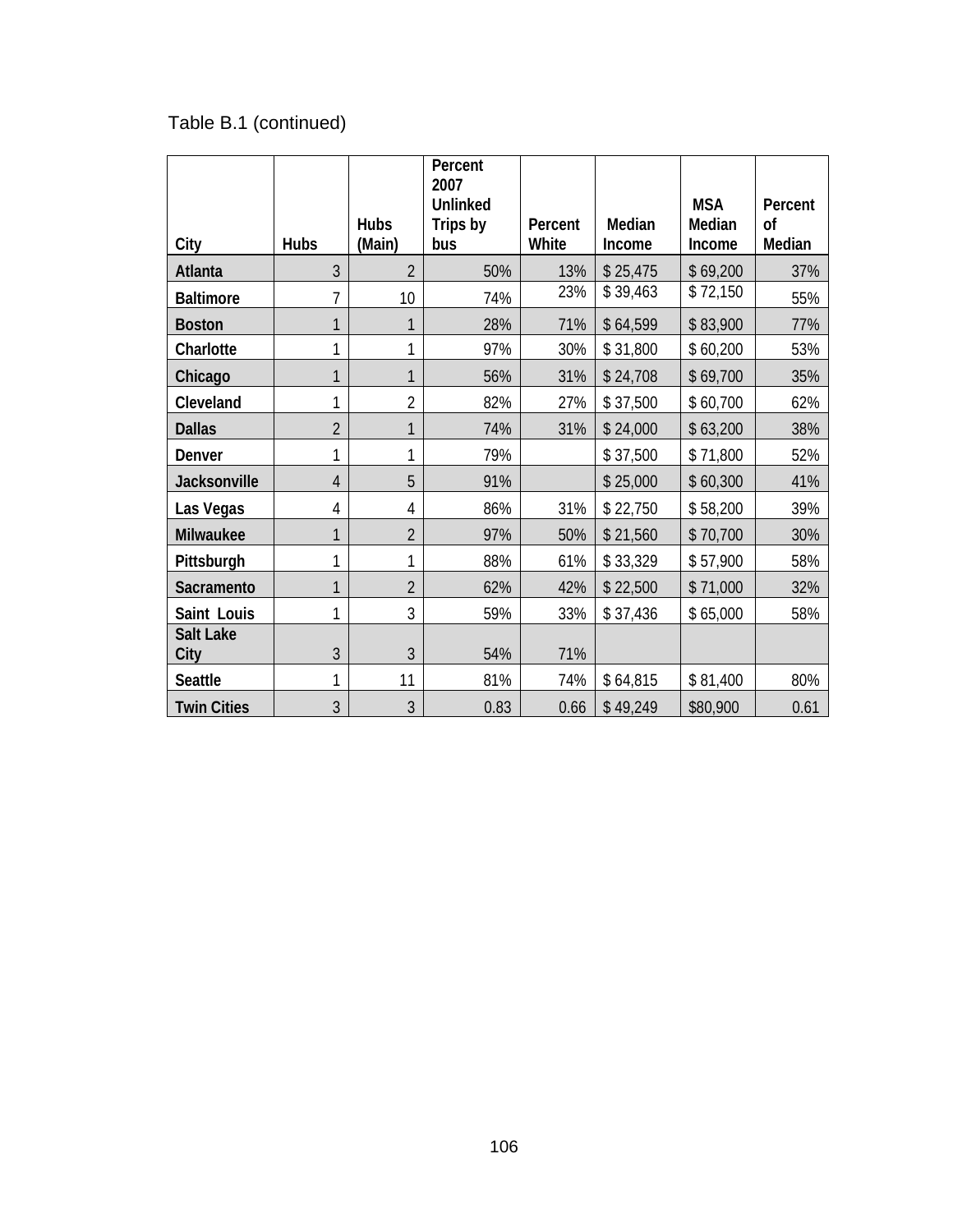Table B.1 (continued)

| City | Hubs | Hubs (Main) | Percent 2007 Unlinked Trips by bus | Percent White | Median Income | MSA Median Income | Percent of Median |
|---|---|---|---|---|---|---|---|
| Atlanta | 3 | 2 | 50% | 13% | $ 25,475 | $ 69,200 | 37% |
| Baltimore | 7 | 10 | 74% | 23% | $ 39,463 | $ 72,150 | 55% |
| Boston | 1 | 1 | 28% | 71% | $ 64,599 | $ 83,900 | 77% |
| Charlotte | 1 | 1 | 97% | 30% | $ 31,800 | $ 60,200 | 53% |
| Chicago | 1 | 1 | 56% | 31% | $ 24,708 | $ 69,700 | 35% |
| Cleveland | 1 | 2 | 82% | 27% | $ 37,500 | $ 60,700 | 62% |
| Dallas | 2 | 1 | 74% | 31% | $ 24,000 | $ 63,200 | 38% |
| Denver | 1 | 1 | 79% | | $ 37,500 | $ 71,800 | 52% |
| Jacksonville | 4 | 5 | 91% | | $ 25,000 | $ 60,300 | 41% |
| Las Vegas | 4 | 4 | 86% | 31% | $ 22,750 | $ 58,200 | 39% |
| Milwaukee | 1 | 2 | 97% | 50% | $ 21,560 | $ 70,700 | 30% |
| Pittsburgh | 1 | 1 | 88% | 61% | $ 33,329 | $ 57,900 | 58% |
| Sacramento | 1 | 2 | 62% | 42% | $ 22,500 | $ 71,000 | 32% |
| Saint Louis | 1 | 3 | 59% | 33% | $ 37,436 | $ 65,000 | 58% |
| Salt Lake City | 3 | 3 | 54% | 71% | | | |
| Seattle | 1 | 11 | 81% | 74% | $ 64,815 | $ 81,400 | 80% |
| Twin Cities | 3 | 3 | 0.83 | 0.66 | $ 49,249 | $80,900 | 0.61 |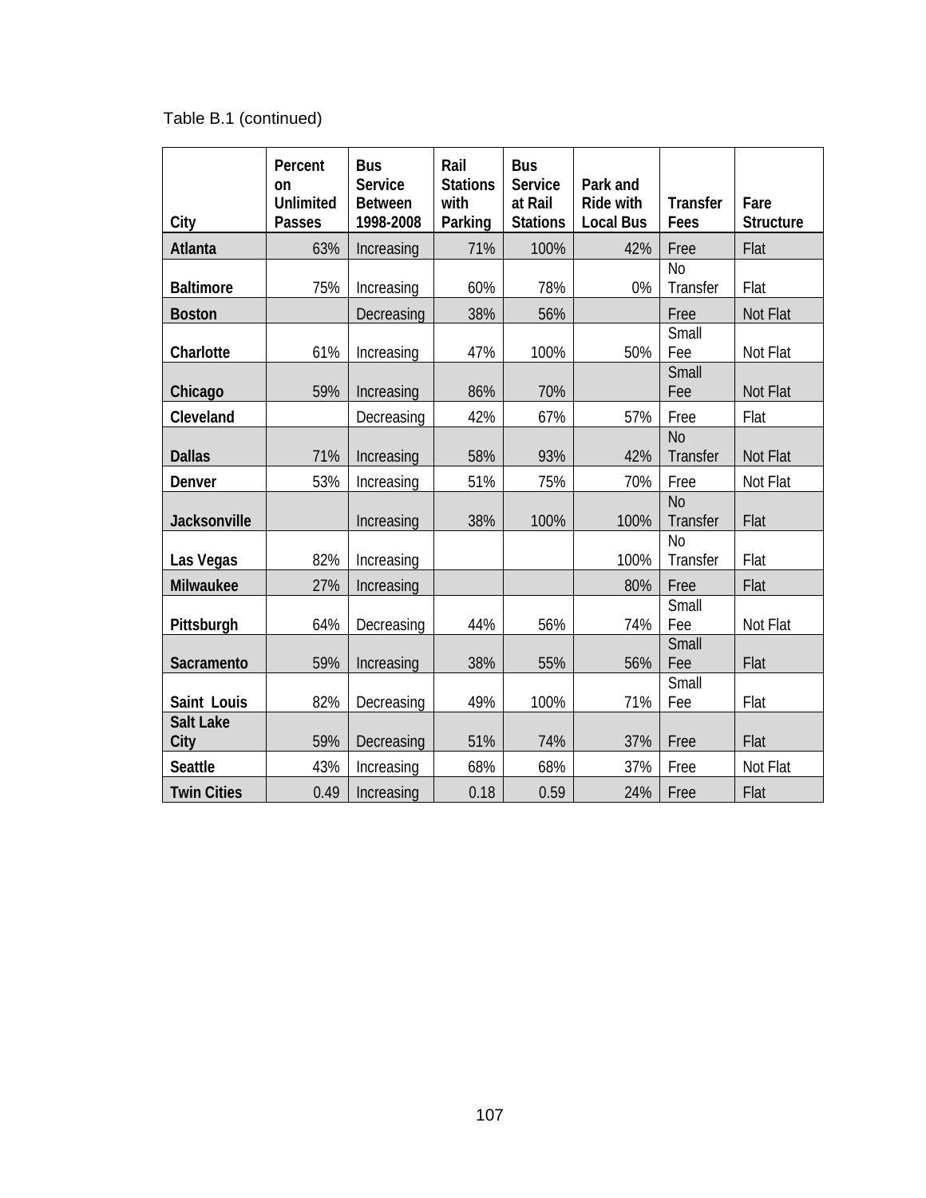Table B.1 (continued)

| City | Percent on Unlimited Passes | Bus Service Between 1998-2008 | Rail Stations with Parking | Bus Service at Rail Stations | Park and Ride with Local Bus | Transfer Fees | Fare Structure |
|---|---|---|---|---|---|---|---|
| **Atlanta** | 63% | Increasing | 71% | 100% | 42% | Free | Flat |
| **Baltimore** | 75% | Increasing | 60% | 78% | 0% | No Transfer | Flat |
| **Boston** | | Decreasing | 38% | 56% | | Free | Not Flat |
| **Charlotte** | 61% | Increasing | 47% | 100% | 50% | Small Fee | Not Flat |
| **Chicago** | 59% | Increasing | 86% | 70% | | Small Fee | Not Flat |
| **Cleveland** | | Decreasing | 42% | 67% | 57% | Free | Flat |
| **Dallas** | 71% | Increasing | 58% | 93% | 42% | No Transfer | Not Flat |
| **Denver** | 53% | Increasing | 51% | 75% | 70% | Free | Not Flat |
| **Jacksonville** | | Increasing | 38% | 100% | 100% | No Transfer | Flat |
| **Las Vegas** | 82% | Increasing | | | 100% | No Transfer | Flat |
| **Milwaukee** | 27% | Increasing | | | 80% | Free | Flat |
| **Pittsburgh** | 64% | Decreasing | 44% | 56% | 74% | Small Fee | Not Flat |
| **Sacramento** | 59% | Increasing | 38% | 55% | 56% | Small Fee | Flat |
| **Saint Louis** | 82% | Decreasing | 49% | 100% | 71% | Small Fee | Flat |
| **Salt Lake City** | 59% | Decreasing | 51% | 74% | 37% | Free | Flat |
| **Seattle** | 43% | Increasing | 68% | 68% | 37% | Free | Not Flat |
| **Twin Cities** | 0.49 | Increasing | 0.18 | 0.59 | 24% | Free | Flat |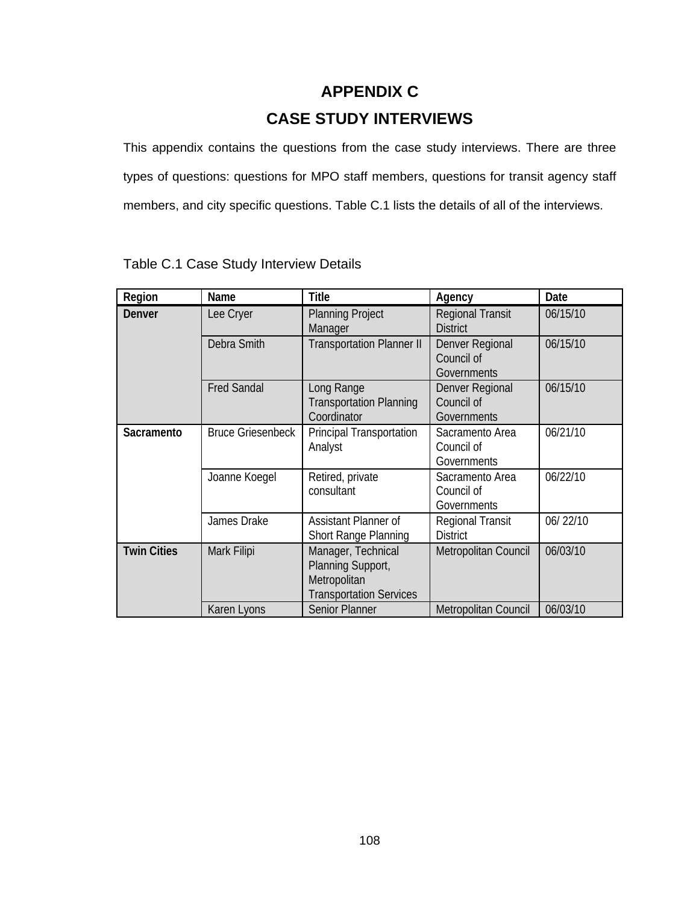# APPENDIX C

# CASE STUDY INTERVIEWS

This appendix contains the questions from the case study interviews. There are three types of questions: questions for MPO staff members, questions for transit agency staff members, and city specific questions. Table C.1 lists the details of all of the interviews.

Table C.1 Case Study Interview Details

| Region | Name | Title | Agency | Date |
|---|---|---|---|---|
| **Denver** | Lee Cryer | Planning Project Manager | Regional Transit District | 06/15/10 |
| | Debra Smith | Transportation Planner II | Denver Regional Council of Governments | 06/15/10 |
| | Fred Sandal | Long Range Transportation Planning Coordinator | Denver Regional Council of Governments | 06/15/10 |
| **Sacramento** | Bruce Griesenbeck | Principal Transportation Analyst | Sacramento Area Council of Governments | 06/21/10 |
| | Joanne Koegel | Retired, private consultant | Sacramento Area Council of Governments | 06/22/10 |
| | James Drake | Assistant Planner of Short Range Planning | Regional Transit District | 06/ 22/10 |
| **Twin Cities** | Mark Filipi | Manager, Technical Planning Support, Metropolitan Transportation Services | Metropolitan Council | 06/03/10 |
| | Karen Lyons | Senior Planner | Metropolitan Council | 06/03/10 |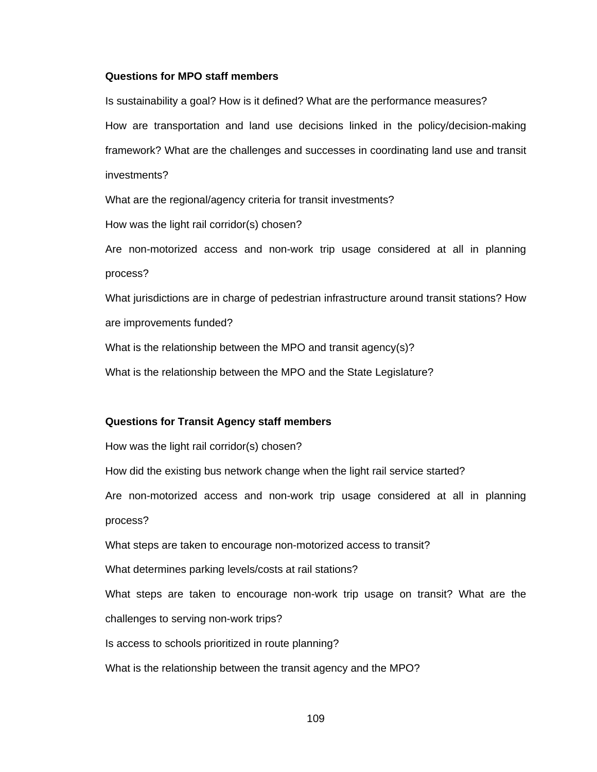**Questions for MPO staff members**

Is sustainability a goal? How is it defined? What are the performance measures?

How are transportation and land use decisions linked in the policy/decision-making framework? What are the challenges and successes in coordinating land use and transit investments?

What are the regional/agency criteria for transit investments?

How was the light rail corridor(s) chosen?

Are non-motorized access and non-work trip usage considered at all in planning process?

What jurisdictions are in charge of pedestrian infrastructure around transit stations? How are improvements funded?

What is the relationship between the MPO and transit agency(s)?

What is the relationship between the MPO and the State Legislature?

**Questions for Transit Agency staff members**

How was the light rail corridor(s) chosen?

How did the existing bus network change when the light rail service started?

Are non-motorized access and non-work trip usage considered at all in planning process?

What steps are taken to encourage non-motorized access to transit?

What determines parking levels/costs at rail stations?

What steps are taken to encourage non-work trip usage on transit? What are the challenges to serving non-work trips?

Is access to schools prioritized in route planning?

What is the relationship between the transit agency and the MPO?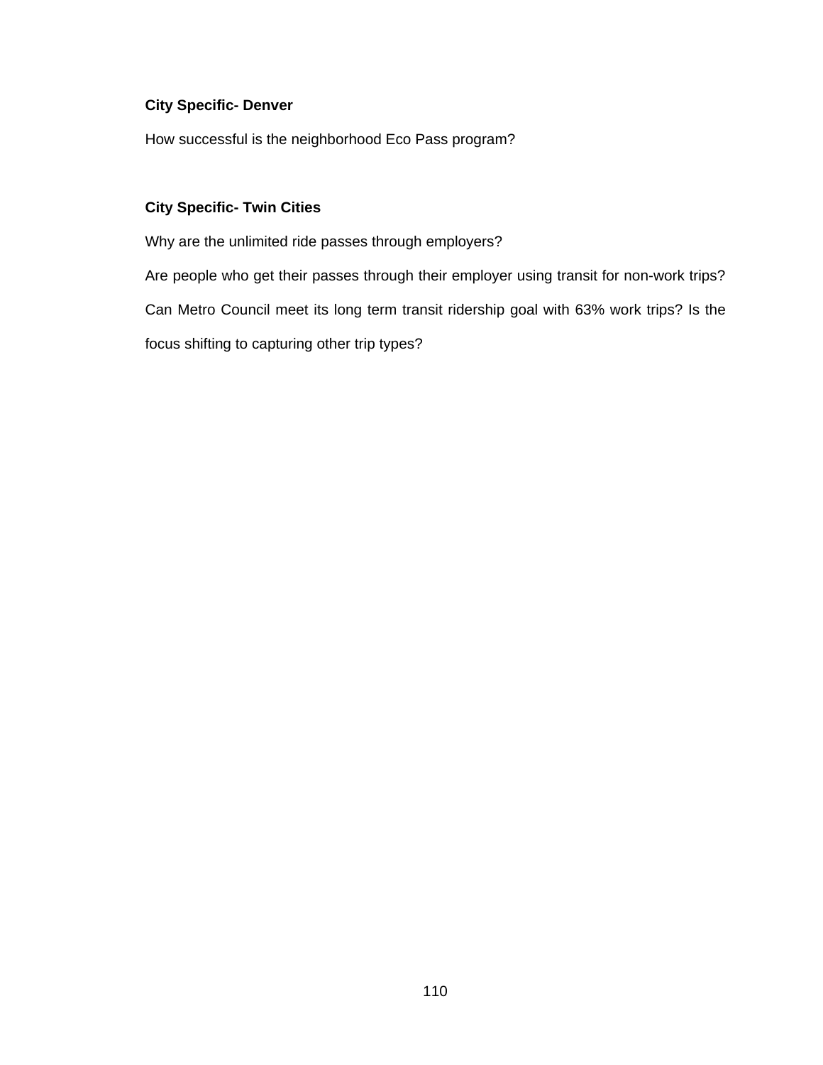**City Specific- Denver**

How successful is the neighborhood Eco Pass program?

**City Specific- Twin Cities**

Why are the unlimited ride passes through employers?

Are people who get their passes through their employer using transit for non-work trips?

Can Metro Council meet its long term transit ridership goal with 63% work trips? Is the focus shifting to capturing other trip types?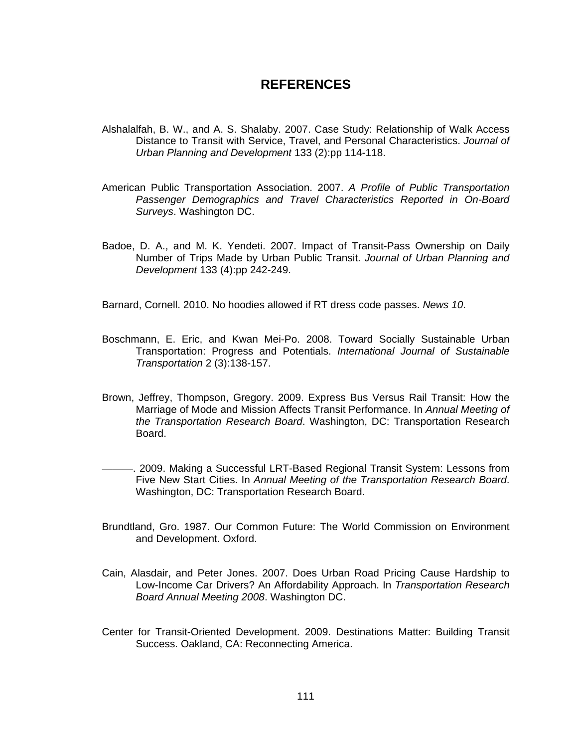# REFERENCES

Alshalalfah, B. W., and A. S. Shalaby. 2007. Case Study: Relationship of Walk Access Distance to Transit with Service, Travel, and Personal Characteristics. *Journal of Urban Planning and Development* 133 (2):pp 114-118.

American Public Transportation Association. 2007. *A Profile of Public Transportation Passenger Demographics and Travel Characteristics Reported in On-Board Surveys*. Washington DC.

Badoe, D. A., and M. K. Yendeti. 2007. Impact of Transit-Pass Ownership on Daily Number of Trips Made by Urban Public Transit. *Journal of Urban Planning and Development* 133 (4):pp 242-249.

Barnard, Cornell. 2010. No hoodies allowed if RT dress code passes. *News 10*.

Boschmann, E. Eric, and Kwan Mei-Po. 2008. Toward Socially Sustainable Urban Transportation: Progress and Potentials. *International Journal of Sustainable Transportation* 2 (3):138-157.

Brown, Jeffrey, Thompson, Gregory. 2009. Express Bus Versus Rail Transit: How the Marriage of Mode and Mission Affects Transit Performance. In *Annual Meeting of the Transportation Research Board*. Washington, DC: Transportation Research Board.

———. 2009. Making a Successful LRT-Based Regional Transit System: Lessons from Five New Start Cities. In *Annual Meeting of the Transportation Research Board*. Washington, DC: Transportation Research Board.

Brundtland, Gro. 1987. Our Common Future: The World Commission on Environment and Development. Oxford.

Cain, Alasdair, and Peter Jones. 2007. Does Urban Road Pricing Cause Hardship to Low-Income Car Drivers? An Affordability Approach. In *Transportation Research Board Annual Meeting 2008*. Washington DC.

Center for Transit-Oriented Development. 2009. Destinations Matter: Building Transit Success. Oakland, CA: Reconnecting America.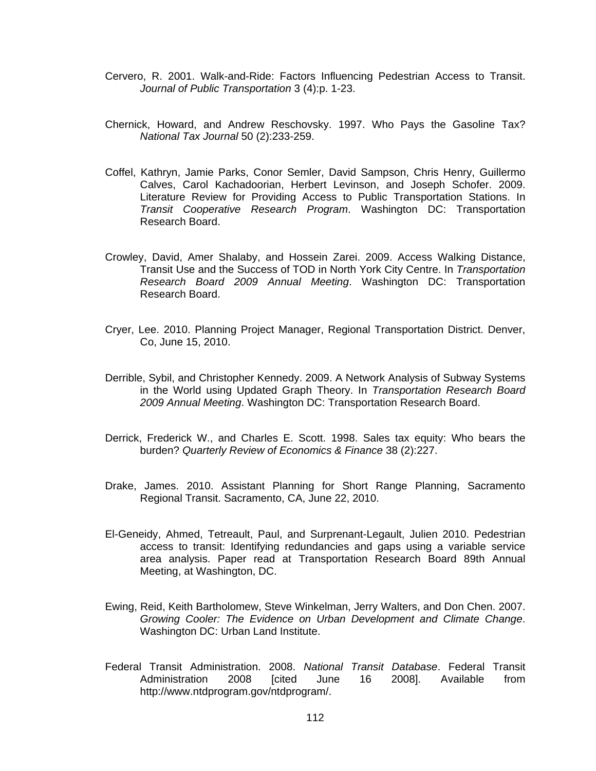Cervero, R. 2001. Walk-and-Ride: Factors Influencing Pedestrian Access to Transit. *Journal of Public Transportation* 3 (4):p. 1-23.

Chernick, Howard, and Andrew Reschovsky. 1997. Who Pays the Gasoline Tax? *National Tax Journal* 50 (2):233-259.

Coffel, Kathryn, Jamie Parks, Conor Semler, David Sampson, Chris Henry, Guillermo Calves, Carol Kachadoorian, Herbert Levinson, and Joseph Schofer. 2009. Literature Review for Providing Access to Public Transportation Stations. In *Transit Cooperative Research Program*. Washington DC: Transportation Research Board.

Crowley, David, Amer Shalaby, and Hossein Zarei. 2009. Access Walking Distance, Transit Use and the Success of TOD in North York City Centre. In *Transportation Research Board 2009 Annual Meeting*. Washington DC: Transportation Research Board.

Cryer, Lee. 2010. Planning Project Manager, Regional Transportation District. Denver, Co, June 15, 2010.

Derrible, Sybil, and Christopher Kennedy. 2009. A Network Analysis of Subway Systems in the World using Updated Graph Theory. In *Transportation Research Board 2009 Annual Meeting*. Washington DC: Transportation Research Board.

Derrick, Frederick W., and Charles E. Scott. 1998. Sales tax equity: Who bears the burden? *Quarterly Review of Economics & Finance* 38 (2):227.

Drake, James. 2010. Assistant Planning for Short Range Planning, Sacramento Regional Transit. Sacramento, CA, June 22, 2010.

El-Geneidy, Ahmed, Tetreault, Paul, and Surprenant-Legault, Julien 2010. Pedestrian access to transit: Identifying redundancies and gaps using a variable service area analysis. Paper read at Transportation Research Board 89th Annual Meeting, at Washington, DC.

Ewing, Reid, Keith Bartholomew, Steve Winkelman, Jerry Walters, and Don Chen. 2007. *Growing Cooler: The Evidence on Urban Development and Climate Change*. Washington DC: Urban Land Institute.

Federal Transit Administration. 2008. *National Transit Database*. Federal Transit Administration 2008 [cited June 16 2008]. Available from http://www.ntdprogram.gov/ntdprogram/.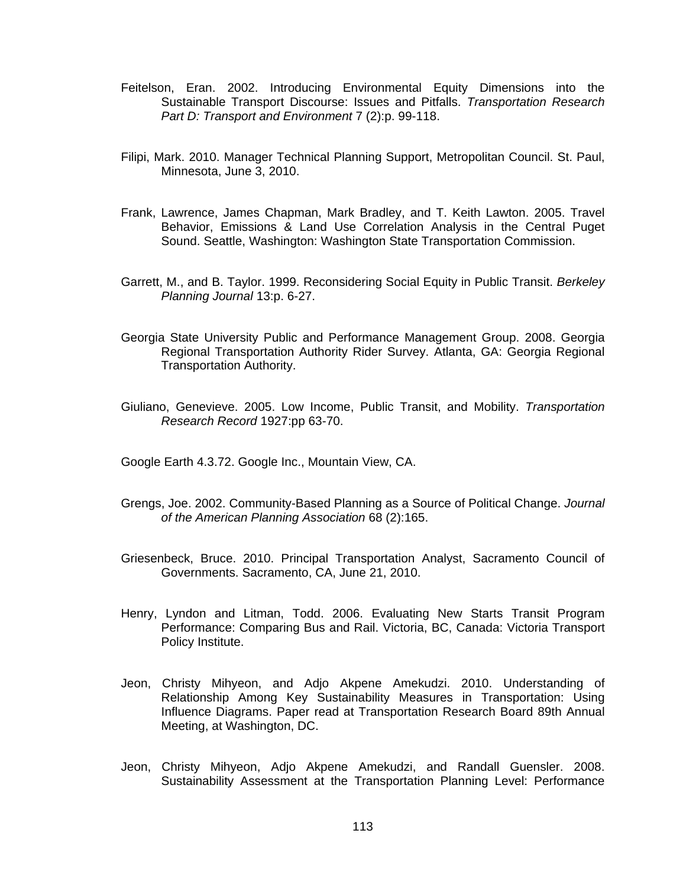Feitelson, Eran. 2002. Introducing Environmental Equity Dimensions into the Sustainable Transport Discourse: Issues and Pitfalls. *Transportation Research Part D: Transport and Environment* 7 (2):p. 99-118.

Filipi, Mark. 2010. Manager Technical Planning Support, Metropolitan Council. St. Paul, Minnesota, June 3, 2010.

Frank, Lawrence, James Chapman, Mark Bradley, and T. Keith Lawton. 2005. Travel Behavior, Emissions & Land Use Correlation Analysis in the Central Puget Sound. Seattle, Washington: Washington State Transportation Commission.

Garrett, M., and B. Taylor. 1999. Reconsidering Social Equity in Public Transit. *Berkeley Planning Journal* 13:p. 6-27.

Georgia State University Public and Performance Management Group. 2008. Georgia Regional Transportation Authority Rider Survey. Atlanta, GA: Georgia Regional Transportation Authority.

Giuliano, Genevieve. 2005. Low Income, Public Transit, and Mobility. *Transportation Research Record* 1927:pp 63-70.

Google Earth 4.3.72. Google Inc., Mountain View, CA.

Grengs, Joe. 2002. Community-Based Planning as a Source of Political Change. *Journal of the American Planning Association* 68 (2):165.

Griesenbeck, Bruce. 2010. Principal Transportation Analyst, Sacramento Council of Governments. Sacramento, CA, June 21, 2010.

Henry, Lyndon and Litman, Todd. 2006. Evaluating New Starts Transit Program Performance: Comparing Bus and Rail. Victoria, BC, Canada: Victoria Transport Policy Institute.

Jeon, Christy Mihyeon, and Adjo Akpene Amekudzi. 2010. Understanding of Relationship Among Key Sustainability Measures in Transportation: Using Influence Diagrams. Paper read at Transportation Research Board 89th Annual Meeting, at Washington, DC.

Jeon, Christy Mihyeon, Adjo Akpene Amekudzi, and Randall Guensler. 2008. Sustainability Assessment at the Transportation Planning Level: Performance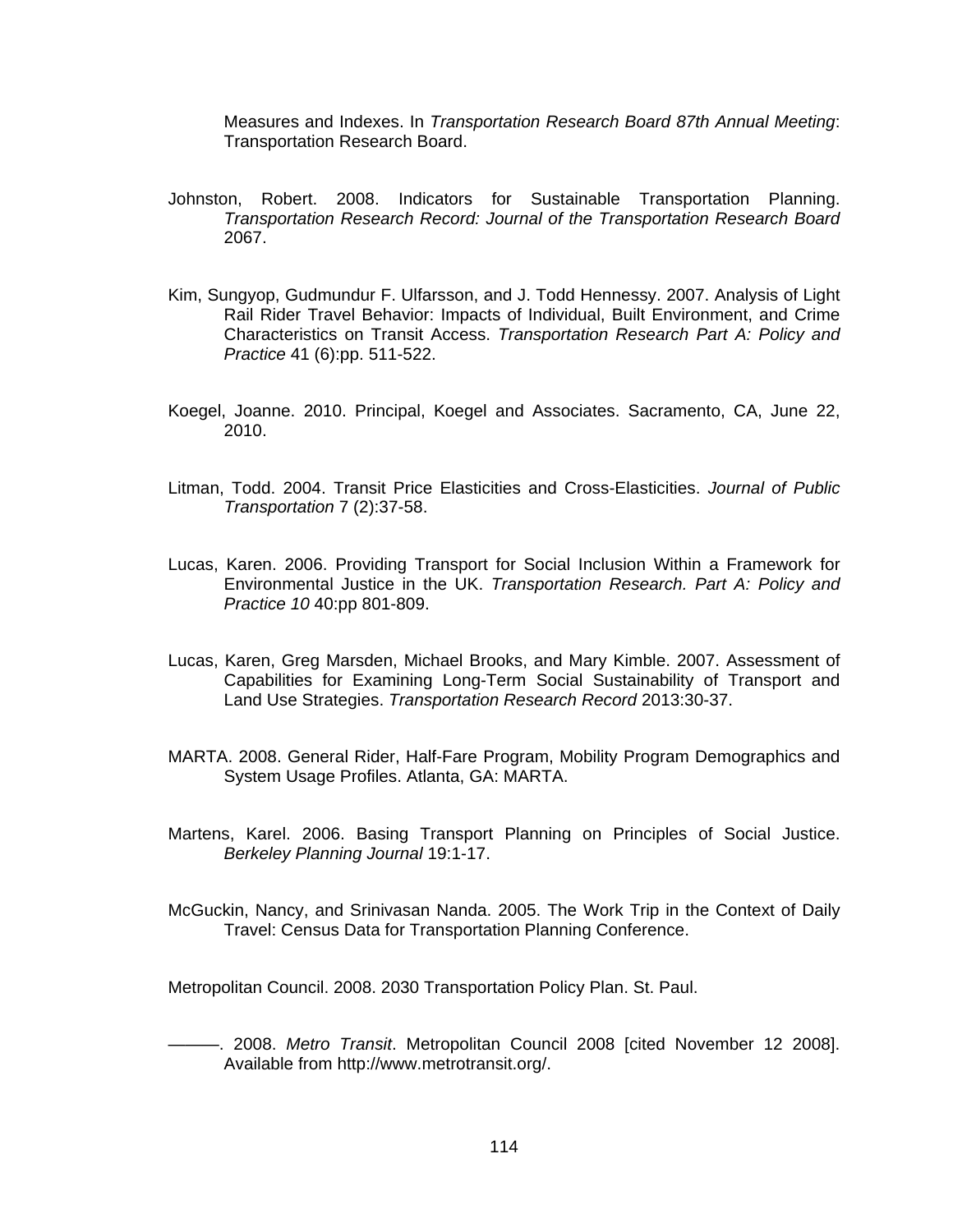Measures and Indexes. In *Transportation Research Board 87th Annual Meeting*: Transportation Research Board.

Johnston, Robert. 2008. Indicators for Sustainable Transportation Planning. *Transportation Research Record: Journal of the Transportation Research Board* 2067.

Kim, Sungyop, Gudmundur F. Ulfarsson, and J. Todd Hennessy. 2007. Analysis of Light Rail Rider Travel Behavior: Impacts of Individual, Built Environment, and Crime Characteristics on Transit Access. *Transportation Research Part A: Policy and Practice* 41 (6):pp. 511-522.

Koegel, Joanne. 2010. Principal, Koegel and Associates. Sacramento, CA, June 22, 2010.

Litman, Todd. 2004. Transit Price Elasticities and Cross-Elasticities. *Journal of Public Transportation* 7 (2):37-58.

Lucas, Karen. 2006. Providing Transport for Social Inclusion Within a Framework for Environmental Justice in the UK. *Transportation Research. Part A: Policy and Practice 10* 40:pp 801-809.

Lucas, Karen, Greg Marsden, Michael Brooks, and Mary Kimble. 2007. Assessment of Capabilities for Examining Long-Term Social Sustainability of Transport and Land Use Strategies. *Transportation Research Record* 2013:30-37.

MARTA. 2008. General Rider, Half-Fare Program, Mobility Program Demographics and System Usage Profiles. Atlanta, GA: MARTA.

Martens, Karel. 2006. Basing Transport Planning on Principles of Social Justice. *Berkeley Planning Journal* 19:1-17.

McGuckin, Nancy, and Srinivasan Nanda. 2005. The Work Trip in the Context of Daily Travel: Census Data for Transportation Planning Conference.

Metropolitan Council. 2008. 2030 Transportation Policy Plan. St. Paul.

———. 2008. *Metro Transit*. Metropolitan Council 2008 [cited November 12 2008]. Available from http://www.metrotransit.org/.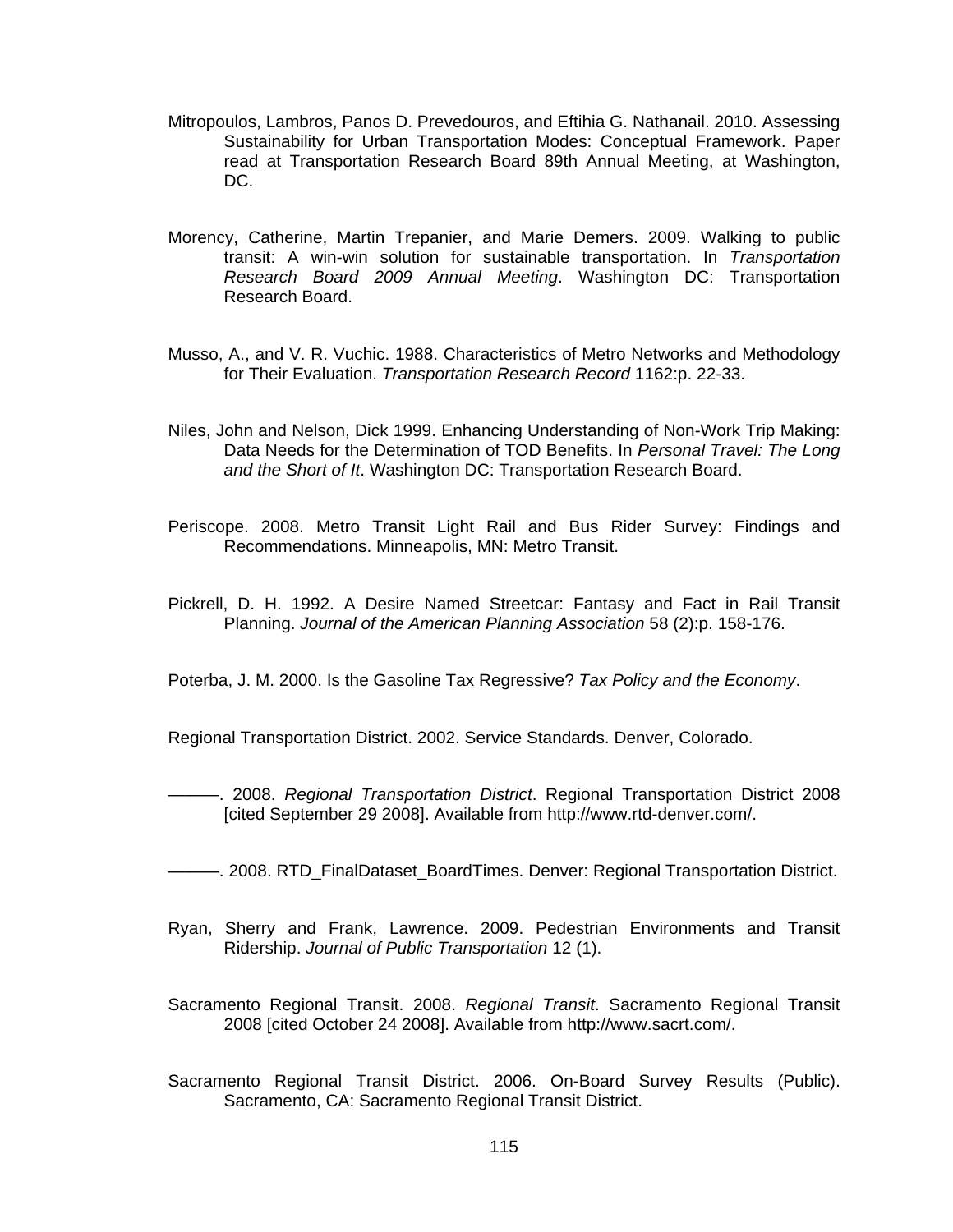Mitropoulos, Lambros, Panos D. Prevedouros, and Eftihia G. Nathanail. 2010. Assessing Sustainability for Urban Transportation Modes: Conceptual Framework. Paper read at Transportation Research Board 89th Annual Meeting, at Washington, DC.

Morency, Catherine, Martin Trepanier, and Marie Demers. 2009. Walking to public transit: A win-win solution for sustainable transportation. In *Transportation Research Board 2009 Annual Meeting*. Washington DC: Transportation Research Board.

Musso, A., and V. R. Vuchic. 1988. Characteristics of Metro Networks and Methodology for Their Evaluation. *Transportation Research Record* 1162:p. 22-33.

Niles, John and Nelson, Dick 1999. Enhancing Understanding of Non-Work Trip Making: Data Needs for the Determination of TOD Benefits. In *Personal Travel: The Long and the Short of It*. Washington DC: Transportation Research Board.

Periscope. 2008. Metro Transit Light Rail and Bus Rider Survey: Findings and Recommendations. Minneapolis, MN: Metro Transit.

Pickrell, D. H. 1992. A Desire Named Streetcar: Fantasy and Fact in Rail Transit Planning. *Journal of the American Planning Association* 58 (2):p. 158-176.

Poterba, J. M. 2000. Is the Gasoline Tax Regressive? *Tax Policy and the Economy*.

Regional Transportation District. 2002. Service Standards. Denver, Colorado.

———. 2008. *Regional Transportation District*. Regional Transportation District 2008 [cited September 29 2008]. Available from http://www.rtd-denver.com/.

———. 2008. RTD_FinalDataset_BoardTimes. Denver: Regional Transportation District.

Ryan, Sherry and Frank, Lawrence. 2009. Pedestrian Environments and Transit Ridership. *Journal of Public Transportation* 12 (1).

Sacramento Regional Transit. 2008. *Regional Transit*. Sacramento Regional Transit 2008 [cited October 24 2008]. Available from http://www.sacrt.com/.

Sacramento Regional Transit District. 2006. On-Board Survey Results (Public). Sacramento, CA: Sacramento Regional Transit District.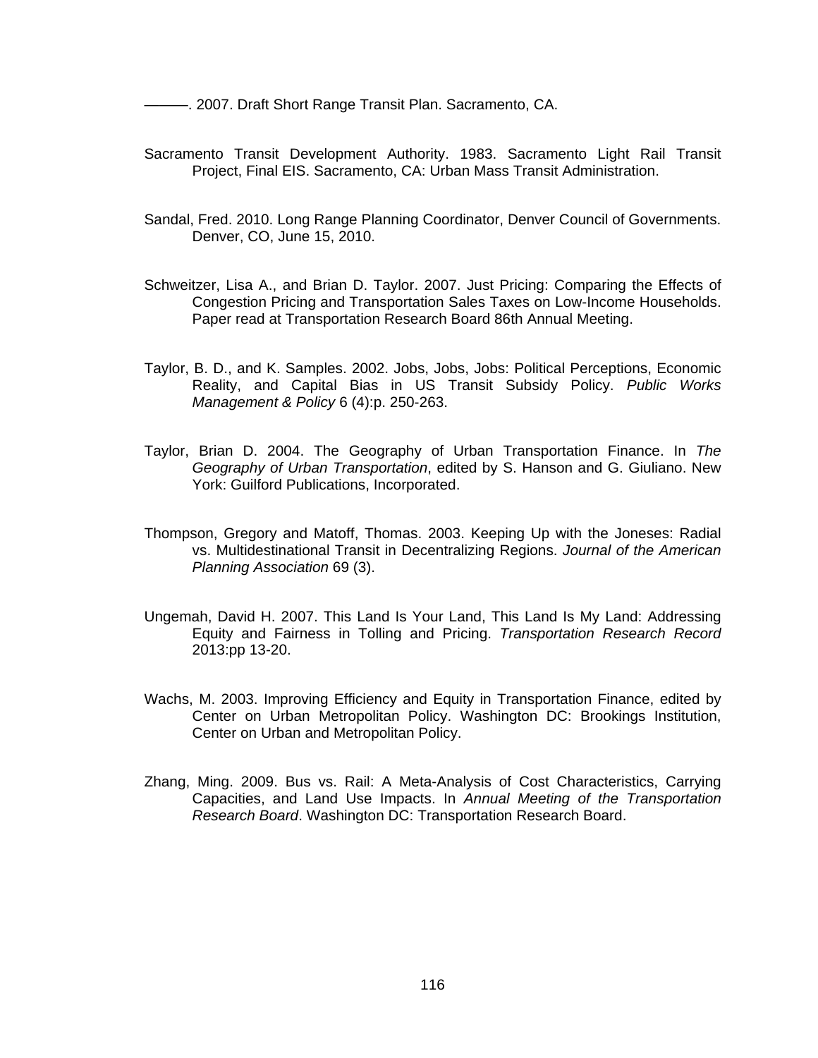———. 2007. Draft Short Range Transit Plan. Sacramento, CA.

Sacramento Transit Development Authority. 1983. Sacramento Light Rail Transit Project, Final EIS. Sacramento, CA: Urban Mass Transit Administration.

Sandal, Fred. 2010. Long Range Planning Coordinator, Denver Council of Governments. Denver, CO, June 15, 2010.

Schweitzer, Lisa A., and Brian D. Taylor. 2007. Just Pricing: Comparing the Effects of Congestion Pricing and Transportation Sales Taxes on Low-Income Households. Paper read at Transportation Research Board 86th Annual Meeting.

Taylor, B. D., and K. Samples. 2002. Jobs, Jobs, Jobs: Political Perceptions, Economic Reality, and Capital Bias in US Transit Subsidy Policy. *Public Works Management & Policy* 6 (4):p. 250-263.

Taylor, Brian D. 2004. The Geography of Urban Transportation Finance. In *The Geography of Urban Transportation*, edited by S. Hanson and G. Giuliano. New York: Guilford Publications, Incorporated.

Thompson, Gregory and Matoff, Thomas. 2003. Keeping Up with the Joneses: Radial vs. Multidestinational Transit in Decentralizing Regions. *Journal of the American Planning Association* 69 (3).

Ungemah, David H. 2007. This Land Is Your Land, This Land Is My Land: Addressing Equity and Fairness in Tolling and Pricing. *Transportation Research Record* 2013:pp 13-20.

Wachs, M. 2003. Improving Efficiency and Equity in Transportation Finance, edited by Center on Urban Metropolitan Policy. Washington DC: Brookings Institution, Center on Urban and Metropolitan Policy.

Zhang, Ming. 2009. Bus vs. Rail: A Meta-Analysis of Cost Characteristics, Carrying Capacities, and Land Use Impacts. In *Annual Meeting of the Transportation Research Board*. Washington DC: Transportation Research Board.